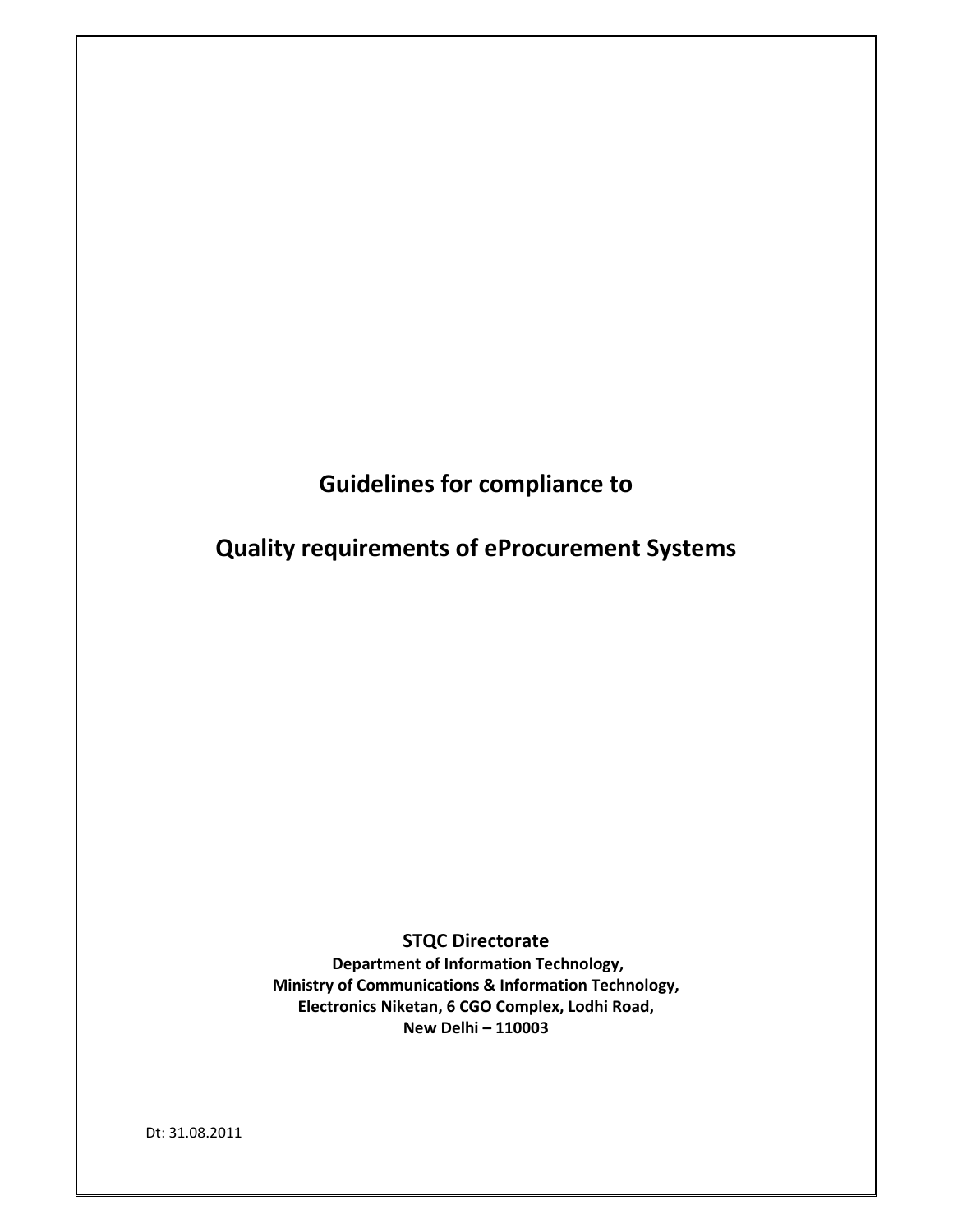# Guidelines for compliance to

# Quality requirements of eProcurement Systems

**STQC Directorate**

**Department of Information Technology,**
**Ministry of Communications & Information Technology,**
**Electronics Niketan, 6 CGO Complex, Lodhi Road,**
**New Delhi – 110003**

Dt: 31.08.2011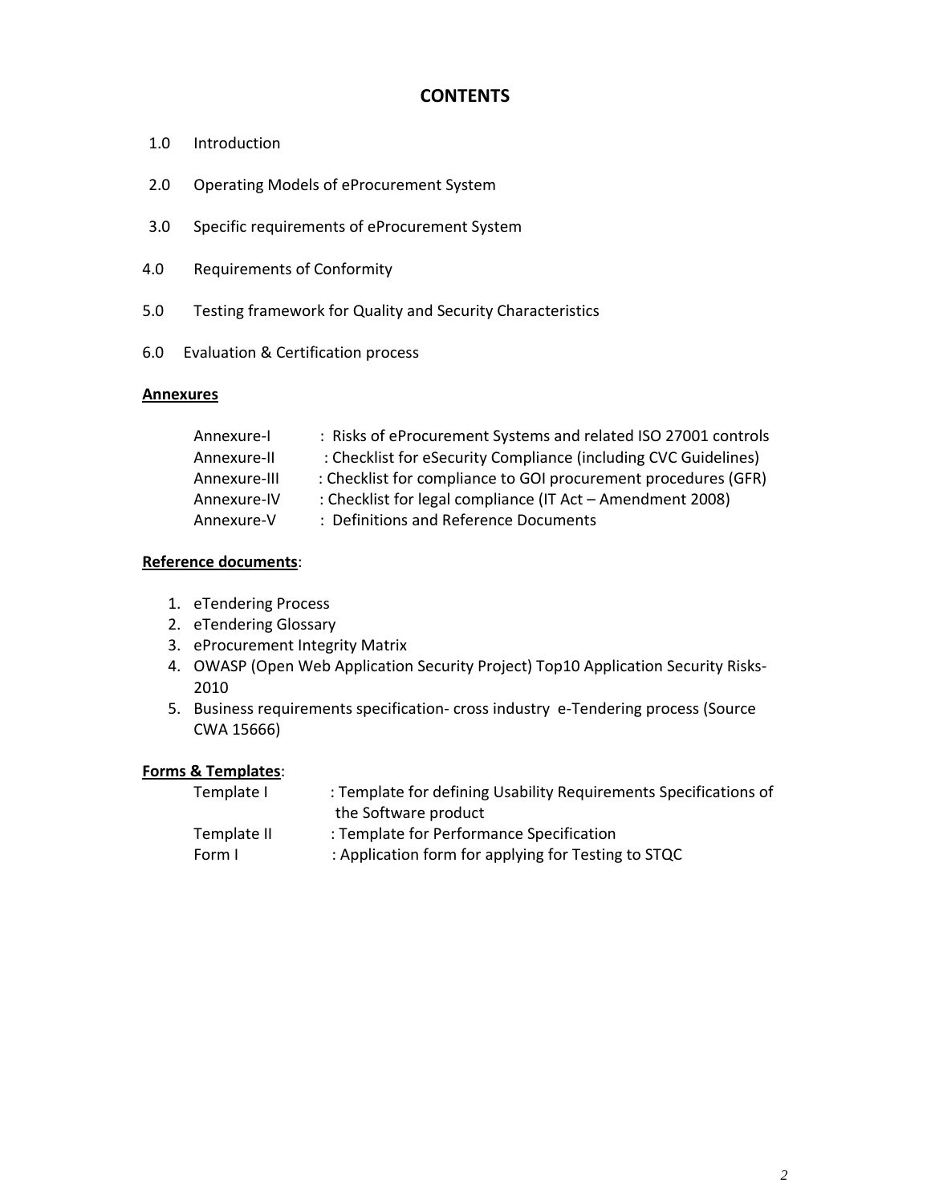# CONTENTS

1.0 Introduction

2.0 Operating Models of eProcurement System

3.0 Specific requirements of eProcurement System

4.0 Requirements of Conformity

5.0 Testing framework for Quality and Security Characteristics

6.0 Evaluation & Certification process

**Annexures**

| | |
|---|---|
| Annexure-I | : Risks of eProcurement Systems and related ISO 27001 controls |
| Annexure-II | : Checklist for eSecurity Compliance (including CVC Guidelines) |
| Annexure-III | : Checklist for compliance to GOI procurement procedures (GFR) |
| Annexure-IV | : Checklist for legal compliance (IT Act – Amendment 2008) |
| Annexure-V | : Definitions and Reference Documents |

**Reference documents**:

1. eTendering Process
2. eTendering Glossary
3. eProcurement Integrity Matrix
4. OWASP (Open Web Application Security Project) Top10 Application Security Risks-2010
5. Business requirements specification- cross industry e-Tendering process (Source CWA 15666)

**Forms & Templates**:

| | |
|---|---|
| Template I | : Template for defining Usability Requirements Specifications of the Software product |
| Template II | : Template for Performance Specification |
| Form I | : Application form for applying for Testing to STQC |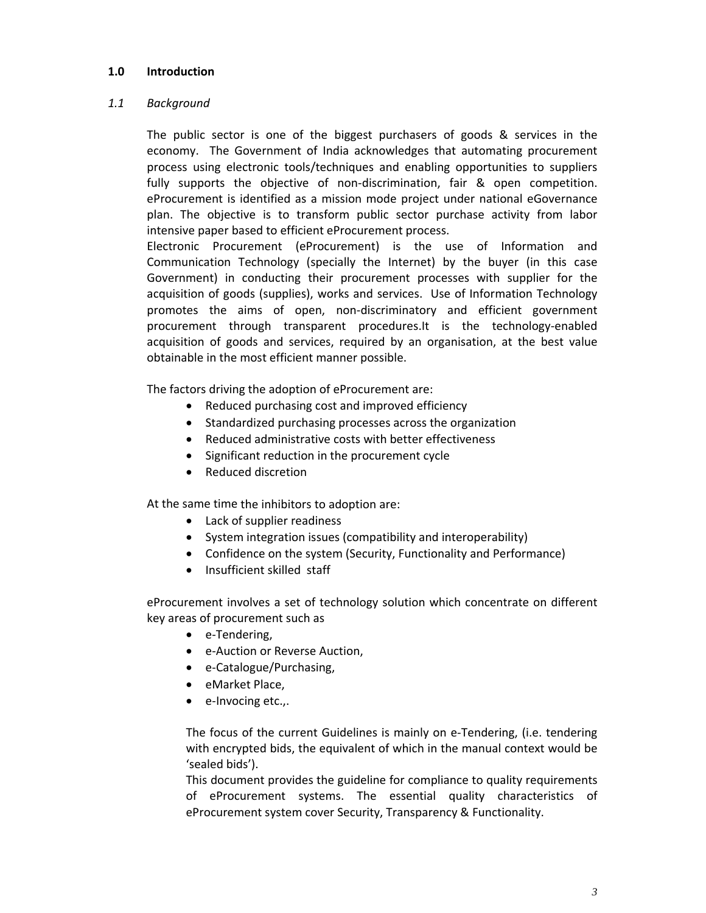## 1.0 Introduction

### *1.1 Background*

The public sector is one of the biggest purchasers of goods & services in the economy. The Government of India acknowledges that automating procurement process using electronic tools/techniques and enabling opportunities to suppliers fully supports the objective of non-discrimination, fair & open competition. eProcurement is identified as a mission mode project under national eGovernance plan. The objective is to transform public sector purchase activity from labor intensive paper based to efficient eProcurement process.

Electronic Procurement (eProcurement) is the use of Information and Communication Technology (specially the Internet) by the buyer (in this case Government) in conducting their procurement processes with supplier for the acquisition of goods (supplies), works and services. Use of Information Technology promotes the aims of open, non-discriminatory and efficient government procurement through transparent procedures.It is the technology-enabled acquisition of goods and services, required by an organisation, at the best value obtainable in the most efficient manner possible.

The factors driving the adoption of eProcurement are:

- Reduced purchasing cost and improved efficiency
- Standardized purchasing processes across the organization
- Reduced administrative costs with better effectiveness
- Significant reduction in the procurement cycle
- Reduced discretion

At the same time the inhibitors to adoption are:

- Lack of supplier readiness
- System integration issues (compatibility and interoperability)
- Confidence on the system (Security, Functionality and Performance)
- Insufficient skilled staff

eProcurement involves a set of technology solution which concentrate on different key areas of procurement such as

- e-Tendering,
- e-Auction or Reverse Auction,
- e-Catalogue/Purchasing,
- eMarket Place,
- e-Invocing etc.,.

The focus of the current Guidelines is mainly on e-Tendering, (i.e. tendering with encrypted bids, the equivalent of which in the manual context would be 'sealed bids').

This document provides the guideline for compliance to quality requirements of eProcurement systems. The essential quality characteristics of eProcurement system cover Security, Transparency & Functionality.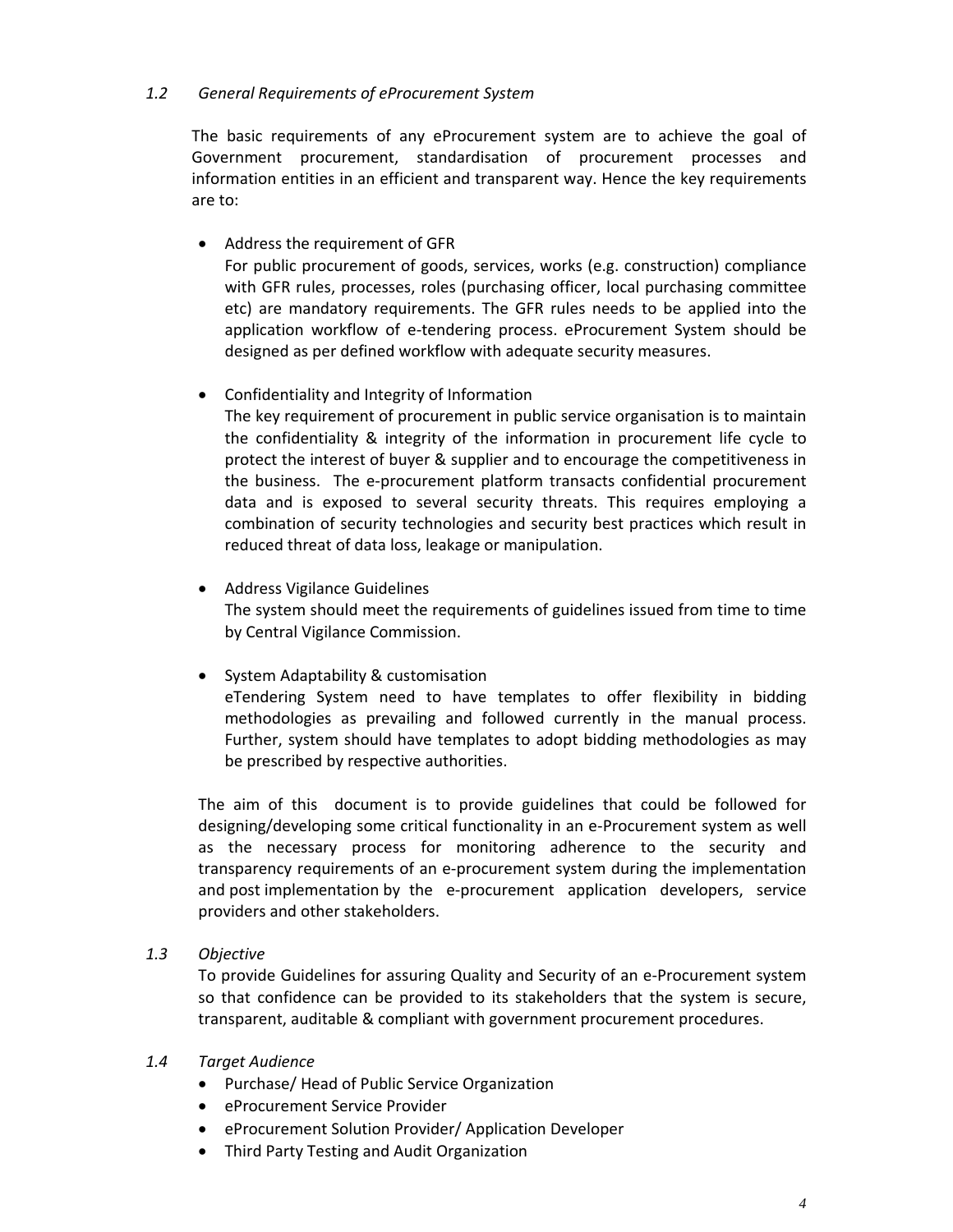### *1.2 General Requirements of eProcurement System*

The basic requirements of any eProcurement system are to achieve the goal of Government procurement, standardisation of procurement processes and information entities in an efficient and transparent way. Hence the key requirements are to:

- Address the requirement of GFR
  For public procurement of goods, services, works (e.g. construction) compliance with GFR rules, processes, roles (purchasing officer, local purchasing committee etc) are mandatory requirements. The GFR rules needs to be applied into the application workflow of e-tendering process. eProcurement System should be designed as per defined workflow with adequate security measures.

- Confidentiality and Integrity of Information
  The key requirement of procurement in public service organisation is to maintain the confidentiality & integrity of the information in procurement life cycle to protect the interest of buyer & supplier and to encourage the competitiveness in the business. The e-procurement platform transacts confidential procurement data and is exposed to several security threats. This requires employing a combination of security technologies and security best practices which result in reduced threat of data loss, leakage or manipulation.

- Address Vigilance Guidelines
  The system should meet the requirements of guidelines issued from time to time by Central Vigilance Commission.

- System Adaptability & customisation
  eTendering System need to have templates to offer flexibility in bidding methodologies as prevailing and followed currently in the manual process. Further, system should have templates to adopt bidding methodologies as may be prescribed by respective authorities.

The aim of this document is to provide guidelines that could be followed for designing/developing some critical functionality in an e-Procurement system as well as the necessary process for monitoring adherence to the security and transparency requirements of an e-procurement system during the implementation and post implementation by the e-procurement application developers, service providers and other stakeholders.

### *1.3 Objective*

To provide Guidelines for assuring Quality and Security of an e-Procurement system so that confidence can be provided to its stakeholders that the system is secure, transparent, auditable & compliant with government procurement procedures.

### *1.4 Target Audience*

- Purchase/ Head of Public Service Organization
- eProcurement Service Provider
- eProcurement Solution Provider/ Application Developer
- Third Party Testing and Audit Organization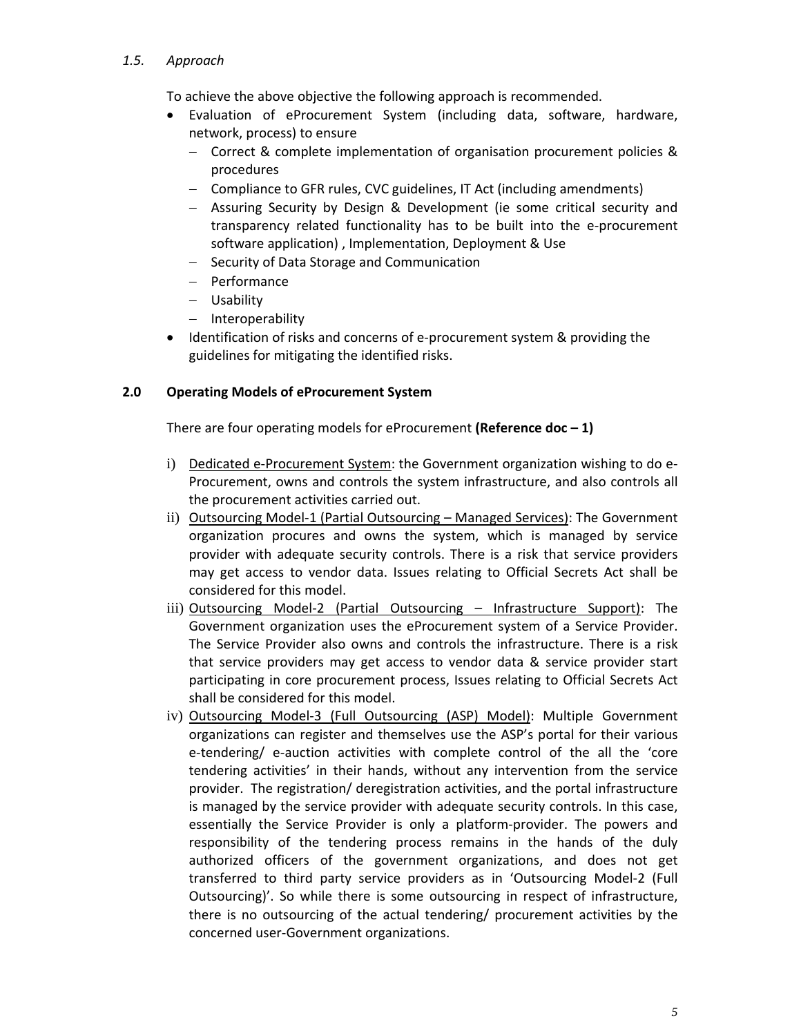### *1.5. Approach*

To achieve the above objective the following approach is recommended.

- Evaluation of eProcurement System (including data, software, hardware, network, process) to ensure
  - Correct & complete implementation of organisation procurement policies & procedures
  - Compliance to GFR rules, CVC guidelines, IT Act (including amendments)
  - Assuring Security by Design & Development (ie some critical security and transparency related functionality has to be built into the e-procurement software application) , Implementation, Deployment & Use
  - Security of Data Storage and Communication
  - Performance
  - Usability
  - Interoperability
- Identification of risks and concerns of e-procurement system & providing the guidelines for mitigating the identified risks.

## 2.0 Operating Models of eProcurement System

There are four operating models for eProcurement **(Reference doc – 1)**

i) Dedicated e-Procurement System: the Government organization wishing to do e-Procurement, owns and controls the system infrastructure, and also controls all the procurement activities carried out.

ii) Outsourcing Model-1 (Partial Outsourcing – Managed Services): The Government organization procures and owns the system, which is managed by service provider with adequate security controls. There is a risk that service providers may get access to vendor data. Issues relating to Official Secrets Act shall be considered for this model.

iii) Outsourcing Model-2 (Partial Outsourcing – Infrastructure Support): The Government organization uses the eProcurement system of a Service Provider. The Service Provider also owns and controls the infrastructure. There is a risk that service providers may get access to vendor data & service provider start participating in core procurement process, Issues relating to Official Secrets Act shall be considered for this model.

iv) Outsourcing Model-3 (Full Outsourcing (ASP) Model): Multiple Government organizations can register and themselves use the ASP's portal for their various e-tendering/ e-auction activities with complete control of the all the 'core tendering activities' in their hands, without any intervention from the service provider. The registration/ deregistration activities, and the portal infrastructure is managed by the service provider with adequate security controls. In this case, essentially the Service Provider is only a platform-provider. The powers and responsibility of the tendering process remains in the hands of the duly authorized officers of the government organizations, and does not get transferred to third party service providers as in 'Outsourcing Model-2 (Full Outsourcing)'. So while there is some outsourcing in respect of infrastructure, there is no outsourcing of the actual tendering/ procurement activities by the concerned user-Government organizations.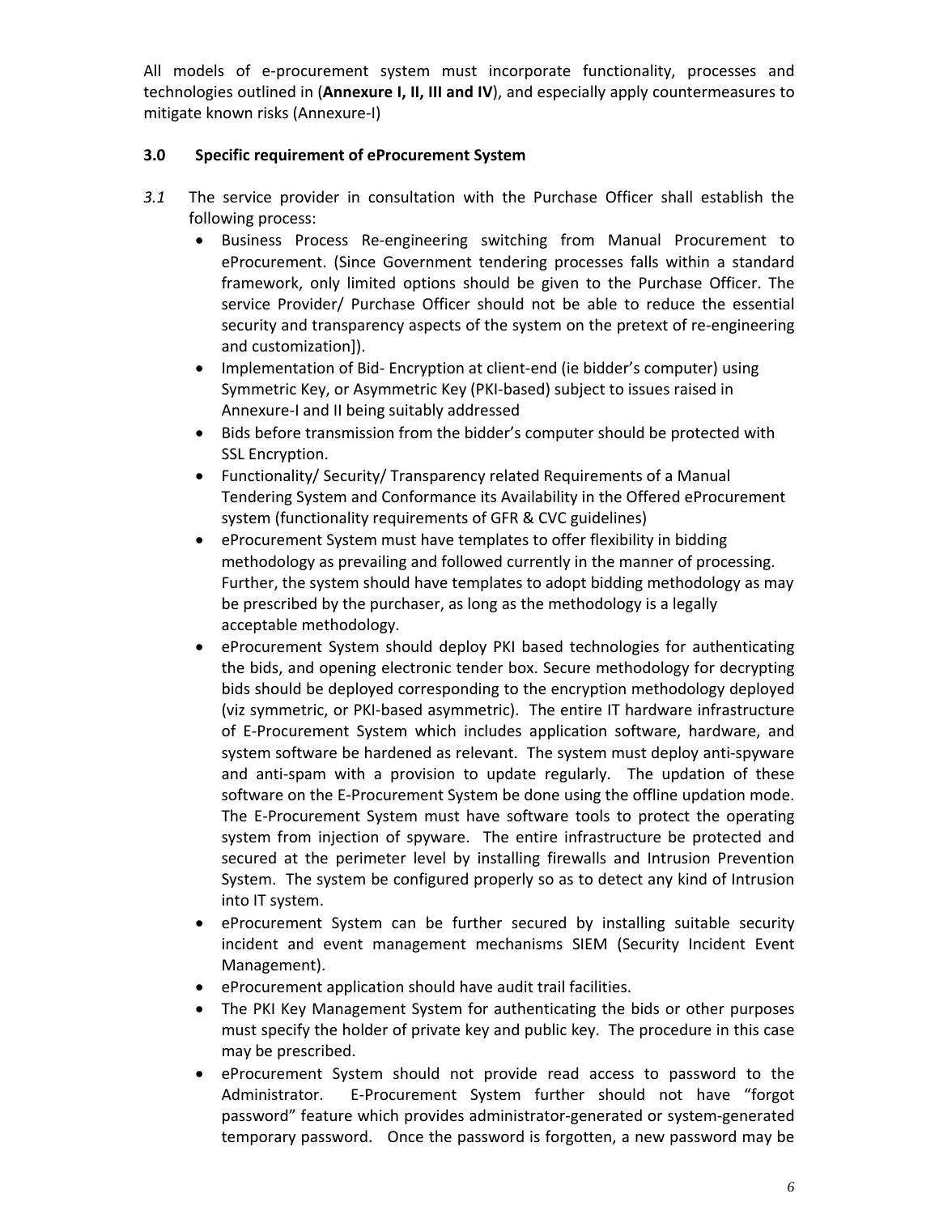All models of e-procurement system must incorporate functionality, processes and technologies outlined in (**Annexure I, II, III and IV**), and especially apply countermeasures to mitigate known risks (Annexure-I)

### 3.0 Specific requirement of eProcurement System

*3.1* The service provider in consultation with the Purchase Officer shall establish the following process:

- Business Process Re-engineering switching from Manual Procurement to eProcurement. (Since Government tendering processes falls within a standard framework, only limited options should be given to the Purchase Officer. The service Provider/ Purchase Officer should not be able to reduce the essential security and transparency aspects of the system on the pretext of re-engineering and customization]).
- Implementation of Bid- Encryption at client-end (ie bidder's computer) using Symmetric Key, or Asymmetric Key (PKI-based) subject to issues raised in Annexure-I and II being suitably addressed
- Bids before transmission from the bidder's computer should be protected with SSL Encryption.
- Functionality/ Security/ Transparency related Requirements of a Manual Tendering System and Conformance its Availability in the Offered eProcurement system (functionality requirements of GFR & CVC guidelines)
- eProcurement System must have templates to offer flexibility in bidding methodology as prevailing and followed currently in the manner of processing. Further, the system should have templates to adopt bidding methodology as may be prescribed by the purchaser, as long as the methodology is a legally acceptable methodology.
- eProcurement System should deploy PKI based technologies for authenticating the bids, and opening electronic tender box. Secure methodology for decrypting bids should be deployed corresponding to the encryption methodology deployed (viz symmetric, or PKI-based asymmetric). The entire IT hardware infrastructure of E-Procurement System which includes application software, hardware, and system software be hardened as relevant. The system must deploy anti-spyware and anti-spam with a provision to update regularly. The updation of these software on the E-Procurement System be done using the offline updation mode. The E-Procurement System must have software tools to protect the operating system from injection of spyware. The entire infrastructure be protected and secured at the perimeter level by installing firewalls and Intrusion Prevention System. The system be configured properly so as to detect any kind of Intrusion into IT system.
- eProcurement System can be further secured by installing suitable security incident and event management mechanisms SIEM (Security Incident Event Management).
- eProcurement application should have audit trail facilities.
- The PKI Key Management System for authenticating the bids or other purposes must specify the holder of private key and public key. The procedure in this case may be prescribed.
- eProcurement System should not provide read access to password to the Administrator. E-Procurement System further should not have "forgot password" feature which provides administrator-generated or system-generated temporary password. Once the password is forgotten, a new password may be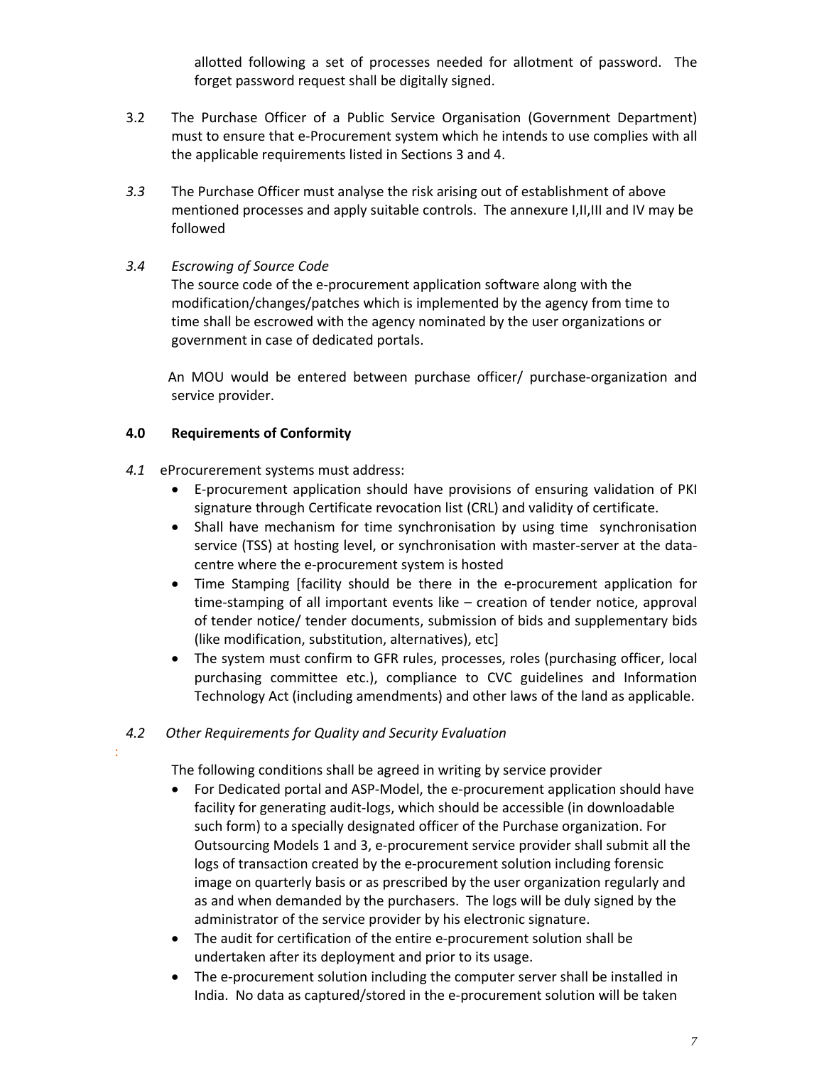allotted following a set of processes needed for allotment of password. The forget password request shall be digitally signed.

3.2 The Purchase Officer of a Public Service Organisation (Government Department) must to ensure that e-Procurement system which he intends to use complies with all the applicable requirements listed in Sections 3 and 4.

*3.3* The Purchase Officer must analyse the risk arising out of establishment of above mentioned processes and apply suitable controls. The annexure I,II,III and IV may be followed

*3.4* *Escrowing of Source Code*

The source code of the e-procurement application software along with the modification/changes/patches which is implemented by the agency from time to time shall be escrowed with the agency nominated by the user organizations or government in case of dedicated portals.

An MOU would be entered between purchase officer/ purchase-organization and service provider.

## 4.0 Requirements of Conformity

*4.1* eProcurerement systems must address:

- E-procurement application should have provisions of ensuring validation of PKI signature through Certificate revocation list (CRL) and validity of certificate.
- Shall have mechanism for time synchronisation by using time synchronisation service (TSS) at hosting level, or synchronisation with master-server at the data-centre where the e-procurement system is hosted
- Time Stamping [facility should be there in the e-procurement application for time-stamping of all important events like – creation of tender notice, approval of tender notice/ tender documents, submission of bids and supplementary bids (like modification, substitution, alternatives), etc]
- The system must confirm to GFR rules, processes, roles (purchasing officer, local purchasing committee etc.), compliance to CVC guidelines and Information Technology Act (including amendments) and other laws of the land as applicable.

*4.2* *Other Requirements for Quality and Security Evaluation*

The following conditions shall be agreed in writing by service provider

- For Dedicated portal and ASP-Model, the e-procurement application should have facility for generating audit-logs, which should be accessible (in downloadable such form) to a specially designated officer of the Purchase organization. For Outsourcing Models 1 and 3, e-procurement service provider shall submit all the logs of transaction created by the e-procurement solution including forensic image on quarterly basis or as prescribed by the user organization regularly and as and when demanded by the purchasers. The logs will be duly signed by the administrator of the service provider by his electronic signature.
- The audit for certification of the entire e-procurement solution shall be undertaken after its deployment and prior to its usage.
- The e-procurement solution including the computer server shall be installed in India. No data as captured/stored in the e-procurement solution will be taken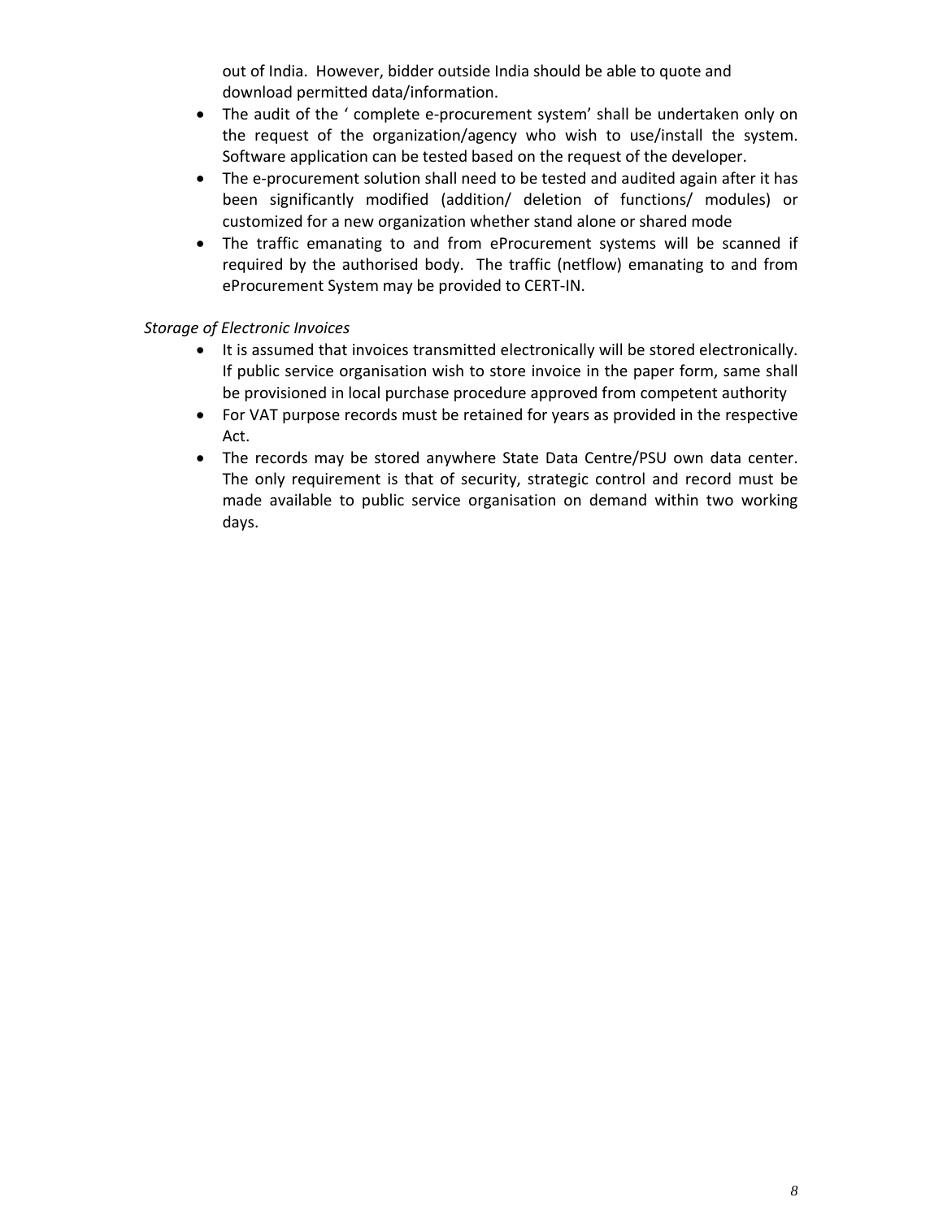out of India. However, bidder outside India should be able to quote and download permitted data/information.

- The audit of the ' complete e-procurement system' shall be undertaken only on the request of the organization/agency who wish to use/install the system. Software application can be tested based on the request of the developer.
- The e-procurement solution shall need to be tested and audited again after it has been significantly modified (addition/ deletion of functions/ modules) or customized for a new organization whether stand alone or shared mode
- The traffic emanating to and from eProcurement systems will be scanned if required by the authorised body. The traffic (netflow) emanating to and from eProcurement System may be provided to CERT-IN.

*Storage of Electronic Invoices*

- It is assumed that invoices transmitted electronically will be stored electronically. If public service organisation wish to store invoice in the paper form, same shall be provisioned in local purchase procedure approved from competent authority
- For VAT purpose records must be retained for years as provided in the respective Act.
- The records may be stored anywhere State Data Centre/PSU own data center. The only requirement is that of security, strategic control and record must be made available to public service organisation on demand within two working days.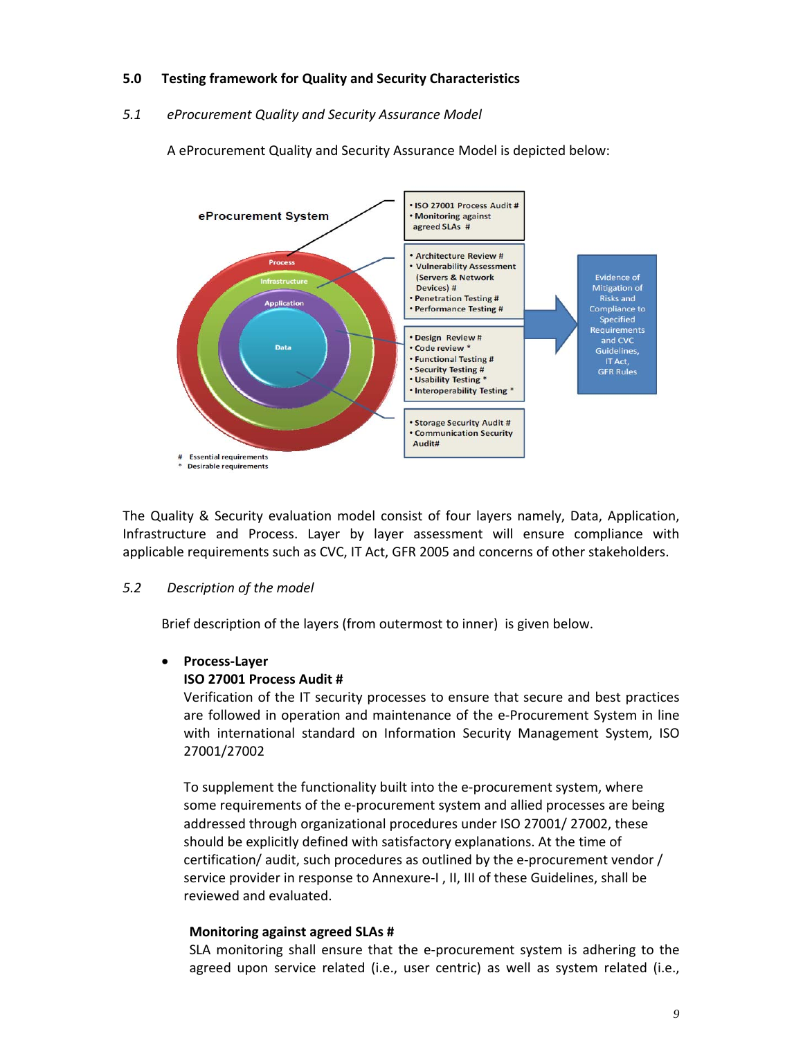## 5.0 Testing framework for Quality and Security Characteristics

### *5.1 eProcurement Quality and Security Assurance Model*

A eProcurement Quality and Security Assurance Model is depicted below:

eProcurement System

Process

Infrastructure

Application

Data

- ISO 27001 Process Audit #
- Monitoring against agreed SLAs #

- Architecture Review #
- Vulnerability Assessment (Servers & Network Devices) #
- Penetration Testing #
- Performance Testing #

- Design Review #
- Code review *
- Functional Testing #
- Security Testing #
- Usability Testing *
- Interoperability Testing *

- Storage Security Audit #
- Communication Security Audit#

Evidence of Mitigation of Risks and Compliance to Specified Requirements and CVC Guidelines, IT Act, GFR Rules

\# Essential requirements
\* Desirable requirements

The Quality & Security evaluation model consist of four layers namely, Data, Application, Infrastructure and Process. Layer by layer assessment will ensure compliance with applicable requirements such as CVC, IT Act, GFR 2005 and concerns of other stakeholders.

### *5.2 Description of the model*

Brief description of the layers (from outermost to inner) is given below.

- **Process-Layer**

  **ISO 27001 Process Audit #**

  Verification of the IT security processes to ensure that secure and best practices are followed in operation and maintenance of the e-Procurement System in line with international standard on Information Security Management System, ISO 27001/27002

  To supplement the functionality built into the e-procurement system, where some requirements of the e-procurement system and allied processes are being addressed through organizational procedures under ISO 27001/ 27002, these should be explicitly defined with satisfactory explanations. At the time of certification/ audit, such procedures as outlined by the e-procurement vendor / service provider in response to Annexure-I , II, III of these Guidelines, shall be reviewed and evaluated.

  **Monitoring against agreed SLAs #**

  SLA monitoring shall ensure that the e-procurement system is adhering to the agreed upon service related (i.e., user centric) as well as system related (i.e.,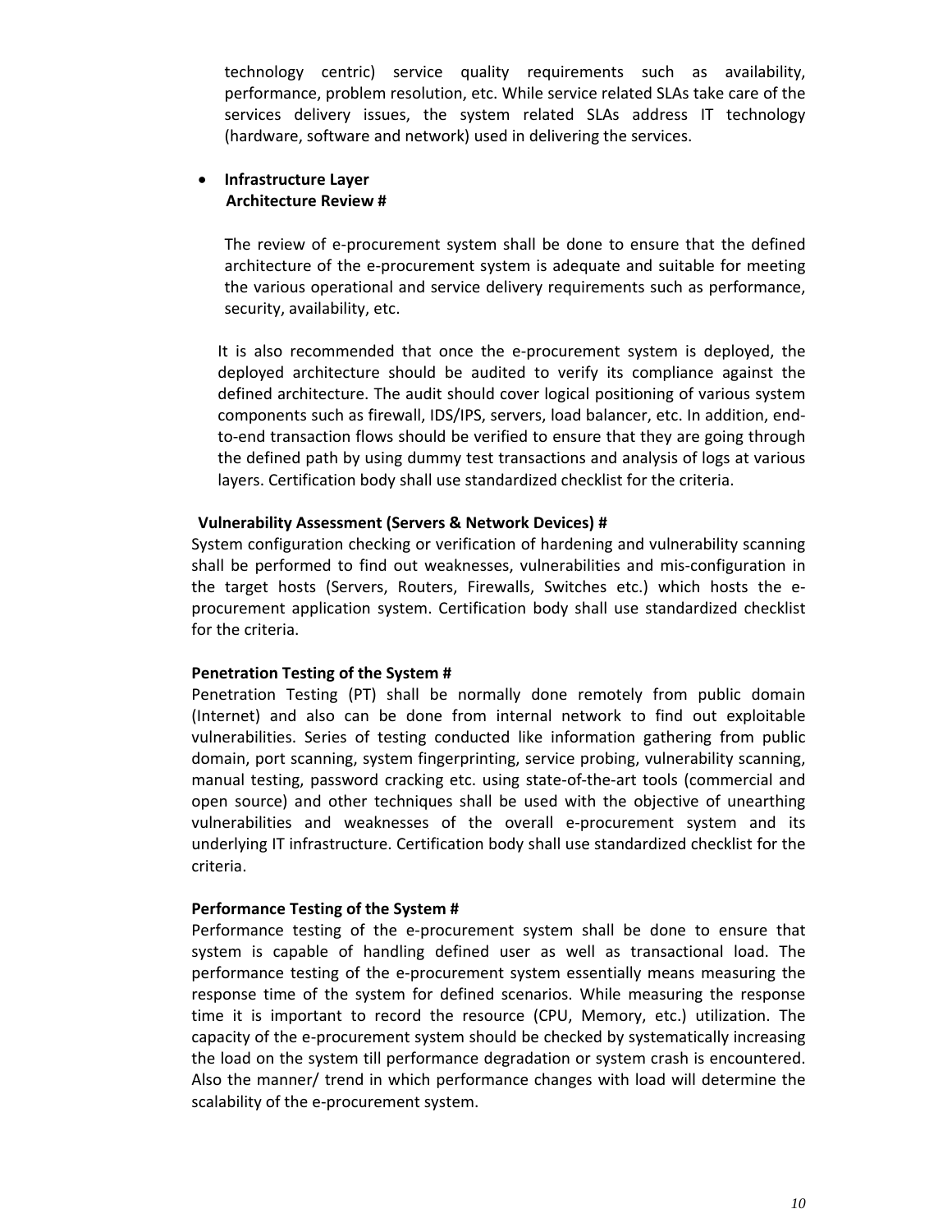technology centric) service quality requirements such as availability, performance, problem resolution, etc. While service related SLAs take care of the services delivery issues, the system related SLAs address IT technology (hardware, software and network) used in delivering the services.

- **Infrastructure Layer**
  **Architecture Review #**

  The review of e-procurement system shall be done to ensure that the defined architecture of the e-procurement system is adequate and suitable for meeting the various operational and service delivery requirements such as performance, security, availability, etc.

  It is also recommended that once the e-procurement system is deployed, the deployed architecture should be audited to verify its compliance against the defined architecture. The audit should cover logical positioning of various system components such as firewall, IDS/IPS, servers, load balancer, etc. In addition, end-to-end transaction flows should be verified to ensure that they are going through the defined path by using dummy test transactions and analysis of logs at various layers. Certification body shall use standardized checklist for the criteria.

**Vulnerability Assessment (Servers & Network Devices) #**
System configuration checking or verification of hardening and vulnerability scanning shall be performed to find out weaknesses, vulnerabilities and mis-configuration in the target hosts (Servers, Routers, Firewalls, Switches etc.) which hosts the e-procurement application system. Certification body shall use standardized checklist for the criteria.

**Penetration Testing of the System #**
Penetration Testing (PT) shall be normally done remotely from public domain (Internet) and also can be done from internal network to find out exploitable vulnerabilities. Series of testing conducted like information gathering from public domain, port scanning, system fingerprinting, service probing, vulnerability scanning, manual testing, password cracking etc. using state-of-the-art tools (commercial and open source) and other techniques shall be used with the objective of unearthing vulnerabilities and weaknesses of the overall e-procurement system and its underlying IT infrastructure. Certification body shall use standardized checklist for the criteria.

**Performance Testing of the System #**
Performance testing of the e-procurement system shall be done to ensure that system is capable of handling defined user as well as transactional load. The performance testing of the e-procurement system essentially means measuring the response time of the system for defined scenarios. While measuring the response time it is important to record the resource (CPU, Memory, etc.) utilization. The capacity of the e-procurement system should be checked by systematically increasing the load on the system till performance degradation or system crash is encountered. Also the manner/ trend in which performance changes with load will determine the scalability of the e-procurement system.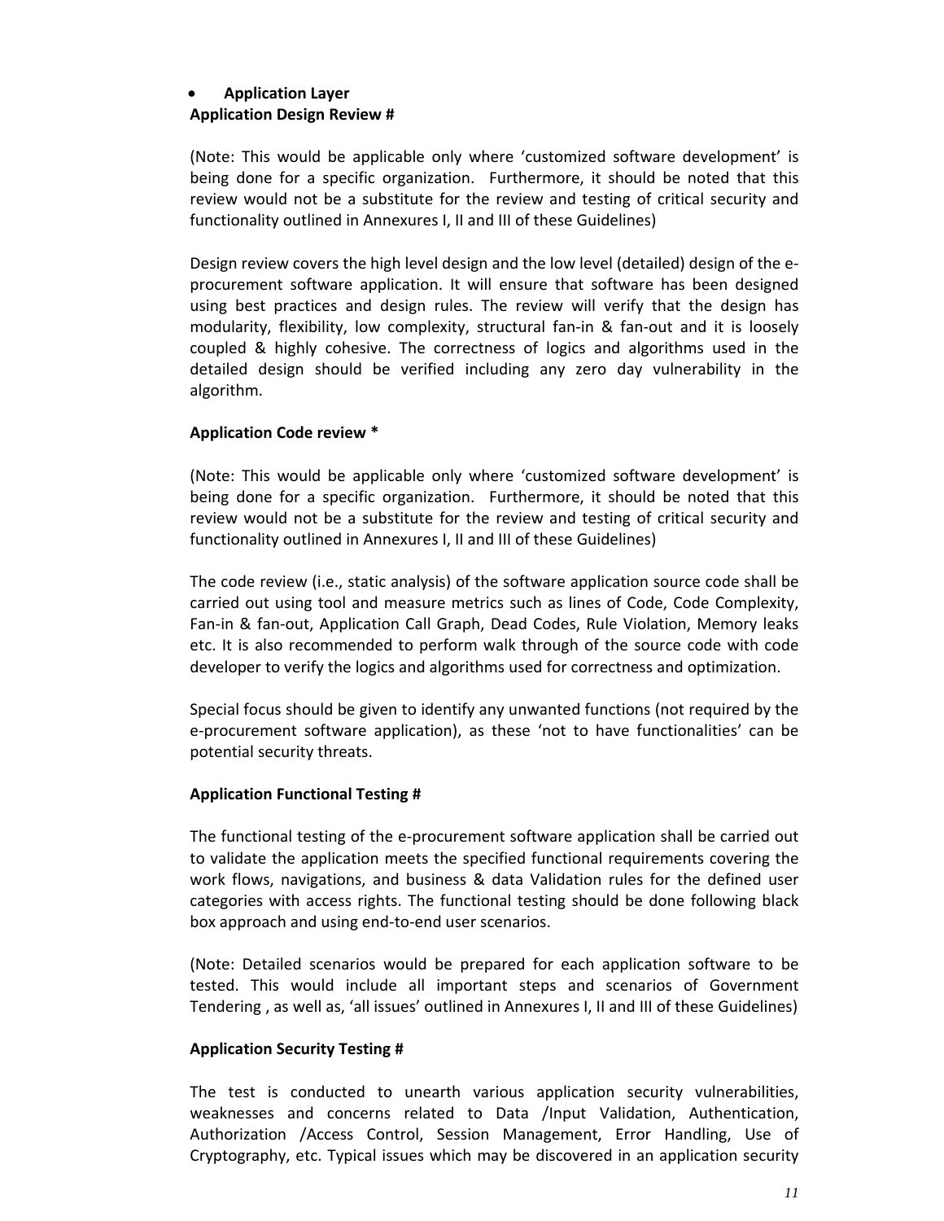- **Application Layer**

**Application Design Review #**

(Note: This would be applicable only where 'customized software development' is being done for a specific organization. Furthermore, it should be noted that this review would not be a substitute for the review and testing of critical security and functionality outlined in Annexures I, II and III of these Guidelines)

Design review covers the high level design and the low level (detailed) design of the e-procurement software application. It will ensure that software has been designed using best practices and design rules. The review will verify that the design has modularity, flexibility, low complexity, structural fan-in & fan-out and it is loosely coupled & highly cohesive. The correctness of logics and algorithms used in the detailed design should be verified including any zero day vulnerability in the algorithm.

**Application Code review ***

(Note: This would be applicable only where 'customized software development' is being done for a specific organization. Furthermore, it should be noted that this review would not be a substitute for the review and testing of critical security and functionality outlined in Annexures I, II and III of these Guidelines)

The code review (i.e., static analysis) of the software application source code shall be carried out using tool and measure metrics such as lines of Code, Code Complexity, Fan-in & fan-out, Application Call Graph, Dead Codes, Rule Violation, Memory leaks etc. It is also recommended to perform walk through of the source code with code developer to verify the logics and algorithms used for correctness and optimization.

Special focus should be given to identify any unwanted functions (not required by the e-procurement software application), as these 'not to have functionalities' can be potential security threats.

**Application Functional Testing #**

The functional testing of the e-procurement software application shall be carried out to validate the application meets the specified functional requirements covering the work flows, navigations, and business & data Validation rules for the defined user categories with access rights. The functional testing should be done following black box approach and using end-to-end user scenarios.

(Note: Detailed scenarios would be prepared for each application software to be tested. This would include all important steps and scenarios of Government Tendering , as well as, 'all issues' outlined in Annexures I, II and III of these Guidelines)

**Application Security Testing #**

The test is conducted to unearth various application security vulnerabilities, weaknesses and concerns related to Data /Input Validation, Authentication, Authorization /Access Control, Session Management, Error Handling, Use of Cryptography, etc. Typical issues which may be discovered in an application security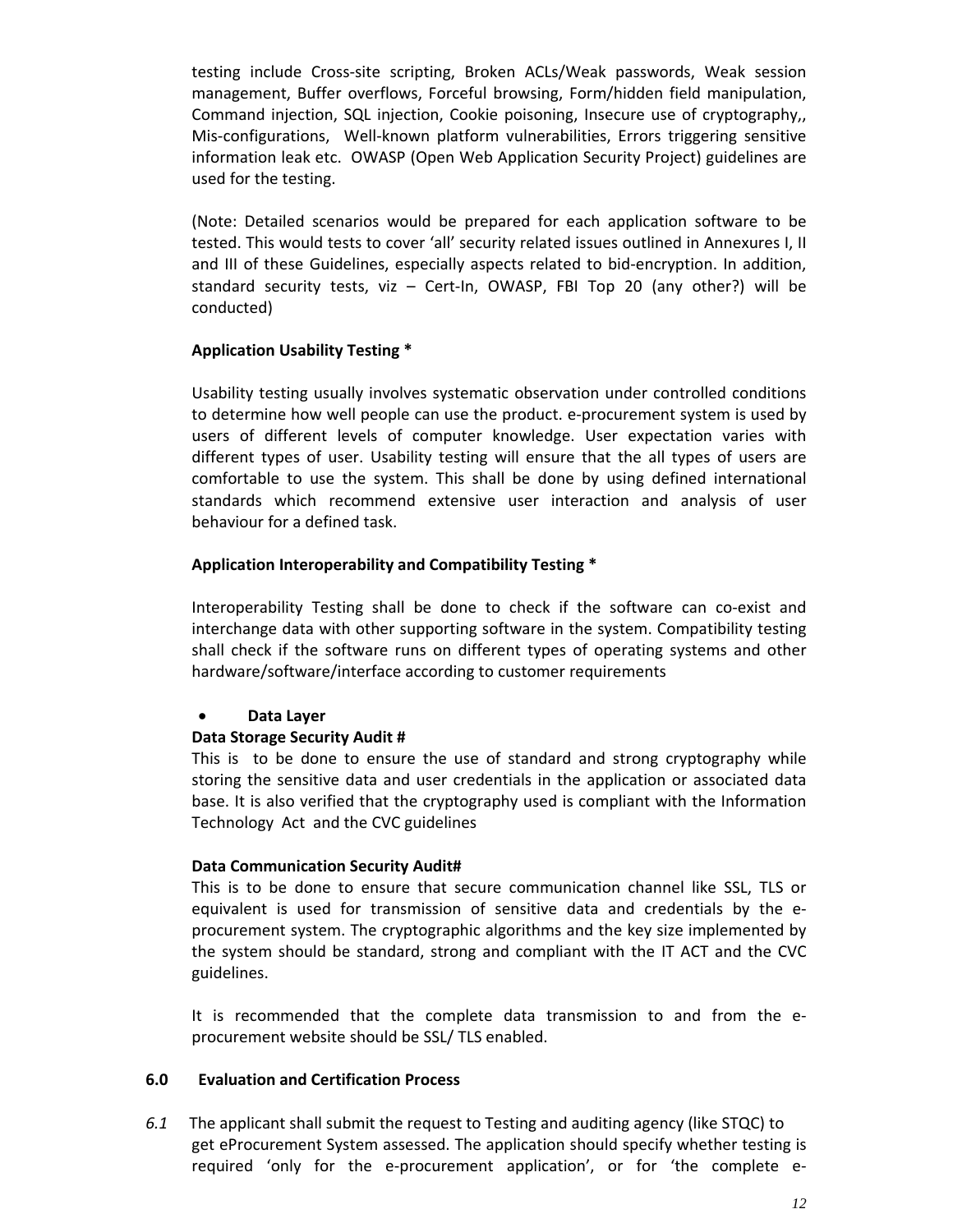testing include Cross-site scripting, Broken ACLs/Weak passwords, Weak session management, Buffer overflows, Forceful browsing, Form/hidden field manipulation, Command injection, SQL injection, Cookie poisoning, Insecure use of cryptography,, Mis-configurations, Well-known platform vulnerabilities, Errors triggering sensitive information leak etc. OWASP (Open Web Application Security Project) guidelines are used for the testing.

(Note: Detailed scenarios would be prepared for each application software to be tested. This would tests to cover 'all' security related issues outlined in Annexures I, II and III of these Guidelines, especially aspects related to bid-encryption. In addition, standard security tests, viz – Cert-In, OWASP, FBI Top 20 (any other?) will be conducted)

**Application Usability Testing ***

Usability testing usually involves systematic observation under controlled conditions to determine how well people can use the product. e-procurement system is used by users of different levels of computer knowledge. User expectation varies with different types of user. Usability testing will ensure that the all types of users are comfortable to use the system. This shall be done by using defined international standards which recommend extensive user interaction and analysis of user behaviour for a defined task.

**Application Interoperability and Compatibility Testing ***

Interoperability Testing shall be done to check if the software can co-exist and interchange data with other supporting software in the system. Compatibility testing shall check if the software runs on different types of operating systems and other hardware/software/interface according to customer requirements

- **Data Layer**

**Data Storage Security Audit #**

This is to be done to ensure the use of standard and strong cryptography while storing the sensitive data and user credentials in the application or associated data base. It is also verified that the cryptography used is compliant with the Information Technology Act and the CVC guidelines

**Data Communication Security Audit#**

This is to be done to ensure that secure communication channel like SSL, TLS or equivalent is used for transmission of sensitive data and credentials by the e-procurement system. The cryptographic algorithms and the key size implemented by the system should be standard, strong and compliant with the IT ACT and the CVC guidelines.

It is recommended that the complete data transmission to and from the e-procurement website should be SSL/ TLS enabled.

## 6.0 Evaluation and Certification Process

*6.1* The applicant shall submit the request to Testing and auditing agency (like STQC) to get eProcurement System assessed. The application should specify whether testing is required 'only for the e-procurement application', or for 'the complete e-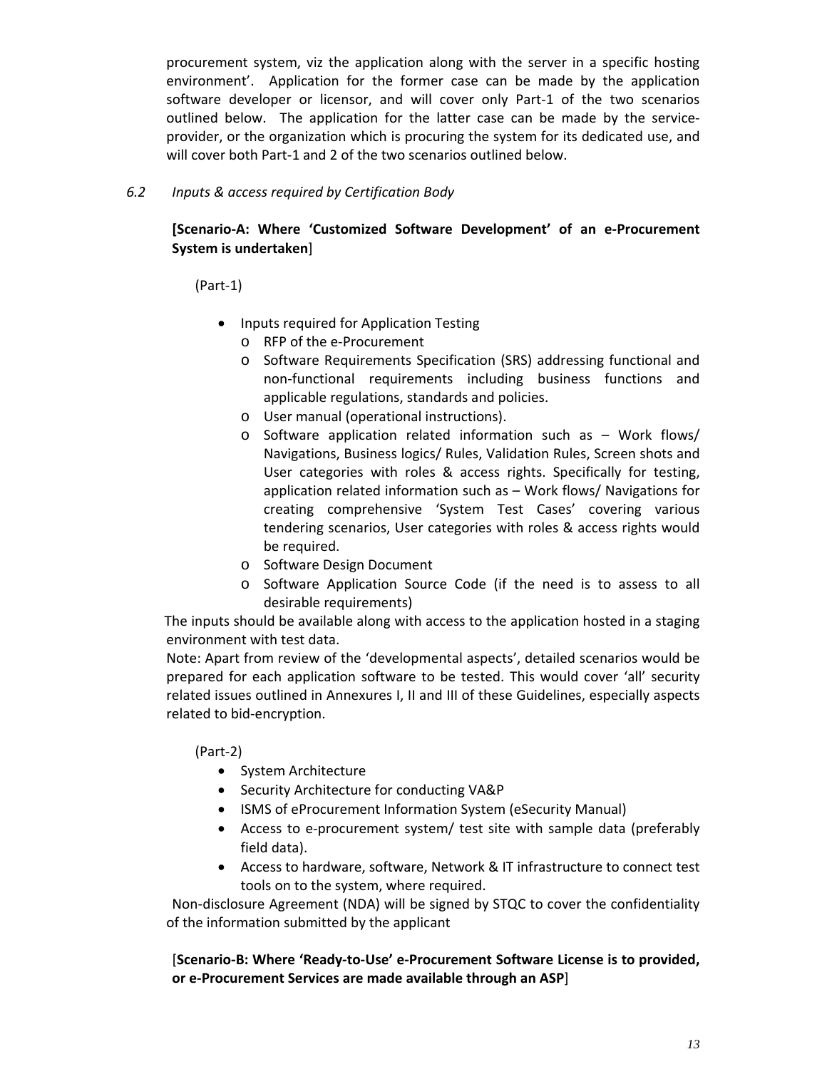procurement system, viz the application along with the server in a specific hosting environment'. Application for the former case can be made by the application software developer or licensor, and will cover only Part-1 of the two scenarios outlined below. The application for the latter case can be made by the service-provider, or the organization which is procuring the system for its dedicated use, and will cover both Part-1 and 2 of the two scenarios outlined below.

*6.2 Inputs & access required by Certification Body*

**[Scenario-A: Where 'Customized Software Development' of an e-Procurement System is undertaken]**

(Part-1)

- Inputs required for Application Testing
  - RFP of the e-Procurement
  - Software Requirements Specification (SRS) addressing functional and non-functional requirements including business functions and applicable regulations, standards and policies.
  - User manual (operational instructions).
  - Software application related information such as – Work flows/ Navigations, Business logics/ Rules, Validation Rules, Screen shots and User categories with roles & access rights. Specifically for testing, application related information such as – Work flows/ Navigations for creating comprehensive 'System Test Cases' covering various tendering scenarios, User categories with roles & access rights would be required.
  - Software Design Document
  - Software Application Source Code (if the need is to assess to all desirable requirements)

The inputs should be available along with access to the application hosted in a staging environment with test data.

Note: Apart from review of the 'developmental aspects', detailed scenarios would be prepared for each application software to be tested. This would cover 'all' security related issues outlined in Annexures I, II and III of these Guidelines, especially aspects related to bid-encryption.

(Part-2)

- System Architecture
- Security Architecture for conducting VA&P
- ISMS of eProcurement Information System (eSecurity Manual)
- Access to e-procurement system/ test site with sample data (preferably field data).
- Access to hardware, software, Network & IT infrastructure to connect test tools on to the system, where required.

Non-disclosure Agreement (NDA) will be signed by STQC to cover the confidentiality of the information submitted by the applicant

**[Scenario-B: Where 'Ready-to-Use' e-Procurement Software License is to provided, or e-Procurement Services are made available through an ASP]**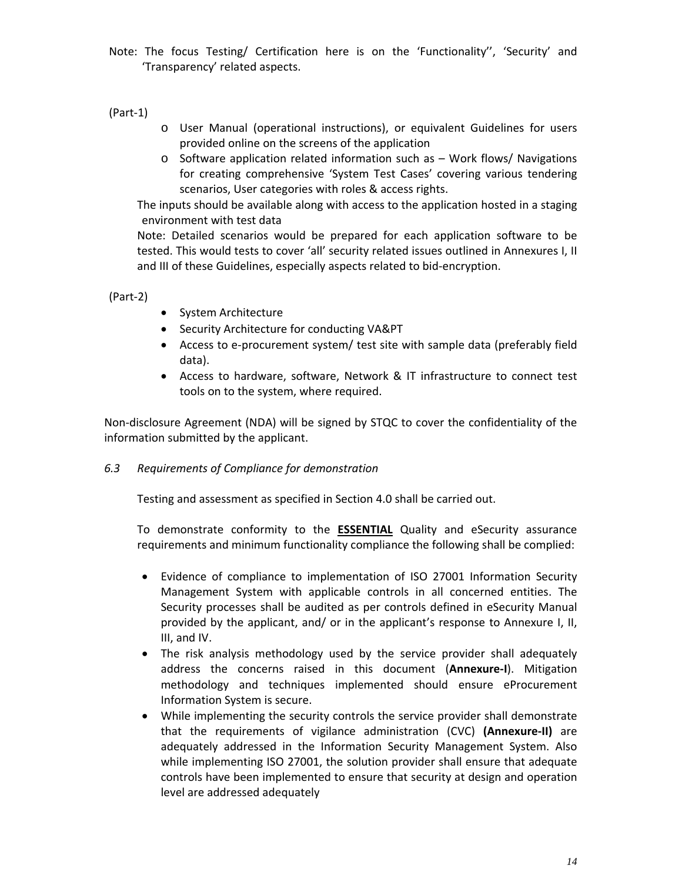Note: The focus Testing/ Certification here is on the 'Functionality'', 'Security' and 'Transparency' related aspects.

(Part-1)

- User Manual (operational instructions), or equivalent Guidelines for users provided online on the screens of the application
- Software application related information such as – Work flows/ Navigations for creating comprehensive 'System Test Cases' covering various tendering scenarios, User categories with roles & access rights.

The inputs should be available along with access to the application hosted in a staging environment with test data

Note: Detailed scenarios would be prepared for each application software to be tested. This would tests to cover 'all' security related issues outlined in Annexures I, II and III of these Guidelines, especially aspects related to bid-encryption.

(Part-2)

- System Architecture
- Security Architecture for conducting VA&PT
- Access to e-procurement system/ test site with sample data (preferably field data).
- Access to hardware, software, Network & IT infrastructure to connect test tools on to the system, where required.

Non-disclosure Agreement (NDA) will be signed by STQC to cover the confidentiality of the information submitted by the applicant.

*6.3 Requirements of Compliance for demonstration*

Testing and assessment as specified in Section 4.0 shall be carried out.

To demonstrate conformity to the **ESSENTIAL** Quality and eSecurity assurance requirements and minimum functionality compliance the following shall be complied:

- Evidence of compliance to implementation of ISO 27001 Information Security Management System with applicable controls in all concerned entities. The Security processes shall be audited as per controls defined in eSecurity Manual provided by the applicant, and/ or in the applicant's response to Annexure I, II, III, and IV.
- The risk analysis methodology used by the service provider shall adequately address the concerns raised in this document (**Annexure-I**). Mitigation methodology and techniques implemented should ensure eProcurement Information System is secure.
- While implementing the security controls the service provider shall demonstrate that the requirements of vigilance administration (CVC) **(Annexure-II)** are adequately addressed in the Information Security Management System. Also while implementing ISO 27001, the solution provider shall ensure that adequate controls have been implemented to ensure that security at design and operation level are addressed adequately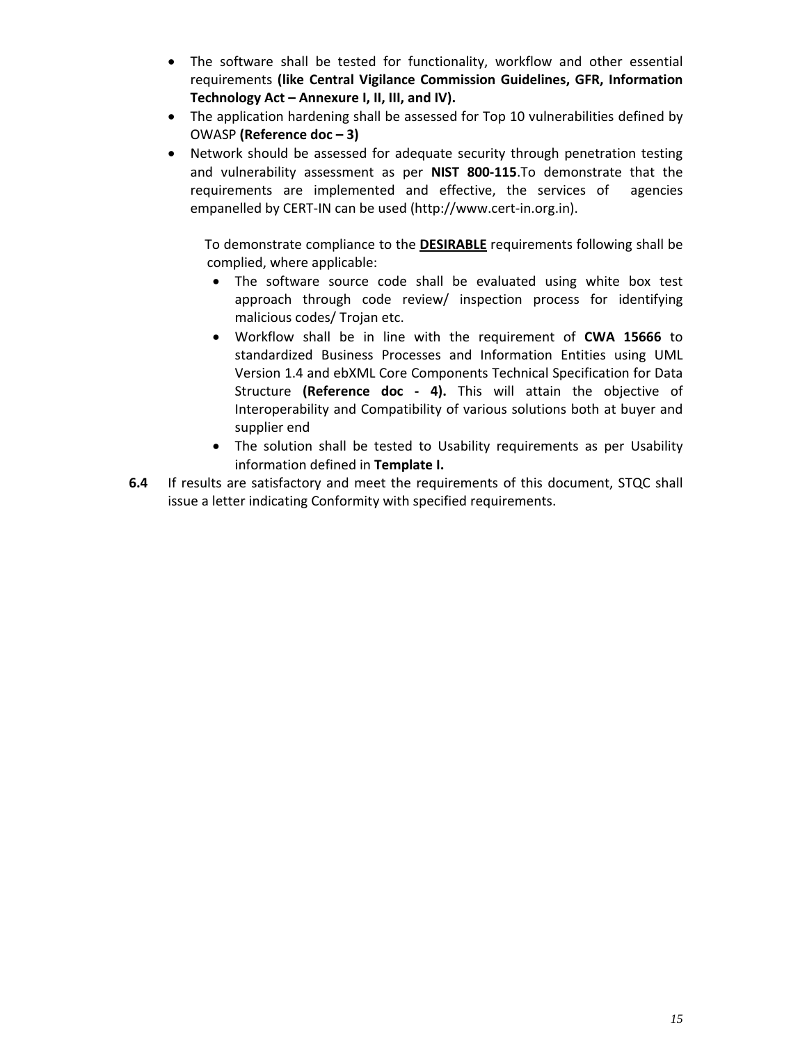- The software shall be tested for functionality, workflow and other essential requirements **(like Central Vigilance Commission Guidelines, GFR, Information Technology Act – Annexure I, II, III, and IV).**
- The application hardening shall be assessed for Top 10 vulnerabilities defined by OWASP **(Reference doc – 3)**
- Network should be assessed for adequate security through penetration testing and vulnerability assessment as per **NIST 800-115**.To demonstrate that the requirements are implemented and effective, the services of agencies empanelled by CERT-IN can be used (http://www.cert-in.org.in).

To demonstrate compliance to the **DESIRABLE** requirements following shall be complied, where applicable:

- The software source code shall be evaluated using white box test approach through code review/ inspection process for identifying malicious codes/ Trojan etc.
- Workflow shall be in line with the requirement of **CWA 15666** to standardized Business Processes and Information Entities using UML Version 1.4 and ebXML Core Components Technical Specification for Data Structure **(Reference doc - 4).** This will attain the objective of Interoperability and Compatibility of various solutions both at buyer and supplier end
- The solution shall be tested to Usability requirements as per Usability information defined in **Template I.**

**6.4** If results are satisfactory and meet the requirements of this document, STQC shall issue a letter indicating Conformity with specified requirements.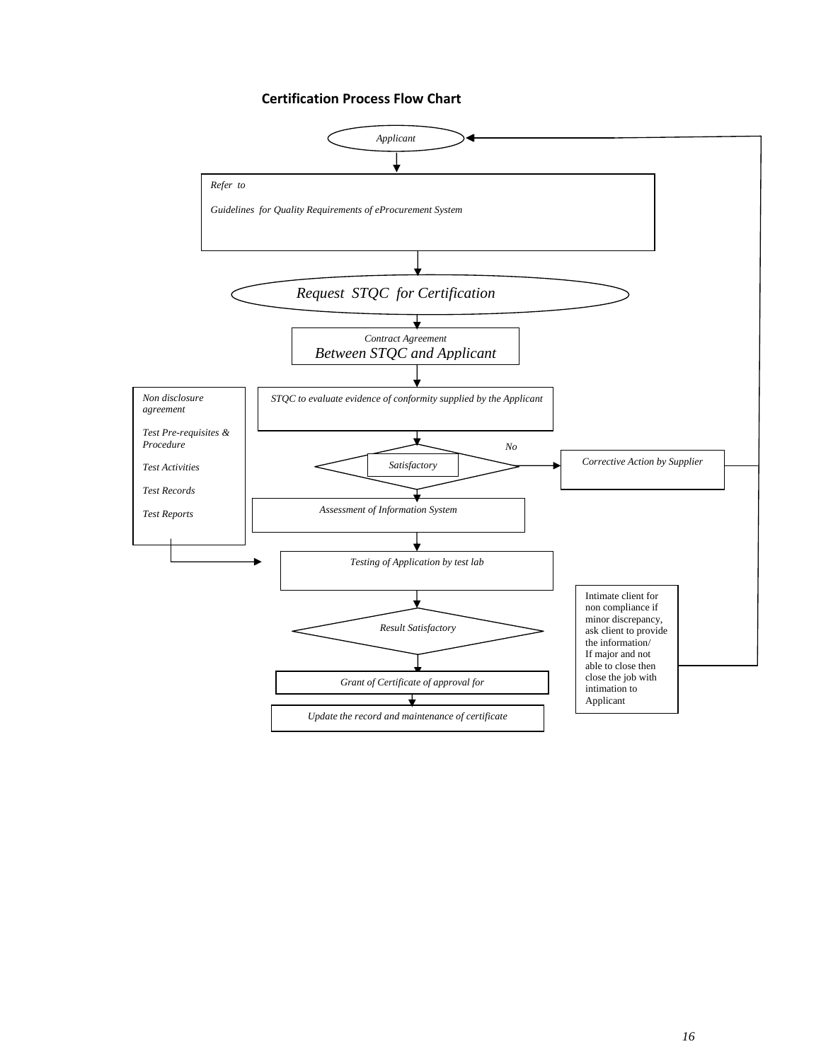**Certification Process Flow Chart**

*Applicant*

*Refer to*

*Guidelines for Quality Requirements of eProcurement System*

*Request STQC for Certification*

*Contract Agreement*
*Between STQC and Applicant*

*STQC to evaluate evidence of conformity supplied by the Applicant*

*Satisfactory*

*No*

*Corrective Action by Supplier*

*Assessment of Information System*

*Non disclosure agreement*

*Test Pre-requisites & Procedure*

*Test Activities*

*Test Records*

*Test Reports*

*Testing of Application by test lab*

*Result Satisfactory*

Intimate client for non compliance if minor discrepancy, ask client to provide the information/ If major and not able to close then close the job with intimation to Applicant

*Grant of Certificate of approval for*

*Update the record and maintenance of certificate*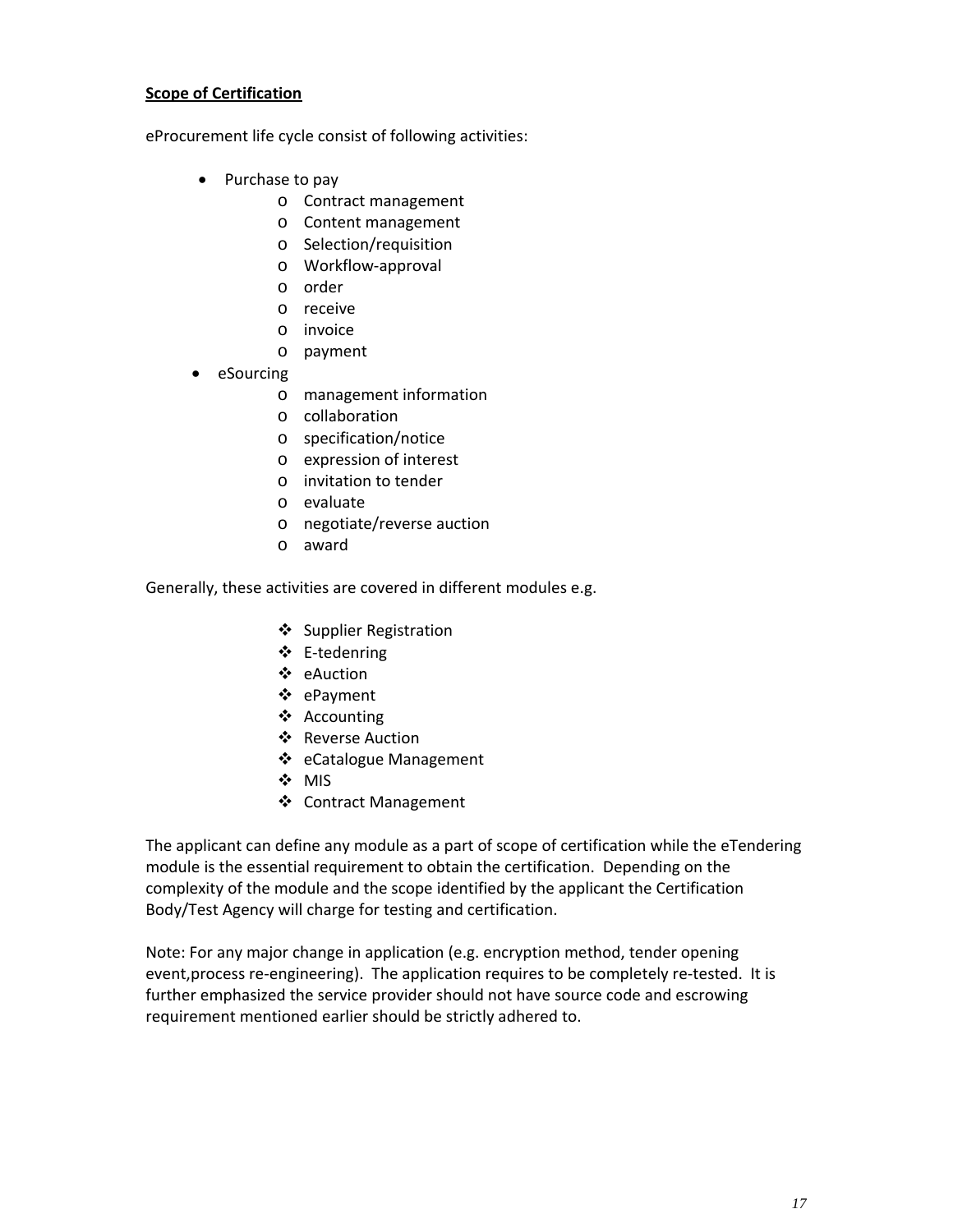**Scope of Certification**

eProcurement life cycle consist of following activities:

- Purchase to pay
  - Contract management
  - Content management
  - Selection/requisition
  - Workflow-approval
  - order
  - receive
  - invoice
  - payment
- eSourcing
  - management information
  - collaboration
  - specification/notice
  - expression of interest
  - invitation to tender
  - evaluate
  - negotiate/reverse auction
  - award

Generally, these activities are covered in different modules e.g.

- Supplier Registration
- E-tedenring
- eAuction
- ePayment
- Accounting
- Reverse Auction
- eCatalogue Management
- MIS
- Contract Management

The applicant can define any module as a part of scope of certification while the eTendering module is the essential requirement to obtain the certification. Depending on the complexity of the module and the scope identified by the applicant the Certification Body/Test Agency will charge for testing and certification.

Note: For any major change in application (e.g. encryption method, tender opening event,process re-engineering). The application requires to be completely re-tested. It is further emphasized the service provider should not have source code and escrowing requirement mentioned earlier should be strictly adhered to.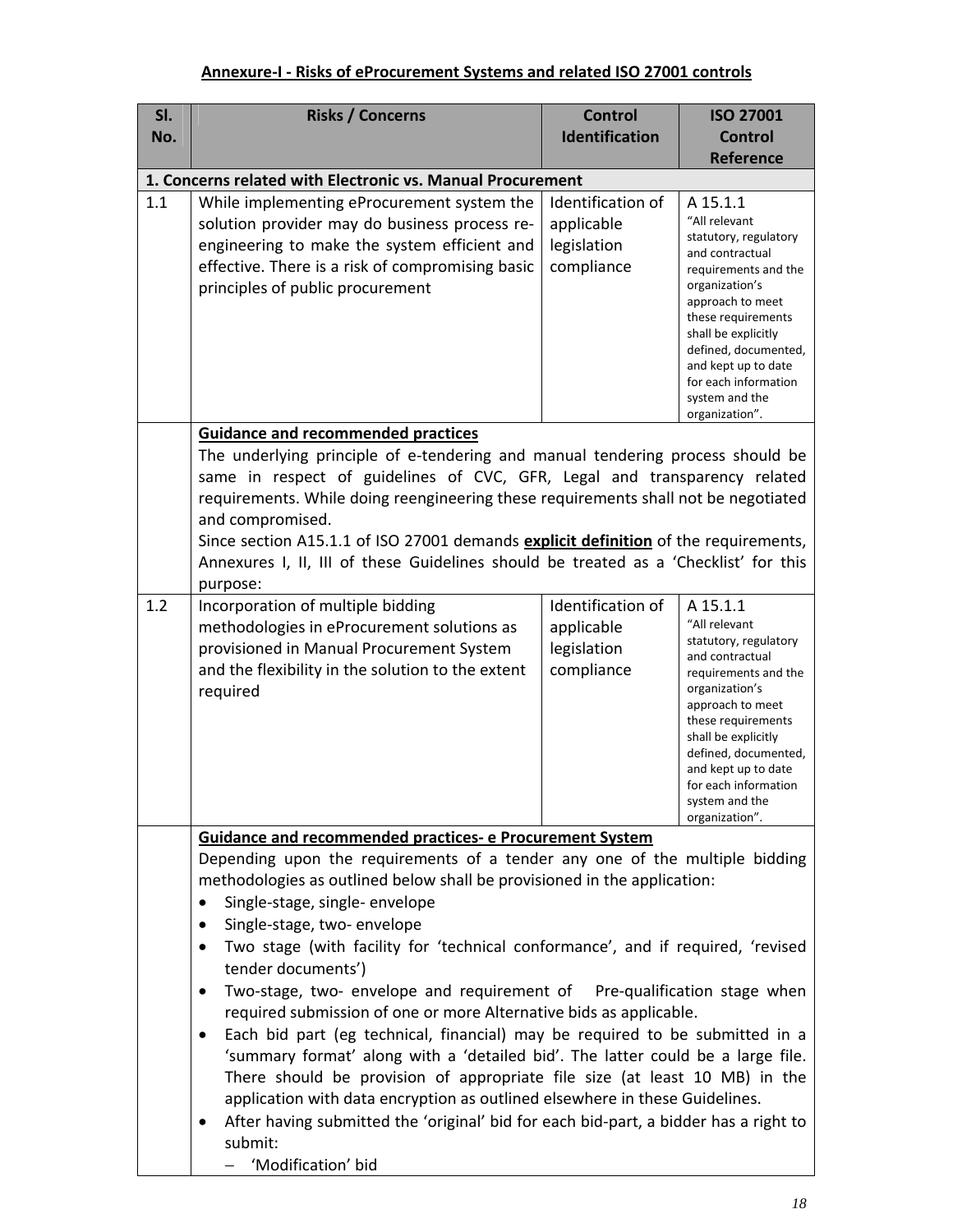## Annexure-I - Risks of eProcurement Systems and related ISO 27001 controls

| Sl. No. | Risks / Concerns | Control Identification | ISO 27001 Control Reference |
|---|---|---|---|
| **1. Concerns related with Electronic vs. Manual Procurement** | | | |
| 1.1 | While implementing eProcurement system the solution provider may do business process re-engineering to make the system efficient and effective. There is a risk of compromising basic principles of public procurement | Identification of applicable legislation compliance | A 15.1.1 "All relevant statutory, regulatory and contractual requirements and the organization's approach to meet these requirements shall be explicitly defined, documented, and kept up to date for each information system and the organization". |
| | **Guidance and recommended practices**<br>The underlying principle of e-tendering and manual tendering process should be same in respect of guidelines of CVC, GFR, Legal and transparency related requirements. While doing reengineering these requirements shall not be negotiated and compromised.<br>Since section A15.1.1 of ISO 27001 demands **explicit definition** of the requirements, Annexures I, II, III of these Guidelines should be treated as a 'Checklist' for this purpose: | | |
| 1.2 | Incorporation of multiple bidding methodologies in eProcurement solutions as provisioned in Manual Procurement System and the flexibility in the solution to the extent required | Identification of applicable legislation compliance | A 15.1.1 "All relevant statutory, regulatory and contractual requirements and the organization's approach to meet these requirements shall be explicitly defined, documented, and kept up to date for each information system and the organization". |
| | **Guidance and recommended practices- e Procurement System**<br>Depending upon the requirements of a tender any one of the multiple bidding methodologies as outlined below shall be provisioned in the application:<br>• Single-stage, single- envelope<br>• Single-stage, two- envelope<br>• Two stage (with facility for 'technical conformance', and if required, 'revised tender documents')<br>• Two-stage, two- envelope and requirement of Pre-qualification stage when required submission of one or more Alternative bids as applicable.<br>• Each bid part (eg technical, financial) may be required to be submitted in a 'summary format' along with a 'detailed bid'. The latter could be a large file. There should be provision of appropriate file size (at least 10 MB) in the application with data encryption as outlined elsewhere in these Guidelines.<br>• After having submitted the 'original' bid for each bid-part, a bidder has a right to submit:<br>– 'Modification' bid | | |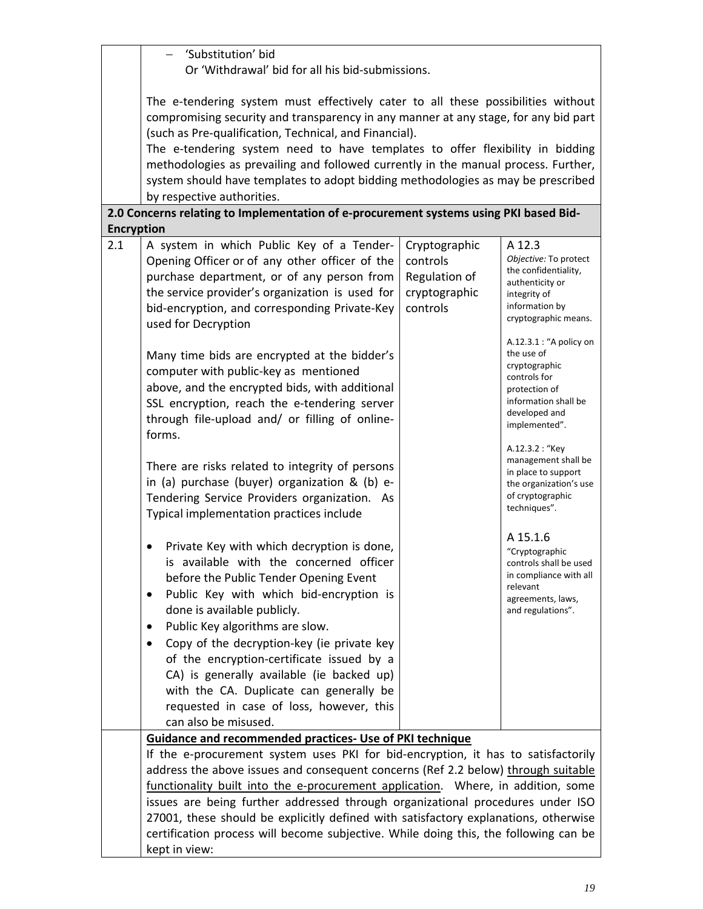| | |
|---|---|
| | – 'Substitution' bid<br>Or 'Withdrawal' bid for all his bid-submissions.<br><br>The e-tendering system must effectively cater to all these possibilities without compromising security and transparency in any manner at any stage, for any bid part (such as Pre-qualification, Technical, and Financial).<br>The e-tendering system need to have templates to offer flexibility in bidding methodologies as prevailing and followed currently in the manual process. Further, system should have templates to adopt bidding methodologies as may be prescribed by respective authorities. |

**2.0 Concerns relating to Implementation of e-procurement systems using PKI based Bid-Encryption**

| | | | |
|---|---|---|---|
| 2.1 | A system in which Public Key of a Tender-Opening Officer or of any other officer of the purchase department, or of any person from the service provider's organization is used for bid-encryption, and corresponding Private-Key used for Decryption<br><br>Many time bids are encrypted at the bidder's computer with public-key as mentioned above, and the encrypted bids, with additional SSL encryption, reach the e-tendering server through file-upload and/ or filling of online-forms.<br><br>There are risks related to integrity of persons in (a) purchase (buyer) organization & (b) e-Tendering Service Providers organization. As Typical implementation practices include<br><br>• Private Key with which decryption is done, is available with the concerned officer before the Public Tender Opening Event<br>• Public Key with which bid-encryption is done is available publicly.<br>• Public Key algorithms are slow.<br>• Copy of the decryption-key (ie private key of the encryption-certificate issued by a CA) is generally available (ie backed up) with the CA. Duplicate can generally be requested in case of loss, however, this can also be misused. | Cryptographic controls<br>Regulation of cryptographic controls | A 12.3<br>*Objective:* To protect the confidentiality, authenticity or integrity of information by cryptographic means.<br><br>A.12.3.1 : "A policy on the use of cryptographic controls for protection of information shall be developed and implemented".<br><br>A.12.3.2 : "Key management shall be in place to support the organization's use of cryptographic techniques".<br><br>A 15.1.6<br>"Cryptographic controls shall be used in compliance with all relevant agreements, laws, and regulations". |
| | **Guidance and recommended practices- Use of PKI technique**<br>If the e-procurement system uses PKI for bid-encryption, it has to satisfactorily address the above issues and consequent concerns (Ref 2.2 below) through suitable functionality built into the e-procurement application. Where, in addition, some issues are being further addressed through organizational procedures under ISO 27001, these should be explicitly defined with satisfactory explanations, otherwise certification process will become subjective. While doing this, the following can be kept in view: | | |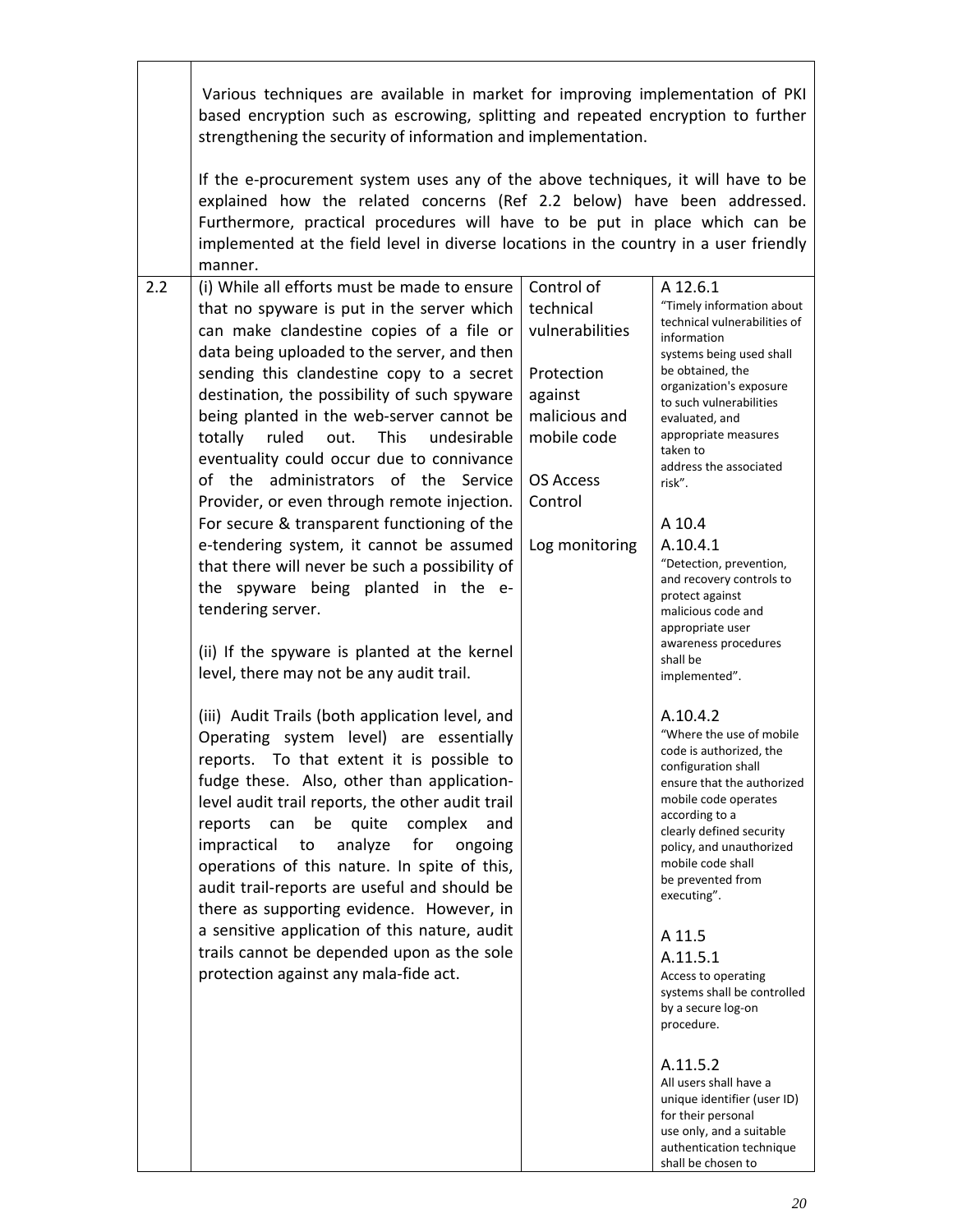| | | | |
|---|---|---|---|
| | Various techniques are available in market for improving implementation of PKI based encryption such as escrowing, splitting and repeated encryption to further strengthening the security of information and implementation.<br><br>If the e-procurement system uses any of the above techniques, it will have to be explained how the related concerns (Ref 2.2 below) have been addressed. Furthermore, practical procedures will have to be put in place which can be implemented at the field level in diverse locations in the country in a user friendly manner. | | |
| 2.2 | (i) While all efforts must be made to ensure that no spyware is put in the server which can make clandestine copies of a file or data being uploaded to the server, and then sending this clandestine copy to a secret destination, the possibility of such spyware being planted in the web-server cannot be totally ruled out. This undesirable eventuality could occur due to connivance of the administrators of the Service Provider, or even through remote injection. For secure & transparent functioning of the e-tendering system, it cannot be assumed that there will never be such a possibility of the spyware being planted in the e-tendering server.<br><br>(ii) If the spyware is planted at the kernel level, there may not be any audit trail.<br><br>(iii) Audit Trails (both application level, and Operating system level) are essentially reports. To that extent it is possible to fudge these. Also, other than application-level audit trail reports, the other audit trail reports can be quite complex and impractical to analyze for ongoing operations of this nature. In spite of this, audit trail-reports are useful and should be there as supporting evidence. However, in a sensitive application of this nature, audit trails cannot be depended upon as the sole protection against any mala-fide act. | Control of technical vulnerabilities<br><br>Protection against malicious and mobile code<br><br>OS Access Control<br><br>Log monitoring | A 12.6.1<br>"Timely information about technical vulnerabilities of information systems being used shall be obtained, the organization's exposure to such vulnerabilities evaluated, and appropriate measures taken to address the associated risk".<br><br>A 10.4<br>A.10.4.1<br>"Detection, prevention, and recovery controls to protect against malicious code and appropriate user awareness procedures shall be implemented".<br><br>A.10.4.2<br>"Where the use of mobile code is authorized, the configuration shall ensure that the authorized mobile code operates according to a clearly defined security policy, and unauthorized mobile code shall be prevented from executing".<br><br>A 11.5<br>A.11.5.1<br>Access to operating systems shall be controlled by a secure log-on procedure.<br><br>A.11.5.2<br>All users shall have a unique identifier (user ID) for their personal use only, and a suitable authentication technique shall be chosen to |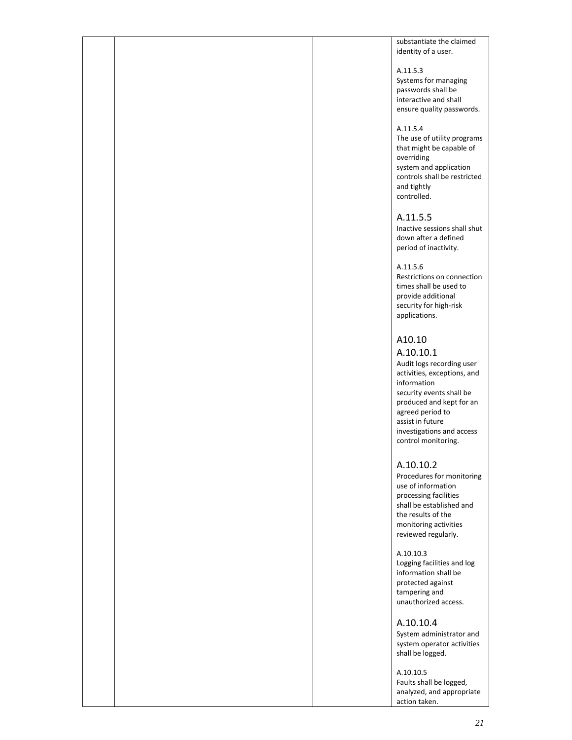| | | | substantiate the claimed identity of a user.<br><br>A.11.5.3<br>Systems for managing passwords shall be interactive and shall ensure quality passwords.<br><br>A.11.5.4<br>The use of utility programs that might be capable of overriding system and application controls shall be restricted and tightly controlled.<br><br>A.11.5.5<br>Inactive sessions shall shut down after a defined period of inactivity.<br><br>A.11.5.6<br>Restrictions on connection times shall be used to provide additional security for high-risk applications.<br><br>A10.10<br>A.10.10.1<br>Audit logs recording user activities, exceptions, and information security events shall be produced and kept for an agreed period to assist in future investigations and access control monitoring.<br><br>A.10.10.2<br>Procedures for monitoring use of information processing facilities shall be established and the results of the monitoring activities reviewed regularly.<br><br>A.10.10.3<br>Logging facilities and log information shall be protected against tampering and unauthorized access.<br><br>A.10.10.4<br>System administrator and system operator activities shall be logged.<br><br>A.10.10.5<br>Faults shall be logged, analyzed, and appropriate action taken. |
|---|---|---|---|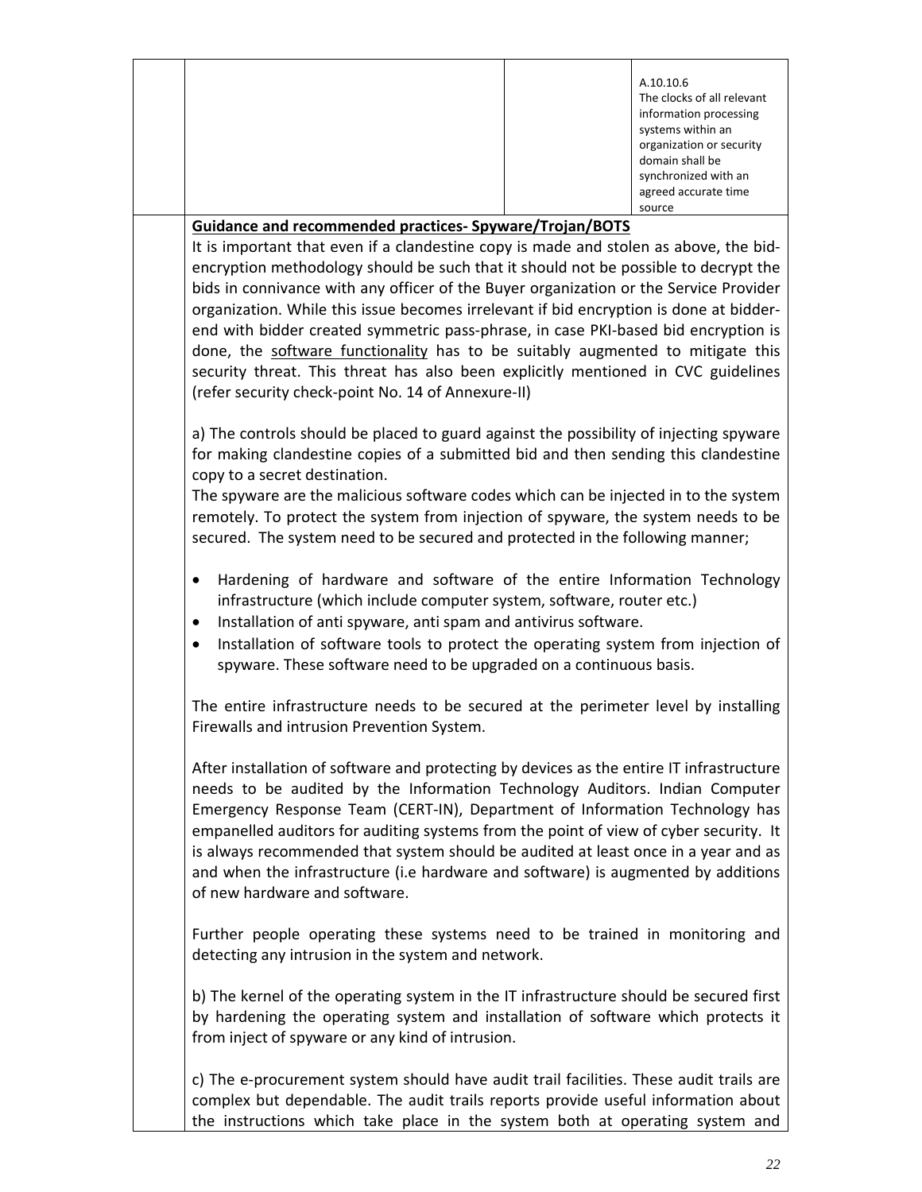| | | | |
|---|---|---|---|
| | | | A.10.10.6<br>The clocks of all relevant information processing systems within an organization or security domain shall be synchronized with an agreed accurate time source |

**Guidance and recommended practices- Spyware/Trojan/BOTS**

It is important that even if a clandestine copy is made and stolen as above, the bid-encryption methodology should be such that it should not be possible to decrypt the bids in connivance with any officer of the Buyer organization or the Service Provider organization. While this issue becomes irrelevant if bid encryption is done at bidder-end with bidder created symmetric pass-phrase, in case PKI-based bid encryption is done, the software functionality has to be suitably augmented to mitigate this security threat. This threat has also been explicitly mentioned in CVC guidelines (refer security check-point No. 14 of Annexure-II)

a) The controls should be placed to guard against the possibility of injecting spyware for making clandestine copies of a submitted bid and then sending this clandestine copy to a secret destination.

The spyware are the malicious software codes which can be injected in to the system remotely. To protect the system from injection of spyware, the system needs to be secured. The system need to be secured and protected in the following manner;

- Hardening of hardware and software of the entire Information Technology infrastructure (which include computer system, software, router etc.)
- Installation of anti spyware, anti spam and antivirus software.
- Installation of software tools to protect the operating system from injection of spyware. These software need to be upgraded on a continuous basis.

The entire infrastructure needs to be secured at the perimeter level by installing Firewalls and intrusion Prevention System.

After installation of software and protecting by devices as the entire IT infrastructure needs to be audited by the Information Technology Auditors. Indian Computer Emergency Response Team (CERT-IN), Department of Information Technology has empanelled auditors for auditing systems from the point of view of cyber security. It is always recommended that system should be audited at least once in a year and as and when the infrastructure (i.e hardware and software) is augmented by additions of new hardware and software.

Further people operating these systems need to be trained in monitoring and detecting any intrusion in the system and network.

b) The kernel of the operating system in the IT infrastructure should be secured first by hardening the operating system and installation of software which protects it from inject of spyware or any kind of intrusion.

c) The e-procurement system should have audit trail facilities. These audit trails are complex but dependable. The audit trails reports provide useful information about the instructions which take place in the system both at operating system and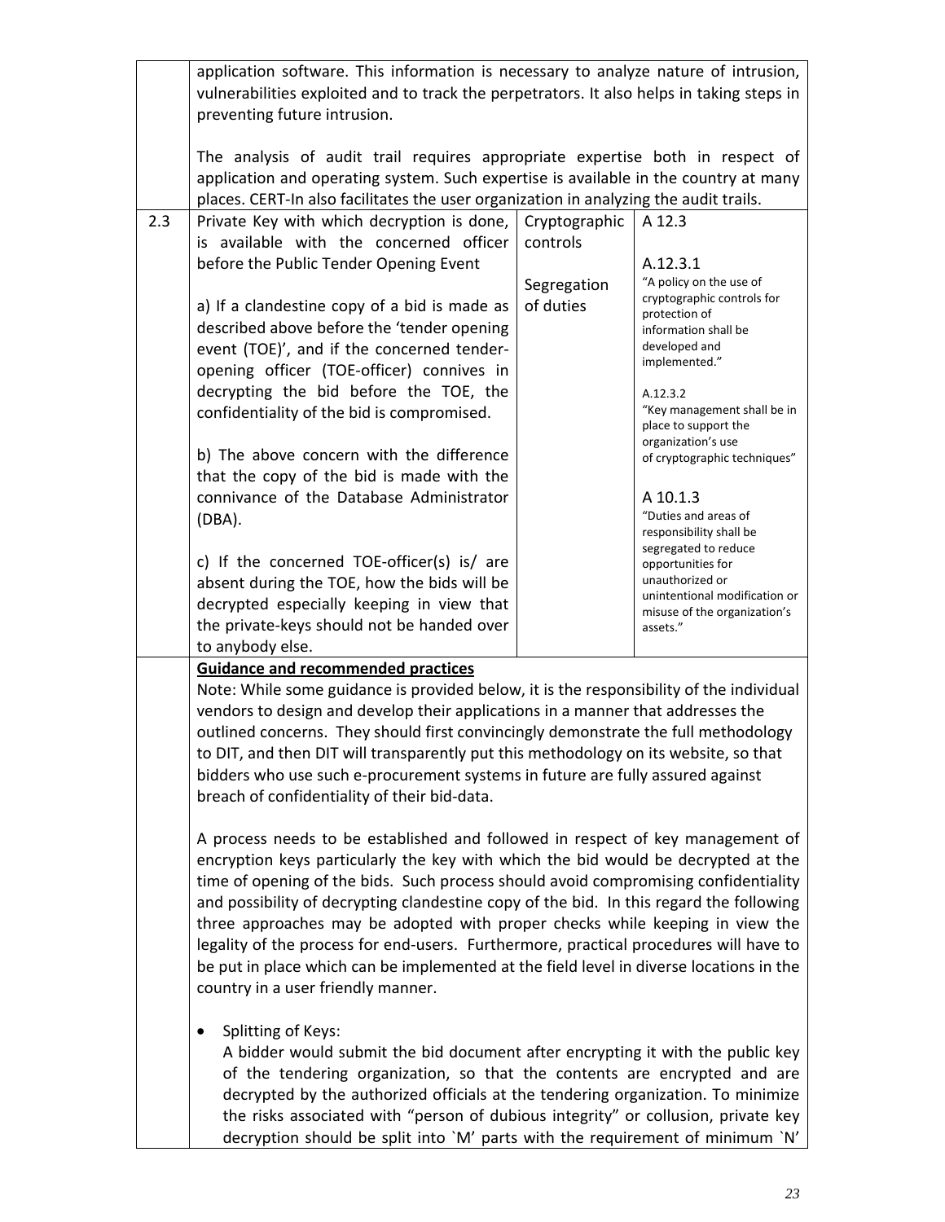| | | | |
|---|---|---|---|
| | application software. This information is necessary to analyze nature of intrusion, vulnerabilities exploited and to track the perpetrators. It also helps in taking steps in preventing future intrusion.<br><br>The analysis of audit trail requires appropriate expertise both in respect of application and operating system. Such expertise is available in the country at many places. CERT-In also facilitates the user organization in analyzing the audit trails. | | |
| 2.3 | Private Key with which decryption is done, is available with the concerned officer before the Public Tender Opening Event<br><br>a) If a clandestine copy of a bid is made as described above before the 'tender opening event (TOE)', and if the concerned tender-opening officer (TOE-officer) connives in decrypting the bid before the TOE, the confidentiality of the bid is compromised.<br><br>b) The above concern with the difference that the copy of the bid is made with the connivance of the Database Administrator (DBA).<br><br>c) If the concerned TOE-officer(s) is/ are absent during the TOE, how the bids will be decrypted especially keeping in view that the private-keys should not be handed over to anybody else. | Cryptographic controls<br><br>Segregation of duties | A 12.3<br><br>A.12.3.1<br>"A policy on the use of cryptographic controls for protection of information shall be developed and implemented."<br><br>A.12.3.2<br>"Key management shall be in place to support the organization's use of cryptographic techniques"<br><br>A 10.1.3<br>"Duties and areas of responsibility shall be segregated to reduce opportunities for unauthorized or unintentional modification or misuse of the organization's assets." |
| | **Guidance and recommended practices**<br>Note: While some guidance is provided below, it is the responsibility of the individual vendors to design and develop their applications in a manner that addresses the outlined concerns. They should first convincingly demonstrate the full methodology to DIT, and then DIT will transparently put this methodology on its website, so that bidders who use such e-procurement systems in future are fully assured against breach of confidentiality of their bid-data.<br><br>A process needs to be established and followed in respect of key management of encryption keys particularly the key with which the bid would be decrypted at the time of opening of the bids. Such process should avoid compromising confidentiality and possibility of decrypting clandestine copy of the bid. In this regard the following three approaches may be adopted with proper checks while keeping in view the legality of the process for end-users. Furthermore, practical procedures will have to be put in place which can be implemented at the field level in diverse locations in the country in a user friendly manner.<br><br>• Splitting of Keys:<br>A bidder would submit the bid document after encrypting it with the public key of the tendering organization, so that the contents are encrypted and are decrypted by the authorized officials at the tendering organization. To minimize the risks associated with "person of dubious integrity" or collusion, private key decryption should be split into `M' parts with the requirement of minimum `N' | | |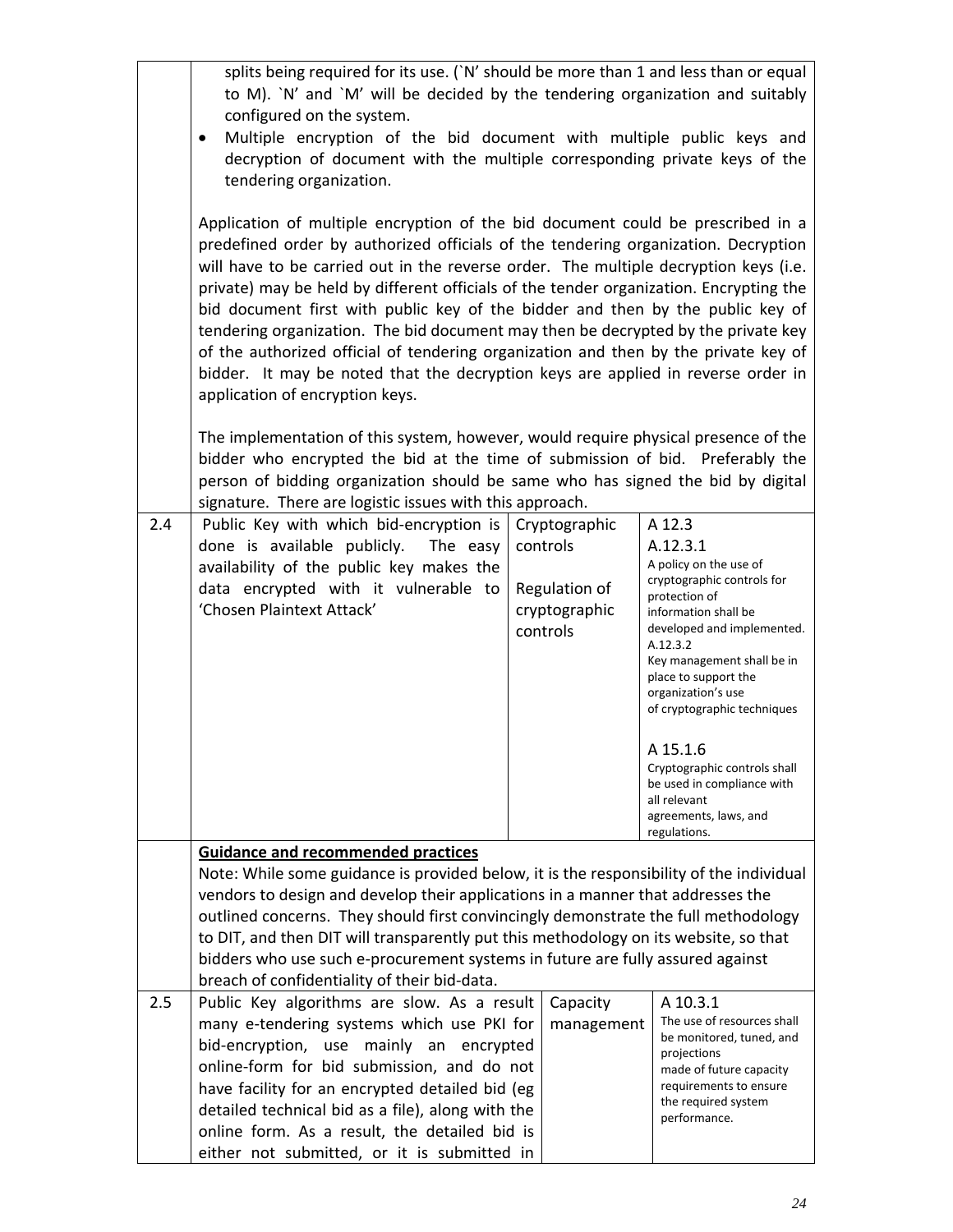| | | | |
|---|---|---|---|
| | splits being required for its use. (`N' should be more than 1 and less than or equal to M). `N' and `M' will be decided by the tendering organization and suitably configured on the system.<br>• Multiple encryption of the bid document with multiple public keys and decryption of document with the multiple corresponding private keys of the tendering organization.<br><br>Application of multiple encryption of the bid document could be prescribed in a predefined order by authorized officials of the tendering organization. Decryption will have to be carried out in the reverse order. The multiple decryption keys (i.e. private) may be held by different officials of the tender organization. Encrypting the bid document first with public key of the bidder and then by the public key of tendering organization. The bid document may then be decrypted by the private key of the authorized official of tendering organization and then by the private key of bidder. It may be noted that the decryption keys are applied in reverse order in application of encryption keys.<br><br>The implementation of this system, however, would require physical presence of the bidder who encrypted the bid at the time of submission of bid. Preferably the person of bidding organization should be same who has signed the bid by digital signature. There are logistic issues with this approach. | | |
| 2.4 | Public Key with which bid-encryption is done is available publicly. The easy availability of the public key makes the data encrypted with it vulnerable to 'Chosen Plaintext Attack' | Cryptographic controls<br><br>Regulation of cryptographic controls | A 12.3<br>A.12.3.1<br>A policy on the use of cryptographic controls for protection of information shall be developed and implemented.<br>A.12.3.2<br>Key management shall be in place to support the organization's use of cryptographic techniques<br><br>A 15.1.6<br>Cryptographic controls shall be used in compliance with all relevant agreements, laws, and regulations. |
| | **Guidance and recommended practices**<br>Note: While some guidance is provided below, it is the responsibility of the individual vendors to design and develop their applications in a manner that addresses the outlined concerns. They should first convincingly demonstrate the full methodology to DIT, and then DIT will transparently put this methodology on its website, so that bidders who use such e-procurement systems in future are fully assured against breach of confidentiality of their bid-data. | | |
| 2.5 | Public Key algorithms are slow. As a result many e-tendering systems which use PKI for bid-encryption, use mainly an encrypted online-form for bid submission, and do not have facility for an encrypted detailed bid (eg detailed technical bid as a file), along with the online form. As a result, the detailed bid is either not submitted, or it is submitted in | Capacity management | A 10.3.1<br>The use of resources shall be monitored, tuned, and projections made of future capacity requirements to ensure the required system performance. |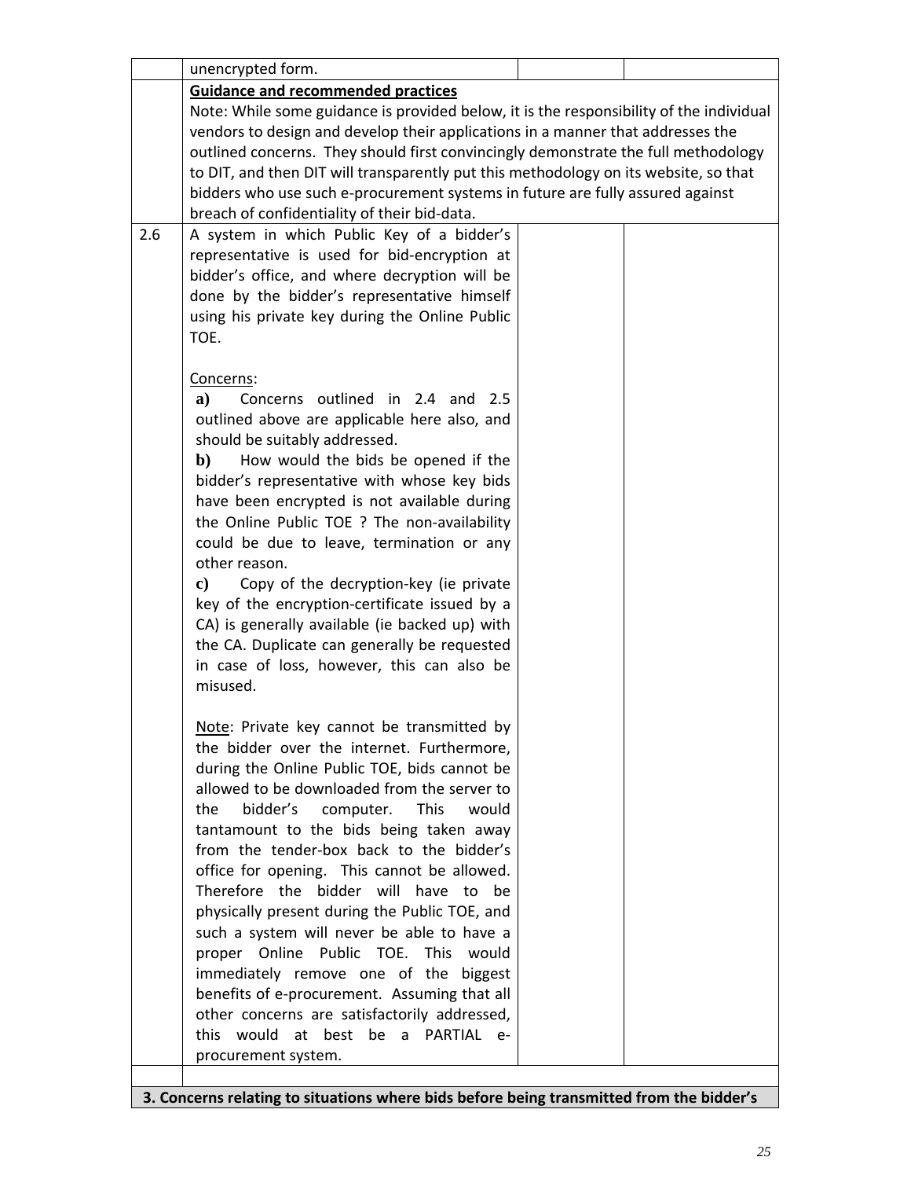| | | | |
|---|---|---|---|
| | unencrypted form. | | |
| | **Guidance and recommended practices**<br>Note: While some guidance is provided below, it is the responsibility of the individual vendors to design and develop their applications in a manner that addresses the outlined concerns. They should first convincingly demonstrate the full methodology to DIT, and then DIT will transparently put this methodology on its website, so that bidders who use such e-procurement systems in future are fully assured against breach of confidentiality of their bid-data. | | |
| 2.6 | A system in which Public Key of a bidder's representative is used for bid-encryption at bidder's office, and where decryption will be done by the bidder's representative himself using his private key during the Online Public TOE.<br><br>Concerns:<br>**a)** Concerns outlined in 2.4 and 2.5 outlined above are applicable here also, and should be suitably addressed.<br>**b)** How would the bids be opened if the bidder's representative with whose key bids have been encrypted is not available during the Online Public TOE ? The non-availability could be due to leave, termination or any other reason.<br>**c)** Copy of the decryption-key (ie private key of the encryption-certificate issued by a CA) is generally available (ie backed up) with the CA. Duplicate can generally be requested in case of loss, however, this can also be misused.<br><br>Note: Private key cannot be transmitted by the bidder over the internet. Furthermore, during the Online Public TOE, bids cannot be allowed to be downloaded from the server to the bidder's computer. This would tantamount to the bids being taken away from the tender-box back to the bidder's office for opening. This cannot be allowed. Therefore the bidder will have to be physically present during the Public TOE, and such a system will never be able to have a proper Online Public TOE. This would immediately remove one of the biggest benefits of e-procurement. Assuming that all other concerns are satisfactorily addressed, this would at best be a PARTIAL e-procurement system. | | |
| | | | |
| **3. Concerns relating to situations where bids before being transmitted from the bidder's** | | | |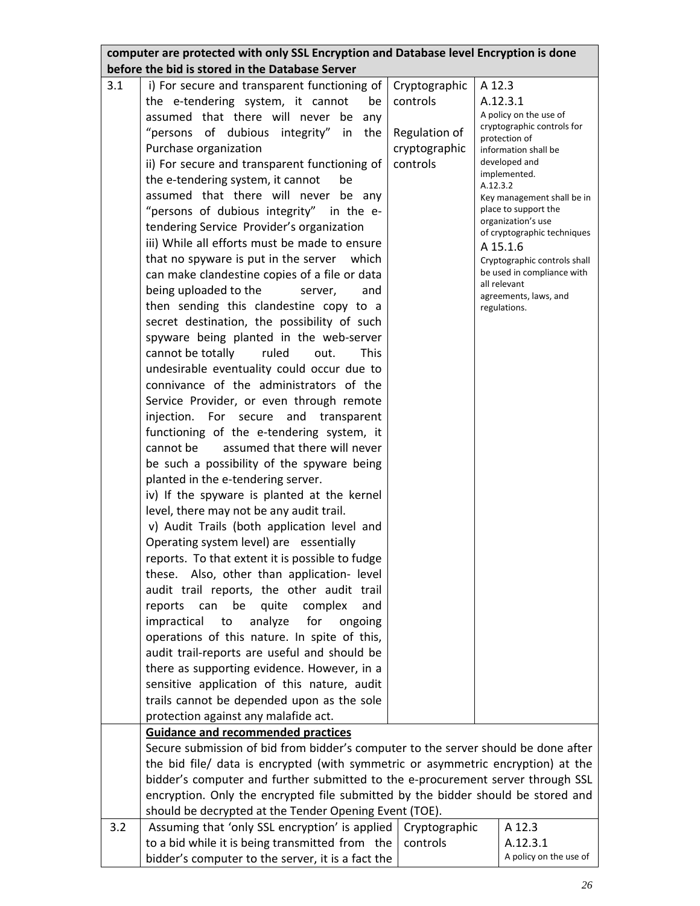| computer are protected with only SSL Encryption and Database level Encryption is done before the bid is stored in the Database Server | | | |
|---|---|---|---|
| 3.1 | i) For secure and transparent functioning of the e-tendering system, it cannot be assumed that there will never be any "persons of dubious integrity" in the Purchase organization<br>ii) For secure and transparent functioning of the e-tendering system, it cannot be assumed that there will never be any "persons of dubious integrity" in the e-tendering Service Provider's organization<br>iii) While all efforts must be made to ensure that no spyware is put in the server which can make clandestine copies of a file or data being uploaded to the server, and then sending this clandestine copy to a secret destination, the possibility of such spyware being planted in the web-server cannot be totally ruled out. This undesirable eventuality could occur due to connivance of the administrators of the Service Provider, or even through remote injection. For secure and transparent functioning of the e-tendering system, it cannot be assumed that there will never be such a possibility of the spyware being planted in the e-tendering server.<br>iv) If the spyware is planted at the kernel level, there may not be any audit trail.<br>v) Audit Trails (both application level and Operating system level) are essentially reports. To that extent it is possible to fudge these. Also, other than application- level audit trail reports, the other audit trail reports can be quite complex and impractical to analyze for ongoing operations of this nature. In spite of this, audit trail-reports are useful and should be there as supporting evidence. However, in a sensitive application of this nature, audit trails cannot be depended upon as the sole protection against any malafide act. | Cryptographic controls<br><br>Regulation of cryptographic controls | A 12.3<br>A.12.3.1<br>A policy on the use of cryptographic controls for protection of information shall be developed and implemented.<br>A.12.3.2<br>Key management shall be in place to support the organization's use of cryptographic techniques<br>A 15.1.6<br>Cryptographic controls shall be used in compliance with all relevant agreements, laws, and regulations. |
| | **Guidance and recommended practices**<br>Secure submission of bid from bidder's computer to the server should be done after the bid file/ data is encrypted (with symmetric or asymmetric encryption) at the bidder's computer and further submitted to the e-procurement server through SSL encryption. Only the encrypted file submitted by the bidder should be stored and should be decrypted at the Tender Opening Event (TOE). | | |
| 3.2 | Assuming that 'only SSL encryption' is applied to a bid while it is being transmitted from the bidder's computer to the server, it is a fact the | Cryptographic controls | A 12.3<br>A.12.3.1<br>A policy on the use of |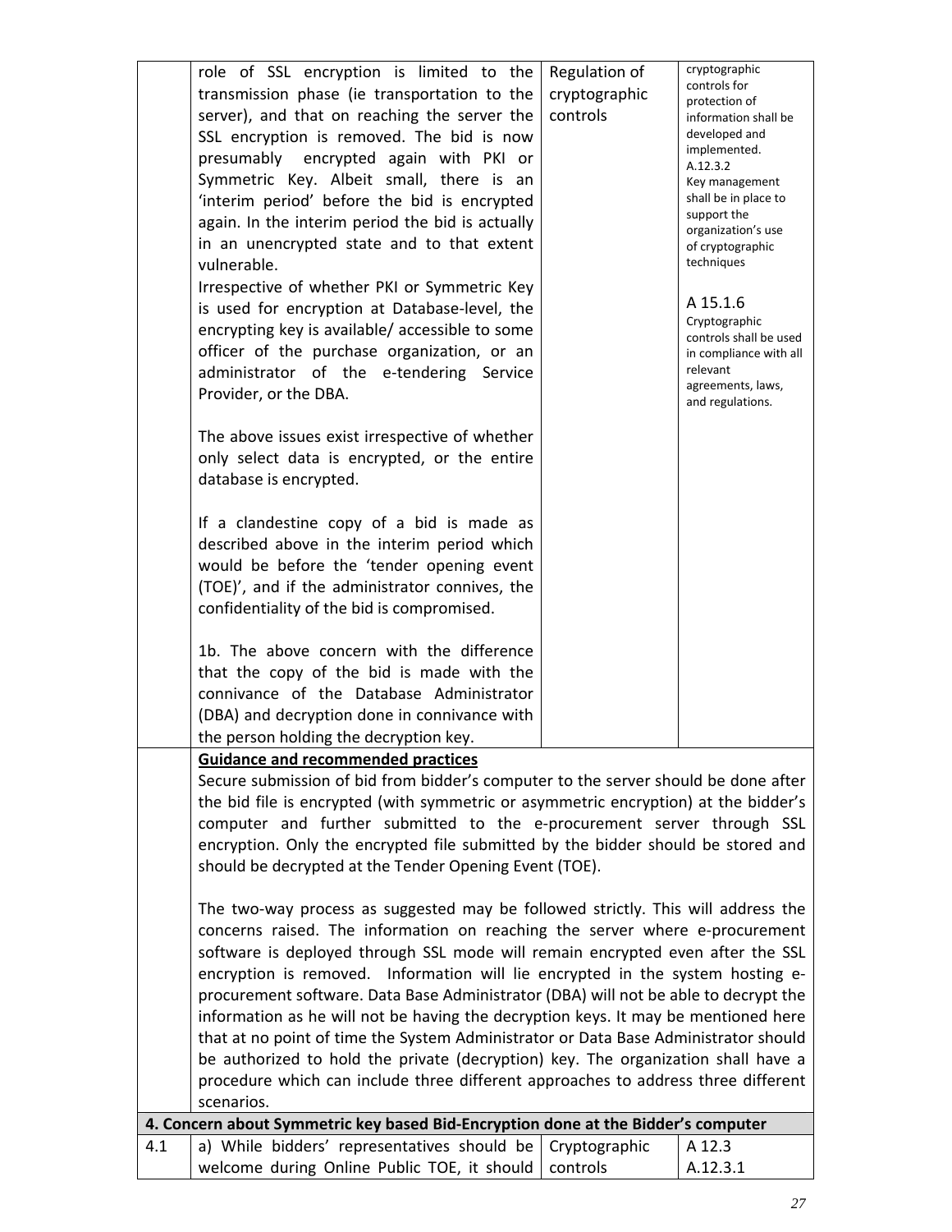| | | | |
|---|---|---|---|
| | role of SSL encryption is limited to the transmission phase (ie transportation to the server), and that on reaching the server the SSL encryption is removed. The bid is now presumably encrypted again with PKI or Symmetric Key. Albeit small, there is an 'interim period' before the bid is encrypted again. In the interim period the bid is actually in an unencrypted state and to that extent vulnerable.<br>Irrespective of whether PKI or Symmetric Key is used for encryption at Database-level, the encrypting key is available/ accessible to some officer of the purchase organization, or an administrator of the e-tendering Service Provider, or the DBA.<br><br>The above issues exist irrespective of whether only select data is encrypted, or the entire database is encrypted.<br><br>If a clandestine copy of a bid is made as described above in the interim period which would be before the 'tender opening event (TOE)', and if the administrator connives, the confidentiality of the bid is compromised.<br><br>1b. The above concern with the difference that the copy of the bid is made with the connivance of the Database Administrator (DBA) and decryption done in connivance with the person holding the decryption key. | Regulation of cryptographic controls | cryptographic controls for protection of information shall be developed and implemented.<br>A.12.3.2<br>Key management shall be in place to support the organization's use of cryptographic techniques<br><br>A 15.1.6<br>Cryptographic controls shall be used in compliance with all relevant agreements, laws, and regulations. |
| | **Guidance and recommended practices**<br>Secure submission of bid from bidder's computer to the server should be done after the bid file is encrypted (with symmetric or asymmetric encryption) at the bidder's computer and further submitted to the e-procurement server through SSL encryption. Only the encrypted file submitted by the bidder should be stored and should be decrypted at the Tender Opening Event (TOE).<br><br>The two-way process as suggested may be followed strictly. This will address the concerns raised. The information on reaching the server where e-procurement software is deployed through SSL mode will remain encrypted even after the SSL encryption is removed. Information will lie encrypted in the system hosting e-procurement software. Data Base Administrator (DBA) will not be able to decrypt the information as he will not be having the decryption keys. It may be mentioned here that at no point of time the System Administrator or Data Base Administrator should be authorized to hold the private (decryption) key. The organization shall have a procedure which can include three different approaches to address three different scenarios. | | |
| **4. Concern about Symmetric key based Bid-Encryption done at the Bidder's computer** | | | |
| 4.1 | a) While bidders' representatives should be welcome during Online Public TOE, it should | Cryptographic controls | A 12.3<br>A.12.3.1 |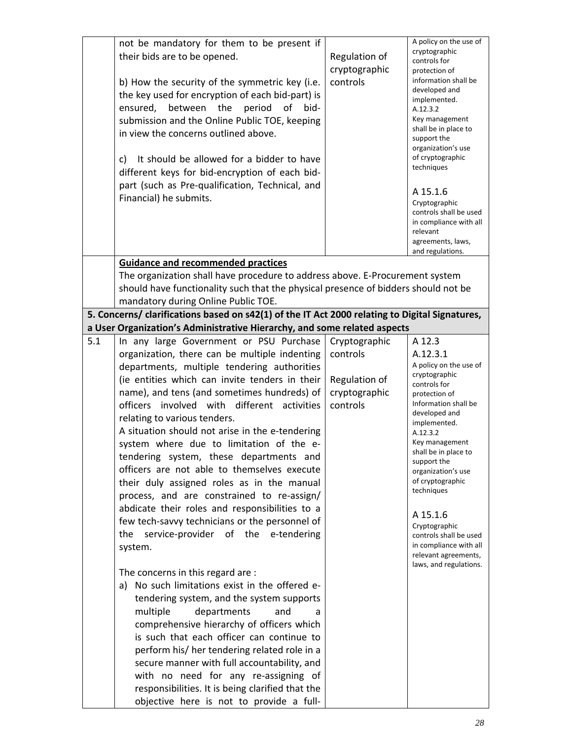| | | | |
|---|---|---|---|
| | not be mandatory for them to be present if their bids are to be opened.<br><br>b) How the security of the symmetric key (i.e. the key used for encryption of each bid-part) is ensured, between the period of bid-submission and the Online Public TOE, keeping in view the concerns outlined above.<br><br>c) It should be allowed for a bidder to have different keys for bid-encryption of each bid-part (such as Pre-qualification, Technical, and Financial) he submits. | Regulation of cryptographic controls | A policy on the use of cryptographic controls for protection of information shall be developed and implemented.<br>A.12.3.2<br>Key management shall be in place to support the organization's use of cryptographic techniques<br><br>A 15.1.6<br>Cryptographic controls shall be used in compliance with all relevant agreements, laws, and regulations. |
| | **Guidance and recommended practices**<br>The organization shall have procedure to address above. E-Procurement system should have functionality such that the physical presence of bidders should not be mandatory during Online Public TOE. | | |
| **5. Concerns/ clarifications based on s42(1) of the IT Act 2000 relating to Digital Signatures, a User Organization's Administrative Hierarchy, and some related aspects** | | | |
| 5.1 | In any large Government or PSU Purchase organization, there can be multiple indenting departments, multiple tendering authorities (ie entities which can invite tenders in their name), and tens (and sometimes hundreds) of officers involved with different activities relating to various tenders.<br>A situation should not arise in the e-tendering system where due to limitation of the e-tendering system, these departments and officers are not able to themselves execute their duly assigned roles as in the manual process, and are constrained to re-assign/ abdicate their roles and responsibilities to a few tech-savvy technicians or the personnel of the service-provider of the e-tendering system.<br><br>The concerns in this regard are :<br>a) No such limitations exist in the offered e-tendering system, and the system supports multiple departments and a comprehensive hierarchy of officers which is such that each officer can continue to perform his/ her tendering related role in a secure manner with full accountability, and with no need for any re-assigning of responsibilities. It is being clarified that the objective here is not to provide a full- | Cryptographic controls<br><br>Regulation of cryptographic controls | A 12.3<br>A.12.3.1<br>A policy on the use of cryptographic controls for protection of Information shall be developed and implemented.<br>A.12.3.2<br>Key management shall be in place to support the organization's use of cryptographic techniques<br><br>A 15.1.6<br>Cryptographic controls shall be used in compliance with all relevant agreements, laws, and regulations. |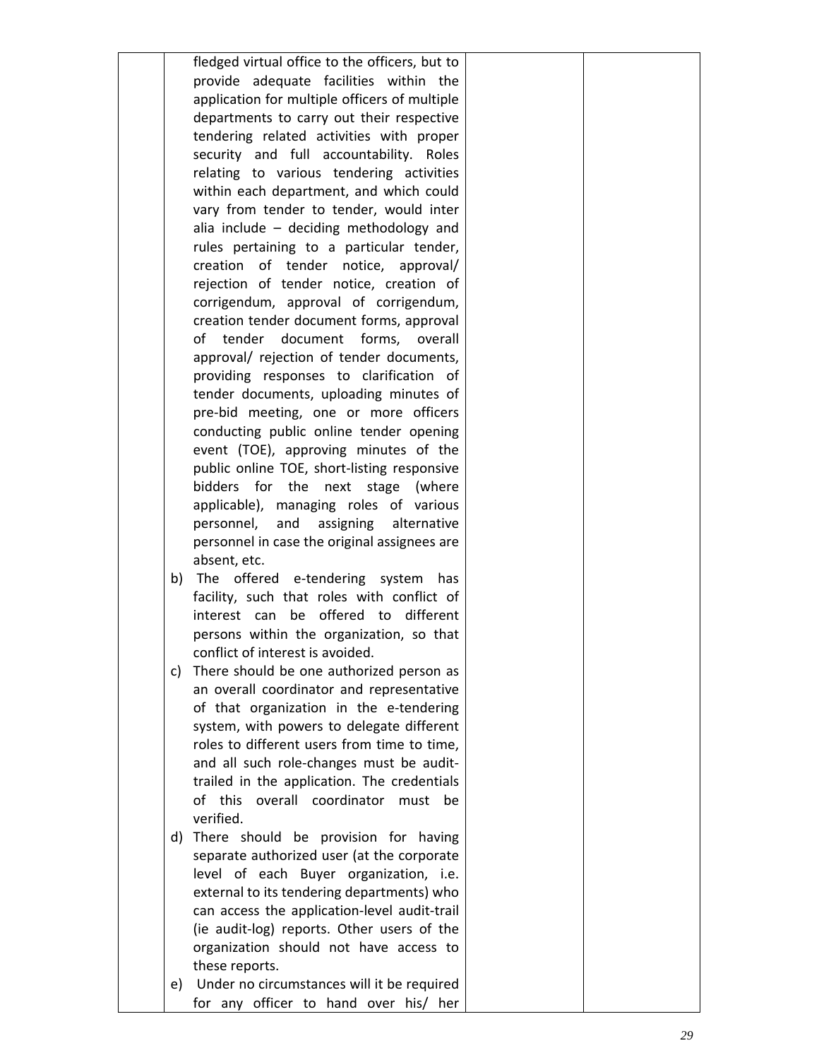| | | | |
|---|---|---|---|
| | fledged virtual office to the officers, but to provide adequate facilities within the application for multiple officers of multiple departments to carry out their respective tendering related activities with proper security and full accountability. Roles relating to various tendering activities within each department, and which could vary from tender to tender, would inter alia include – deciding methodology and rules pertaining to a particular tender, creation of tender notice, approval/ rejection of tender notice, creation of corrigendum, approval of corrigendum, creation tender document forms, approval of tender document forms, overall approval/ rejection of tender documents, providing responses to clarification of tender documents, uploading minutes of pre-bid meeting, one or more officers conducting public online tender opening event (TOE), approving minutes of the public online TOE, short-listing responsive bidders for the next stage (where applicable), managing roles of various personnel, and assigning alternative personnel in case the original assignees are absent, etc.<br>b) The offered e-tendering system has facility, such that roles with conflict of interest can be offered to different persons within the organization, so that conflict of interest is avoided.<br>c) There should be one authorized person as an overall coordinator and representative of that organization in the e-tendering system, with powers to delegate different roles to different users from time to time, and all such role-changes must be audit-trailed in the application. The credentials of this overall coordinator must be verified.<br>d) There should be provision for having separate authorized user (at the corporate level of each Buyer organization, i.e. external to its tendering departments) who can access the application-level audit-trail (ie audit-log) reports. Other users of the organization should not have access to these reports.<br>e) Under no circumstances will it be required for any officer to hand over his/ her | | |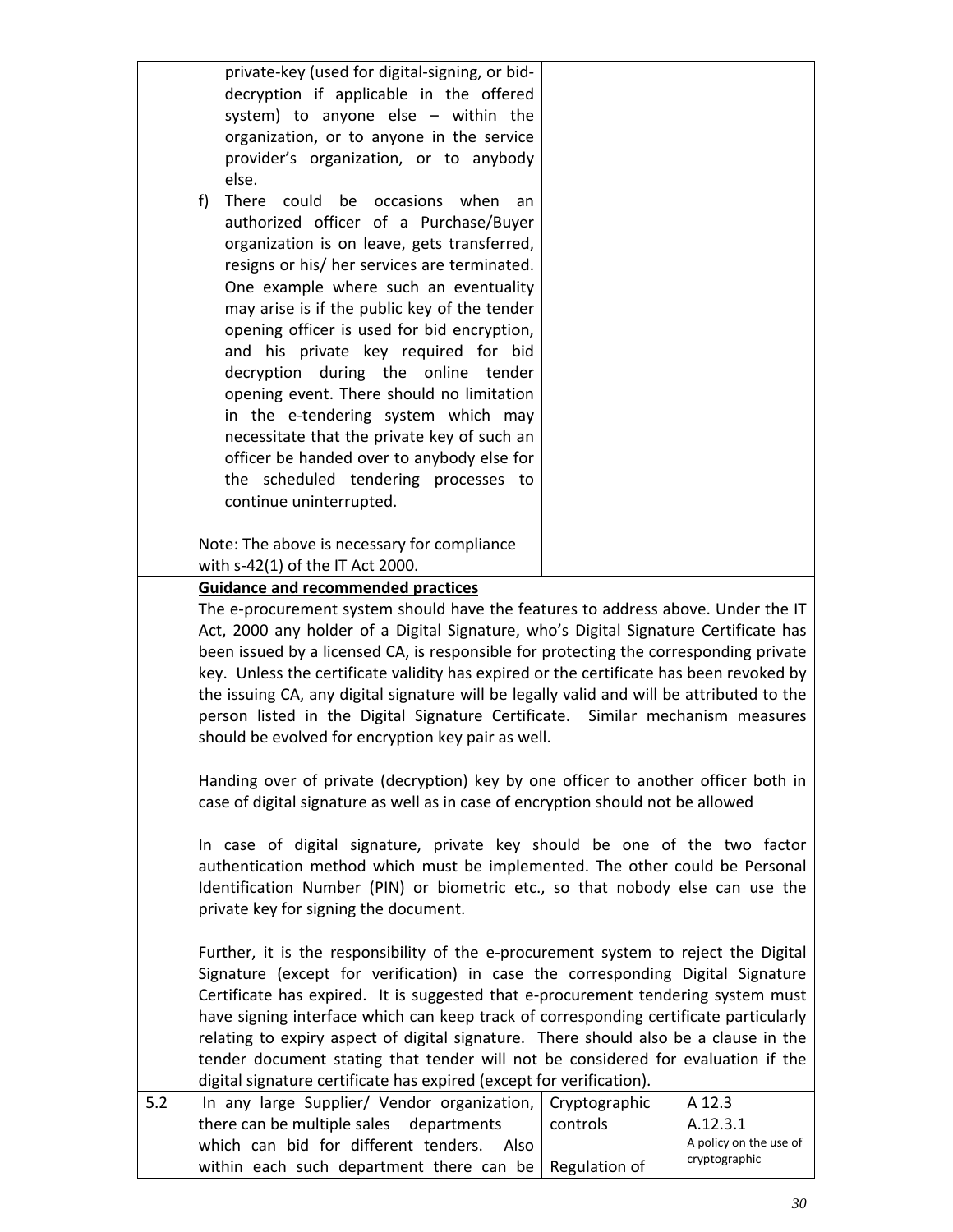| | | | |
|---|---|---|---|
| | private-key (used for digital-signing, or bid-decryption if applicable in the offered system) to anyone else – within the organization, or to anyone in the service provider's organization, or to anybody else.<br>f) There could be occasions when an authorized officer of a Purchase/Buyer organization is on leave, gets transferred, resigns or his/ her services are terminated. One example where such an eventuality may arise is if the public key of the tender opening officer is used for bid encryption, and his private key required for bid decryption during the online tender opening event. There should no limitation in the e-tendering system which may necessitate that the private key of such an officer be handed over to anybody else for the scheduled tendering processes to continue uninterrupted.<br><br>Note: The above is necessary for compliance with s-42(1) of the IT Act 2000. | | |
| | **Guidance and recommended practices**<br>The e-procurement system should have the features to address above. Under the IT Act, 2000 any holder of a Digital Signature, who's Digital Signature Certificate has been issued by a licensed CA, is responsible for protecting the corresponding private key. Unless the certificate validity has expired or the certificate has been revoked by the issuing CA, any digital signature will be legally valid and will be attributed to the person listed in the Digital Signature Certificate. Similar mechanism measures should be evolved for encryption key pair as well.<br><br>Handing over of private (decryption) key by one officer to another officer both in case of digital signature as well as in case of encryption should not be allowed<br><br>In case of digital signature, private key should be one of the two factor authentication method which must be implemented. The other could be Personal Identification Number (PIN) or biometric etc., so that nobody else can use the private key for signing the document.<br><br>Further, it is the responsibility of the e-procurement system to reject the Digital Signature (except for verification) in case the corresponding Digital Signature Certificate has expired. It is suggested that e-procurement tendering system must have signing interface which can keep track of corresponding certificate particularly relating to expiry aspect of digital signature. There should also be a clause in the tender document stating that tender will not be considered for evaluation if the digital signature certificate has expired (except for verification). | | |
| 5.2 | In any large Supplier/ Vendor organization, there can be multiple sales departments which can bid for different tenders. Also within each such department there can be | Cryptographic controls<br><br>Regulation of | A 12.3<br>A.12.3.1<br>A policy on the use of cryptographic |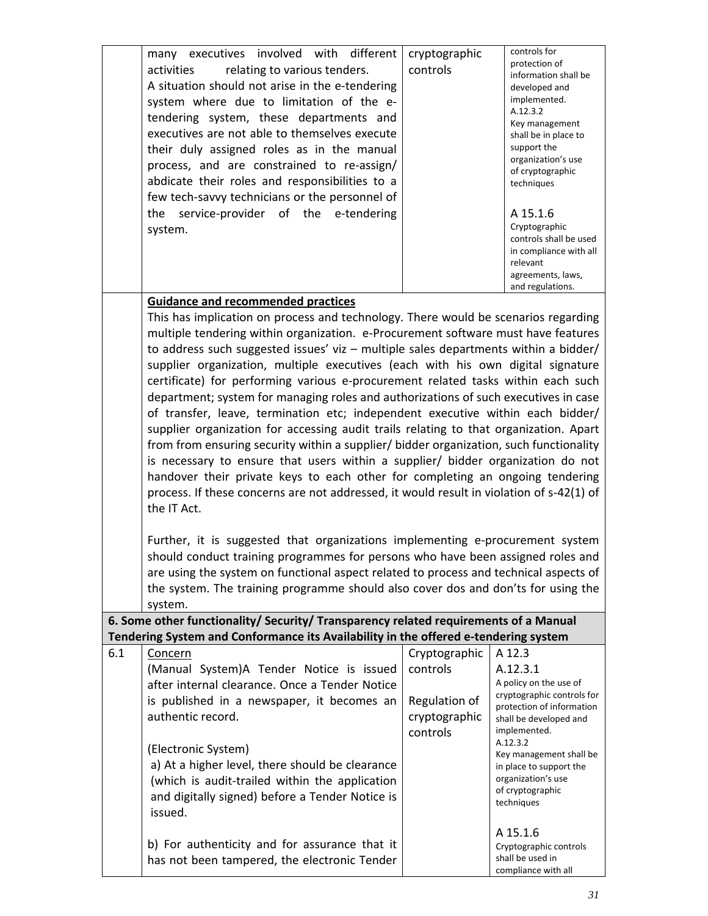| | | | |
|---|---|---|---|
| | many executives involved with different activities relating to various tenders.<br>A situation should not arise in the e-tendering system where due to limitation of the e-tendering system, these departments and executives are not able to themselves execute their duly assigned roles as in the manual process, and are constrained to re-assign/ abdicate their roles and responsibilities to a few tech-savvy technicians or the personnel of the service-provider of the e-tendering system. | cryptographic controls | controls for protection of information shall be developed and implemented.<br>A.12.3.2<br>Key management shall be in place to support the organization's use of cryptographic techniques<br><br>A 15.1.6<br>Cryptographic controls shall be used in compliance with all relevant agreements, laws, and regulations. |
| | **Guidance and recommended practices**<br>This has implication on process and technology. There would be scenarios regarding multiple tendering within organization. e-Procurement software must have features to address such suggested issues' viz – multiple sales departments within a bidder/ supplier organization, multiple executives (each with his own digital signature certificate) for performing various e-procurement related tasks within each such department; system for managing roles and authorizations of such executives in case of transfer, leave, termination etc; independent executive within each bidder/ supplier organization for accessing audit trails relating to that organization. Apart from from ensuring security within a supplier/ bidder organization, such functionality is necessary to ensure that users within a supplier/ bidder organization do not handover their private keys to each other for completing an ongoing tendering process. If these concerns are not addressed, it would result in violation of s-42(1) of the IT Act.<br><br>Further, it is suggested that organizations implementing e-procurement system should conduct training programmes for persons who have been assigned roles and are using the system on functional aspect related to process and technical aspects of the system. The training programme should also cover dos and don'ts for using the system. | | |
| **6. Some other functionality/ Security/ Transparency related requirements of a Manual Tendering System and Conformance its Availability in the offered e-tendering system** | | | |
| 6.1 | Concern<br>(Manual System)A Tender Notice is issued after internal clearance. Once a Tender Notice is published in a newspaper, it becomes an authentic record.<br><br>(Electronic System)<br>a) At a higher level, there should be clearance (which is audit-trailed within the application and digitally signed) before a Tender Notice is issued.<br><br>b) For authenticity and for assurance that it has not been tampered, the electronic Tender | Cryptographic controls<br><br>Regulation of cryptographic controls | A 12.3<br>A.12.3.1<br>A policy on the use of cryptographic controls for protection of information shall be developed and implemented.<br>A.12.3.2<br>Key management shall be in place to support the organization's use of cryptographic techniques<br><br>A 15.1.6<br>Cryptographic controls shall be used in compliance with all |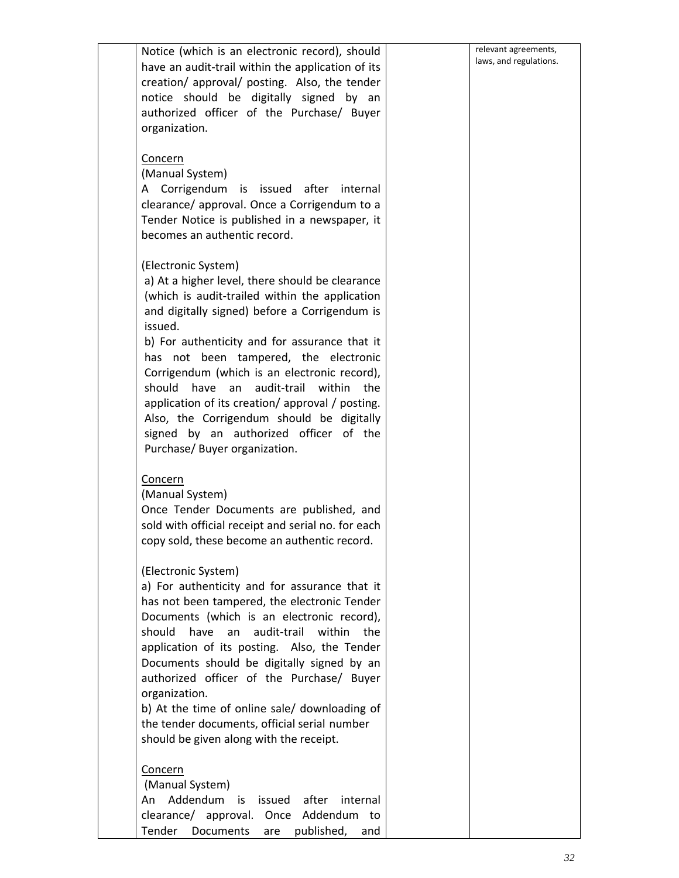| | | | |
|---|---|---|---|
| | Notice (which is an electronic record), should have an audit-trail within the application of its creation/ approval/ posting. Also, the tender notice should be digitally signed by an authorized officer of the Purchase/ Buyer organization.<br><br><u>Concern</u><br>(Manual System)<br>A Corrigendum is issued after internal clearance/ approval. Once a Corrigendum to a Tender Notice is published in a newspaper, it becomes an authentic record.<br><br>(Electronic System)<br>a) At a higher level, there should be clearance (which is audit-trailed within the application and digitally signed) before a Corrigendum is issued.<br>b) For authenticity and for assurance that it has not been tampered, the electronic Corrigendum (which is an electronic record), should have an audit-trail within the application of its creation/ approval / posting. Also, the Corrigendum should be digitally signed by an authorized officer of the Purchase/ Buyer organization.<br><br><u>Concern</u><br>(Manual System)<br>Once Tender Documents are published, and sold with official receipt and serial no. for each copy sold, these become an authentic record.<br><br>(Electronic System)<br>a) For authenticity and for assurance that it has not been tampered, the electronic Tender Documents (which is an electronic record), should have an audit-trail within the application of its posting. Also, the Tender Documents should be digitally signed by an authorized officer of the Purchase/ Buyer organization.<br>b) At the time of online sale/ downloading of the tender documents, official serial number should be given along with the receipt.<br><br><u>Concern</u><br>(Manual System)<br>An Addendum is issued after internal clearance/ approval. Once Addendum to Tender Documents are published, and | | relevant agreements, laws, and regulations. |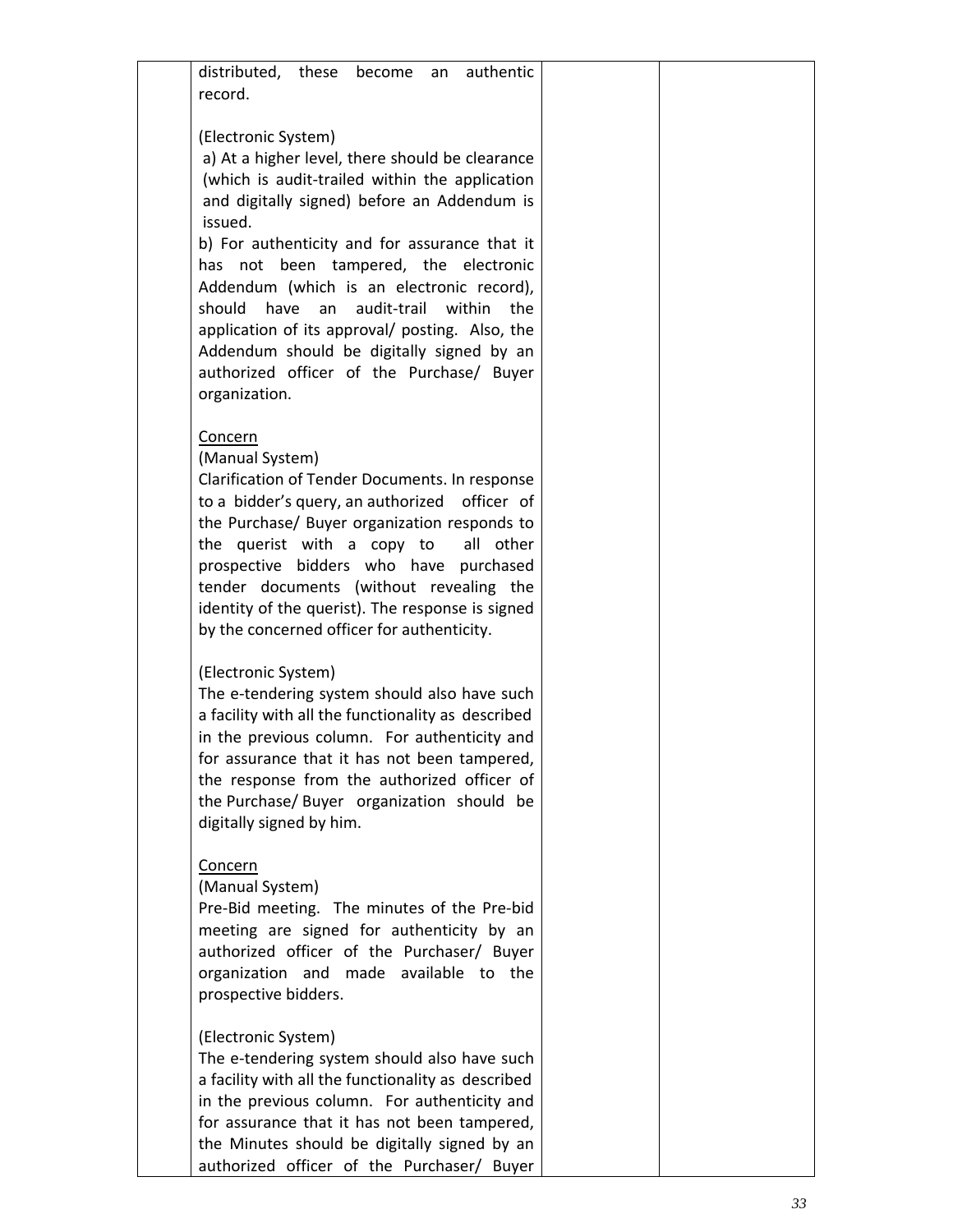| | | | |
|---|---|---|---|
| | distributed, these become an authentic record.<br><br>(Electronic System)<br>a) At a higher level, there should be clearance (which is audit-trailed within the application and digitally signed) before an Addendum is issued.<br>b) For authenticity and for assurance that it has not been tampered, the electronic Addendum (which is an electronic record), should have an audit-trail within the application of its approval/ posting. Also, the Addendum should be digitally signed by an authorized officer of the Purchase/ Buyer organization.<br><br><u>Concern</u><br>(Manual System)<br>Clarification of Tender Documents. In response to a bidder's query, an authorized officer of the Purchase/ Buyer organization responds to the querist with a copy to all other prospective bidders who have purchased tender documents (without revealing the identity of the querist). The response is signed by the concerned officer for authenticity.<br><br>(Electronic System)<br>The e-tendering system should also have such a facility with all the functionality as described in the previous column. For authenticity and for assurance that it has not been tampered, the response from the authorized officer of the Purchase/ Buyer organization should be digitally signed by him.<br><br><u>Concern</u><br>(Manual System)<br>Pre-Bid meeting. The minutes of the Pre-bid meeting are signed for authenticity by an authorized officer of the Purchaser/ Buyer organization and made available to the prospective bidders.<br><br>(Electronic System)<br>The e-tendering system should also have such a facility with all the functionality as described in the previous column. For authenticity and for assurance that it has not been tampered, the Minutes should be digitally signed by an authorized officer of the Purchaser/ Buyer | | |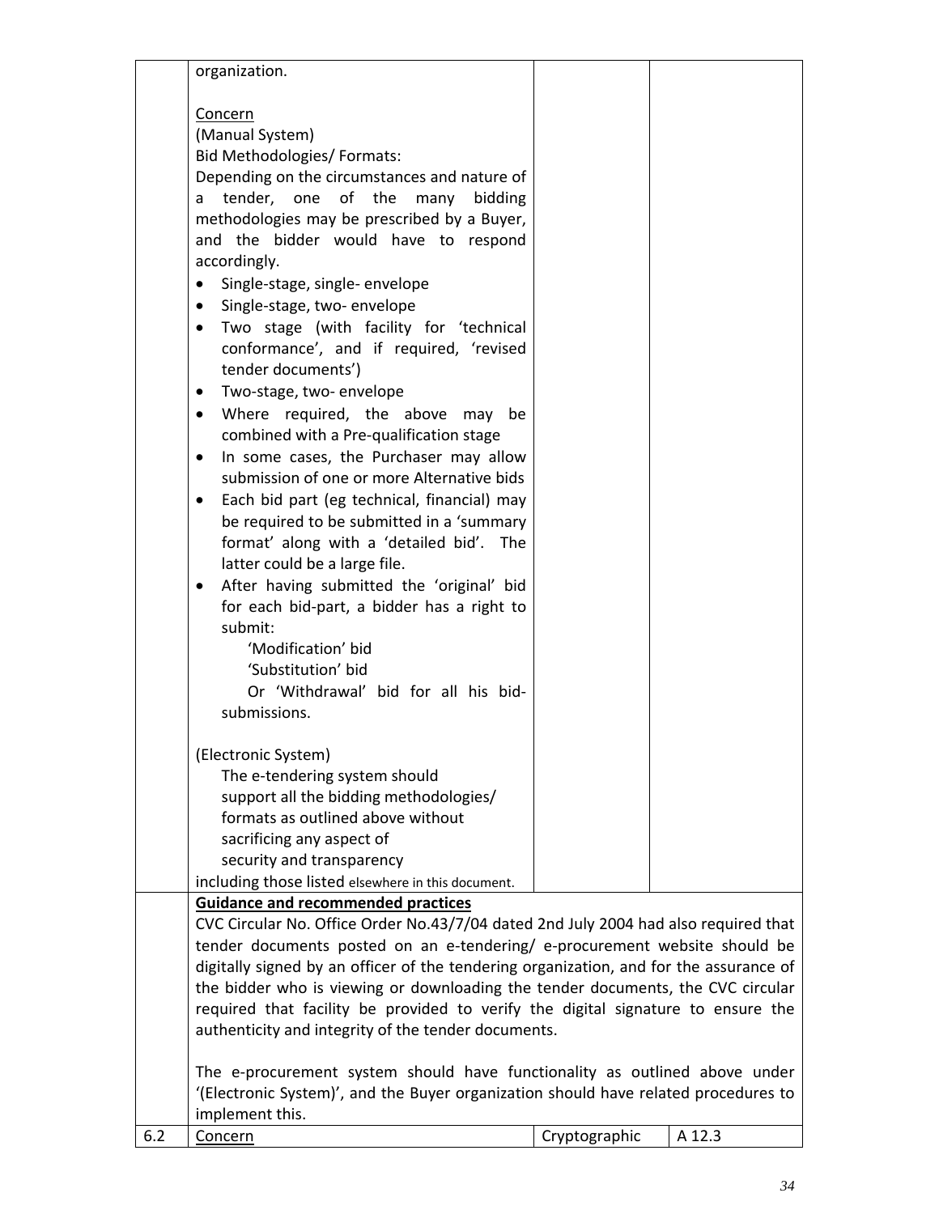| | | | |
|---|---|---|---|
| | organization.<br><br><u>Concern</u><br>(Manual System)<br>Bid Methodologies/ Formats:<br>Depending on the circumstances and nature of a tender, one of the many bidding methodologies may be prescribed by a Buyer, and the bidder would have to respond accordingly.<br>• Single-stage, single- envelope<br>• Single-stage, two- envelope<br>• Two stage (with facility for 'technical conformance', and if required, 'revised tender documents')<br>• Two-stage, two- envelope<br>• Where required, the above may be combined with a Pre-qualification stage<br>• In some cases, the Purchaser may allow submission of one or more Alternative bids<br>• Each bid part (eg technical, financial) may be required to be submitted in a 'summary format' along with a 'detailed bid'. The latter could be a large file.<br>• After having submitted the 'original' bid for each bid-part, a bidder has a right to submit:<br>'Modification' bid<br>'Substitution' bid<br>Or 'Withdrawal' bid for all his bid-submissions.<br><br>(Electronic System)<br>The e-tendering system should support all the bidding methodologies/ formats as outlined above without sacrificing any aspect of security and transparency including those listed elsewhere in this document. | | |
| | **<u>Guidance and recommended practices</u>**<br>CVC Circular No. Office Order No.43/7/04 dated 2nd July 2004 had also required that tender documents posted on an e-tendering/ e-procurement website should be digitally signed by an officer of the tendering organization, and for the assurance of the bidder who is viewing or downloading the tender documents, the CVC circular required that facility be provided to verify the digital signature to ensure the authenticity and integrity of the tender documents.<br><br>The e-procurement system should have functionality as outlined above under '(Electronic System)', and the Buyer organization should have related procedures to implement this. | | |
| 6.2 | <u>Concern</u> | Cryptographic | A 12.3 |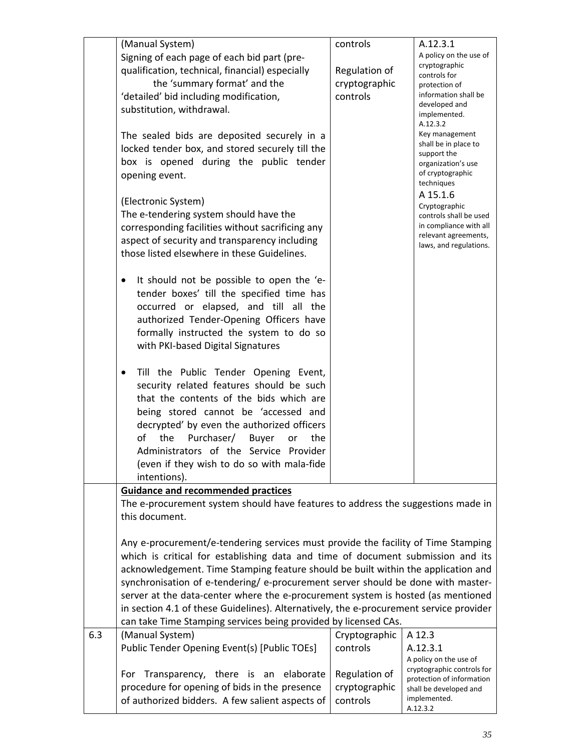| | | | |
|---|---|---|---|
| | (Manual System)<br>Signing of each page of each bid part (pre-qualification, technical, financial) especially the 'summary format' and the 'detailed' bid including modification, substitution, withdrawal.<br><br>The sealed bids are deposited securely in a locked tender box, and stored securely till the box is opened during the public tender opening event.<br><br>(Electronic System)<br>The e-tendering system should have the corresponding facilities without sacrificing any aspect of security and transparency including those listed elsewhere in these Guidelines.<br><br>• It should not be possible to open the 'e-tender boxes' till the specified time has occurred or elapsed, and till all the authorized Tender-Opening Officers have formally instructed the system to do so with PKI-based Digital Signatures<br><br>• Till the Public Tender Opening Event, security related features should be such that the contents of the bids which are being stored cannot be 'accessed and decrypted' by even the authorized officers of the Purchaser/ Buyer or the Administrators of the Service Provider (even if they wish to do so with mala-fide intentions). | controls<br><br>Regulation of cryptographic controls | A.12.3.1<br>A policy on the use of cryptographic controls for protection of information shall be developed and implemented.<br>A.12.3.2<br>Key management shall be in place to support the organization's use of cryptographic techniques<br>A 15.1.6<br>Cryptographic controls shall be used in compliance with all relevant agreements, laws, and regulations. |
| | **Guidance and recommended practices**<br>The e-procurement system should have features to address the suggestions made in this document.<br><br>Any e-procurement/e-tendering services must provide the facility of Time Stamping which is critical for establishing data and time of document submission and its acknowledgement. Time Stamping feature should be built within the application and synchronisation of e-tendering/ e-procurement server should be done with master-server at the data-center where the e-procurement system is hosted (as mentioned in section 4.1 of these Guidelines). Alternatively, the e-procurement service provider can take Time Stamping services being provided by licensed CAs. | | |
| 6.3 | (Manual System)<br>Public Tender Opening Event(s) [Public TOEs]<br><br>For Transparency, there is an elaborate procedure for opening of bids in the presence of authorized bidders. A few salient aspects of | Cryptographic controls<br><br>Regulation of cryptographic controls | A 12.3<br>A.12.3.1<br>A policy on the use of cryptographic controls for protection of information shall be developed and implemented.<br>A.12.3.2 |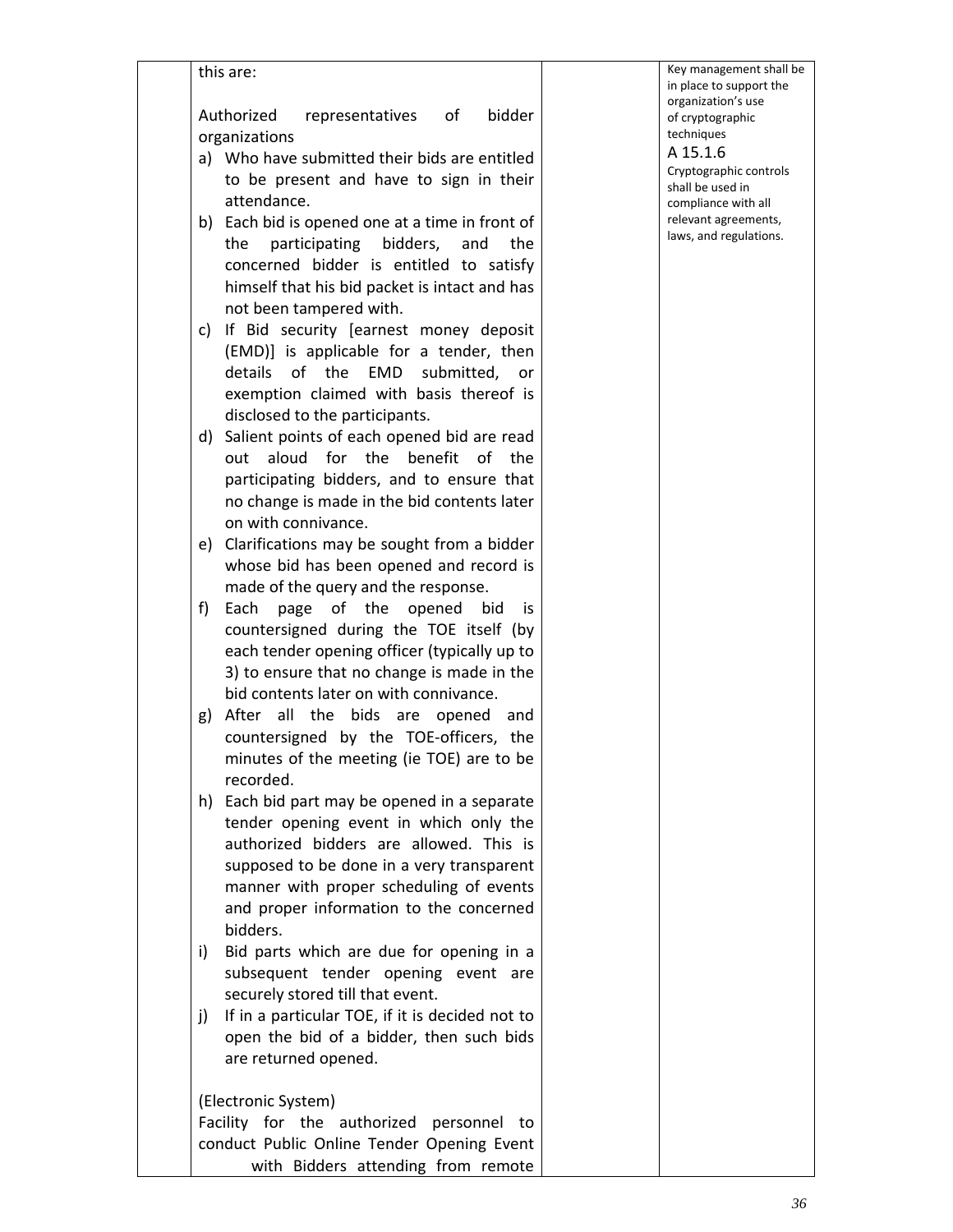| | | | |
|---|---|---|---|
| | this are:<br><br>Authorized representatives of bidder organizations<br>a) Who have submitted their bids are entitled to be present and have to sign in their attendance.<br>b) Each bid is opened one at a time in front of the participating bidders, and the concerned bidder is entitled to satisfy himself that his bid packet is intact and has not been tampered with.<br>c) If Bid security [earnest money deposit (EMD)] is applicable for a tender, then details of the EMD submitted, or exemption claimed with basis thereof is disclosed to the participants.<br>d) Salient points of each opened bid are read out aloud for the benefit of the participating bidders, and to ensure that no change is made in the bid contents later on with connivance.<br>e) Clarifications may be sought from a bidder whose bid has been opened and record is made of the query and the response.<br>f) Each page of the opened bid is countersigned during the TOE itself (by each tender opening officer (typically up to 3) to ensure that no change is made in the bid contents later on with connivance.<br>g) After all the bids are opened and countersigned by the TOE-officers, the minutes of the meeting (ie TOE) are to be recorded.<br>h) Each bid part may be opened in a separate tender opening event in which only the authorized bidders are allowed. This is supposed to be done in a very transparent manner with proper scheduling of events and proper information to the concerned bidders.<br>i) Bid parts which are due for opening in a subsequent tender opening event are securely stored till that event.<br>j) If in a particular TOE, if it is decided not to open the bid of a bidder, then such bids are returned opened.<br><br>(Electronic System)<br>Facility for the authorized personnel to conduct Public Online Tender Opening Event with Bidders attending from remote | | Key management shall be in place to support the organization's use of cryptographic techniques<br>A 15.1.6<br>Cryptographic controls shall be used in compliance with all relevant agreements, laws, and regulations. |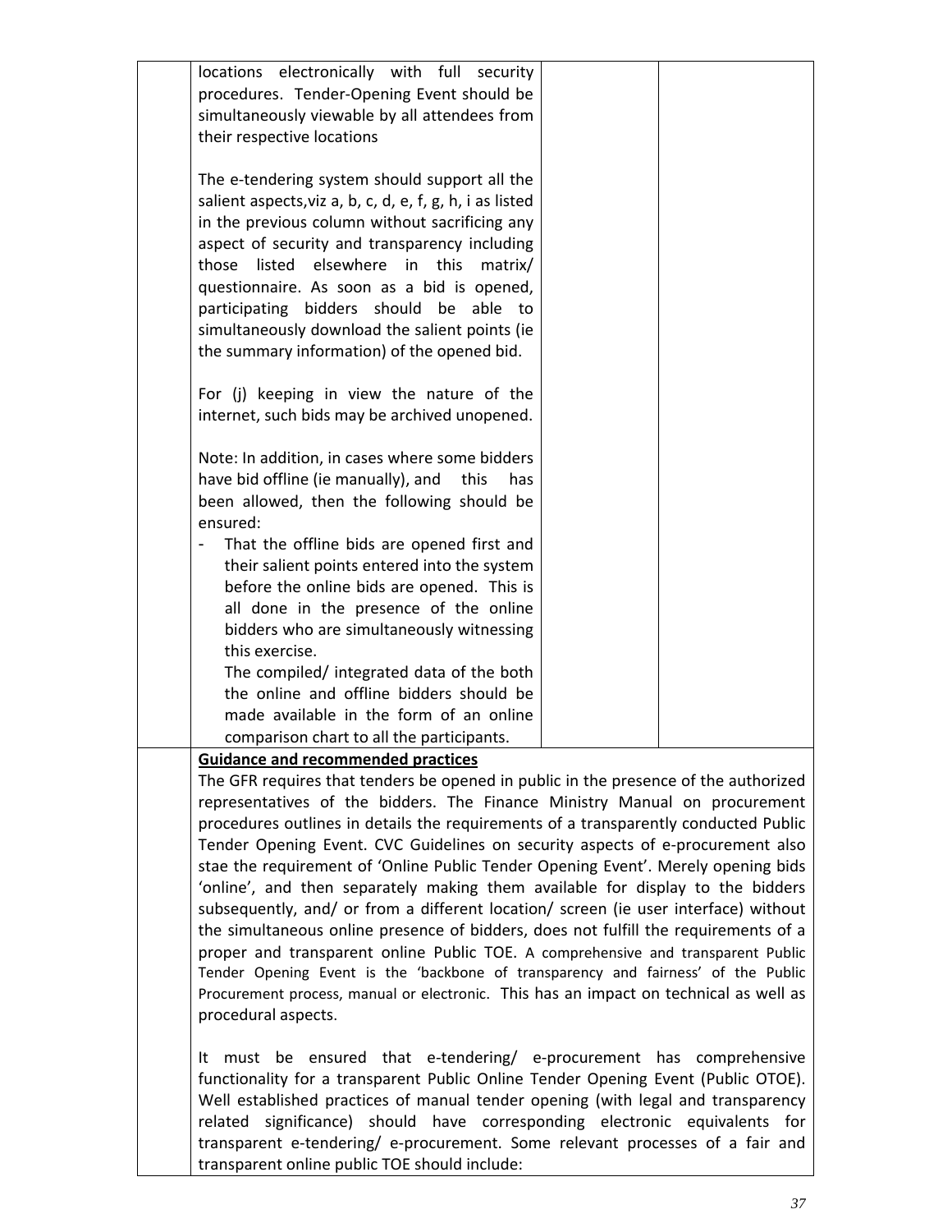| | | | |
|---|---|---|---|
| | locations electronically with full security procedures. Tender-Opening Event should be simultaneously viewable by all attendees from their respective locations<br><br>The e-tendering system should support all the salient aspects,viz a, b, c, d, e, f, g, h, i as listed in the previous column without sacrificing any aspect of security and transparency including those listed elsewhere in this matrix/ questionnaire. As soon as a bid is opened, participating bidders should be able to simultaneously download the salient points (ie the summary information) of the opened bid.<br><br>For (j) keeping in view the nature of the internet, such bids may be archived unopened.<br><br>Note: In addition, in cases where some bidders have bid offline (ie manually), and this has been allowed, then the following should be ensured:<br>- That the offline bids are opened first and their salient points entered into the system before the online bids are opened. This is all done in the presence of the online bidders who are simultaneously witnessing this exercise.<br>The compiled/ integrated data of the both the online and offline bidders should be made available in the form of an online comparison chart to all the participants. | | |

**Guidance and recommended practices**

The GFR requires that tenders be opened in public in the presence of the authorized representatives of the bidders. The Finance Ministry Manual on procurement procedures outlines in details the requirements of a transparently conducted Public Tender Opening Event. CVC Guidelines on security aspects of e-procurement also stae the requirement of 'Online Public Tender Opening Event'. Merely opening bids 'online', and then separately making them available for display to the bidders subsequently, and/ or from a different location/ screen (ie user interface) without the simultaneous online presence of bidders, does not fulfill the requirements of a proper and transparent online Public TOE. A comprehensive and transparent Public Tender Opening Event is the 'backbone of transparency and fairness' of the Public Procurement process, manual or electronic. This has an impact on technical as well as procedural aspects.

It must be ensured that e-tendering/ e-procurement has comprehensive functionality for a transparent Public Online Tender Opening Event (Public OTOE). Well established practices of manual tender opening (with legal and transparency related significance) should have corresponding electronic equivalents for transparent e-tendering/ e-procurement. Some relevant processes of a fair and transparent online public TOE should include: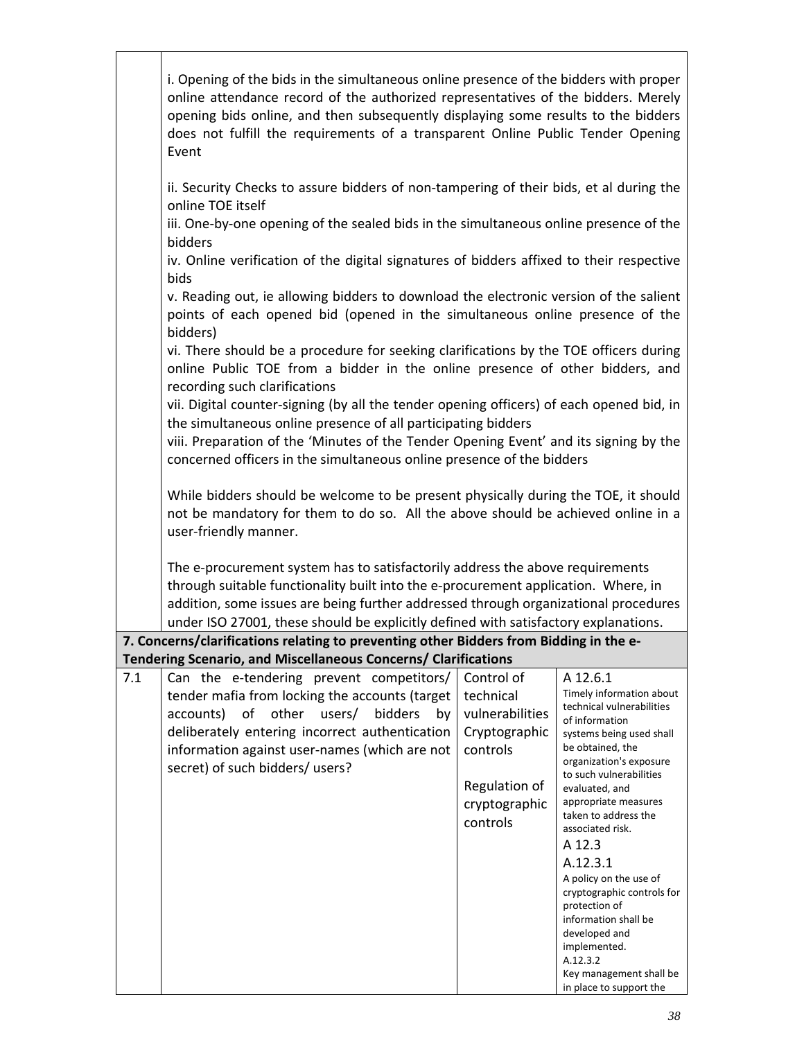| | | | |
|---|---|---|---|
| | i. Opening of the bids in the simultaneous online presence of the bidders with proper online attendance record of the authorized representatives of the bidders. Merely opening bids online, and then subsequently displaying some results to the bidders does not fulfill the requirements of a transparent Online Public Tender Opening Event<br><br>ii. Security Checks to assure bidders of non-tampering of their bids, et al during the online TOE itself<br>iii. One-by-one opening of the sealed bids in the simultaneous online presence of the bidders<br>iv. Online verification of the digital signatures of bidders affixed to their respective bids<br>v. Reading out, ie allowing bidders to download the electronic version of the salient points of each opened bid (opened in the simultaneous online presence of the bidders)<br>vi. There should be a procedure for seeking clarifications by the TOE officers during online Public TOE from a bidder in the online presence of other bidders, and recording such clarifications<br>vii. Digital counter-signing (by all the tender opening officers) of each opened bid, in the simultaneous online presence of all participating bidders<br>viii. Preparation of the 'Minutes of the Tender Opening Event' and its signing by the concerned officers in the simultaneous online presence of the bidders<br><br>While bidders should be welcome to be present physically during the TOE, it should not be mandatory for them to do so. All the above should be achieved online in a user-friendly manner.<br><br>The e-procurement system has to satisfactorily address the above requirements through suitable functionality built into the e-procurement application. Where, in addition, some issues are being further addressed through organizational procedures under ISO 27001, these should be explicitly defined with satisfactory explanations. | | |
| **7. Concerns/clarifications relating to preventing other Bidders from Bidding in the e-Tendering Scenario, and Miscellaneous Concerns/ Clarifications** | | | |
| 7.1 | Can the e-tendering prevent competitors/ tender mafia from locking the accounts (target accounts) of other users/ bidders by deliberately entering incorrect authentication information against user-names (which are not secret) of such bidders/ users? | Control of technical vulnerabilities<br>Cryptographic controls<br><br>Regulation of cryptographic controls | A 12.6.1<br>Timely information about technical vulnerabilities of information systems being used shall be obtained, the organization's exposure to such vulnerabilities evaluated, and appropriate measures taken to address the associated risk.<br>A 12.3<br>A.12.3.1<br>A policy on the use of cryptographic controls for protection of information shall be developed and implemented.<br>A.12.3.2<br>Key management shall be in place to support the |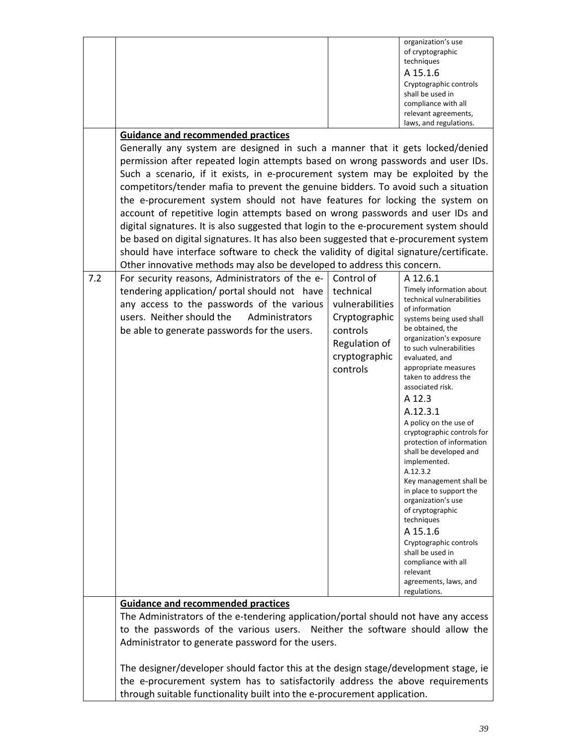| | | | |
|---|---|---|---|
| | | | organization's use of cryptographic techniques<br>A 15.1.6<br>Cryptographic controls shall be used in compliance with all relevant agreements, laws, and regulations. |
| | **Guidance and recommended practices**<br>Generally any system are designed in such a manner that it gets locked/denied permission after repeated login attempts based on wrong passwords and user IDs. Such a scenario, if it exists, in e-procurement system may be exploited by the competitors/tender mafia to prevent the genuine bidders. To avoid such a situation the e-procurement system should not have features for locking the system on account of repetitive login attempts based on wrong passwords and user IDs and digital signatures. It is also suggested that login to the e-procurement system should be based on digital signatures. It has also been suggested that e-procurement system should have interface software to check the validity of digital signature/certificate. Other innovative methods may also be developed to address this concern. | | |
| 7.2 | For security reasons, Administrators of the e-tendering application/ portal should not have any access to the passwords of the various users. Neither should the Administrators be able to generate passwords for the users. | Control of technical vulnerabilities<br>Cryptographic controls<br>Regulation of cryptographic controls | A 12.6.1<br>Timely information about technical vulnerabilities of information systems being used shall be obtained, the organization's exposure to such vulnerabilities evaluated, and appropriate measures taken to address the associated risk.<br>A 12.3<br>A.12.3.1<br>A policy on the use of cryptographic controls for protection of information shall be developed and implemented.<br>A.12.3.2<br>Key management shall be in place to support the organization's use of cryptographic techniques<br>A 15.1.6<br>Cryptographic controls shall be used in compliance with all relevant agreements, laws, and regulations. |
| | **Guidance and recommended practices**<br>The Administrators of the e-tendering application/portal should not have any access to the passwords of the various users. Neither the software should allow the Administrator to generate password for the users.<br><br>The designer/developer should factor this at the design stage/development stage, ie the e-procurement system has to satisfactorily address the above requirements through suitable functionality built into the e-procurement application. | | |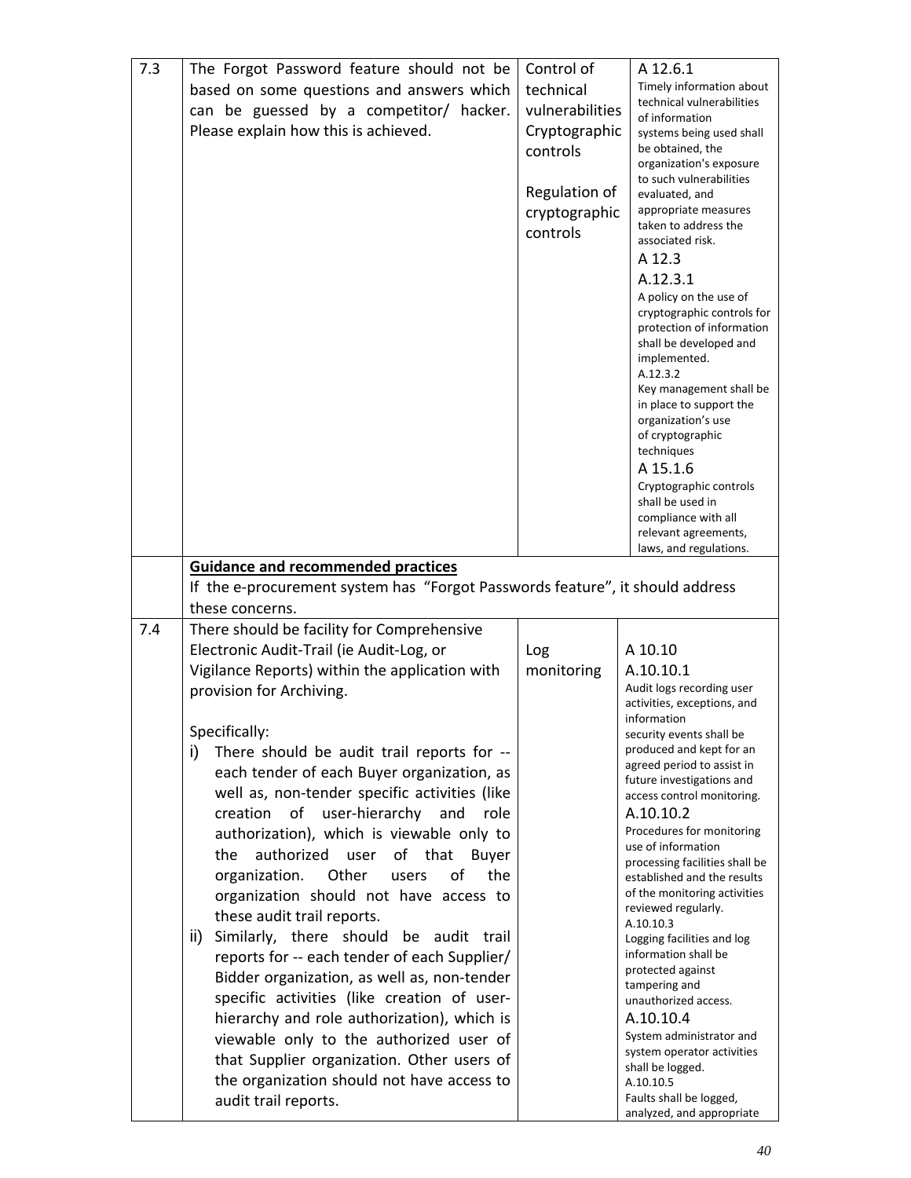| | | | |
|---|---|---|---|
| 7.3 | The Forgot Password feature should not be based on some questions and answers which can be guessed by a competitor/ hacker. Please explain how this is achieved. | Control of technical vulnerabilities<br>Cryptographic controls<br><br>Regulation of cryptographic controls | A 12.6.1<br>Timely information about technical vulnerabilities of information systems being used shall be obtained, the organization's exposure to such vulnerabilities evaluated, and appropriate measures taken to address the associated risk.<br>A 12.3<br>A.12.3.1<br>A policy on the use of cryptographic controls for protection of information shall be developed and implemented.<br>A.12.3.2<br>Key management shall be in place to support the organization's use of cryptographic techniques<br>A 15.1.6<br>Cryptographic controls shall be used in compliance with all relevant agreements, laws, and regulations. |
| | **Guidance and recommended practices**<br>If the e-procurement system has "Forgot Passwords feature", it should address these concerns. | | |
| 7.4 | There should be facility for Comprehensive Electronic Audit-Trail (ie Audit-Log, or Vigilance Reports) within the application with provision for Archiving.<br><br>Specifically:<br>i) There should be audit trail reports for -- each tender of each Buyer organization, as well as, non-tender specific activities (like creation of user-hierarchy and role authorization), which is viewable only to the authorized user of that Buyer organization. Other users of the organization should not have access to these audit trail reports.<br>ii) Similarly, there should be audit trail reports for -- each tender of each Supplier/ Bidder organization, as well as, non-tender specific activities (like creation of user-hierarchy and role authorization), which is viewable only to the authorized user of that Supplier organization. Other users of the organization should not have access to audit trail reports. | Log monitoring | A 10.10<br>A.10.10.1<br>Audit logs recording user activities, exceptions, and information security events shall be produced and kept for an agreed period to assist in future investigations and access control monitoring.<br>A.10.10.2<br>Procedures for monitoring use of information processing facilities shall be established and the results of the monitoring activities reviewed regularly.<br>A.10.10.3<br>Logging facilities and log information shall be protected against tampering and unauthorized access.<br>A.10.10.4<br>System administrator and system operator activities shall be logged.<br>A.10.10.5<br>Faults shall be logged, analyzed, and appropriate |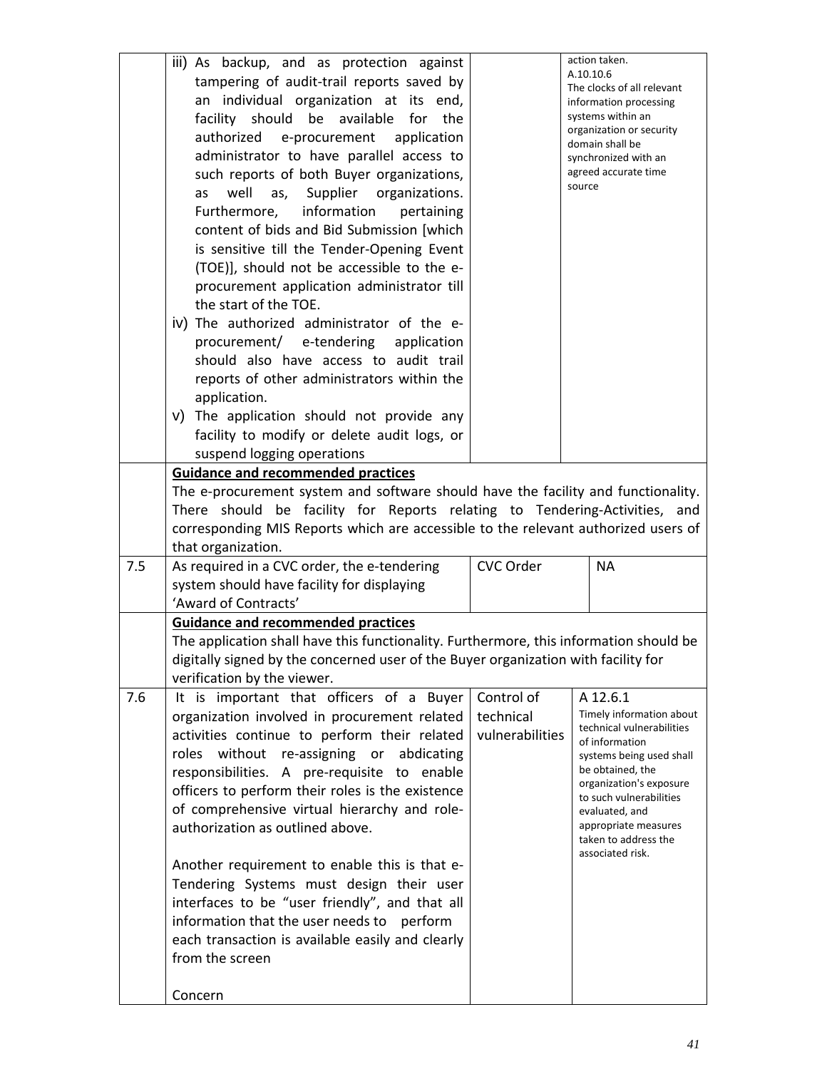| | | | |
|---|---|---|---|
| | iii) As backup, and as protection against tampering of audit-trail reports saved by an individual organization at its end, facility should be available for the authorized e-procurement application administrator to have parallel access to such reports of both Buyer organizations, as well as, Supplier organizations. Furthermore, information pertaining content of bids and Bid Submission [which is sensitive till the Tender-Opening Event (TOE)], should not be accessible to the e-procurement application administrator till the start of the TOE.<br>iv) The authorized administrator of the e-procurement/ e-tendering application should also have access to audit trail reports of other administrators within the application.<br>v) The application should not provide any facility to modify or delete audit logs, or suspend logging operations | | action taken.<br>A.10.10.6<br>The clocks of all relevant information processing systems within an organization or security domain shall be synchronized with an agreed accurate time source |
| | **Guidance and recommended practices**<br>The e-procurement system and software should have the facility and functionality. There should be facility for Reports relating to Tendering-Activities, and corresponding MIS Reports which are accessible to the relevant authorized users of that organization. | | |
| 7.5 | As required in a CVC order, the e-tendering system should have facility for displaying 'Award of Contracts' | CVC Order | NA |
| | **Guidance and recommended practices**<br>The application shall have this functionality. Furthermore, this information should be digitally signed by the concerned user of the Buyer organization with facility for verification by the viewer. | | |
| 7.6 | It is important that officers of a Buyer organization involved in procurement related activities continue to perform their related roles without re-assigning or abdicating responsibilities. A pre-requisite to enable officers to perform their roles is the existence of comprehensive virtual hierarchy and role-authorization as outlined above.<br><br>Another requirement to enable this is that e-Tendering Systems must design their user interfaces to be "user friendly", and that all information that the user needs to perform each transaction is available easily and clearly from the screen<br><br>Concern | Control of technical vulnerabilities | A 12.6.1<br>Timely information about technical vulnerabilities of information systems being used shall be obtained, the organization's exposure to such vulnerabilities evaluated, and appropriate measures taken to address the associated risk. |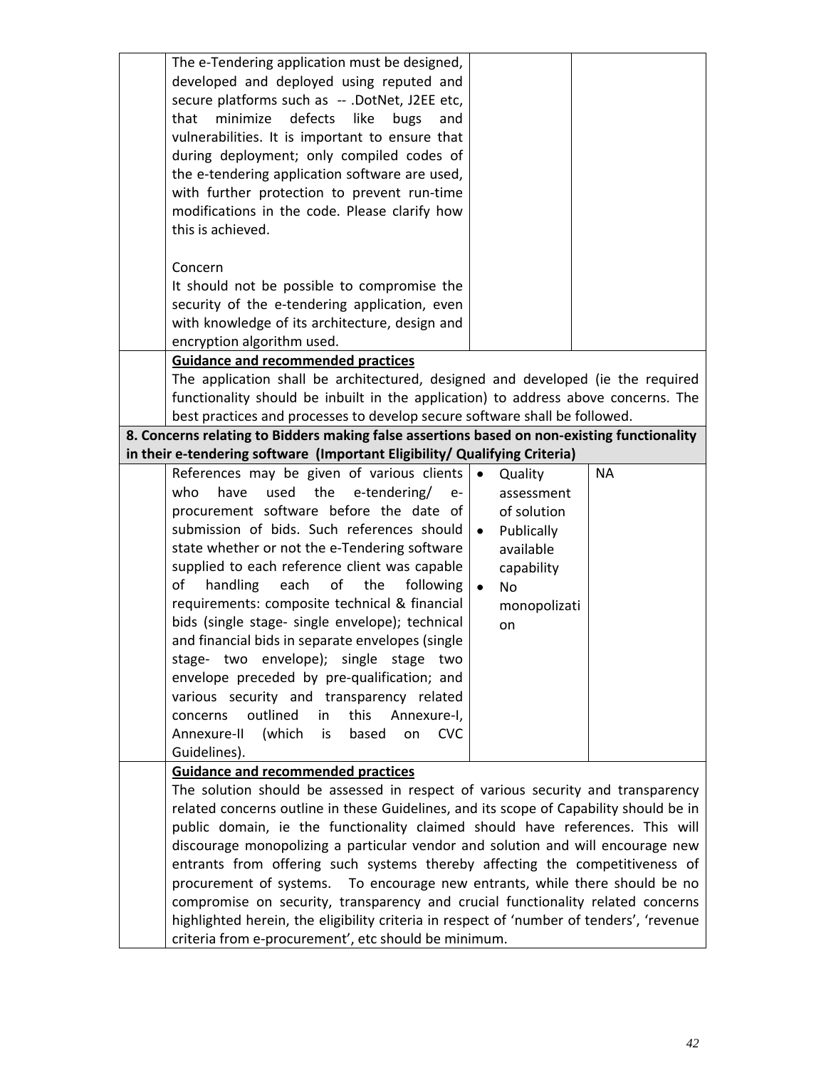| | | | |
|---|---|---|---|
| | The e-Tendering application must be designed, developed and deployed using reputed and secure platforms such as -- .DotNet, J2EE etc, that minimize defects like bugs and vulnerabilities. It is important to ensure that during deployment; only compiled codes of the e-tendering application software are used, with further protection to prevent run-time modifications in the code. Please clarify how this is achieved.<br><br>Concern<br>It should not be possible to compromise the security of the e-tendering application, even with knowledge of its architecture, design and encryption algorithm used. | | |
| | **Guidance and recommended practices**<br>The application shall be architectured, designed and developed (ie the required functionality should be inbuilt in the application) to address above concerns. The best practices and processes to develop secure software shall be followed. | | |
| **8. Concerns relating to Bidders making false assertions based on non-existing functionality in their e-tendering software (Important Eligibility/ Qualifying Criteria)** | | | |
| | References may be given of various clients who have used the e-tendering/ e-procurement software before the date of submission of bids. Such references should state whether or not the e-Tendering software supplied to each reference client was capable of handling each of the following requirements: composite technical & financial bids (single stage- single envelope); technical and financial bids in separate envelopes (single stage- two envelope); single stage two envelope preceded by pre-qualification; and various security and transparency related concerns outlined in this Annexure-I, Annexure-II (which is based on CVC Guidelines). | • Quality assessment of solution<br>• Publically available capability<br>• No monopolization | NA |
| | **Guidance and recommended practices**<br>The solution should be assessed in respect of various security and transparency related concerns outline in these Guidelines, and its scope of Capability should be in public domain, ie the functionality claimed should have references. This will discourage monopolizing a particular vendor and solution and will encourage new entrants from offering such systems thereby affecting the competitiveness of procurement of systems. To encourage new entrants, while there should be no compromise on security, transparency and crucial functionality related concerns highlighted herein, the eligibility criteria in respect of 'number of tenders', 'revenue criteria from e-procurement', etc should be minimum. | | |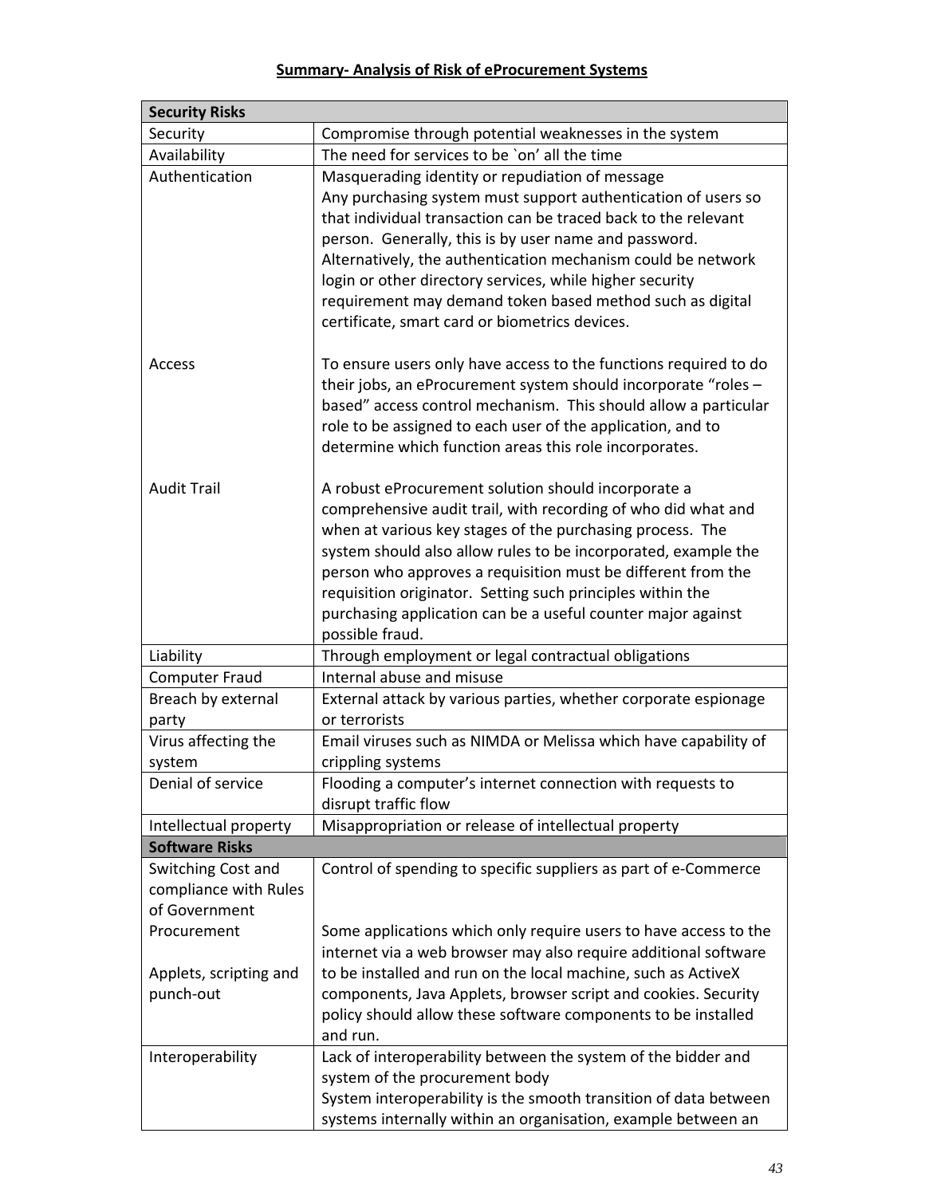## Summary- Analysis of Risk of eProcurement Systems

| **Security Risks** | |
|---|---|
| Security | Compromise through potential weaknesses in the system |
| Availability | The need for services to be `on' all the time |
| Authentication<br><br><br><br><br><br><br><br><br>Access<br><br><br><br><br><br>Audit Trail | Masquerading identity or repudiation of message<br>Any purchasing system must support authentication of users so that individual transaction can be traced back to the relevant person. Generally, this is by user name and password. Alternatively, the authentication mechanism could be network login or other directory services, while higher security requirement may demand token based method such as digital certificate, smart card or biometrics devices.<br><br>To ensure users only have access to the functions required to do their jobs, an eProcurement system should incorporate "roles – based" access control mechanism. This should allow a particular role to be assigned to each user of the application, and to determine which function areas this role incorporates.<br><br>A robust eProcurement solution should incorporate a comprehensive audit trail, with recording of who did what and when at various key stages of the purchasing process. The system should also allow rules to be incorporated, example the person who approves a requisition must be different from the requisition originator. Setting such principles within the purchasing application can be a useful counter major against possible fraud. |
| Liability | Through employment or legal contractual obligations |
| Computer Fraud | Internal abuse and misuse |
| Breach by external party | External attack by various parties, whether corporate espionage or terrorists |
| Virus affecting the system | Email viruses such as NIMDA or Melissa which have capability of crippling systems |
| Denial of service | Flooding a computer's internet connection with requests to disrupt traffic flow |
| Intellectual property | Misappropriation or release of intellectual property |
| **Software Risks** | |
| Switching Cost and compliance with Rules of Government Procurement<br><br>Applets, scripting and punch-out | Control of spending to specific suppliers as part of e-Commerce<br><br>Some applications which only require users to have access to the internet via a web browser may also require additional software to be installed and run on the local machine, such as ActiveX components, Java Applets, browser script and cookies. Security policy should allow these software components to be installed and run. |
| Interoperability | Lack of interoperability between the system of the bidder and system of the procurement body<br>System interoperability is the smooth transition of data between systems internally within an organisation, example between an |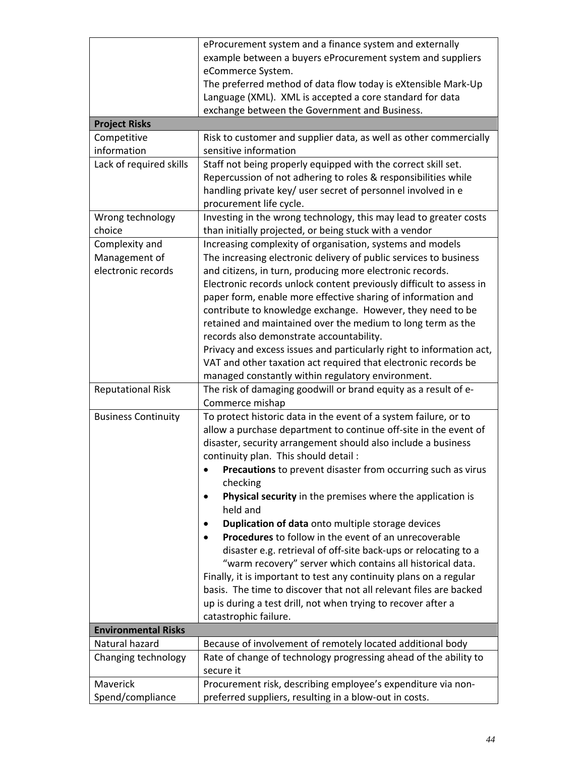| | |
|---|---|
| | eProcurement system and a finance system and externally example between a buyers eProcurement system and suppliers eCommerce System.<br>The preferred method of data flow today is eXtensible Mark-Up Language (XML). XML is accepted a core standard for data exchange between the Government and Business. |
| **Project Risks** | |
| Competitive information | Risk to customer and supplier data, as well as other commercially sensitive information |
| Lack of required skills | Staff not being properly equipped with the correct skill set.<br>Repercussion of not adhering to roles & responsibilities while handling private key/ user secret of personnel involved in e procurement life cycle. |
| Wrong technology choice | Investing in the wrong technology, this may lead to greater costs than initially projected, or being stuck with a vendor |
| Complexity and Management of electronic records | Increasing complexity of organisation, systems and models<br>The increasing electronic delivery of public services to business and citizens, in turn, producing more electronic records.<br>Electronic records unlock content previously difficult to assess in paper form, enable more effective sharing of information and contribute to knowledge exchange. However, they need to be retained and maintained over the medium to long term as the records also demonstrate accountability.<br>Privacy and excess issues and particularly right to information act, VAT and other taxation act required that electronic records be managed constantly within regulatory environment. |
| Reputational Risk | The risk of damaging goodwill or brand equity as a result of e-Commerce mishap |
| Business Continuity | To protect historic data in the event of a system failure, or to allow a purchase department to continue off-site in the event of disaster, security arrangement should also include a business continuity plan. This should detail :<br>• **Precautions** to prevent disaster from occurring such as virus checking<br>• **Physical security** in the premises where the application is held and<br>• **Duplication of data** onto multiple storage devices<br>• **Procedures** to follow in the event of an unrecoverable disaster e.g. retrieval of off-site back-ups or relocating to a "warm recovery" server which contains all historical data.<br>Finally, it is important to test any continuity plans on a regular basis. The time to discover that not all relevant files are backed up is during a test drill, not when trying to recover after a catastrophic failure. |
| **Environmental Risks** | |
| Natural hazard | Because of involvement of remotely located additional body |
| Changing technology | Rate of change of technology progressing ahead of the ability to secure it |
| Maverick Spend/compliance | Procurement risk, describing employee's expenditure via non-preferred suppliers, resulting in a blow-out in costs. |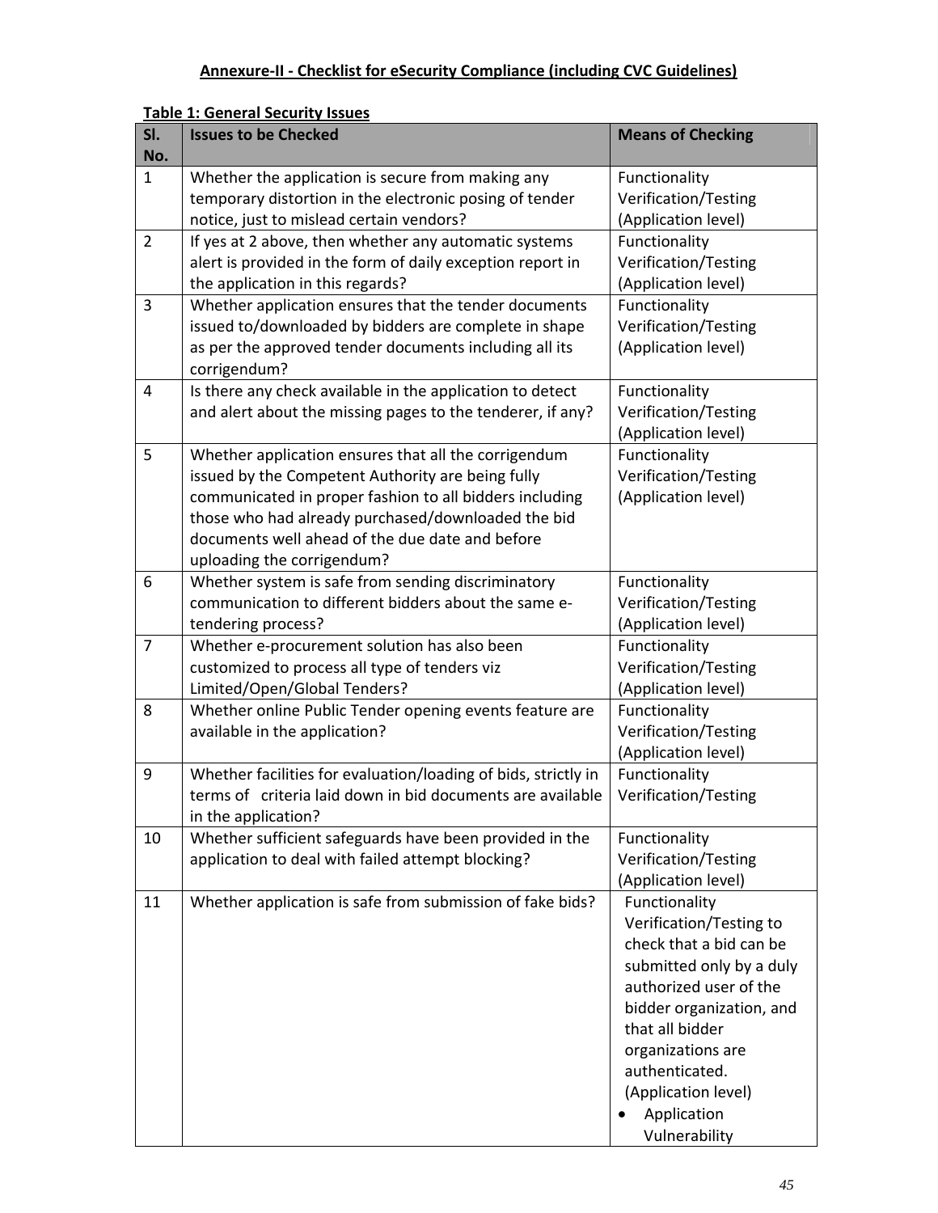**Annexure-II - Checklist for eSecurity Compliance (including CVC Guidelines)**

**Table 1: General Security Issues**

| Sl. No. | Issues to be Checked | Means of Checking |
|---|---|---|
| 1 | Whether the application is secure from making any temporary distortion in the electronic posing of tender notice, just to mislead certain vendors? | Functionality Verification/Testing (Application level) |
| 2 | If yes at 2 above, then whether any automatic systems alert is provided in the form of daily exception report in the application in this regards? | Functionality Verification/Testing (Application level) |
| 3 | Whether application ensures that the tender documents issued to/downloaded by bidders are complete in shape as per the approved tender documents including all its corrigendum? | Functionality Verification/Testing (Application level) |
| 4 | Is there any check available in the application to detect and alert about the missing pages to the tenderer, if any? | Functionality Verification/Testing (Application level) |
| 5 | Whether application ensures that all the corrigendum issued by the Competent Authority are being fully communicated in proper fashion to all bidders including those who had already purchased/downloaded the bid documents well ahead of the due date and before uploading the corrigendum? | Functionality Verification/Testing (Application level) |
| 6 | Whether system is safe from sending discriminatory communication to different bidders about the same e-tendering process? | Functionality Verification/Testing (Application level) |
| 7 | Whether e-procurement solution has also been customized to process all type of tenders viz Limited/Open/Global Tenders? | Functionality Verification/Testing (Application level) |
| 8 | Whether online Public Tender opening events feature are available in the application? | Functionality Verification/Testing (Application level) |
| 9 | Whether facilities for evaluation/loading of bids, strictly in terms of criteria laid down in bid documents are available in the application? | Functionality Verification/Testing |
| 10 | Whether sufficient safeguards have been provided in the application to deal with failed attempt blocking? | Functionality Verification/Testing (Application level) |
| 11 | Whether application is safe from submission of fake bids? | Functionality Verification/Testing to check that a bid can be submitted only by a duly authorized user of the bidder organization, and that all bidder organizations are authenticated. (Application level) <br>• Application Vulnerability |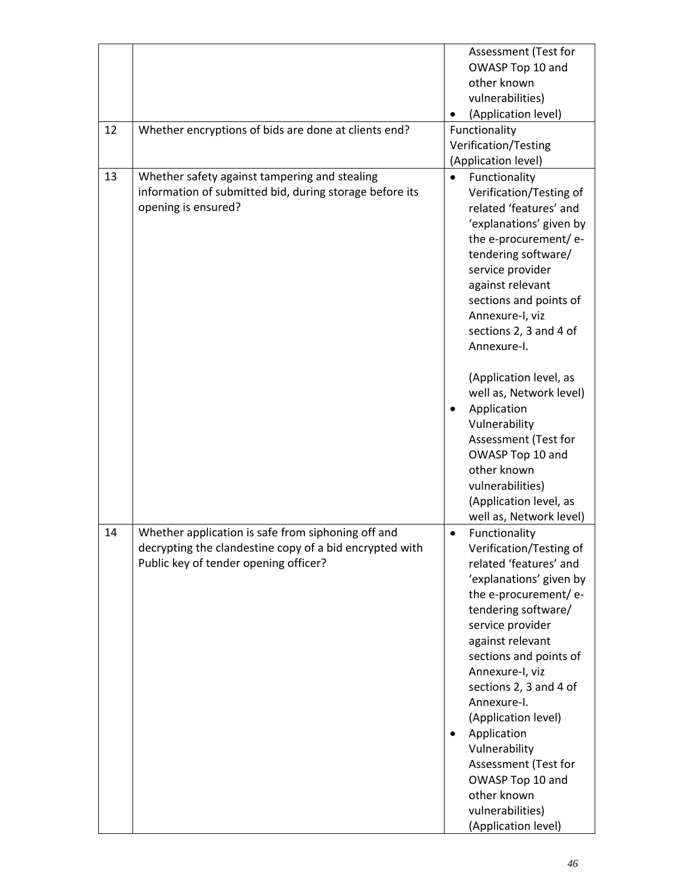| | | |
|---|---|---|
| | | Assessment (Test for OWASP Top 10 and other known vulnerabilities)<br>• (Application level) |
| 12 | Whether encryptions of bids are done at clients end? | Functionality Verification/Testing (Application level) |
| 13 | Whether safety against tampering and stealing information of submitted bid, during storage before its opening is ensured? | • Functionality Verification/Testing of related 'features' and 'explanations' given by the e-procurement/ e-tendering software/ service provider against relevant sections and points of Annexure-I, viz sections 2, 3 and 4 of Annexure-I.<br><br>(Application level, as well as, Network level)<br>• Application Vulnerability Assessment (Test for OWASP Top 10 and other known vulnerabilities) (Application level, as well as, Network level) |
| 14 | Whether application is safe from siphoning off and decrypting the clandestine copy of a bid encrypted with Public key of tender opening officer? | • Functionality Verification/Testing of related 'features' and 'explanations' given by the e-procurement/ e-tendering software/ service provider against relevant sections and points of Annexure-I, viz sections 2, 3 and 4 of Annexure-I. (Application level)<br>• Application Vulnerability Assessment (Test for OWASP Top 10 and other known vulnerabilities) (Application level) |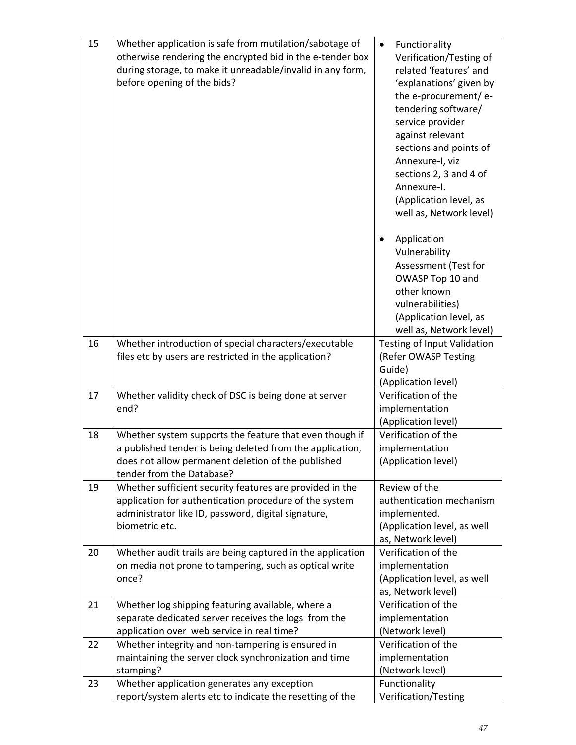| | | |
|---|---|---|
| 15 | Whether application is safe from mutilation/sabotage of otherwise rendering the encrypted bid in the e-tender box during storage, to make it unreadable/invalid in any form, before opening of the bids? | • Functionality Verification/Testing of related 'features' and 'explanations' given by the e-procurement/ e-tendering software/ service provider against relevant sections and points of Annexure-I, viz sections 2, 3 and 4 of Annexure-I. (Application level, as well as, Network level)<br><br>• Application Vulnerability Assessment (Test for OWASP Top 10 and other known vulnerabilities) (Application level, as well as, Network level) |
| 16 | Whether introduction of special characters/executable files etc by users are restricted in the application? | Testing of Input Validation (Refer OWASP Testing Guide)<br>(Application level) |
| 17 | Whether validity check of DSC is being done at server end? | Verification of the implementation<br>(Application level) |
| 18 | Whether system supports the feature that even though if a published tender is being deleted from the application, does not allow permanent deletion of the published tender from the Database? | Verification of the implementation<br>(Application level) |
| 19 | Whether sufficient security features are provided in the application for authentication procedure of the system administrator like ID, password, digital signature, biometric etc. | Review of the authentication mechanism implemented.<br>(Application level, as well as, Network level) |
| 20 | Whether audit trails are being captured in the application on media not prone to tampering, such as optical write once? | Verification of the implementation<br>(Application level, as well as, Network level) |
| 21 | Whether log shipping featuring available, where a separate dedicated server receives the logs from the application over web service in real time? | Verification of the implementation<br>(Network level) |
| 22 | Whether integrity and non-tampering is ensured in maintaining the server clock synchronization and time stamping? | Verification of the implementation<br>(Network level) |
| 23 | Whether application generates any exception report/system alerts etc to indicate the resetting of the | Functionality Verification/Testing |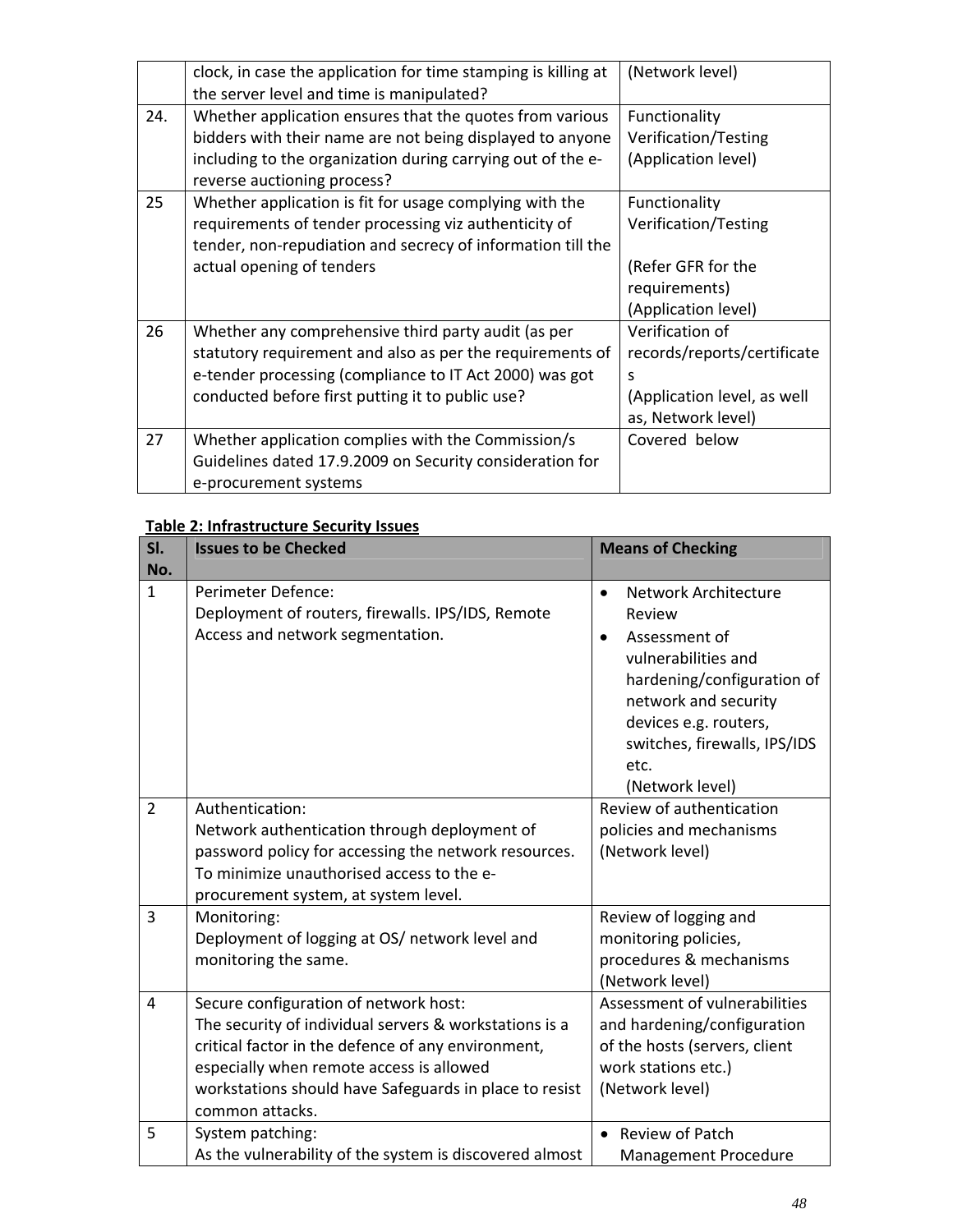| | | |
|---|---|---|
| | clock, in case the application for time stamping is killing at the server level and time is manipulated? | (Network level) |
| 24. | Whether application ensures that the quotes from various bidders with their name are not being displayed to anyone including to the organization during carrying out of the e-reverse auctioning process? | Functionality Verification/Testing (Application level) |
| 25 | Whether application is fit for usage complying with the requirements of tender processing viz authenticity of tender, non-repudiation and secrecy of information till the actual opening of tenders | Functionality Verification/Testing<br><br>(Refer GFR for the requirements)<br>(Application level) |
| 26 | Whether any comprehensive third party audit (as per statutory requirement and also as per the requirements of e-tender processing (compliance to IT Act 2000) was got conducted before first putting it to public use? | Verification of records/reports/certificates<br>(Application level, as well as, Network level) |
| 27 | Whether application complies with the Commission/s Guidelines dated 17.9.2009 on Security consideration for e-procurement systems | Covered below |

**Table 2: Infrastructure Security Issues**

| Sl. No. | Issues to be Checked | Means of Checking |
|---|---|---|
| 1 | Perimeter Defence:<br>Deployment of routers, firewalls. IPS/IDS, Remote Access and network segmentation. | • Network Architecture Review<br>• Assessment of vulnerabilities and hardening/configuration of network and security devices e.g. routers, switches, firewalls, IPS/IDS etc.<br>(Network level) |
| 2 | Authentication:<br>Network authentication through deployment of password policy for accessing the network resources. To minimize unauthorised access to the e-procurement system, at system level. | Review of authentication policies and mechanisms (Network level) |
| 3 | Monitoring:<br>Deployment of logging at OS/ network level and monitoring the same. | Review of logging and monitoring policies, procedures & mechanisms (Network level) |
| 4 | Secure configuration of network host:<br>The security of individual servers & workstations is a critical factor in the defence of any environment, especially when remote access is allowed workstations should have Safeguards in place to resist common attacks. | Assessment of vulnerabilities and hardening/configuration of the hosts (servers, client work stations etc.)<br>(Network level) |
| 5 | System patching:<br>As the vulnerability of the system is discovered almost | • Review of Patch Management Procedure |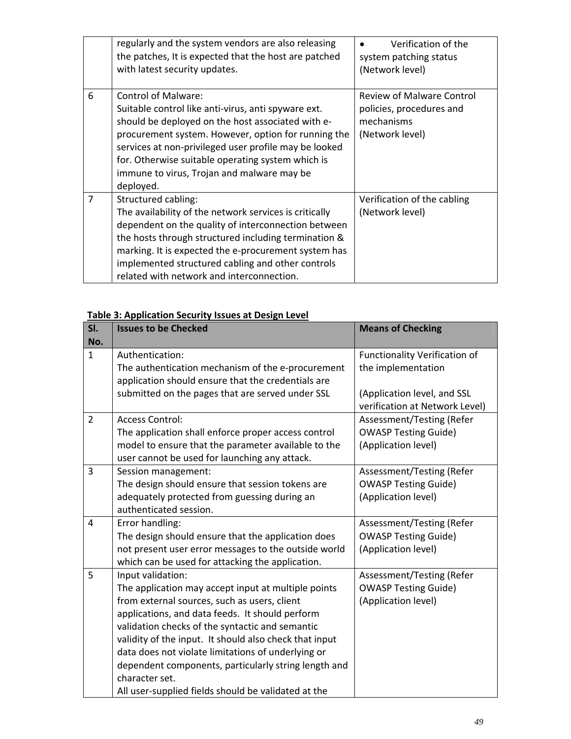| | | |
|---|---|---|
| | regularly and the system vendors are also releasing the patches, It is expected that the host are patched with latest security updates. | • Verification of the system patching status (Network level) |
| 6 | Control of Malware:<br>Suitable control like anti-virus, anti spyware ext. should be deployed on the host associated with e-procurement system. However, option for running the services at non-privileged user profile may be looked for. Otherwise suitable operating system which is immune to virus, Trojan and malware may be deployed. | Review of Malware Control policies, procedures and mechanisms<br>(Network level) |
| 7 | Structured cabling:<br>The availability of the network services is critically dependent on the quality of interconnection between the hosts through structured including termination & marking. It is expected the e-procurement system has implemented structured cabling and other controls related with network and interconnection. | Verification of the cabling (Network level) |

**Table 3: Application Security Issues at Design Level**

| Sl. No. | Issues to be Checked | Means of Checking |
|---|---|---|
| 1 | Authentication:<br>The authentication mechanism of the e-procurement application should ensure that the credentials are submitted on the pages that are served under SSL | Functionality Verification of the implementation<br><br>(Application level, and SSL verification at Network Level) |
| 2 | Access Control:<br>The application shall enforce proper access control model to ensure that the parameter available to the user cannot be used for launching any attack. | Assessment/Testing (Refer OWASP Testing Guide)<br>(Application level) |
| 3 | Session management:<br>The design should ensure that session tokens are adequately protected from guessing during an authenticated session. | Assessment/Testing (Refer OWASP Testing Guide)<br>(Application level) |
| 4 | Error handling:<br>The design should ensure that the application does not present user error messages to the outside world which can be used for attacking the application. | Assessment/Testing (Refer OWASP Testing Guide)<br>(Application level) |
| 5 | Input validation:<br>The application may accept input at multiple points from external sources, such as users, client applications, and data feeds. It should perform validation checks of the syntactic and semantic validity of the input. It should also check that input data does not violate limitations of underlying or dependent components, particularly string length and character set.<br>All user-supplied fields should be validated at the | Assessment/Testing (Refer OWASP Testing Guide)<br>(Application level) |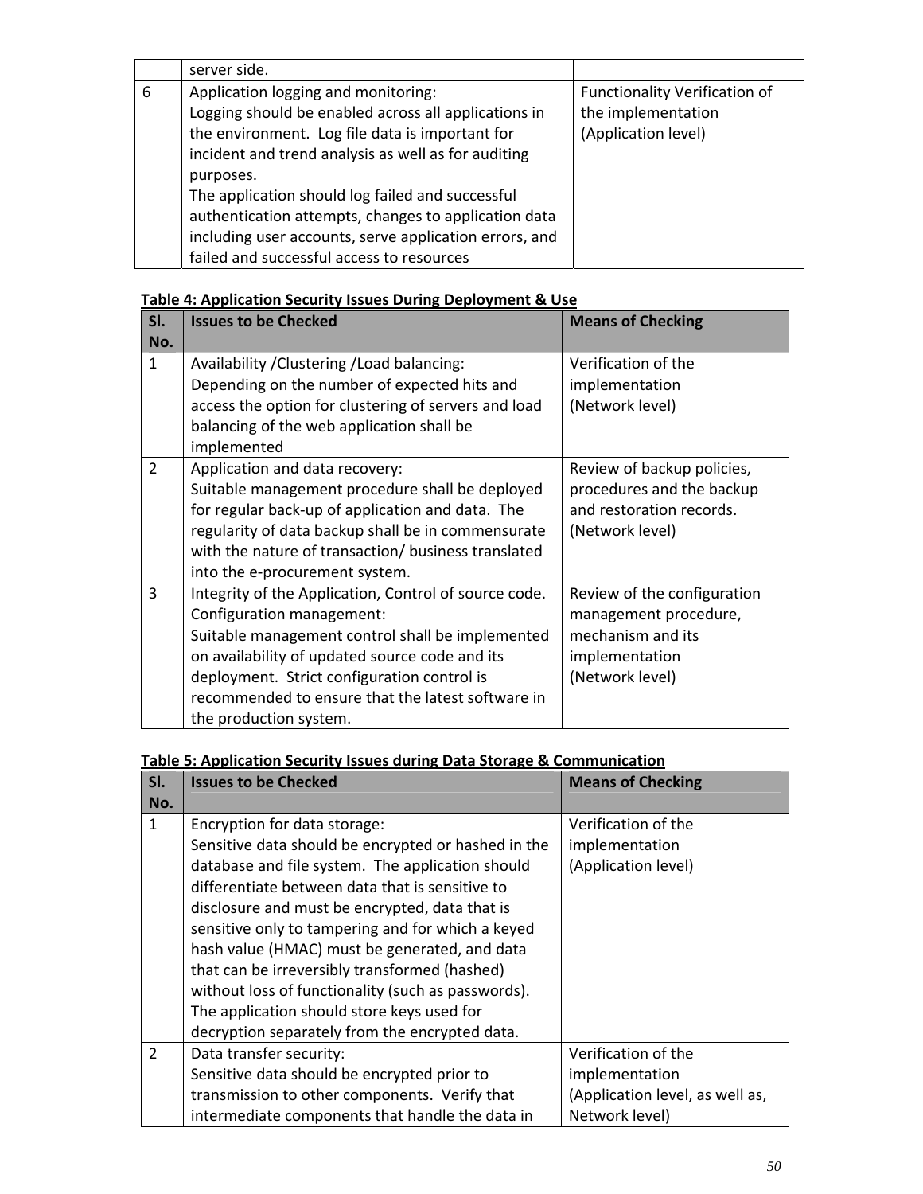| | | |
|---|---|---|
| | server side. | |
| 6 | Application logging and monitoring:<br>Logging should be enabled across all applications in the environment. Log file data is important for incident and trend analysis as well as for auditing purposes.<br>The application should log failed and successful authentication attempts, changes to application data including user accounts, serve application errors, and failed and successful access to resources | Functionality Verification of the implementation (Application level) |

**Table 4: Application Security Issues During Deployment & Use**

| Sl. No. | Issues to be Checked | Means of Checking |
|---|---|---|
| 1 | Availability /Clustering /Load balancing:<br>Depending on the number of expected hits and access the option for clustering of servers and load balancing of the web application shall be implemented | Verification of the implementation (Network level) |
| 2 | Application and data recovery:<br>Suitable management procedure shall be deployed for regular back-up of application and data. The regularity of data backup shall be in commensurate with the nature of transaction/ business translated into the e-procurement system. | Review of backup policies, procedures and the backup and restoration records. (Network level) |
| 3 | Integrity of the Application, Control of source code. Configuration management:<br>Suitable management control shall be implemented on availability of updated source code and its deployment. Strict configuration control is recommended to ensure that the latest software in the production system. | Review of the configuration management procedure, mechanism and its implementation (Network level) |

**Table 5: Application Security Issues during Data Storage & Communication**

| Sl. No. | Issues to be Checked | Means of Checking |
|---|---|---|
| 1 | Encryption for data storage:<br>Sensitive data should be encrypted or hashed in the database and file system. The application should differentiate between data that is sensitive to disclosure and must be encrypted, data that is sensitive only to tampering and for which a keyed hash value (HMAC) must be generated, and data that can be irreversibly transformed (hashed) without loss of functionality (such as passwords). The application should store keys used for decryption separately from the encrypted data. | Verification of the implementation (Application level) |
| 2 | Data transfer security:<br>Sensitive data should be encrypted prior to transmission to other components. Verify that intermediate components that handle the data in | Verification of the implementation (Application level, as well as, Network level) |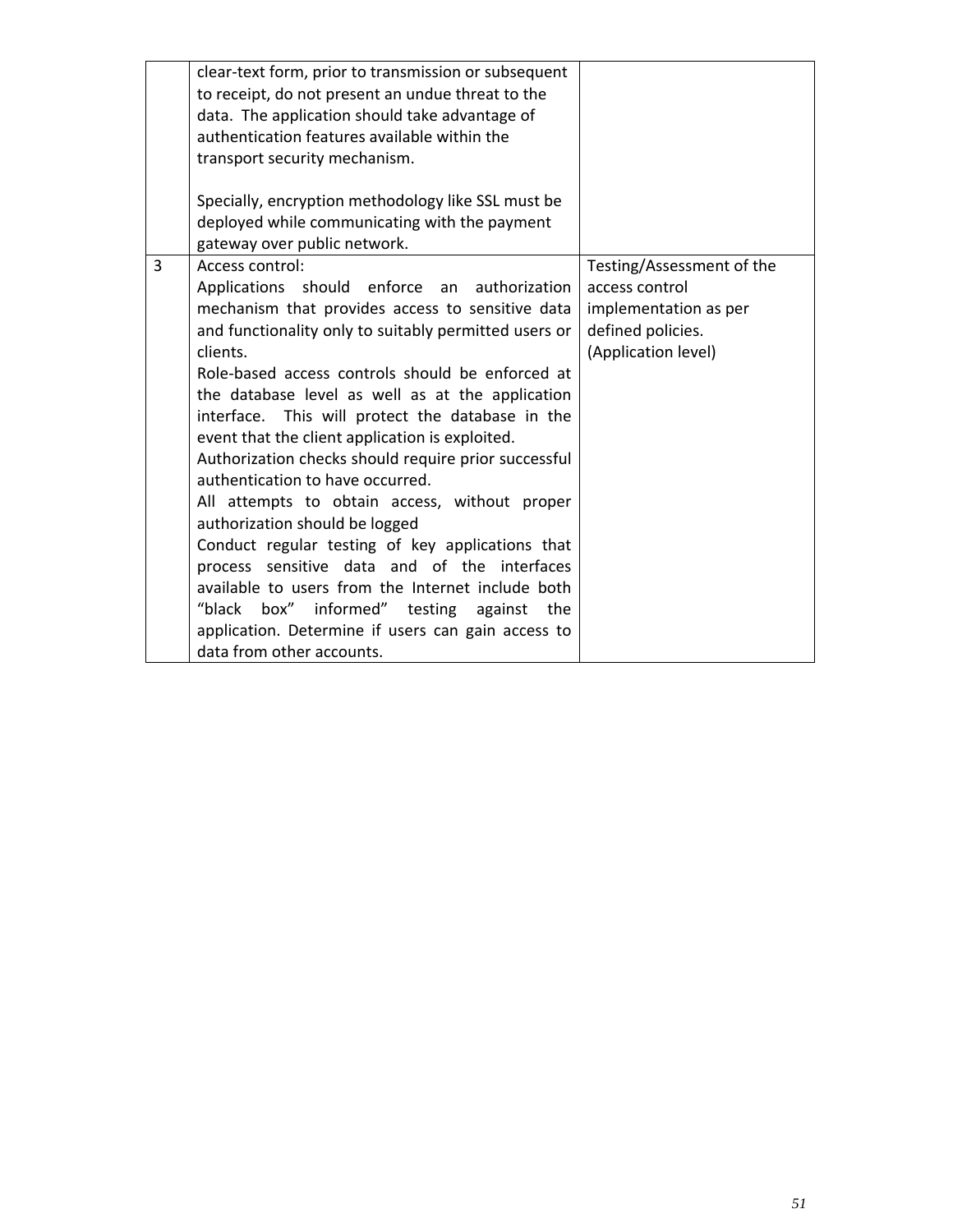|  |  |  |
|---|---|---|
|  | clear-text form, prior to transmission or subsequent to receipt, do not present an undue threat to the data. The application should take advantage of authentication features available within the transport security mechanism.<br><br>Specially, encryption methodology like SSL must be deployed while communicating with the payment gateway over public network. |  |
| 3 | Access control:<br>Applications should enforce an authorization mechanism that provides access to sensitive data and functionality only to suitably permitted users or clients.<br>Role-based access controls should be enforced at the database level as well as at the application interface. This will protect the database in the event that the client application is exploited.<br>Authorization checks should require prior successful authentication to have occurred.<br>All attempts to obtain access, without proper authorization should be logged<br>Conduct regular testing of key applications that process sensitive data and of the interfaces available to users from the Internet include both "black box" informed" testing against the application. Determine if users can gain access to data from other accounts. | Testing/Assessment of the access control implementation as per defined policies. (Application level) |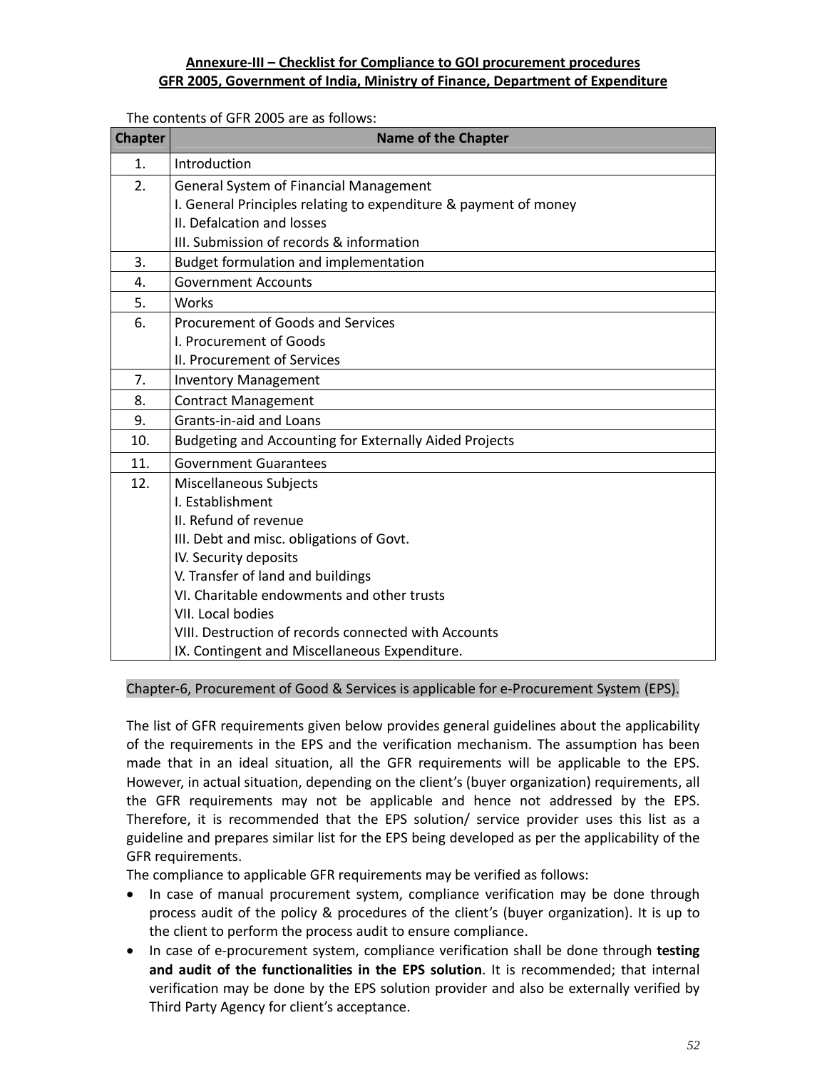**Annexure-III – Checklist for Compliance to GOI procurement procedures**
**GFR 2005, Government of India, Ministry of Finance, Department of Expenditure**

The contents of GFR 2005 are as follows:

| Chapter | Name of the Chapter |
|---|---|
| 1. | Introduction |
| 2. | General System of Financial Management<br>I. General Principles relating to expenditure & payment of money<br>II. Defalcation and losses<br>III. Submission of records & information |
| 3. | Budget formulation and implementation |
| 4. | Government Accounts |
| 5. | Works |
| 6. | Procurement of Goods and Services<br>I. Procurement of Goods<br>II. Procurement of Services |
| 7. | Inventory Management |
| 8. | Contract Management |
| 9. | Grants-in-aid and Loans |
| 10. | Budgeting and Accounting for Externally Aided Projects |
| 11. | Government Guarantees |
| 12. | Miscellaneous Subjects<br>I. Establishment<br>II. Refund of revenue<br>III. Debt and misc. obligations of Govt.<br>IV. Security deposits<br>V. Transfer of land and buildings<br>VI. Charitable endowments and other trusts<br>VII. Local bodies<br>VIII. Destruction of records connected with Accounts<br>IX. Contingent and Miscellaneous Expenditure. |

Chapter-6, Procurement of Good & Services is applicable for e-Procurement System (EPS).

The list of GFR requirements given below provides general guidelines about the applicability of the requirements in the EPS and the verification mechanism. The assumption has been made that in an ideal situation, all the GFR requirements will be applicable to the EPS. However, in actual situation, depending on the client's (buyer organization) requirements, all the GFR requirements may not be applicable and hence not addressed by the EPS. Therefore, it is recommended that the EPS solution/ service provider uses this list as a guideline and prepares similar list for the EPS being developed as per the applicability of the GFR requirements.

The compliance to applicable GFR requirements may be verified as follows:

- In case of manual procurement system, compliance verification may be done through process audit of the policy & procedures of the client's (buyer organization). It is up to the client to perform the process audit to ensure compliance.
- In case of e-procurement system, compliance verification shall be done through **testing and audit of the functionalities in the EPS solution**. It is recommended; that internal verification may be done by the EPS solution provider and also be externally verified by Third Party Agency for client's acceptance.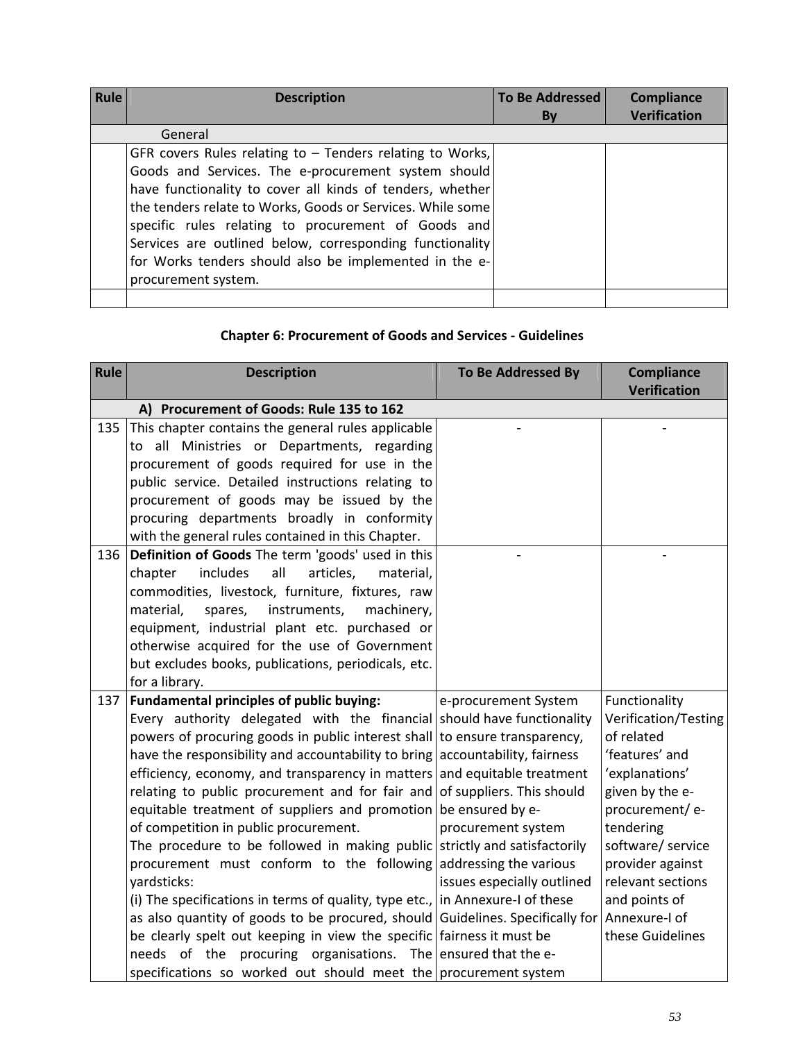| Rule | Description | To Be Addressed By | Compliance Verification |
|---|---|---|---|
| | General | | |
| | GFR covers Rules relating to – Tenders relating to Works, Goods and Services. The e-procurement system should have functionality to cover all kinds of tenders, whether the tenders relate to Works, Goods or Services. While some specific rules relating to procurement of Goods and Services are outlined below, corresponding functionality for Works tenders should also be implemented in the e-procurement system. | | |
| | | | |

### Chapter 6: Procurement of Goods and Services - Guidelines

| Rule | Description | To Be Addressed By | Compliance Verification |
|---|---|---|---|
| | **A) Procurement of Goods: Rule 135 to 162** | | |
| 135 | This chapter contains the general rules applicable to all Ministries or Departments, regarding procurement of goods required for use in the public service. Detailed instructions relating to procurement of goods may be issued by the procuring departments broadly in conformity with the general rules contained in this Chapter. | - | - |
| 136 | **Definition of Goods** The term 'goods' used in this chapter includes all articles, material, commodities, livestock, furniture, fixtures, raw material, spares, instruments, machinery, equipment, industrial plant etc. purchased or otherwise acquired for the use of Government but excludes books, publications, periodicals, etc. for a library. | - | - |
| 137 | **Fundamental principles of public buying:** Every authority delegated with the financial powers of procuring goods in public interest shall have the responsibility and accountability to bring efficiency, economy, and transparency in matters relating to public procurement and for fair and equitable treatment of suppliers and promotion of competition in public procurement. The procedure to be followed in making public procurement must conform to the following yardsticks: (i) The specifications in terms of quality, type etc., as also quantity of goods to be procured, should be clearly spelt out keeping in view the specific needs of the procuring organisations. The specifications so worked out should meet the | e-procurement System should have functionality to ensure transparency, accountability, fairness and equitable treatment of suppliers. This should be ensured by e-procurement system strictly and satisfactorily addressing the various issues especially outlined in Annexure-I of these Guidelines. Specifically for fairness it must be ensured that the e-procurement system | Functionality Verification/Testing of related 'features' and 'explanations' given by the e-procurement/ e-tendering software/ service provider against relevant sections and points of Annexure-I of these Guidelines |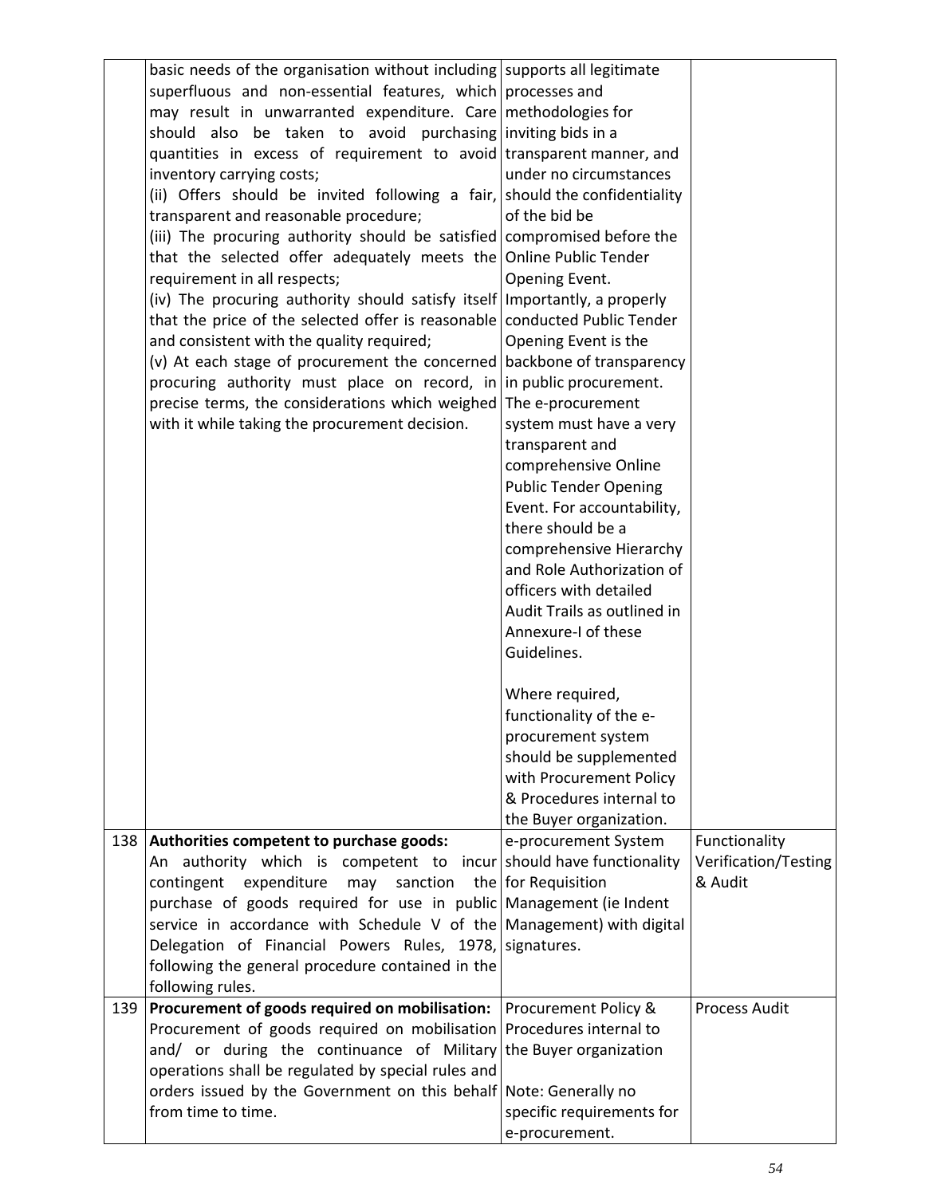| | | | |
|---|---|---|---|
| | basic needs of the organisation without including superfluous and non-essential features, which may result in unwarranted expenditure. Care should also be taken to avoid purchasing quantities in excess of requirement to avoid inventory carrying costs;<br>(ii) Offers should be invited following a fair, transparent and reasonable procedure;<br>(iii) The procuring authority should be satisfied that the selected offer adequately meets the requirement in all respects;<br>(iv) The procuring authority should satisfy itself that the price of the selected offer is reasonable and consistent with the quality required;<br>(v) At each stage of procurement the concerned procuring authority must place on record, in precise terms, the considerations which weighed with it while taking the procurement decision. | supports all legitimate processes and methodologies for inviting bids in a transparent manner, and under no circumstances should the confidentiality of the bid be compromised before the Online Public Tender Opening Event. Importantly, a properly conducted Public Tender Opening Event is the backbone of transparency in public procurement. The e-procurement system must have a very transparent and comprehensive Online Public Tender Opening Event. For accountability, there should be a comprehensive Hierarchy and Role Authorization of officers with detailed Audit Trails as outlined in Annexure-I of these Guidelines.<br><br>Where required, functionality of the e-procurement system should be supplemented with Procurement Policy & Procedures internal to the Buyer organization. | |
| 138 | **Authorities competent to purchase goods:**<br>An authority which is competent to incur contingent expenditure may sanction the purchase of goods required for use in public service in accordance with Schedule V of the Delegation of Financial Powers Rules, 1978, following the general procedure contained in the following rules. | e-procurement System should have functionality for Requisition Management (ie Indent Management) with digital signatures. | Functionality Verification/Testing & Audit |
| 139 | **Procurement of goods required on mobilisation:**<br>Procurement of goods required on mobilisation and/ or during the continuance of Military operations shall be regulated by special rules and orders issued by the Government on this behalf from time to time. | Procurement Policy & Procedures internal to the Buyer organization<br><br>Note: Generally no specific requirements for e-procurement. | Process Audit |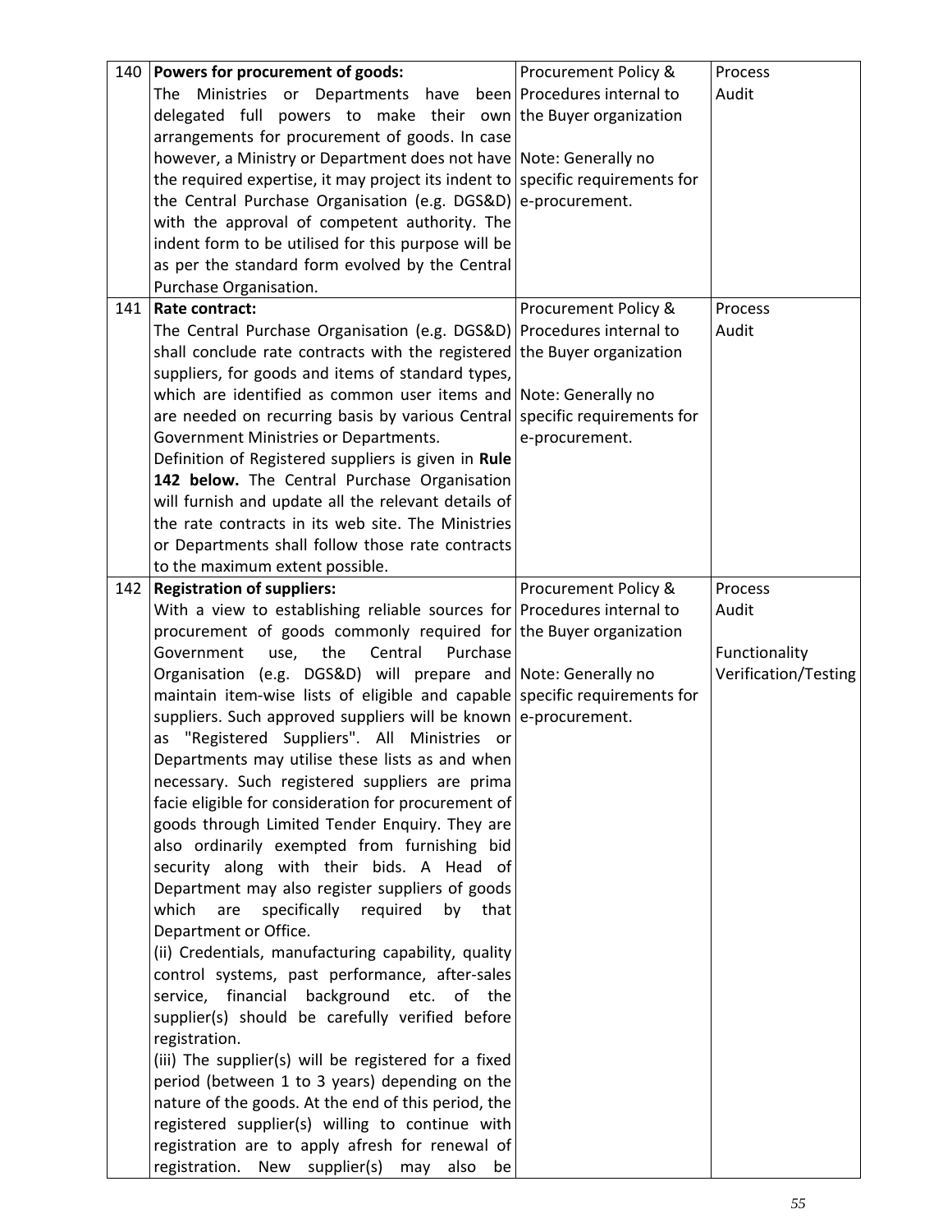| | | | |
|---|---|---|---|
| 140 | **Powers for procurement of goods:**<br>The Ministries or Departments have been delegated full powers to make their own arrangements for procurement of goods. In case however, a Ministry or Department does not have the required expertise, it may project its indent to the Central Purchase Organisation (e.g. DGS&D) with the approval of competent authority. The indent form to be utilised for this purpose will be as per the standard form evolved by the Central Purchase Organisation. | Procurement Policy & Procedures internal to the Buyer organization<br><br>Note: Generally no specific requirements for e-procurement. | Process Audit |
| 141 | **Rate contract:**<br>The Central Purchase Organisation (e.g. DGS&D) shall conclude rate contracts with the registered suppliers, for goods and items of standard types, which are identified as common user items and are needed on recurring basis by various Central Government Ministries or Departments.<br>Definition of Registered suppliers is given in **Rule 142 below.** The Central Purchase Organisation will furnish and update all the relevant details of the rate contracts in its web site. The Ministries or Departments shall follow those rate contracts to the maximum extent possible. | Procurement Policy & Procedures internal to the Buyer organization<br><br>Note: Generally no specific requirements for e-procurement. | Process Audit |
| 142 | **Registration of suppliers:**<br>With a view to establishing reliable sources for procurement of goods commonly required for Government use, the Central Purchase Organisation (e.g. DGS&D) will prepare and maintain item-wise lists of eligible and capable suppliers. Such approved suppliers will be known as "Registered Suppliers". All Ministries or Departments may utilise these lists as and when necessary. Such registered suppliers are prima facie eligible for consideration for procurement of goods through Limited Tender Enquiry. They are also ordinarily exempted from furnishing bid security along with their bids. A Head of Department may also register suppliers of goods which are specifically required by that Department or Office.<br>(ii) Credentials, manufacturing capability, quality control systems, past performance, after-sales service, financial background etc. of the supplier(s) should be carefully verified before registration.<br>(iii) The supplier(s) will be registered for a fixed period (between 1 to 3 years) depending on the nature of the goods. At the end of this period, the registered supplier(s) willing to continue with registration are to apply afresh for renewal of registration. New supplier(s) may also be | Procurement Policy & Procedures internal to the Buyer organization<br><br>Note: Generally no specific requirements for e-procurement. | Process Audit<br><br>Functionality Verification/Testing |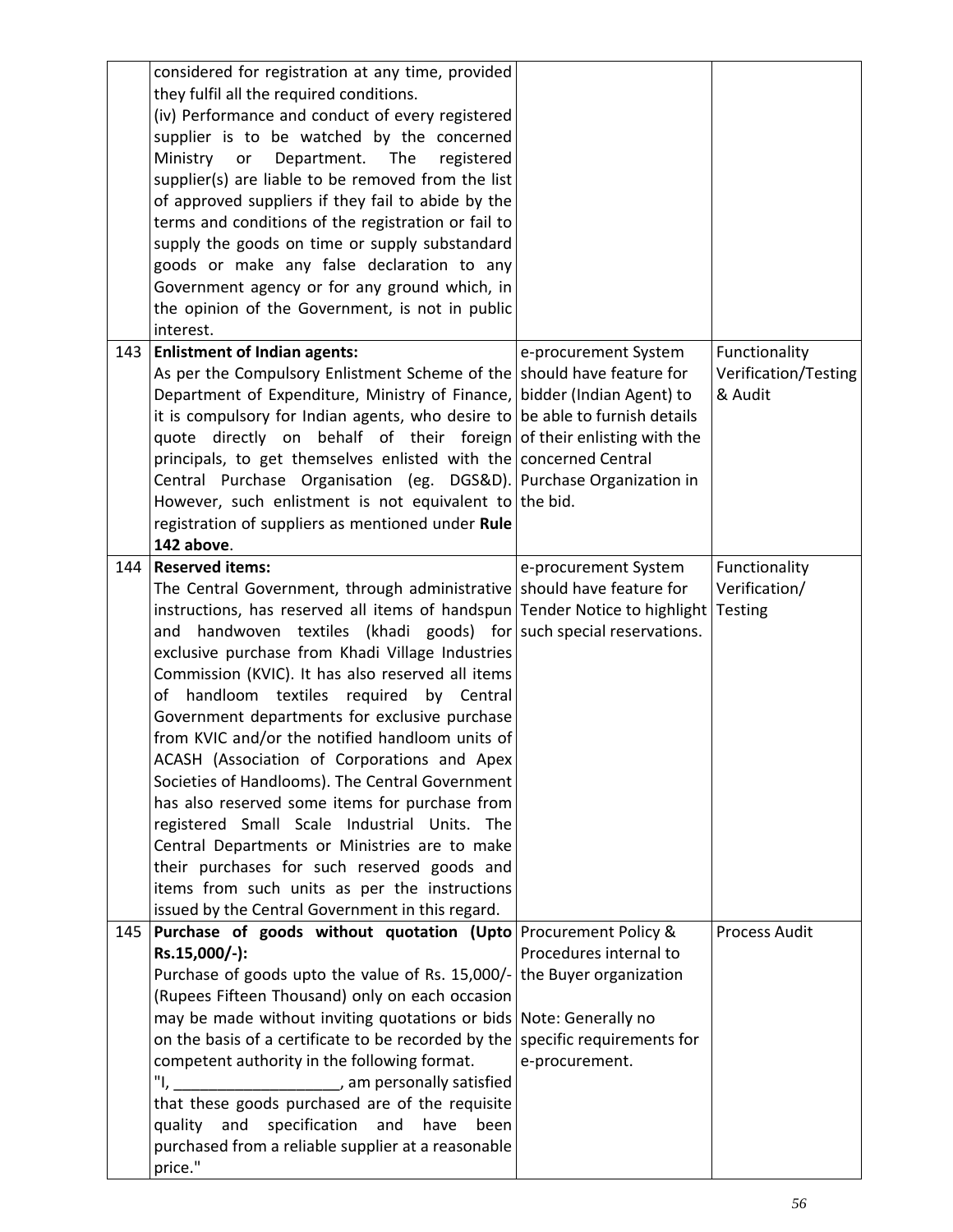| | | | |
|---|---|---|---|
| | considered for registration at any time, provided they fulfil all the required conditions.<br>(iv) Performance and conduct of every registered supplier is to be watched by the concerned Ministry or Department. The registered supplier(s) are liable to be removed from the list of approved suppliers if they fail to abide by the terms and conditions of the registration or fail to supply the goods on time or supply substandard goods or make any false declaration to any Government agency or for any ground which, in the opinion of the Government, is not in public interest. | | |
| 143 | **Enlistment of Indian agents:**<br>As per the Compulsory Enlistment Scheme of the Department of Expenditure, Ministry of Finance, it is compulsory for Indian agents, who desire to quote directly on behalf of their foreign principals, to get themselves enlisted with the Central Purchase Organisation (eg. DGS&D). However, such enlistment is not equivalent to registration of suppliers as mentioned under **Rule 142 above**. | e-procurement System should have feature for bidder (Indian Agent) to be able to furnish details of their enlisting with the concerned Central Purchase Organization in the bid. | Functionality Verification/Testing & Audit |
| 144 | **Reserved items:**<br>The Central Government, through administrative instructions, has reserved all items of handspun and handwoven textiles (khadi goods) for exclusive purchase from Khadi Village Industries Commission (KVIC). It has also reserved all items of handloom textiles required by Central Government departments for exclusive purchase from KVIC and/or the notified handloom units of ACASH (Association of Corporations and Apex Societies of Handlooms). The Central Government has also reserved some items for purchase from registered Small Scale Industrial Units. The Central Departments or Ministries are to make their purchases for such reserved goods and items from such units as per the instructions issued by the Central Government in this regard. | e-procurement System should have feature for Tender Notice to highlight such special reservations. | Functionality Verification/ Testing |
| 145 | **Purchase of goods without quotation (Upto Rs.15,000/-):**<br>Purchase of goods upto the value of Rs. 15,000/- (Rupees Fifteen Thousand) only on each occasion may be made without inviting quotations or bids on the basis of a certificate to be recorded by the competent authority in the following format.<br>"I, ___________________, am personally satisfied that these goods purchased are of the requisite quality and specification and have been purchased from a reliable supplier at a reasonable price." | Procurement Policy & Procedures internal to the Buyer organization<br><br>Note: Generally no specific requirements for e-procurement. | Process Audit |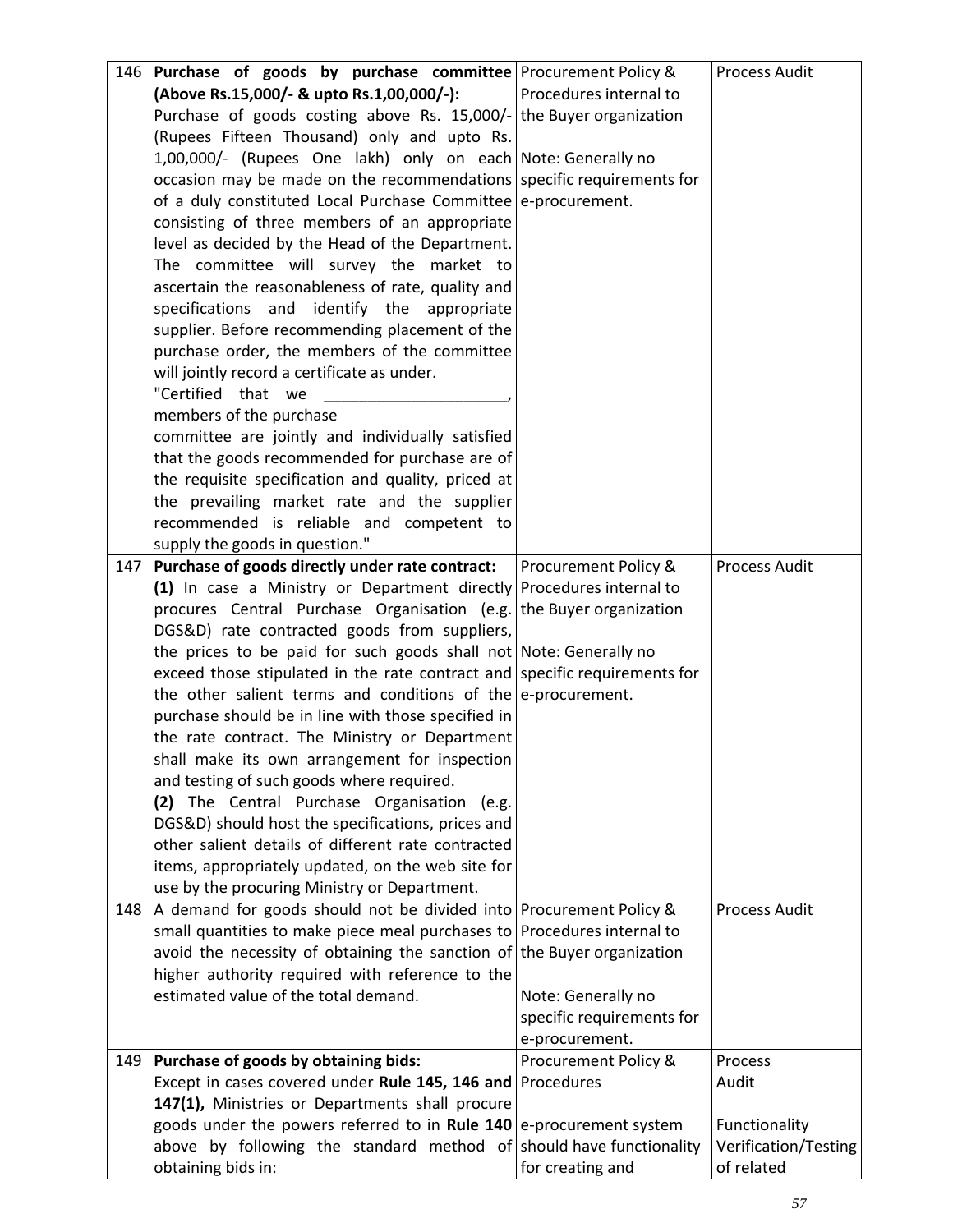| | | | |
|---|---|---|---|
| 146 | **Purchase of goods by purchase committee (Above Rs.15,000/- & upto Rs.1,00,000/-):**<br>Purchase of goods costing above Rs. 15,000/- (Rupees Fifteen Thousand) only and upto Rs. 1,00,000/- (Rupees One lakh) only on each occasion may be made on the recommendations of a duly constituted Local Purchase Committee consisting of three members of an appropriate level as decided by the Head of the Department. The committee will survey the market to ascertain the reasonableness of rate, quality and specifications and identify the appropriate supplier. Before recommending placement of the purchase order, the members of the committee will jointly record a certificate as under.<br>"Certified that we \_\_\_\_\_\_\_\_\_\_\_\_\_\_\_\_\_\_\_\_\_, members of the purchase committee are jointly and individually satisfied that the goods recommended for purchase are of the requisite specification and quality, priced at the prevailing market rate and the supplier recommended is reliable and competent to supply the goods in question." | Procurement Policy & Procedures internal to the Buyer organization<br><br>Note: Generally no specific requirements for e-procurement. | Process Audit |
| 147 | **Purchase of goods directly under rate contract:**<br>**(1)** In case a Ministry or Department directly procures Central Purchase Organisation (e.g. DGS&D) rate contracted goods from suppliers, the prices to be paid for such goods shall not exceed those stipulated in the rate contract and the other salient terms and conditions of the purchase should be in line with those specified in the rate contract. The Ministry or Department shall make its own arrangement for inspection and testing of such goods where required.<br>**(2)** The Central Purchase Organisation (e.g. DGS&D) should host the specifications, prices and other salient details of different rate contracted items, appropriately updated, on the web site for use by the procuring Ministry or Department. | Procurement Policy & Procedures internal to the Buyer organization<br><br>Note: Generally no specific requirements for e-procurement. | Process Audit |
| 148 | A demand for goods should not be divided into small quantities to make piece meal purchases to avoid the necessity of obtaining the sanction of higher authority required with reference to the estimated value of the total demand. | Procurement Policy & Procedures internal to the Buyer organization<br><br>Note: Generally no specific requirements for e-procurement. | Process Audit |
| 149 | **Purchase of goods by obtaining bids:**<br>Except in cases covered under **Rule 145, 146 and 147(1),** Ministries or Departments shall procure goods under the powers referred to in **Rule 140** above by following the standard method of obtaining bids in: | Procurement Policy & Procedures<br><br>e-procurement system should have functionality for creating and | Process Audit<br><br>Functionality Verification/Testing of related |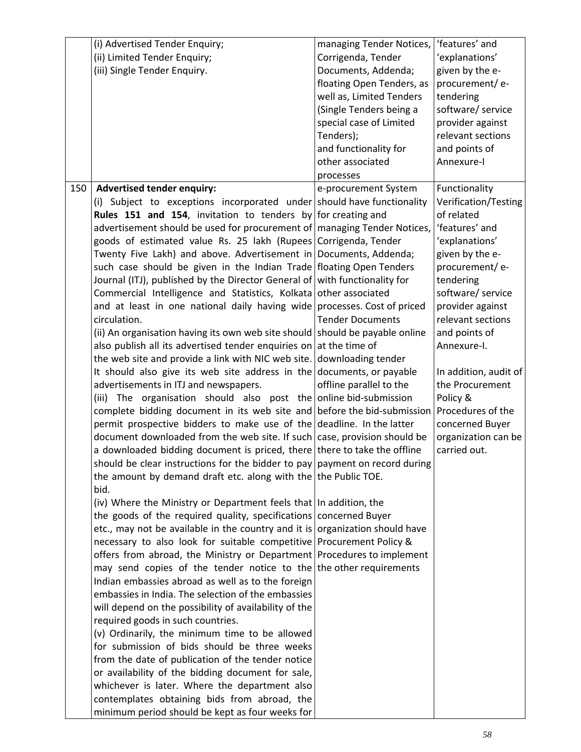| | | | |
|---|---|---|---|
| | (i) Advertised Tender Enquiry;<br>(ii) Limited Tender Enquiry;<br>(iii) Single Tender Enquiry. | managing Tender Notices, Corrigenda, Tender Documents, Addenda; floating Open Tenders, as well as, Limited Tenders (Single Tenders being a special case of Limited Tenders);<br>and functionality for other associated processes | 'features' and 'explanations' given by the e-procurement/ e-tendering software/ service provider against relevant sections and points of Annexure-I |
| 150 | **Advertised tender enquiry:**<br>(i) Subject to exceptions incorporated under **Rules 151 and 154**, invitation to tenders by advertisement should be used for procurement of goods of estimated value Rs. 25 lakh (Rupees Twenty Five Lakh) and above. Advertisement in such case should be given in the Indian Trade Journal (ITJ), published by the Director General of Commercial Intelligence and Statistics, Kolkata and at least in one national daily having wide circulation.<br>(ii) An organisation having its own web site should also publish all its advertised tender enquiries on the web site and provide a link with NIC web site. It should also give its web site address in the advertisements in ITJ and newspapers.<br>(iii) The organisation should also post the complete bidding document in its web site and permit prospective bidders to make use of the document downloaded from the web site. If such a downloaded bidding document is priced, there should be clear instructions for the bidder to pay the amount by demand draft etc. along with the bid.<br>(iv) Where the Ministry or Department feels that the goods of the required quality, specifications etc., may not be available in the country and it is necessary to also look for suitable competitive offers from abroad, the Ministry or Department may send copies of the tender notice to the Indian embassies abroad as well as to the foreign embassies in India. The selection of the embassies will depend on the possibility of availability of the required goods in such countries.<br>(v) Ordinarily, the minimum time to be allowed for submission of bids should be three weeks from the date of publication of the tender notice or availability of the bidding document for sale, whichever is later. Where the department also contemplates obtaining bids from abroad, the minimum period should be kept as four weeks for | e-procurement System should have functionality for creating and managing Tender Notices, Corrigenda, Tender Documents, Addenda; floating Open Tenders with functionality for other associated processes. Cost of priced Tender Documents should be payable online at the time of downloading tender documents, or payable offline parallel to the online bid-submission before the bid-submission deadline. In the latter case, provision should be there to take the offline payment on record during the Public TOE.<br>In addition, the concerned Buyer organization should have Procurement Policy & Procedures to implement the other requirements | Functionality Verification/Testing of related 'features' and 'explanations' given by the e-procurement/ e-tendering software/ service provider against relevant sections and points of Annexure-I.<br>In addition, audit of the Procurement Policy & Procedures of the concerned Buyer organization can be carried out. |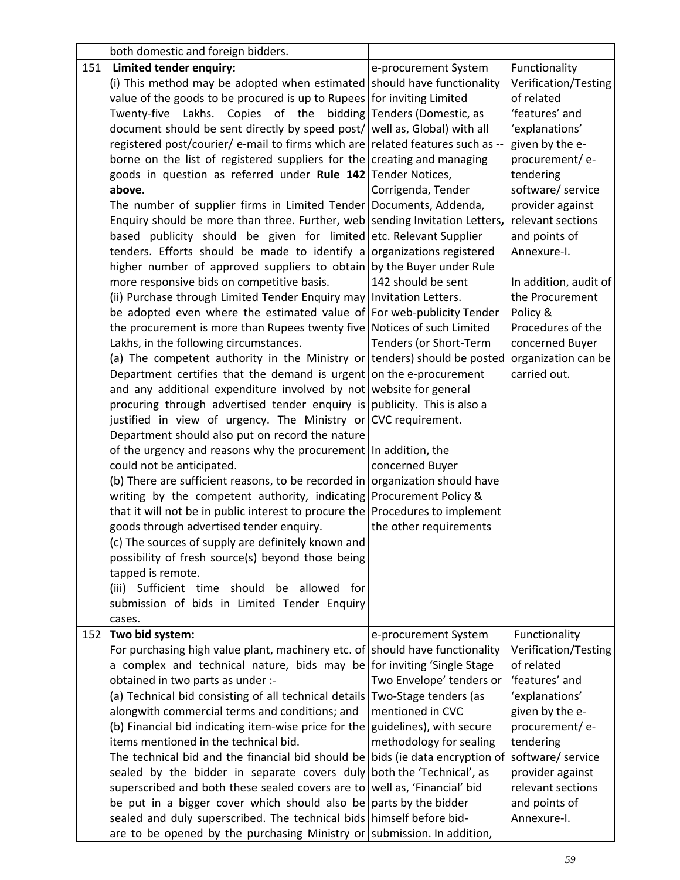| | | | |
|---|---|---|---|
| | both domestic and foreign bidders. | | |
| 151 | **Limited tender enquiry:**<br>(i) This method may be adopted when estimated value of the goods to be procured is up to Rupees Twenty-five Lakhs. Copies of the bidding document should be sent directly by speed post/ registered post/courier/ e-mail to firms which are borne on the list of registered suppliers for the goods in question as referred under **Rule 142 above**.<br>The number of supplier firms in Limited Tender Enquiry should be more than three. Further, web based publicity should be given for limited tenders. Efforts should be made to identify a higher number of approved suppliers to obtain more responsive bids on competitive basis.<br>(ii) Purchase through Limited Tender Enquiry may be adopted even where the estimated value of the procurement is more than Rupees twenty five Lakhs, in the following circumstances.<br>(a) The competent authority in the Ministry or Department certifies that the demand is urgent and any additional expenditure involved by not procuring through advertised tender enquiry is justified in view of urgency. The Ministry or Department should also put on record the nature of the urgency and reasons why the procurement could not be anticipated.<br>(b) There are sufficient reasons, to be recorded in writing by the competent authority, indicating that it will not be in public interest to procure the goods through advertised tender enquiry.<br>(c) The sources of supply are definitely known and possibility of fresh source(s) beyond those being tapped is remote.<br>(iii) Sufficient time should be allowed for submission of bids in Limited Tender Enquiry cases. | e-procurement System should have functionality for inviting Limited Tenders (Domestic, as well as, Global) with all related features such as -- creating and managing Tender Notices, Corrigenda, Tender Documents, Addenda, sending Invitation Letters**,** etc. Relevant Supplier organizations registered by the Buyer under Rule 142 should be sent Invitation Letters.<br>For web-publicity Tender Notices of such Limited Tenders (or Short-Term tenders) should be posted on the e-procurement website for general publicity. This is also a CVC requirement.<br><br>In addition, the concerned Buyer organization should have Procurement Policy & Procedures to implement the other requirements | Functionality Verification/Testing of related 'features' and 'explanations' given by the e-procurement/ e-tendering software/ service provider against relevant sections and points of Annexure-I.<br><br>In addition, audit of the Procurement Policy & Procedures of the concerned Buyer organization can be carried out. |
| 152 | **Two bid system:**<br>For purchasing high value plant, machinery etc. of a complex and technical nature, bids may be obtained in two parts as under :-<br>(a) Technical bid consisting of all technical details alongwith commercial terms and conditions; and<br>(b) Financial bid indicating item-wise price for the items mentioned in the technical bid.<br>The technical bid and the financial bid should be sealed by the bidder in separate covers duly superscribed and both these sealed covers are to be put in a bigger cover which should also be sealed and duly superscribed. The technical bids are to be opened by the purchasing Ministry or | e-procurement System should have functionality for inviting 'Single Stage Two Envelope' tenders or Two-Stage tenders (as mentioned in CVC guidelines), with secure methodology for sealing bids (ie data encryption of both the 'Technical', as well as, 'Financial' bid parts by the bidder himself before bid-submission. In addition, | Functionality Verification/Testing of related 'features' and 'explanations' given by the e-procurement/ e-tendering software/ service provider against relevant sections and points of Annexure-I. |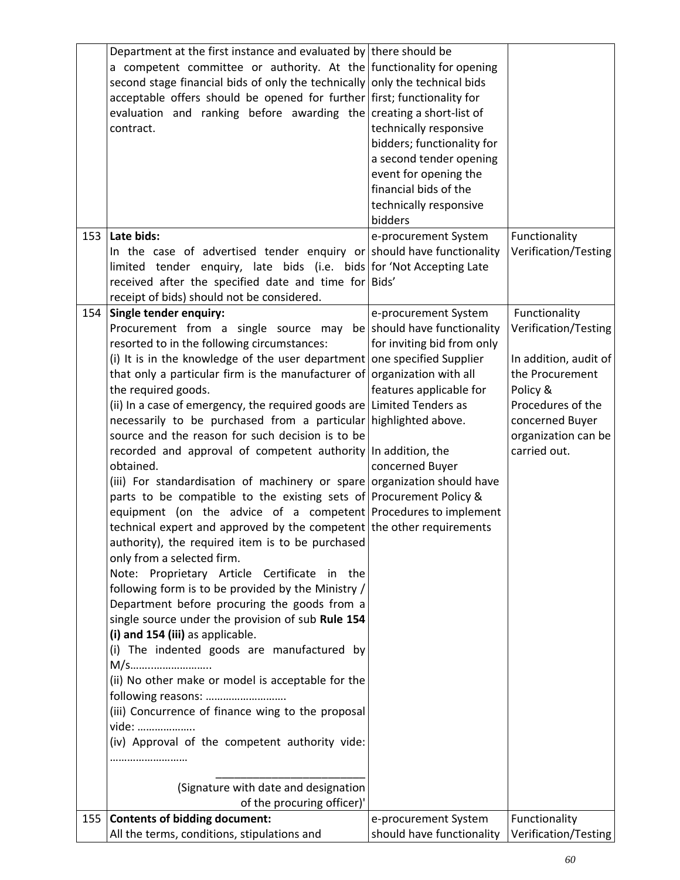| | | | |
|---|---|---|---|
| | Department at the first instance and evaluated by a competent committee or authority. At the second stage financial bids of only the technically acceptable offers should be opened for further evaluation and ranking before awarding the contract. | there should be functionality for opening only the technical bids first; functionality for creating a short-list of technically responsive bidders; functionality for a second tender opening event for opening the financial bids of the technically responsive bidders | |
| 153 | **Late bids:**<br>In the case of advertised tender enquiry or limited tender enquiry, late bids (i.e. bids received after the specified date and time for receipt of bids) should not be considered. | e-procurement System should have functionality for 'Not Accepting Late Bids' | Functionality Verification/Testing |
| 154 | **Single tender enquiry:**<br>Procurement from a single source may be resorted to in the following circumstances:<br>(i) It is in the knowledge of the user department that only a particular firm is the manufacturer of the required goods.<br>(ii) In a case of emergency, the required goods are necessarily to be purchased from a particular source and the reason for such decision is to be recorded and approval of competent authority obtained.<br>(iii) For standardisation of machinery or spare parts to be compatible to the existing sets of equipment (on the advice of a competent technical expert and approved by the competent authority), the required item is to be purchased only from a selected firm.<br>Note: Proprietary Article Certificate in the following form is to be provided by the Ministry / Department before procuring the goods from a single source under the provision of sub **Rule 154 (i) and 154 (iii)** as applicable.<br>(i) The indented goods are manufactured by M/s………………………<br>(ii) No other make or model is acceptable for the following reasons: ……………………….<br>(iii) Concurrence of finance wing to the proposal vide: ………………..<br>(iv) Approval of the competent authority vide: ………………………<br>________________________<br>(Signature with date and designation of the procuring officer)' | e-procurement System should have functionality for inviting bid from only one specified Supplier organization with all features applicable for Limited Tenders as highlighted above.<br><br>In addition, the concerned Buyer organization should have Procurement Policy & Procedures to implement the other requirements | Functionality Verification/Testing<br><br>In addition, audit of the Procurement Policy & Procedures of the concerned Buyer organization can be carried out. |
| 155 | **Contents of bidding document:**<br>All the terms, conditions, stipulations and | e-procurement System should have functionality | Functionality Verification/Testing |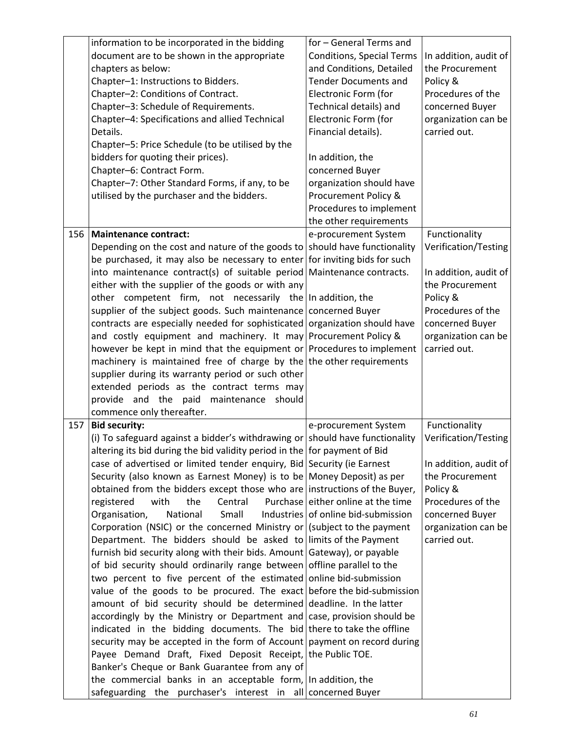| | | | |
|---|---|---|---|
| | information to be incorporated in the bidding document are to be shown in the appropriate chapters as below:<br>Chapter–1: Instructions to Bidders.<br>Chapter–2: Conditions of Contract.<br>Chapter–3: Schedule of Requirements.<br>Chapter–4: Specifications and allied Technical Details.<br>Chapter–5: Price Schedule (to be utilised by the bidders for quoting their prices).<br>Chapter–6: Contract Form.<br>Chapter–7: Other Standard Forms, if any, to be utilised by the purchaser and the bidders. | for – General Terms and Conditions, Special Terms and Conditions, Detailed Tender Documents and Electronic Form (for Technical details) and Electronic Form (for Financial details).<br><br>In addition, the concerned Buyer organization should have Procurement Policy & Procedures to implement the other requirements | In addition, audit of the Procurement Policy & Procedures of the concerned Buyer organization can be carried out. |
| 156 | **Maintenance contract:**<br>Depending on the cost and nature of the goods to be purchased, it may also be necessary to enter into maintenance contract(s) of suitable period either with the supplier of the goods or with any other competent firm, not necessarily the supplier of the subject goods. Such maintenance contracts are especially needed for sophisticated and costly equipment and machinery. It may however be kept in mind that the equipment or machinery is maintained free of charge by the supplier during its warranty period or such other extended periods as the contract terms may provide and the paid maintenance should commence only thereafter. | e-procurement System should have functionality for inviting bids for such Maintenance contracts.<br><br>In addition, the concerned Buyer organization should have Procurement Policy & Procedures to implement the other requirements | Functionality Verification/Testing<br><br>In addition, audit of the Procurement Policy & Procedures of the concerned Buyer organization can be carried out. |
| 157 | **Bid security:**<br>(i) To safeguard against a bidder's withdrawing or altering its bid during the bid validity period in the case of advertised or limited tender enquiry, Bid Security (also known as Earnest Money) is to be obtained from the bidders except those who are registered with the Central Purchase Organisation, National Small Industries Corporation (NSIC) or the concerned Ministry or Department. The bidders should be asked to furnish bid security along with their bids. Amount of bid security should ordinarily range between two percent to five percent of the estimated value of the goods to be procured. The exact amount of bid security should be determined accordingly by the Ministry or Department and indicated in the bidding documents. The bid security may be accepted in the form of Account Payee Demand Draft, Fixed Deposit Receipt, Banker's Cheque or Bank Guarantee from any of the commercial banks in an acceptable form, safeguarding the purchaser's interest in all | e-procurement System should have functionality for payment of Bid Security (ie Earnest Money Deposit) as per instructions of the Buyer, either online at the time of online bid-submission (subject to the payment limits of the Payment Gateway), or payable offline parallel to the online bid-submission before the bid-submission deadline. In the latter case, provision should be there to take the offline payment on record during the Public TOE.<br><br>In addition, the concerned Buyer | Functionality Verification/Testing<br><br>In addition, audit of the Procurement Policy & Procedures of the concerned Buyer organization can be carried out. |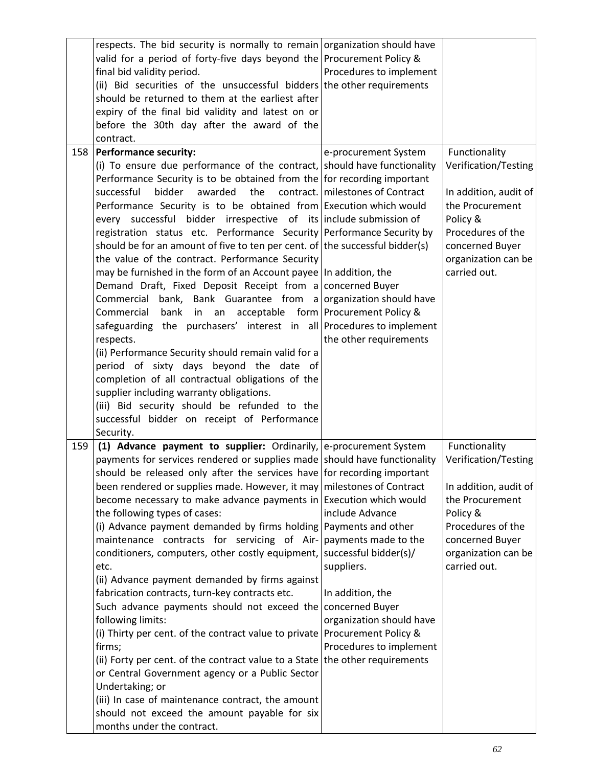|  |  |  |  |
|---|---|---|---|
|  | respects. The bid security is normally to remain valid for a period of forty-five days beyond the final bid validity period.<br>(ii) Bid securities of the unsuccessful bidders should be returned to them at the earliest after expiry of the final bid validity and latest on or before the 30th day after the award of the contract. | organization should have Procurement Policy & Procedures to implement the other requirements |  |
| 158 | **Performance security:**<br>(i) To ensure due performance of the contract, Performance Security is to be obtained from the successful bidder awarded the contract. Performance Security is to be obtained from every successful bidder irrespective of its registration status etc. Performance Security should be for an amount of five to ten per cent. of the value of the contract. Performance Security may be furnished in the form of an Account payee Demand Draft, Fixed Deposit Receipt from a Commercial bank, Bank Guarantee from a Commercial bank in an acceptable form safeguarding the purchasers' interest in all respects.<br>(ii) Performance Security should remain valid for a period of sixty days beyond the date of completion of all contractual obligations of the supplier including warranty obligations.<br>(iii) Bid security should be refunded to the successful bidder on receipt of Performance Security. | e-procurement System should have functionality for recording important milestones of Contract Execution which would include submission of Performance Security by the successful bidder(s)<br><br>In addition, the concerned Buyer organization should have Procurement Policy & Procedures to implement the other requirements | Functionality Verification/Testing<br><br>In addition, audit of the Procurement Policy & Procedures of the concerned Buyer organization can be carried out. |
| 159 | **(1) Advance payment to supplier:** Ordinarily, payments for services rendered or supplies made should be released only after the services have been rendered or supplies made. However, it may become necessary to make advance payments in the following types of cases:<br>(i) Advance payment demanded by firms holding maintenance contracts for servicing of Air-conditioners, computers, other costly equipment, etc.<br>(ii) Advance payment demanded by firms against fabrication contracts, turn-key contracts etc.<br>Such advance payments should not exceed the following limits:<br>(i) Thirty per cent. of the contract value to private firms;<br>(ii) Forty per cent. of the contract value to a State or Central Government agency or a Public Sector Undertaking; or<br>(iii) In case of maintenance contract, the amount should not exceed the amount payable for six months under the contract. | e-procurement System should have functionality for recording important milestones of Contract Execution which would include Advance Payments and other payments made to the successful bidder(s)/ suppliers.<br><br>In addition, the concerned Buyer organization should have Procurement Policy & Procedures to implement the other requirements | Functionality Verification/Testing<br><br>In addition, audit of the Procurement Policy & Procedures of the concerned Buyer organization can be carried out. |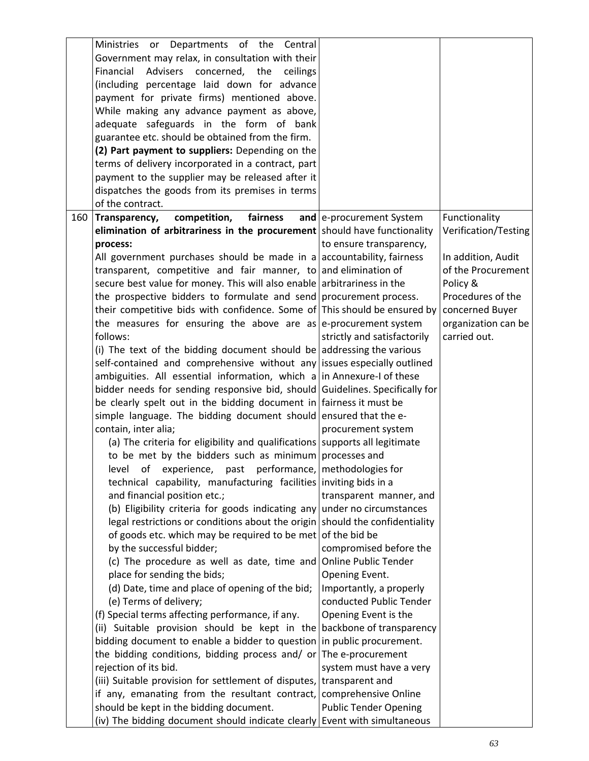| | | | |
|---|---|---|---|
| | Ministries or Departments of the Central Government may relax, in consultation with their Financial Advisers concerned, the ceilings (including percentage laid down for advance payment for private firms) mentioned above. While making any advance payment as above, adequate safeguards in the form of bank guarantee etc. should be obtained from the firm.<br>**(2) Part payment to suppliers:** Depending on the terms of delivery incorporated in a contract, part payment to the supplier may be released after it dispatches the goods from its premises in terms of the contract. | | |
| 160 | **Transparency, competition, fairness and elimination of arbitrariness in the procurement process:**<br>All government purchases should be made in a transparent, competitive and fair manner, to secure best value for money. This will also enable the prospective bidders to formulate and send their competitive bids with confidence. Some of the measures for ensuring the above are as follows:<br>(i) The text of the bidding document should be self-contained and comprehensive without any ambiguities. All essential information, which a bidder needs for sending responsive bid, should be clearly spelt out in the bidding document in simple language. The bidding document should contain, inter alia;<br>(a) The criteria for eligibility and qualifications to be met by the bidders such as minimum level of experience, past performance, technical capability, manufacturing facilities and financial position etc.;<br>(b) Eligibility criteria for goods indicating any legal restrictions or conditions about the origin of goods etc. which may be required to be met by the successful bidder;<br>(c) The procedure as well as date, time and place for sending the bids;<br>(d) Date, time and place of opening of the bid;<br>(e) Terms of delivery;<br>(f) Special terms affecting performance, if any.<br>(ii) Suitable provision should be kept in the bidding document to enable a bidder to question the bidding conditions, bidding process and/ or rejection of its bid.<br>(iii) Suitable provision for settlement of disputes, if any, emanating from the resultant contract, should be kept in the bidding document.<br>(iv) The bidding document should indicate clearly | e-procurement System should have functionality to ensure transparency, accountability, fairness and elimination of arbitrariness in the procurement process. This should be ensured by e-procurement system strictly and satisfactorily addressing the various issues especially outlined in Annexure-I of these Guidelines. Specifically for fairness it must be ensured that the e-procurement system supports all legitimate processes and methodologies for inviting bids in a transparent manner, and under no circumstances should the confidentiality of the bid be compromised before the Online Public Tender Opening Event. Importantly, a properly conducted Public Tender Opening Event is the backbone of transparency in public procurement. The e-procurement system must have a very transparent and comprehensive Online Public Tender Opening Event with simultaneous | Functionality Verification/Testing<br><br>In addition, Audit of the Procurement Policy & Procedures of the concerned Buyer organization can be carried out. |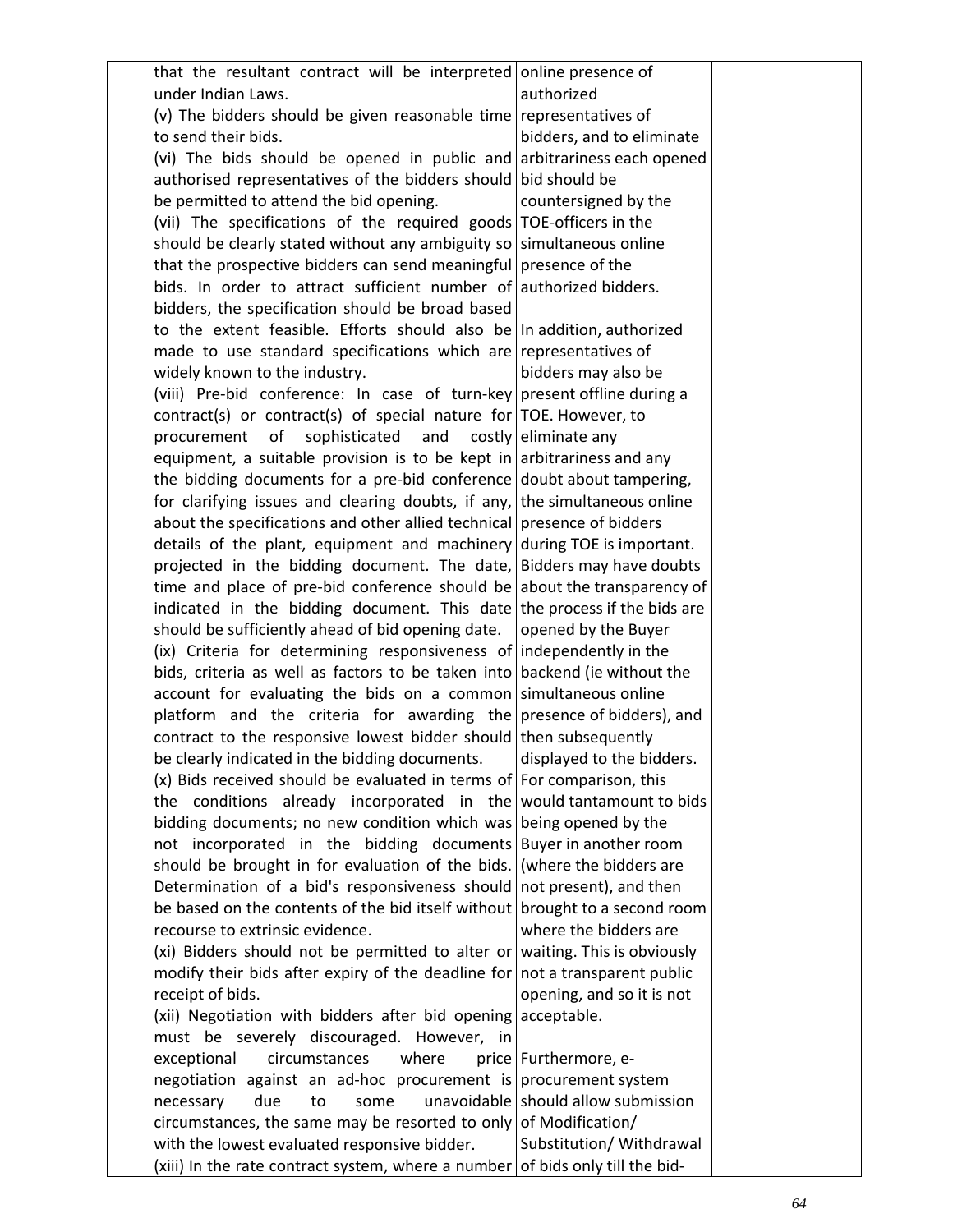|  | that the resultant contract will be interpreted under Indian Laws.<br>(v) The bidders should be given reasonable time to send their bids.<br>(vi) The bids should be opened in public and authorised representatives of the bidders should be permitted to attend the bid opening.<br>(vii) The specifications of the required goods should be clearly stated without any ambiguity so that the prospective bidders can send meaningful bids. In order to attract sufficient number of bidders, the specification should be broad based to the extent feasible. Efforts should also be made to use standard specifications which are widely known to the industry.<br>(viii) Pre-bid conference: In case of turn-key contract(s) or contract(s) of special nature for procurement of sophisticated and costly equipment, a suitable provision is to be kept in the bidding documents for a pre-bid conference for clarifying issues and clearing doubts, if any, about the specifications and other allied technical details of the plant, equipment and machinery projected in the bidding document. The date, time and place of pre-bid conference should be indicated in the bidding document. This date should be sufficiently ahead of bid opening date.<br>(ix) Criteria for determining responsiveness of bids, criteria as well as factors to be taken into account for evaluating the bids on a common platform and the criteria for awarding the contract to the responsive lowest bidder should be clearly indicated in the bidding documents.<br>(x) Bids received should be evaluated in terms of the conditions already incorporated in the bidding documents; no new condition which was not incorporated in the bidding documents should be brought in for evaluation of the bids. Determination of a bid's responsiveness should be based on the contents of the bid itself without recourse to extrinsic evidence.<br>(xi) Bidders should not be permitted to alter or modify their bids after expiry of the deadline for receipt of bids.<br>(xii) Negotiation with bidders after bid opening must be severely discouraged. However, in exceptional circumstances where price negotiation against an ad-hoc procurement is necessary due to some unavoidable circumstances, the same may be resorted to only with the lowest evaluated responsive bidder.<br>(xiii) In the rate contract system, where a number | online presence of authorized representatives of bidders, and to eliminate arbitrariness each opened bid should be countersigned by the TOE-officers in the simultaneous online presence of the authorized bidders.<br><br>In addition, authorized representatives of bidders may also be present offline during a TOE. However, to eliminate any arbitrariness and any doubt about tampering, the simultaneous online presence of bidders during TOE is important. Bidders may have doubts about the transparency of the process if the bids are opened by the Buyer independently in the backend (ie without the simultaneous online presence of bidders), and then subsequently displayed to the bidders. For comparison, this would tantamount to bids being opened by the Buyer in another room (where the bidders are not present), and then brought to a second room where the bidders are waiting. This is obviously not a transparent public opening, and so it is not acceptable.<br><br>Furthermore, e-procurement system should allow submission of Modification/ Substitution/ Withdrawal of bids only till the bid- |  |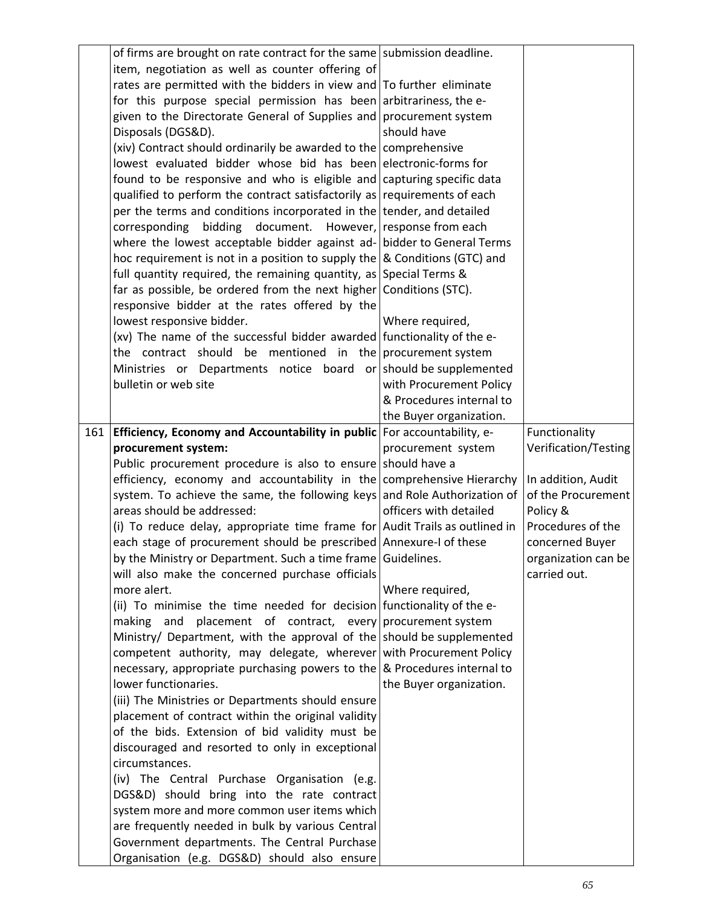| | | | |
|---|---|---|---|
| | of firms are brought on rate contract for the same item, negotiation as well as counter offering of rates are permitted with the bidders in view and for this purpose special permission has been given to the Directorate General of Supplies and Disposals (DGS&D).<br>(xiv) Contract should ordinarily be awarded to the lowest evaluated bidder whose bid has been found to be responsive and who is eligible and qualified to perform the contract satisfactorily as per the terms and conditions incorporated in the corresponding bidding document. However, where the lowest acceptable bidder against ad-hoc requirement is not in a position to supply the full quantity required, the remaining quantity, as far as possible, be ordered from the next higher responsive bidder at the rates offered by the lowest responsive bidder.<br>(xv) The name of the successful bidder awarded the contract should be mentioned in the Ministries or Departments notice board or bulletin or web site | submission deadline.<br><br>To further eliminate arbitrariness, the e-procurement system should have comprehensive electronic-forms for capturing specific data requirements of each tender, and detailed response from each bidder to General Terms & Conditions (GTC) and Special Terms & Conditions (STC).<br><br>Where required, functionality of the e-procurement system should be supplemented with Procurement Policy & Procedures internal to the Buyer organization. | |
| 161 | **Efficiency, Economy and Accountability in public procurement system:**<br>Public procurement procedure is also to ensure efficiency, economy and accountability in the system. To achieve the same, the following keys areas should be addressed:<br>(i) To reduce delay, appropriate time frame for each stage of procurement should be prescribed by the Ministry or Department. Such a time frame will also make the concerned purchase officials more alert.<br>(ii) To minimise the time needed for decision making and placement of contract, every Ministry/ Department, with the approval of the competent authority, may delegate, wherever necessary, appropriate purchasing powers to the lower functionaries.<br>(iii) The Ministries or Departments should ensure placement of contract within the original validity of the bids. Extension of bid validity must be discouraged and resorted to only in exceptional circumstances.<br>(iv) The Central Purchase Organisation (e.g. DGS&D) should bring into the rate contract system more and more common user items which are frequently needed in bulk by various Central Government departments. The Central Purchase Organisation (e.g. DGS&D) should also ensure | For accountability, e-procurement system should have a comprehensive Hierarchy and Role Authorization of officers with detailed Audit Trails as outlined in Annexure-I of these Guidelines.<br><br>Where required, functionality of the e-procurement system should be supplemented with Procurement Policy & Procedures internal to the Buyer organization. | Functionality Verification/Testing<br><br>In addition, Audit of the Procurement Policy & Procedures of the concerned Buyer organization can be carried out. |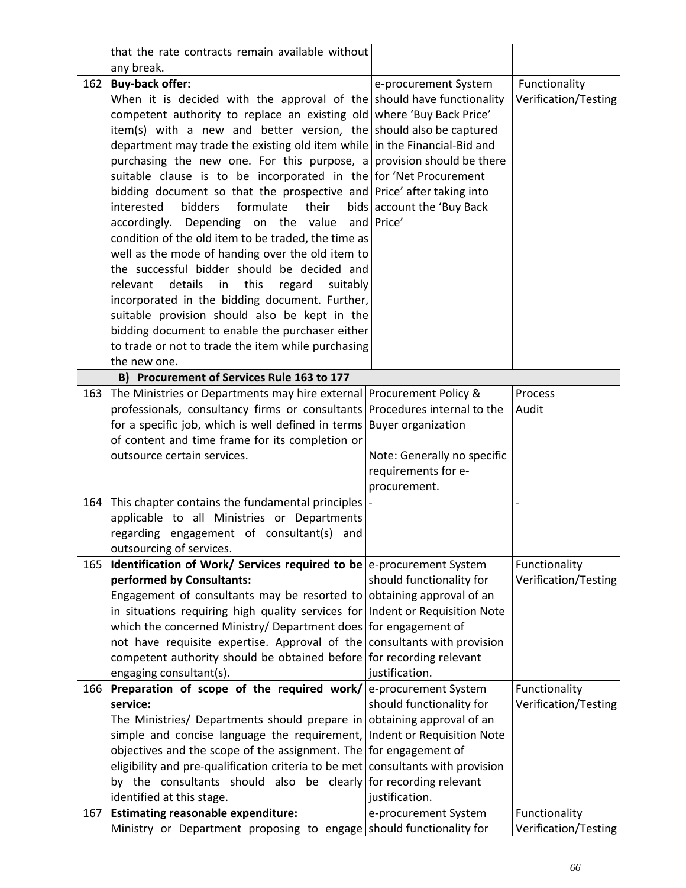|  |  |  |  |
|---|---|---|---|
|  | that the rate contracts remain available without any break. |  |  |
| 162 | **Buy-back offer:** When it is decided with the approval of the competent authority to replace an existing old item(s) with a new and better version, the department may trade the existing old item while purchasing the new one. For this purpose, a suitable clause is to be incorporated in the bidding document so that the prospective and interested bidders formulate their bids accordingly. Depending on the value and condition of the old item to be traded, the time as well as the mode of handing over the old item to the successful bidder should be decided and relevant details in this regard suitably incorporated in the bidding document. Further, suitable provision should also be kept in the bidding document to enable the purchaser either to trade or not to trade the item while purchasing the new one. | e-procurement System should have functionality where 'Buy Back Price' should also be captured in the Financial-Bid and provision should be there for 'Net Procurement Price' after taking into account the 'Buy Back Price' | Functionality Verification/Testing |
|  | **B) Procurement of Services Rule 163 to 177** |  |  |
| 163 | The Ministries or Departments may hire external professionals, consultancy firms or consultants for a specific job, which is well defined in terms of content and time frame for its completion or outsource certain services. | Procurement Policy & Procedures internal to the Buyer organization<br><br>Note: Generally no specific requirements for e-procurement. | Process Audit |
| 164 | This chapter contains the fundamental principles applicable to all Ministries or Departments regarding engagement of consultant(s) and outsourcing of services. | - | - |
| 165 | **Identification of Work/ Services required to be performed by Consultants:** Engagement of consultants may be resorted to in situations requiring high quality services for which the concerned Ministry/ Department does not have requisite expertise. Approval of the competent authority should be obtained before engaging consultant(s). | e-procurement System should functionality for obtaining approval of an Indent or Requisition Note for engagement of consultants with provision for recording relevant justification. | Functionality Verification/Testing |
| 166 | **Preparation of scope of the required work/ service:** The Ministries/ Departments should prepare in simple and concise language the requirement, objectives and the scope of the assignment. The eligibility and pre-qualification criteria to be met by the consultants should also be clearly identified at this stage. | e-procurement System should functionality for obtaining approval of an Indent or Requisition Note for engagement of consultants with provision for recording relevant justification. | Functionality Verification/Testing |
| 167 | **Estimating reasonable expenditure:** Ministry or Department proposing to engage | e-procurement System should functionality for | Functionality Verification/Testing |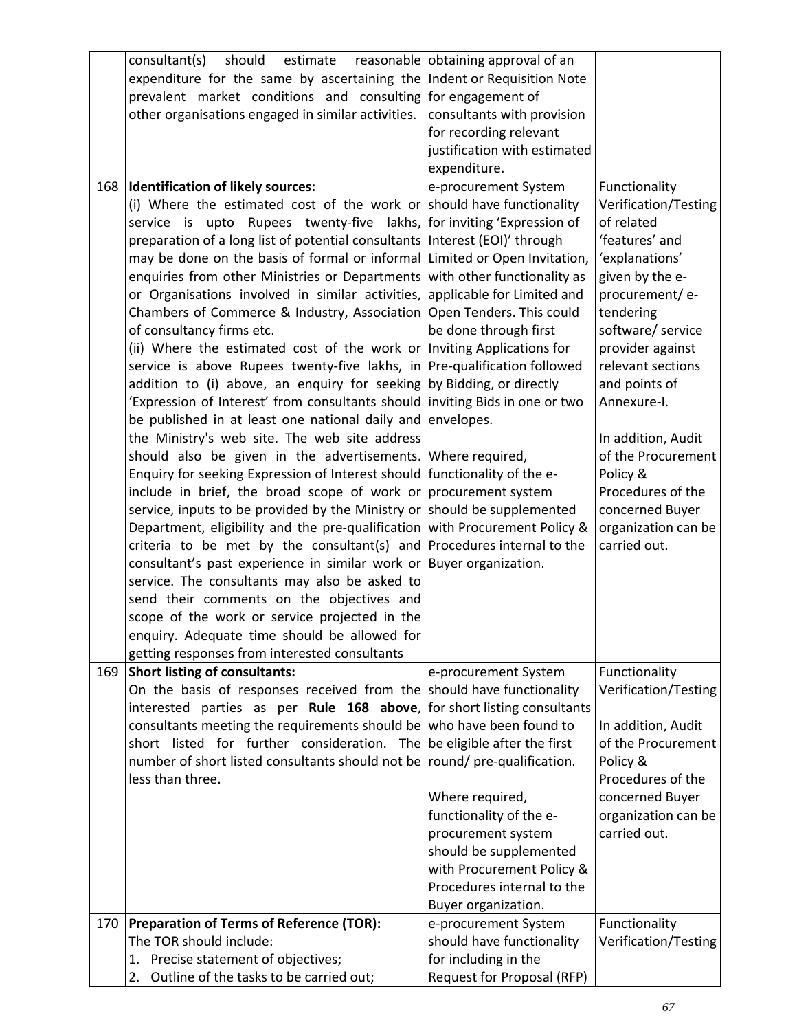| | | | |
|---|---|---|---|
| | consultant(s) should estimate reasonable expenditure for the same by ascertaining the prevalent market conditions and consulting other organisations engaged in similar activities. | obtaining approval of an Indent or Requisition Note for engagement of consultants with provision for recording relevant justification with estimated expenditure. | |
| 168 | **Identification of likely sources:**<br>(i) Where the estimated cost of the work or service is upto Rupees twenty-five lakhs, preparation of a long list of potential consultants may be done on the basis of formal or informal enquiries from other Ministries or Departments or Organisations involved in similar activities, Chambers of Commerce & Industry, Association of consultancy firms etc.<br>(ii) Where the estimated cost of the work or service is above Rupees twenty-five lakhs, in addition to (i) above, an enquiry for seeking 'Expression of Interest' from consultants should be published in at least one national daily and the Ministry's web site. The web site address should also be given in the advertisements. Enquiry for seeking Expression of Interest should include in brief, the broad scope of work or service, inputs to be provided by the Ministry or Department, eligibility and the pre-qualification criteria to be met by the consultant(s) and consultant's past experience in similar work or service. The consultants may also be asked to send their comments on the objectives and scope of the work or service projected in the enquiry. Adequate time should be allowed for getting responses from interested consultants | e-procurement System should have functionality for inviting 'Expression of Interest (EOI)' through Limited or Open Invitation, with other functionality as applicable for Limited and Open Tenders. This could be done through first Inviting Applications for Pre-qualification followed by Bidding, or directly inviting Bids in one or two envelopes.<br><br>Where required, functionality of the e-procurement system should be supplemented with Procurement Policy & Procedures internal to the Buyer organization. | Functionality Verification/Testing of related 'features' and 'explanations' given by the e-procurement/ e-tendering software/ service provider against relevant sections and points of Annexure-I.<br><br>In addition, Audit of the Procurement Policy & Procedures of the concerned Buyer organization can be carried out. |
| 169 | **Short listing of consultants:**<br>On the basis of responses received from the interested parties as per **Rule 168 above**, consultants meeting the requirements should be short listed for further consideration. The number of short listed consultants should not be less than three. | e-procurement System should have functionality for short listing consultants who have been found to be eligible after the first round/ pre-qualification.<br><br>Where required, functionality of the e-procurement system should be supplemented with Procurement Policy & Procedures internal to the Buyer organization. | Functionality Verification/Testing<br><br>In addition, Audit of the Procurement Policy & Procedures of the concerned Buyer organization can be carried out. |
| 170 | **Preparation of Terms of Reference (TOR):**<br>The TOR should include:<br>1. Precise statement of objectives;<br>2. Outline of the tasks to be carried out; | e-procurement System should have functionality for including in the Request for Proposal (RFP) | Functionality Verification/Testing |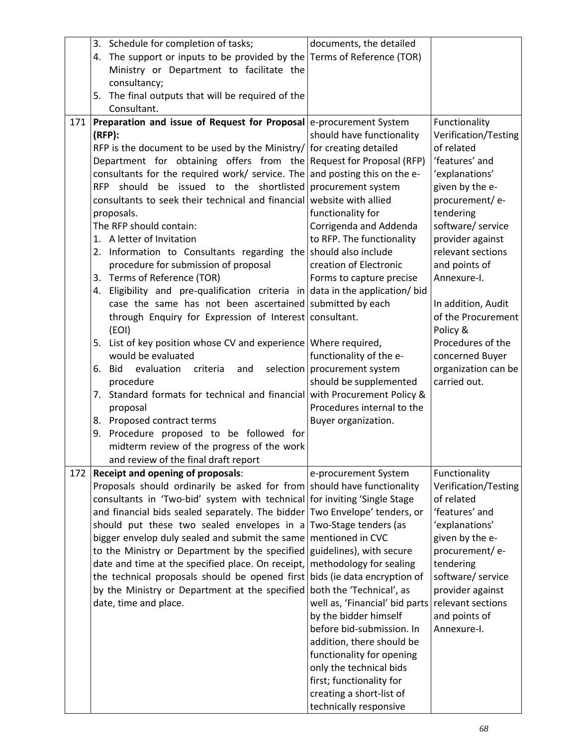| | | | |
|---|---|---|---|
| | 3. Schedule for completion of tasks;<br>4. The support or inputs to be provided by the Ministry or Department to facilitate the consultancy;<br>5. The final outputs that will be required of the Consultant. | documents, the detailed Terms of Reference (TOR) | |
| 171 | **Preparation and issue of Request for Proposal (RFP):**<br>RFP is the document to be used by the Ministry/ Department for obtaining offers from the consultants for the required work/ service. The RFP should be issued to the shortlisted consultants to seek their technical and financial proposals.<br>The RFP should contain:<br>1. A letter of Invitation<br>2. Information to Consultants regarding the procedure for submission of proposal<br>3. Terms of Reference (TOR)<br>4. Eligibility and pre-qualification criteria in case the same has not been ascertained through Enquiry for Expression of Interest (EOI)<br>5. List of key position whose CV and experience would be evaluated<br>6. Bid evaluation criteria and selection procedure<br>7. Standard formats for technical and financial proposal<br>8. Proposed contract terms<br>9. Procedure proposed to be followed for midterm review of the progress of the work and review of the final draft report | e-procurement System should have functionality for creating detailed Request for Proposal (RFP) and posting this on the e-procurement system website with allied functionality for Corrigenda and Addenda to RFP. The functionality should also include creation of Electronic Forms to capture precise data in the application/ bid submitted by each consultant.<br><br>Where required, functionality of the e-procurement system should be supplemented with Procurement Policy & Procedures internal to the Buyer organization. | Functionality Verification/Testing of related 'features' and 'explanations' given by the e-procurement/ e-tendering software/ service provider against relevant sections and points of Annexure-I.<br><br>In addition, Audit of the Procurement Policy & Procedures of the concerned Buyer organization can be carried out. |
| 172 | **Receipt and opening of proposals**:<br>Proposals should ordinarily be asked for from consultants in 'Two-bid' system with technical and financial bids sealed separately. The bidder should put these two sealed envelopes in a bigger envelop duly sealed and submit the same to the Ministry or Department by the specified date and time at the specified place. On receipt, the technical proposals should be opened first by the Ministry or Department at the specified date, time and place. | e-procurement System should have functionality for inviting 'Single Stage Two Envelope' tenders, or Two-Stage tenders (as mentioned in CVC guidelines), with secure methodology for sealing bids (ie data encryption of both the 'Technical', as well as, 'Financial' bid parts by the bidder himself before bid-submission. In addition, there should be functionality for opening only the technical bids first; functionality for creating a short-list of technically responsive | Functionality Verification/Testing of related 'features' and 'explanations' given by the e-procurement/ e-tendering software/ service provider against relevant sections and points of Annexure-I. |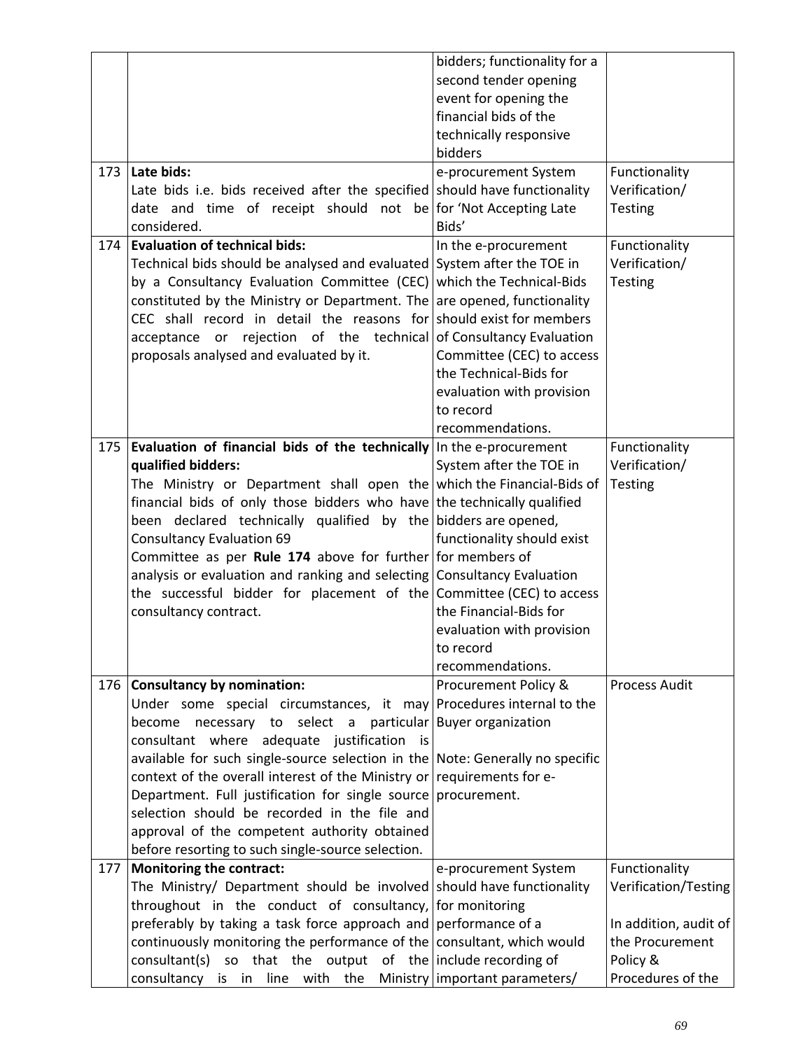| | | | |
|---|---|---|---|
| | | bidders; functionality for a second tender opening event for opening the financial bids of the technically responsive bidders | |
| 173 | **Late bids:**<br>Late bids i.e. bids received after the specified date and time of receipt should not be considered. | e-procurement System should have functionality for 'Not Accepting Late Bids' | Functionality Verification/ Testing |
| 174 | **Evaluation of technical bids:**<br>Technical bids should be analysed and evaluated by a Consultancy Evaluation Committee (CEC) constituted by the Ministry or Department. The CEC shall record in detail the reasons for acceptance or rejection of the technical proposals analysed and evaluated by it. | In the e-procurement System after the TOE in which the Technical-Bids are opened, functionality should exist for members of Consultancy Evaluation Committee (CEC) to access the Technical-Bids for evaluation with provision to record recommendations. | Functionality Verification/ Testing |
| 175 | **Evaluation of financial bids of the technically qualified bidders:**<br>The Ministry or Department shall open the financial bids of only those bidders who have been declared technically qualified by the Consultancy Evaluation 69 Committee as per **Rule 174** above for further analysis or evaluation and ranking and selecting the successful bidder for placement of the consultancy contract. | In the e-procurement System after the TOE in which the Financial-Bids of the technically qualified bidders are opened, functionality should exist for members of Consultancy Evaluation Committee (CEC) to access the Financial-Bids for evaluation with provision to record recommendations. | Functionality Verification/ Testing |
| 176 | **Consultancy by nomination:**<br>Under some special circumstances, it may become necessary to select a particular consultant where adequate justification is available for such single-source selection in the context of the overall interest of the Ministry or Department. Full justification for single source selection should be recorded in the file and approval of the competent authority obtained before resorting to such single-source selection. | Procurement Policy & Procedures internal to the Buyer organization<br><br>Note: Generally no specific requirements for e-procurement. | Process Audit |
| 177 | **Monitoring the contract:**<br>The Ministry/ Department should be involved throughout in the conduct of consultancy, preferably by taking a task force approach and continuously monitoring the performance of the consultant(s) so that the output of the consultancy is in line with the Ministry | e-procurement System should have functionality for monitoring performance of a consultant, which would include recording of important parameters/ | Functionality Verification/Testing<br><br>In addition, audit of the Procurement Policy & Procedures of the |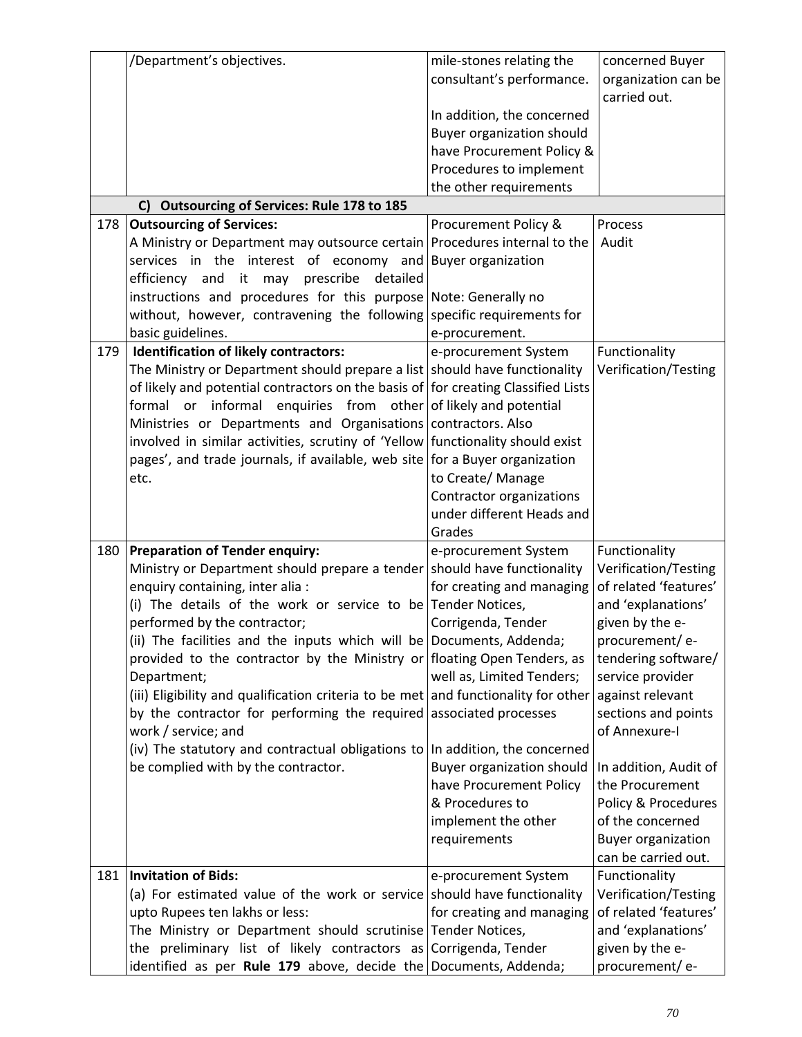| | | | |
|---|---|---|---|
| | /Department's objectives. | mile-stones relating the consultant's performance.<br><br>In addition, the concerned Buyer organization should have Procurement Policy & Procedures to implement the other requirements | concerned Buyer organization can be carried out. |
| | **C) Outsourcing of Services: Rule 178 to 185** | | |
| 178 | **Outsourcing of Services:**<br>A Ministry or Department may outsource certain services in the interest of economy and efficiency and it may prescribe detailed instructions and procedures for this purpose without, however, contravening the following basic guidelines. | Procurement Policy & Procedures internal to the Buyer organization<br><br>Note: Generally no specific requirements for e-procurement. | Process Audit |
| 179 | **Identification of likely contractors:**<br>The Ministry or Department should prepare a list of likely and potential contractors on the basis of formal or informal enquiries from other Ministries or Departments and Organisations involved in similar activities, scrutiny of 'Yellow pages', and trade journals, if available, web site etc. | e-procurement System should have functionality for creating Classified Lists of likely and potential contractors. Also functionality should exist for a Buyer organization to Create/ Manage Contractor organizations under different Heads and Grades | Functionality Verification/Testing |
| 180 | **Preparation of Tender enquiry:**<br>Ministry or Department should prepare a tender enquiry containing, inter alia :<br>(i) The details of the work or service to be performed by the contractor;<br>(ii) The facilities and the inputs which will be provided to the contractor by the Ministry or Department;<br>(iii) Eligibility and qualification criteria to be met by the contractor for performing the required work / service; and<br>(iv) The statutory and contractual obligations to be complied with by the contractor. | e-procurement System should have functionality for creating and managing Tender Notices, Corrigenda, Tender Documents, Addenda; floating Open Tenders, as well as, Limited Tenders; and functionality for other associated processes<br><br>In addition, the concerned Buyer organization should have Procurement Policy & Procedures to implement the other requirements | Functionality Verification/Testing of related 'features' and 'explanations' given by the e-procurement/ e-tendering software/ service provider against relevant sections and points of Annexure-I<br><br>In addition, Audit of the Procurement Policy & Procedures of the concerned Buyer organization can be carried out. |
| 181 | **Invitation of Bids:**<br>(a) For estimated value of the work or service upto Rupees ten lakhs or less:<br>The Ministry or Department should scrutinise the preliminary list of likely contractors as identified as per **Rule 179** above, decide the | e-procurement System should have functionality for creating and managing Tender Notices, Corrigenda, Tender Documents, Addenda; | Functionality Verification/Testing of related 'features' and 'explanations' given by the e-procurement/ e- |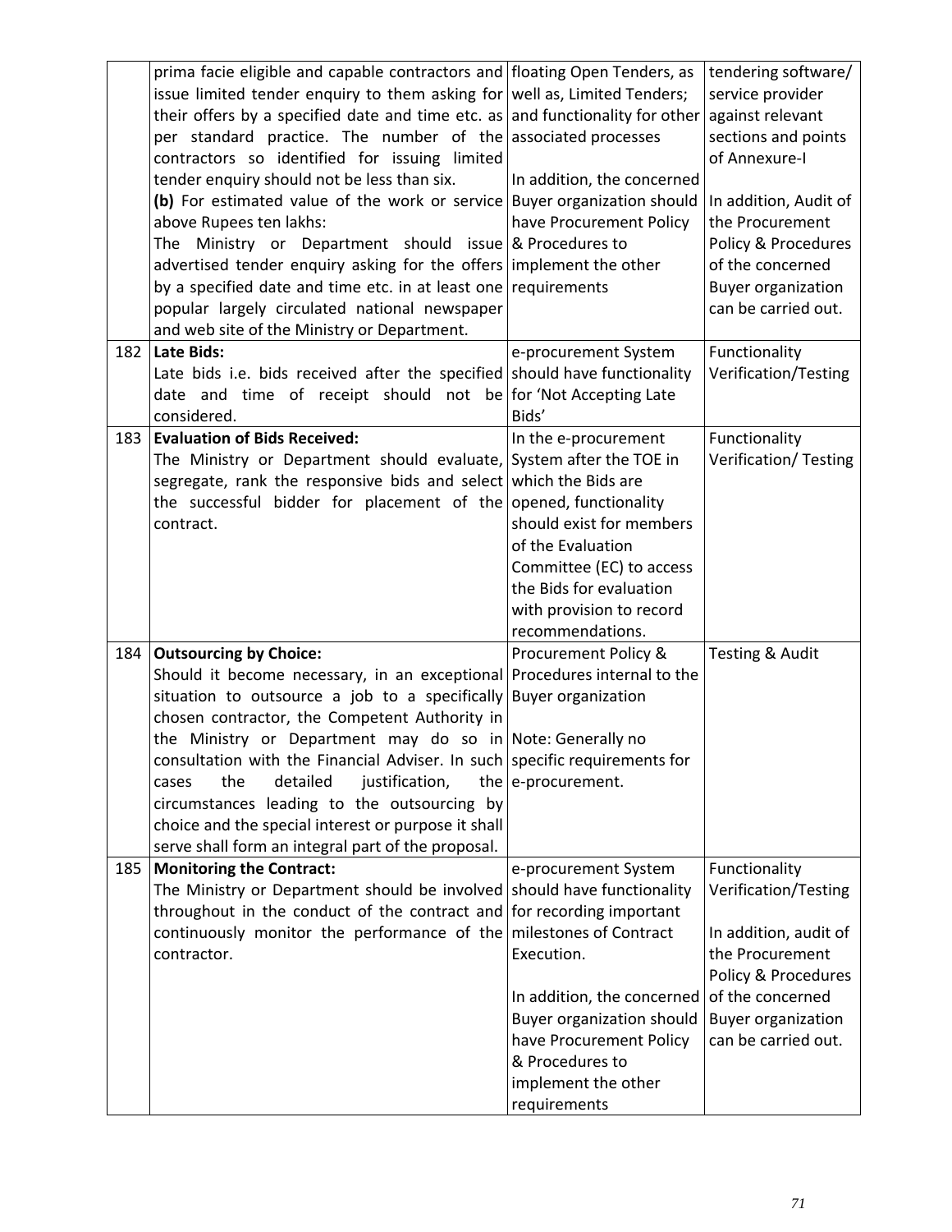| | | | |
|---|---|---|---|
| | prima facie eligible and capable contractors and issue limited tender enquiry to them asking for their offers by a specified date and time etc. as per standard practice. The number of the contractors so identified for issuing limited tender enquiry should not be less than six.<br>**(b)** For estimated value of the work or service above Rupees ten lakhs:<br>The Ministry or Department should issue advertised tender enquiry asking for the offers by a specified date and time etc. in at least one popular largely circulated national newspaper and web site of the Ministry or Department. | floating Open Tenders, as well as, Limited Tenders; and functionality for other associated processes<br><br>In addition, the concerned Buyer organization should have Procurement Policy & Procedures to implement the other requirements | tendering software/ service provider against relevant sections and points of Annexure-I<br><br>In addition, Audit of the Procurement Policy & Procedures of the concerned Buyer organization can be carried out. |
| 182 | **Late Bids:**<br>Late bids i.e. bids received after the specified date and time of receipt should not be considered. | e-procurement System should have functionality for 'Not Accepting Late Bids' | Functionality Verification/Testing |
| 183 | **Evaluation of Bids Received:**<br>The Ministry or Department should evaluate, segregate, rank the responsive bids and select the successful bidder for placement of the contract. | In the e-procurement System after the TOE in which the Bids are opened, functionality should exist for members of the Evaluation Committee (EC) to access the Bids for evaluation with provision to record recommendations. | Functionality Verification/ Testing |
| 184 | **Outsourcing by Choice:**<br>Should it become necessary, in an exceptional situation to outsource a job to a specifically chosen contractor, the Competent Authority in the Ministry or Department may do so in consultation with the Financial Adviser. In such cases the detailed justification, the circumstances leading to the outsourcing by choice and the special interest or purpose it shall serve shall form an integral part of the proposal. | Procurement Policy & Procedures internal to the Buyer organization<br><br>Note: Generally no specific requirements for e-procurement. | Testing & Audit |
| 185 | **Monitoring the Contract:**<br>The Ministry or Department should be involved throughout in the conduct of the contract and continuously monitor the performance of the contractor. | e-procurement System should have functionality for recording important milestones of Contract Execution.<br><br>In addition, the concerned Buyer organization should have Procurement Policy & Procedures to implement the other requirements | Functionality Verification/Testing<br><br>In addition, audit of the Procurement Policy & Procedures of the concerned Buyer organization can be carried out. |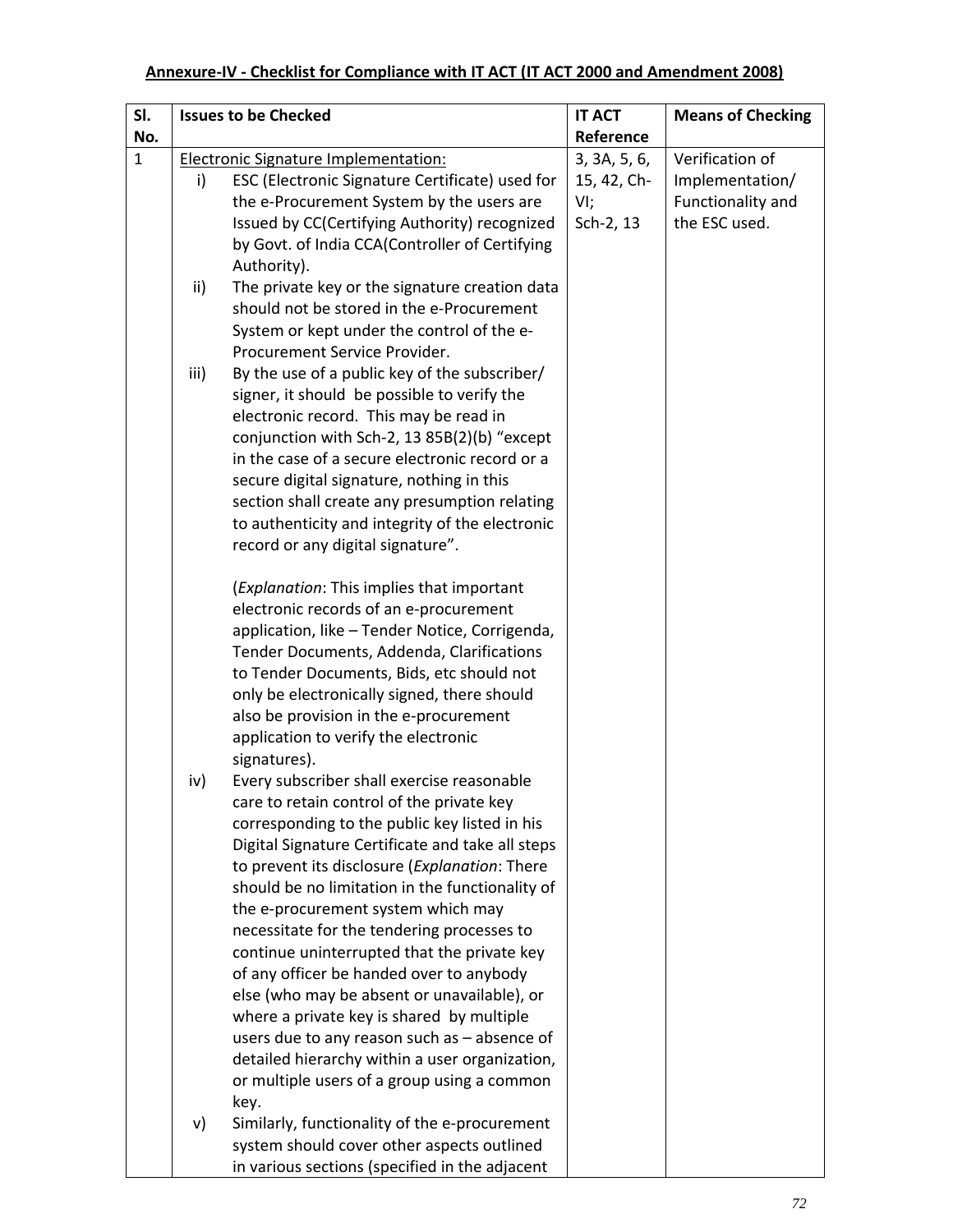**Annexure-IV - Checklist for Compliance with IT ACT (IT ACT 2000 and Amendment 2008)**

| Sl. No. | Issues to be Checked | IT ACT Reference | Means of Checking |
|---|---|---|---|
| 1 | Electronic Signature Implementation:<br>i) ESC (Electronic Signature Certificate) used for the e-Procurement System by the users are Issued by CC(Certifying Authority) recognized by Govt. of India CCA(Controller of Certifying Authority).<br>ii) The private key or the signature creation data should not be stored in the e-Procurement System or kept under the control of the e-Procurement Service Provider.<br>iii) By the use of a public key of the subscriber/ signer, it should be possible to verify the electronic record. This may be read in conjunction with Sch-2, 13 85B(2)(b) "except in the case of a secure electronic record or a secure digital signature, nothing in this section shall create any presumption relating to authenticity and integrity of the electronic record or any digital signature".<br><br>(*Explanation*: This implies that important electronic records of an e-procurement application, like – Tender Notice, Corrigenda, Tender Documents, Addenda, Clarifications to Tender Documents, Bids, etc should not only be electronically signed, there should also be provision in the e-procurement application to verify the electronic signatures).<br>iv) Every subscriber shall exercise reasonable care to retain control of the private key corresponding to the public key listed in his Digital Signature Certificate and take all steps to prevent its disclosure (*Explanation*: There should be no limitation in the functionality of the e-procurement system which may necessitate for the tendering processes to continue uninterrupted that the private key of any officer be handed over to anybody else (who may be absent or unavailable), or where a private key is shared by multiple users due to any reason such as – absence of detailed hierarchy within a user organization, or multiple users of a group using a common key.<br>v) Similarly, functionality of the e-procurement system should cover other aspects outlined in various sections (specified in the adjacent | 3, 3A, 5, 6, 15, 42, Ch-VI;<br>Sch-2, 13 | Verification of Implementation/ Functionality and the ESC used. |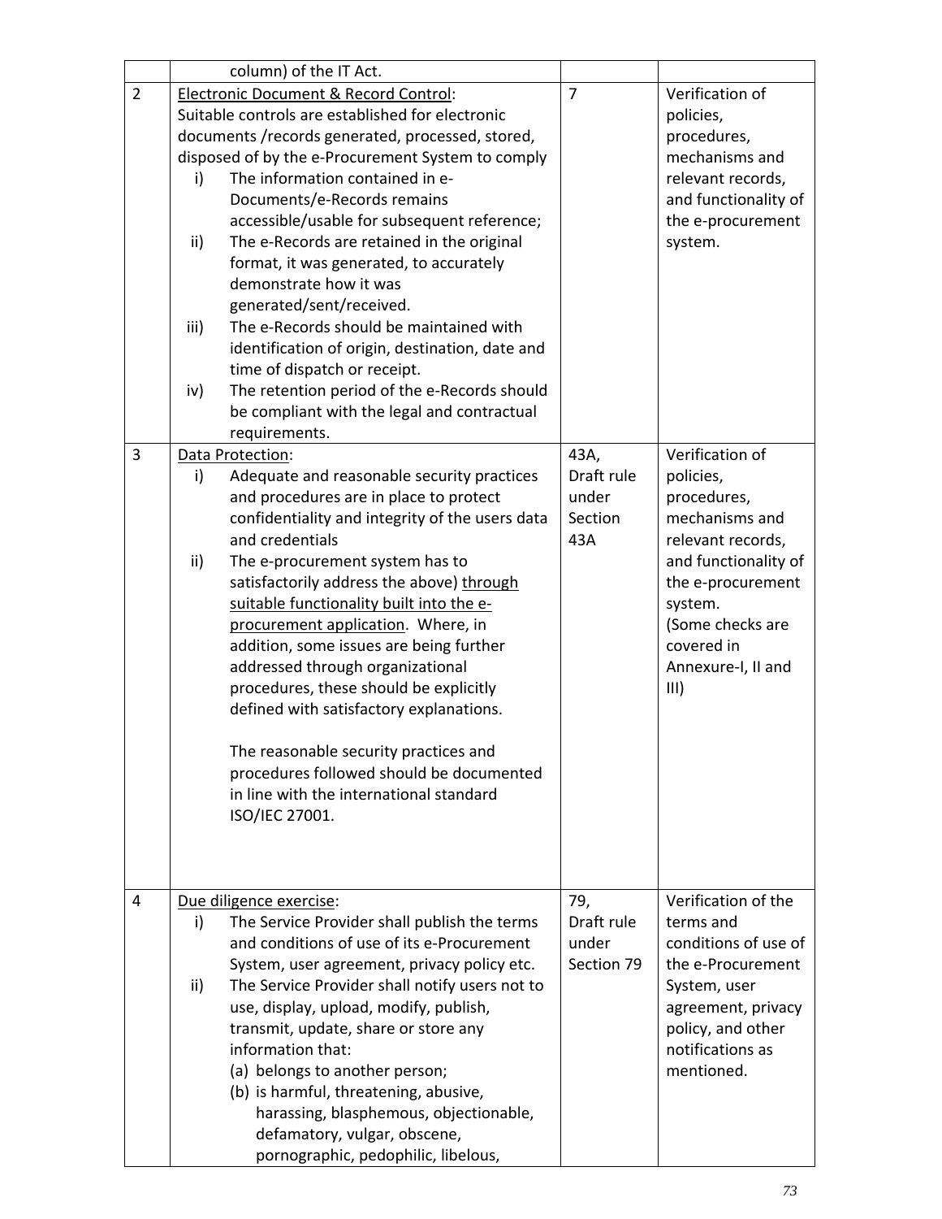| | | | |
|---|---|---|---|
| | column) of the IT Act. | | |
| 2 | Electronic Document & Record Control:<br>Suitable controls are established for electronic documents /records generated, processed, stored, disposed of by the e-Procurement System to comply<br>i) The information contained in e-Documents/e-Records remains accessible/usable for subsequent reference;<br>ii) The e-Records are retained in the original format, it was generated, to accurately demonstrate how it was generated/sent/received.<br>iii) The e-Records should be maintained with identification of origin, destination, date and time of dispatch or receipt.<br>iv) The retention period of the e-Records should be compliant with the legal and contractual requirements. | 7 | Verification of policies, procedures, mechanisms and relevant records, and functionality of the e-procurement system. |
| 3 | Data Protection:<br>i) Adequate and reasonable security practices and procedures are in place to protect confidentiality and integrity of the users data and credentials<br>ii) The e-procurement system has to satisfactorily address the above) through suitable functionality built into the e-procurement application. Where, in addition, some issues are being further addressed through organizational procedures, these should be explicitly defined with satisfactory explanations.<br><br>The reasonable security practices and procedures followed should be documented in line with the international standard ISO/IEC 27001. | 43A, Draft rule under Section 43A | Verification of policies, procedures, mechanisms and relevant records, and functionality of the e-procurement system.<br>(Some checks are covered in Annexure-I, II and III) |
| 4 | Due diligence exercise:<br>i) The Service Provider shall publish the terms and conditions of use of its e-Procurement System, user agreement, privacy policy etc.<br>ii) The Service Provider shall notify users not to use, display, upload, modify, publish, transmit, update, share or store any information that:<br>(a) belongs to another person;<br>(b) is harmful, threatening, abusive, harassing, blasphemous, objectionable, defamatory, vulgar, obscene, pornographic, pedophilic, libelous, | 79, Draft rule under Section 79 | Verification of the terms and conditions of use of the e-Procurement System, user agreement, privacy policy, and other notifications as mentioned. |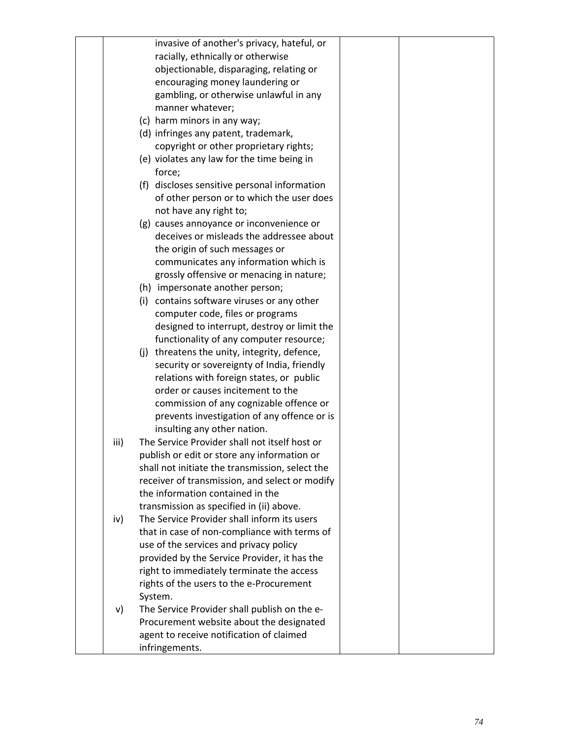| | | | |
|---|---|---|---|
| | invasive of another's privacy, hateful, or racially, ethnically or otherwise objectionable, disparaging, relating or encouraging money laundering or gambling, or otherwise unlawful in any manner whatever;<br>(c) harm minors in any way;<br>(d) infringes any patent, trademark, copyright or other proprietary rights;<br>(e) violates any law for the time being in force;<br>(f) discloses sensitive personal information of other person or to which the user does not have any right to;<br>(g) causes annoyance or inconvenience or deceives or misleads the addressee about the origin of such messages or communicates any information which is grossly offensive or menacing in nature;<br>(h) impersonate another person;<br>(i) contains software viruses or any other computer code, files or programs designed to interrupt, destroy or limit the functionality of any computer resource;<br>(j) threatens the unity, integrity, defence, security or sovereignty of India, friendly relations with foreign states, or public order or causes incitement to the commission of any cognizable offence or prevents investigation of any offence or is insulting any other nation.<br>iii) The Service Provider shall not itself host or publish or edit or store any information or shall not initiate the transmission, select the receiver of transmission, and select or modify the information contained in the transmission as specified in (ii) above.<br>iv) The Service Provider shall inform its users that in case of non-compliance with terms of use of the services and privacy policy provided by the Service Provider, it has the right to immediately terminate the access rights of the users to the e-Procurement System.<br>v) The Service Provider shall publish on the e-Procurement website about the designated agent to receive notification of claimed infringements. | | |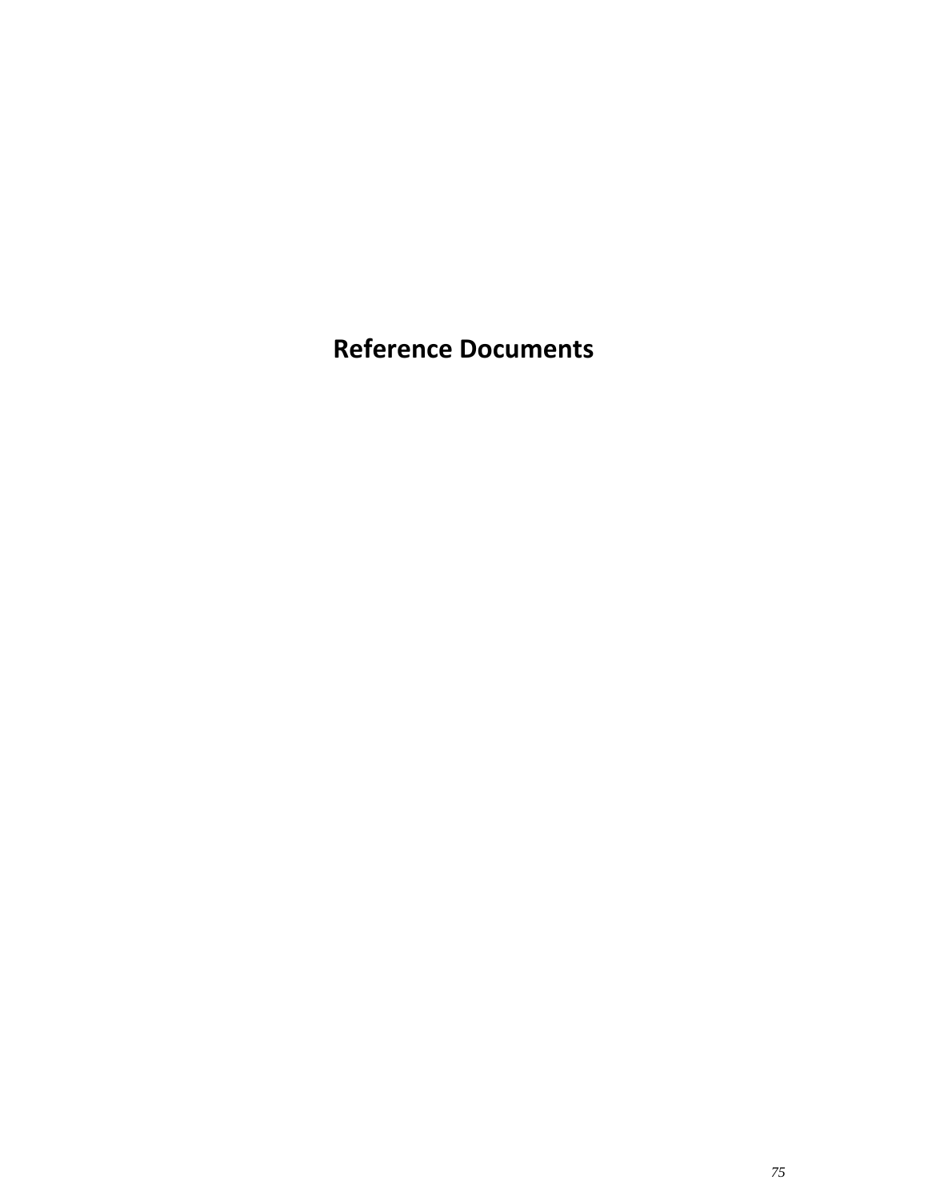# Reference Documents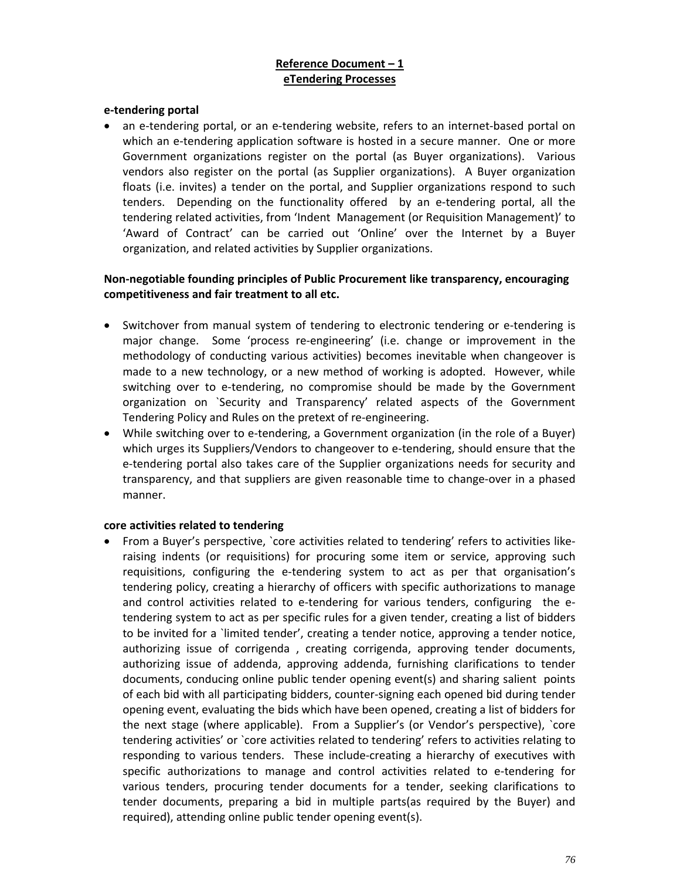**Reference Document – 1**
**eTendering Processes**

**e-tendering portal**

- an e-tendering portal, or an e-tendering website, refers to an internet-based portal on which an e-tendering application software is hosted in a secure manner. One or more Government organizations register on the portal (as Buyer organizations). Various vendors also register on the portal (as Supplier organizations). A Buyer organization floats (i.e. invites) a tender on the portal, and Supplier organizations respond to such tenders. Depending on the functionality offered by an e-tendering portal, all the tendering related activities, from 'Indent Management (or Requisition Management)' to 'Award of Contract' can be carried out 'Online' over the Internet by a Buyer organization, and related activities by Supplier organizations.

**Non-negotiable founding principles of Public Procurement like transparency, encouraging competitiveness and fair treatment to all etc.**

- Switchover from manual system of tendering to electronic tendering or e-tendering is major change. Some 'process re-engineering' (i.e. change or improvement in the methodology of conducting various activities) becomes inevitable when changeover is made to a new technology, or a new method of working is adopted. However, while switching over to e-tendering, no compromise should be made by the Government organization on `Security and Transparency' related aspects of the Government Tendering Policy and Rules on the pretext of re-engineering.
- While switching over to e-tendering, a Government organization (in the role of a Buyer) which urges its Suppliers/Vendors to changeover to e-tendering, should ensure that the e-tendering portal also takes care of the Supplier organizations needs for security and transparency, and that suppliers are given reasonable time to change-over in a phased manner.

**core activities related to tendering**

- From a Buyer's perspective, `core activities related to tendering' refers to activities like- raising indents (or requisitions) for procuring some item or service, approving such requisitions, configuring the e-tendering system to act as per that organisation's tendering policy, creating a hierarchy of officers with specific authorizations to manage and control activities related to e-tendering for various tenders, configuring the e-tendering system to act as per specific rules for a given tender, creating a list of bidders to be invited for a `limited tender', creating a tender notice, approving a tender notice, authorizing issue of corrigenda , creating corrigenda, approving tender documents, authorizing issue of addenda, approving addenda, furnishing clarifications to tender documents, conducing online public tender opening event(s) and sharing salient points of each bid with all participating bidders, counter-signing each opened bid during tender opening event, evaluating the bids which have been opened, creating a list of bidders for the next stage (where applicable). From a Supplier's (or Vendor's perspective), `core tendering activities' or `core activities related to tendering' refers to activities relating to responding to various tenders. These include-creating a hierarchy of executives with specific authorizations to manage and control activities related to e-tendering for various tenders, procuring tender documents for a tender, seeking clarifications to tender documents, preparing a bid in multiple parts(as required by the Buyer) and required), attending online public tender opening event(s).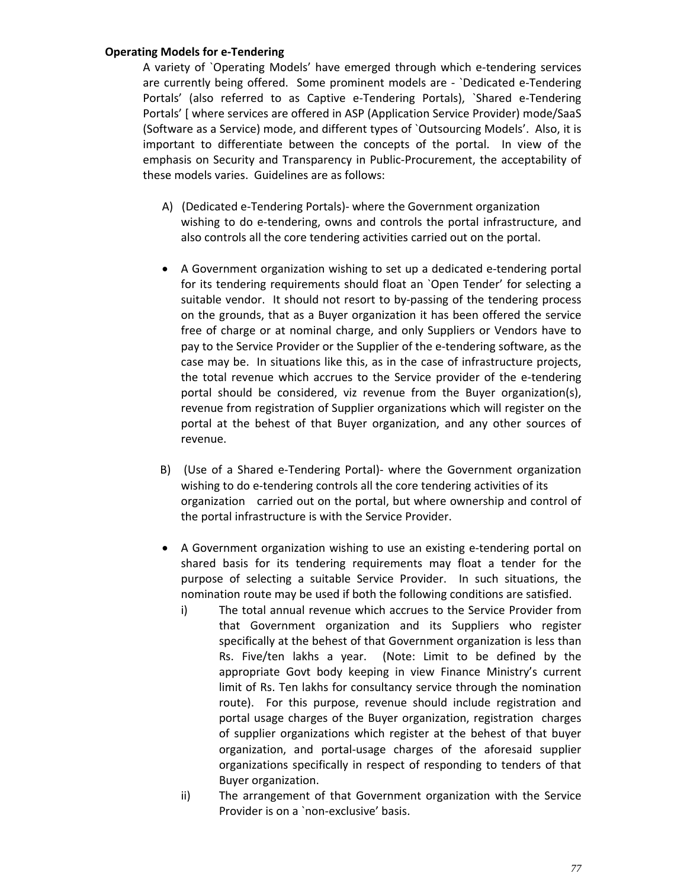**Operating Models for e-Tendering**

A variety of `Operating Models' have emerged through which e-tendering services are currently being offered. Some prominent models are - `Dedicated e-Tendering Portals' (also referred to as Captive e-Tendering Portals), `Shared e-Tendering Portals' [ where services are offered in ASP (Application Service Provider) mode/SaaS (Software as a Service) mode, and different types of `Outsourcing Models'. Also, it is important to differentiate between the concepts of the portal. In view of the emphasis on Security and Transparency in Public-Procurement, the acceptability of these models varies. Guidelines are as follows:

A) (Dedicated e-Tendering Portals)- where the Government organization wishing to do e-tendering, owns and controls the portal infrastructure, and also controls all the core tendering activities carried out on the portal.

- A Government organization wishing to set up a dedicated e-tendering portal for its tendering requirements should float an `Open Tender' for selecting a suitable vendor. It should not resort to by-passing of the tendering process on the grounds, that as a Buyer organization it has been offered the service free of charge or at nominal charge, and only Suppliers or Vendors have to pay to the Service Provider or the Supplier of the e-tendering software, as the case may be. In situations like this, as in the case of infrastructure projects, the total revenue which accrues to the Service provider of the e-tendering portal should be considered, viz revenue from the Buyer organization(s), revenue from registration of Supplier organizations which will register on the portal at the behest of that Buyer organization, and any other sources of revenue.

B) (Use of a Shared e-Tendering Portal)- where the Government organization wishing to do e-tendering controls all the core tendering activities of its organization carried out on the portal, but where ownership and control of the portal infrastructure is with the Service Provider.

- A Government organization wishing to use an existing e-tendering portal on shared basis for its tendering requirements may float a tender for the purpose of selecting a suitable Service Provider. In such situations, the nomination route may be used if both the following conditions are satisfied.
  - i) The total annual revenue which accrues to the Service Provider from that Government organization and its Suppliers who register specifically at the behest of that Government organization is less than Rs. Five/ten lakhs a year. (Note: Limit to be defined by the appropriate Govt body keeping in view Finance Ministry's current limit of Rs. Ten lakhs for consultancy service through the nomination route). For this purpose, revenue should include registration and portal usage charges of the Buyer organization, registration charges of supplier organizations which register at the behest of that buyer organization, and portal-usage charges of the aforesaid supplier organizations specifically in respect of responding to tenders of that Buyer organization.
  - ii) The arrangement of that Government organization with the Service Provider is on a `non-exclusive' basis.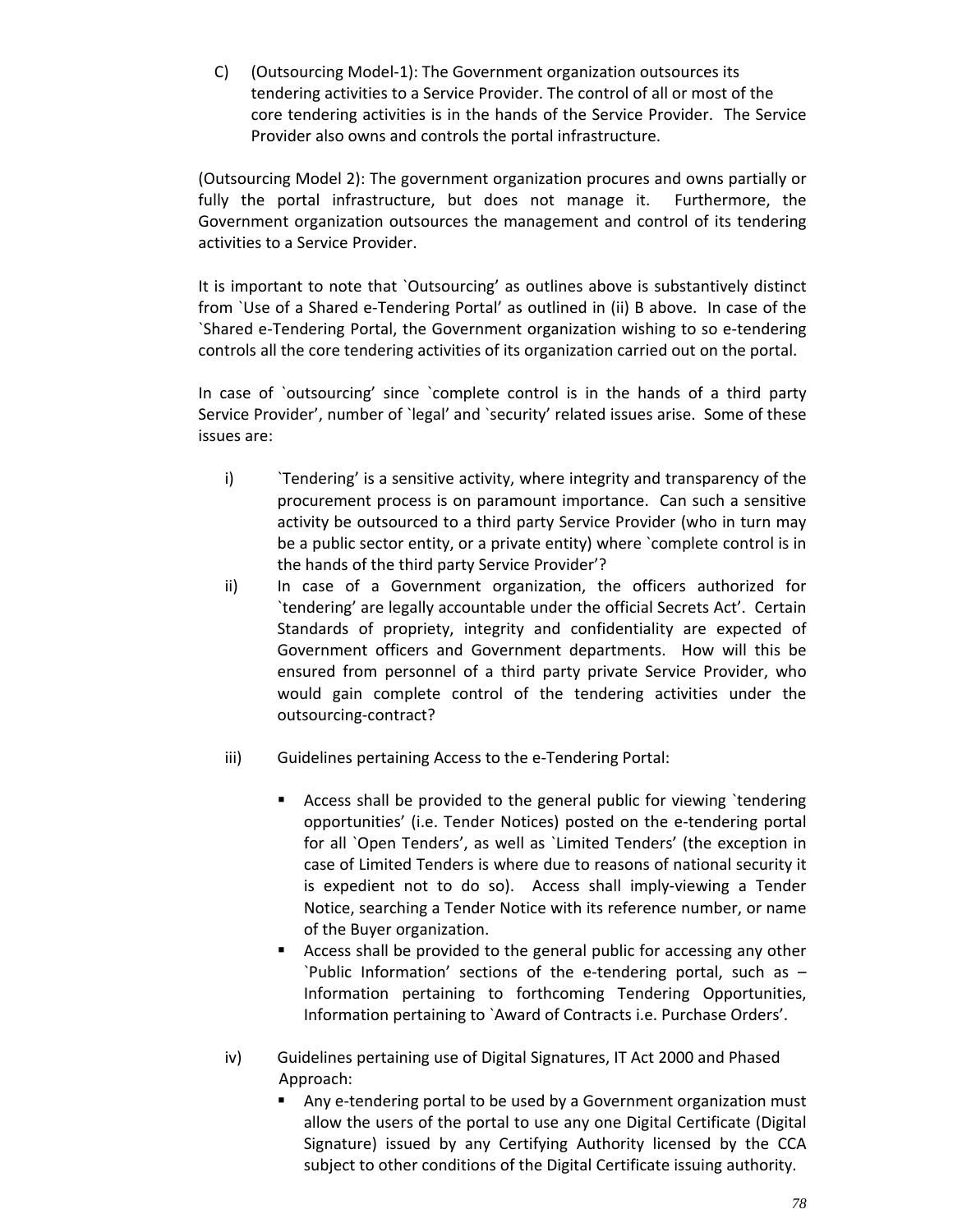C) (Outsourcing Model-1): The Government organization outsources its tendering activities to a Service Provider. The control of all or most of the core tendering activities is in the hands of the Service Provider. The Service Provider also owns and controls the portal infrastructure.

(Outsourcing Model 2): The government organization procures and owns partially or fully the portal infrastructure, but does not manage it. Furthermore, the Government organization outsources the management and control of its tendering activities to a Service Provider.

It is important to note that `Outsourcing' as outlines above is substantively distinct from `Use of a Shared e-Tendering Portal' as outlined in (ii) B above. In case of the `Shared e-Tendering Portal, the Government organization wishing to so e-tendering controls all the core tendering activities of its organization carried out on the portal.

In case of `outsourcing' since `complete control is in the hands of a third party Service Provider', number of `legal' and `security' related issues arise. Some of these issues are:

i) `Tendering' is a sensitive activity, where integrity and transparency of the procurement process is on paramount importance. Can such a sensitive activity be outsourced to a third party Service Provider (who in turn may be a public sector entity, or a private entity) where `complete control is in the hands of the third party Service Provider'?

ii) In case of a Government organization, the officers authorized for `tendering' are legally accountable under the official Secrets Act'. Certain Standards of propriety, integrity and confidentiality are expected of Government officers and Government departments. How will this be ensured from personnel of a third party private Service Provider, who would gain complete control of the tendering activities under the outsourcing-contract?

iii) Guidelines pertaining Access to the e-Tendering Portal:

- Access shall be provided to the general public for viewing `tendering opportunities' (i.e. Tender Notices) posted on the e-tendering portal for all `Open Tenders', as well as `Limited Tenders' (the exception in case of Limited Tenders is where due to reasons of national security it is expedient not to do so). Access shall imply-viewing a Tender Notice, searching a Tender Notice with its reference number, or name of the Buyer organization.
- Access shall be provided to the general public for accessing any other `Public Information' sections of the e-tendering portal, such as – Information pertaining to forthcoming Tendering Opportunities, Information pertaining to `Award of Contracts i.e. Purchase Orders'.

iv) Guidelines pertaining use of Digital Signatures, IT Act 2000 and Phased Approach:

- Any e-tendering portal to be used by a Government organization must allow the users of the portal to use any one Digital Certificate (Digital Signature) issued by any Certifying Authority licensed by the CCA subject to other conditions of the Digital Certificate issuing authority.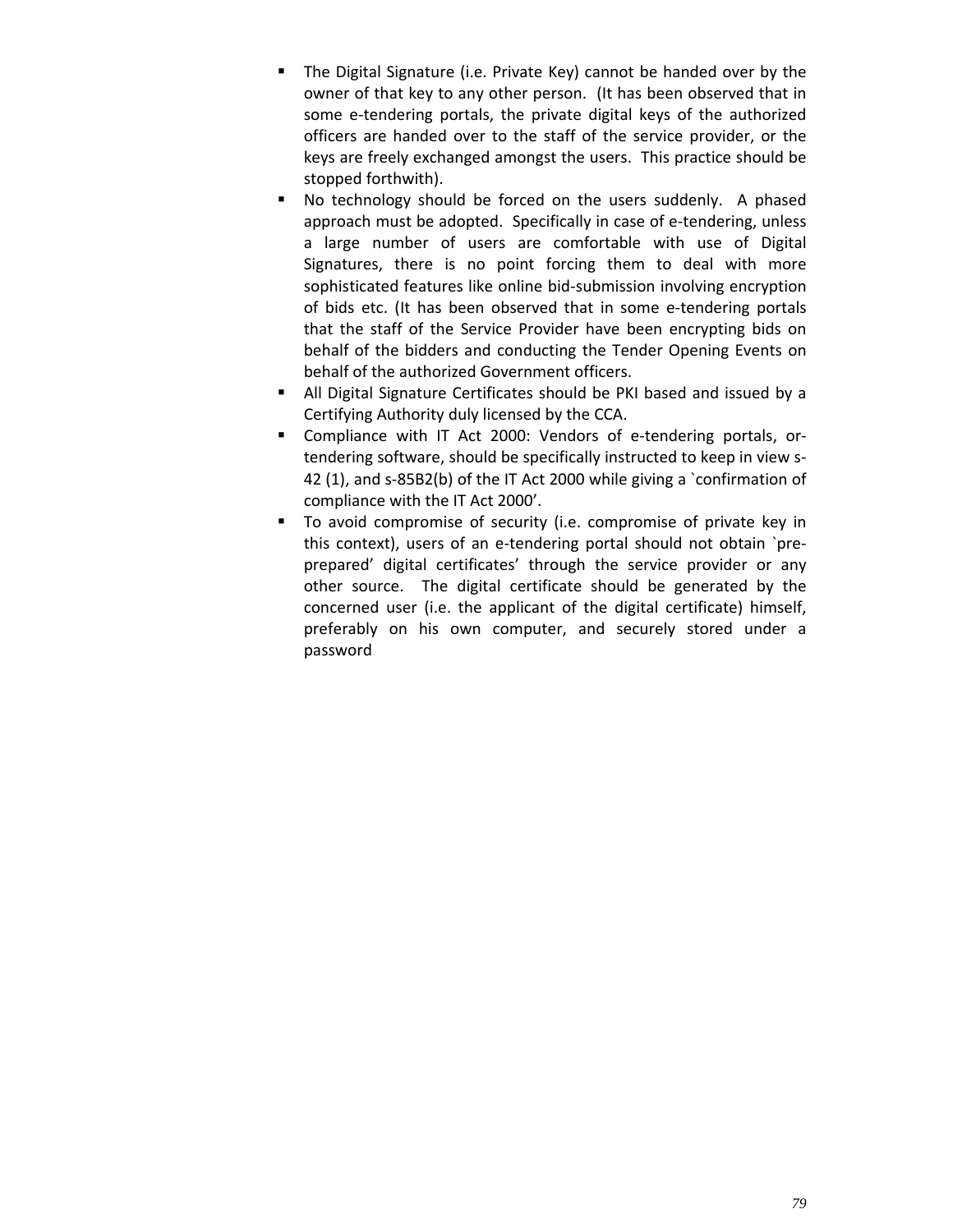- The Digital Signature (i.e. Private Key) cannot be handed over by the owner of that key to any other person. (It has been observed that in some e-tendering portals, the private digital keys of the authorized officers are handed over to the staff of the service provider, or the keys are freely exchanged amongst the users. This practice should be stopped forthwith).
- No technology should be forced on the users suddenly. A phased approach must be adopted. Specifically in case of e-tendering, unless a large number of users are comfortable with use of Digital Signatures, there is no point forcing them to deal with more sophisticated features like online bid-submission involving encryption of bids etc. (It has been observed that in some e-tendering portals that the staff of the Service Provider have been encrypting bids on behalf of the bidders and conducting the Tender Opening Events on behalf of the authorized Government officers.
- All Digital Signature Certificates should be PKI based and issued by a Certifying Authority duly licensed by the CCA.
- Compliance with IT Act 2000: Vendors of e-tendering portals, or-tendering software, should be specifically instructed to keep in view s-42 (1), and s-85B2(b) of the IT Act 2000 while giving a `confirmation of compliance with the IT Act 2000'.
- To avoid compromise of security (i.e. compromise of private key in this context), users of an e-tendering portal should not obtain `pre-prepared' digital certificates' through the service provider or any other source. The digital certificate should be generated by the concerned user (i.e. the applicant of the digital certificate) himself, preferably on his own computer, and securely stored under a password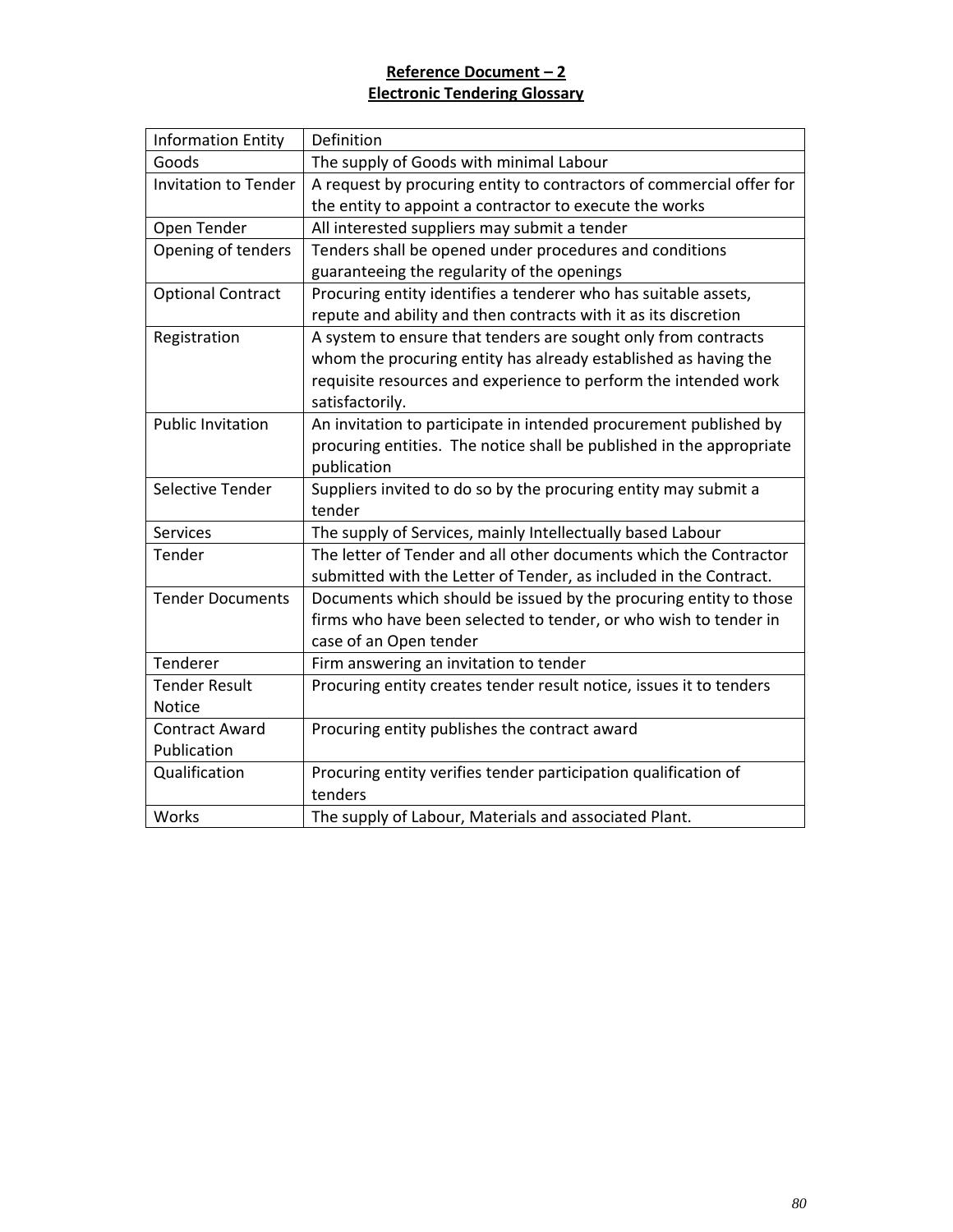**Reference Document – 2**

**Electronic Tendering Glossary**

| Information Entity | Definition |
|---|---|
| Goods | The supply of Goods with minimal Labour |
| Invitation to Tender | A request by procuring entity to contractors of commercial offer for the entity to appoint a contractor to execute the works |
| Open Tender | All interested suppliers may submit a tender |
| Opening of tenders | Tenders shall be opened under procedures and conditions guaranteeing the regularity of the openings |
| Optional Contract | Procuring entity identifies a tenderer who has suitable assets, repute and ability and then contracts with it as its discretion |
| Registration | A system to ensure that tenders are sought only from contracts whom the procuring entity has already established as having the requisite resources and experience to perform the intended work satisfactorily. |
| Public Invitation | An invitation to participate in intended procurement published by procuring entities. The notice shall be published in the appropriate publication |
| Selective Tender | Suppliers invited to do so by the procuring entity may submit a tender |
| Services | The supply of Services, mainly Intellectually based Labour |
| Tender | The letter of Tender and all other documents which the Contractor submitted with the Letter of Tender, as included in the Contract. |
| Tender Documents | Documents which should be issued by the procuring entity to those firms who have been selected to tender, or who wish to tender in case of an Open tender |
| Tenderer | Firm answering an invitation to tender |
| Tender Result Notice | Procuring entity creates tender result notice, issues it to tenders |
| Contract Award Publication | Procuring entity publishes the contract award |
| Qualification | Procuring entity verifies tender participation qualification of tenders |
| Works | The supply of Labour, Materials and associated Plant. |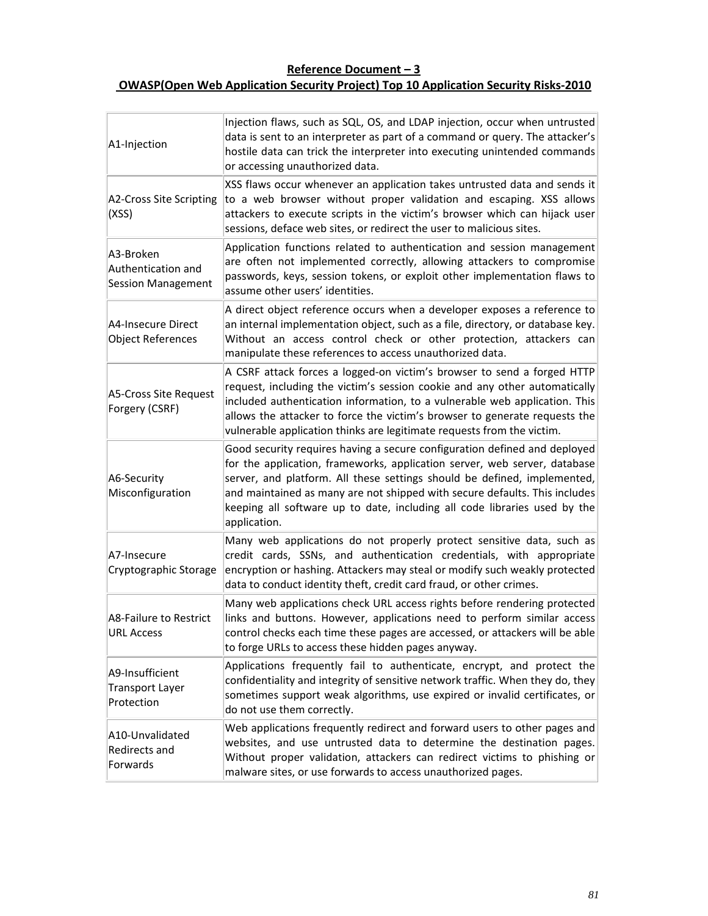## Reference Document – 3

## OWASP(Open Web Application Security Project) Top 10 Application Security Risks-2010

| | |
|---|---|
| A1-Injection | Injection flaws, such as SQL, OS, and LDAP injection, occur when untrusted data is sent to an interpreter as part of a command or query. The attacker's hostile data can trick the interpreter into executing unintended commands or accessing unauthorized data. |
| A2-Cross Site Scripting (XSS) | XSS flaws occur whenever an application takes untrusted data and sends it to a web browser without proper validation and escaping. XSS allows attackers to execute scripts in the victim's browser which can hijack user sessions, deface web sites, or redirect the user to malicious sites. |
| A3-Broken Authentication and Session Management | Application functions related to authentication and session management are often not implemented correctly, allowing attackers to compromise passwords, keys, session tokens, or exploit other implementation flaws to assume other users' identities. |
| A4-Insecure Direct Object References | A direct object reference occurs when a developer exposes a reference to an internal implementation object, such as a file, directory, or database key. Without an access control check or other protection, attackers can manipulate these references to access unauthorized data. |
| A5-Cross Site Request Forgery (CSRF) | A CSRF attack forces a logged-on victim's browser to send a forged HTTP request, including the victim's session cookie and any other automatically included authentication information, to a vulnerable web application. This allows the attacker to force the victim's browser to generate requests the vulnerable application thinks are legitimate requests from the victim. |
| A6-Security Misconfiguration | Good security requires having a secure configuration defined and deployed for the application, frameworks, application server, web server, database server, and platform. All these settings should be defined, implemented, and maintained as many are not shipped with secure defaults. This includes keeping all software up to date, including all code libraries used by the application. |
| A7-Insecure Cryptographic Storage | Many web applications do not properly protect sensitive data, such as credit cards, SSNs, and authentication credentials, with appropriate encryption or hashing. Attackers may steal or modify such weakly protected data to conduct identity theft, credit card fraud, or other crimes. |
| A8-Failure to Restrict URL Access | Many web applications check URL access rights before rendering protected links and buttons. However, applications need to perform similar access control checks each time these pages are accessed, or attackers will be able to forge URLs to access these hidden pages anyway. |
| A9-Insufficient Transport Layer Protection | Applications frequently fail to authenticate, encrypt, and protect the confidentiality and integrity of sensitive network traffic. When they do, they sometimes support weak algorithms, use expired or invalid certificates, or do not use them correctly. |
| A10-Unvalidated Redirects and Forwards | Web applications frequently redirect and forward users to other pages and websites, and use untrusted data to determine the destination pages. Without proper validation, attackers can redirect victims to phishing or malware sites, or use forwards to access unauthorized pages. |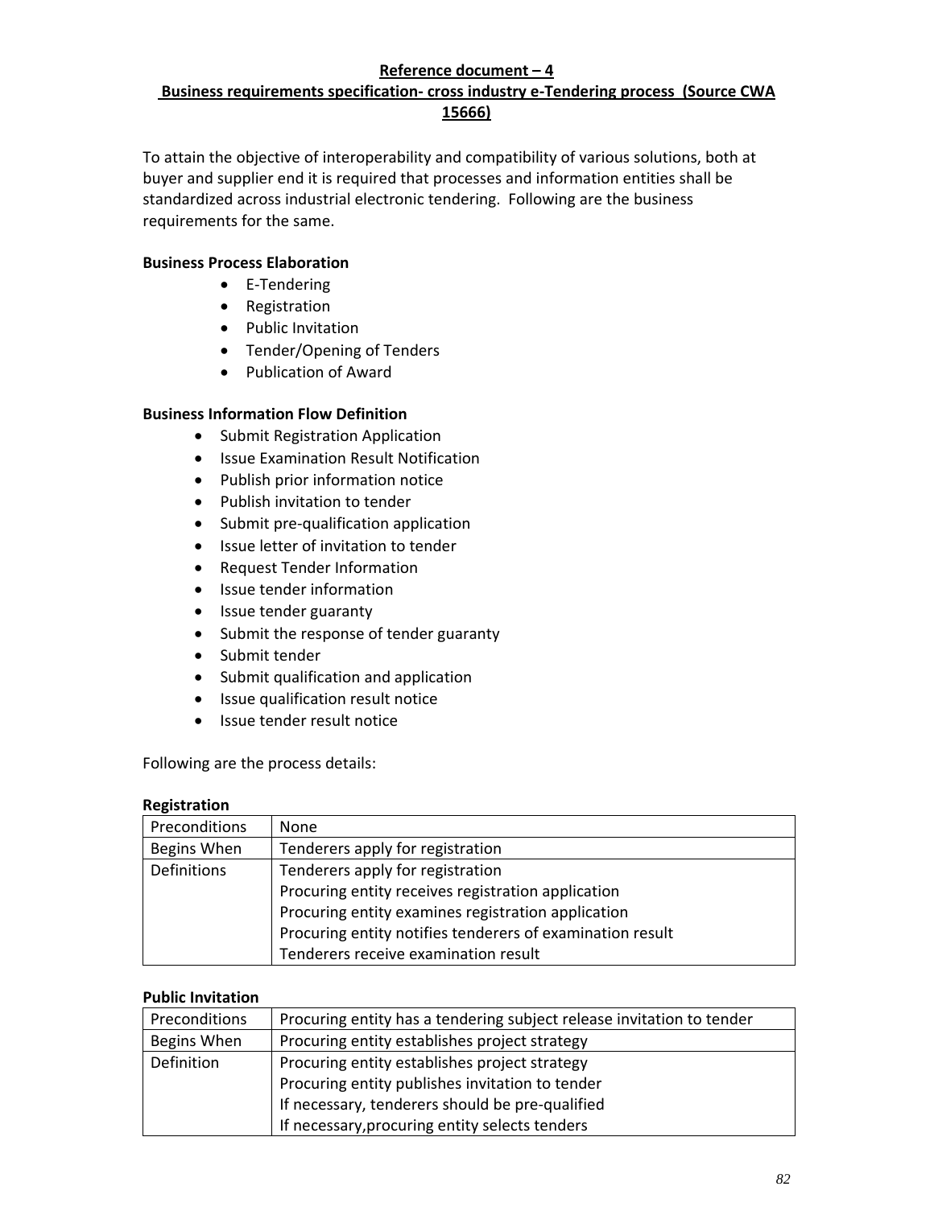**Reference document – 4**

**Business requirements specification- cross industry e-Tendering process (Source CWA 15666)**

To attain the objective of interoperability and compatibility of various solutions, both at buyer and supplier end it is required that processes and information entities shall be standardized across industrial electronic tendering. Following are the business requirements for the same.

**Business Process Elaboration**

- E-Tendering
- Registration
- Public Invitation
- Tender/Opening of Tenders
- Publication of Award

**Business Information Flow Definition**

- Submit Registration Application
- Issue Examination Result Notification
- Publish prior information notice
- Publish invitation to tender
- Submit pre-qualification application
- Issue letter of invitation to tender
- Request Tender Information
- Issue tender information
- Issue tender guaranty
- Submit the response of tender guaranty
- Submit tender
- Submit qualification and application
- Issue qualification result notice
- Issue tender result notice

Following are the process details:

**Registration**

| Preconditions | None |
|---|---|
| Begins When | Tenderers apply for registration |
| Definitions | Tenderers apply for registration<br>Procuring entity receives registration application<br>Procuring entity examines registration application<br>Procuring entity notifies tenderers of examination result<br>Tenderers receive examination result |

**Public Invitation**

| Preconditions | Procuring entity has a tendering subject release invitation to tender |
|---|---|
| Begins When | Procuring entity establishes project strategy |
| Definition | Procuring entity establishes project strategy<br>Procuring entity publishes invitation to tender<br>If necessary, tenderers should be pre-qualified<br>If necessary,procuring entity selects tenders |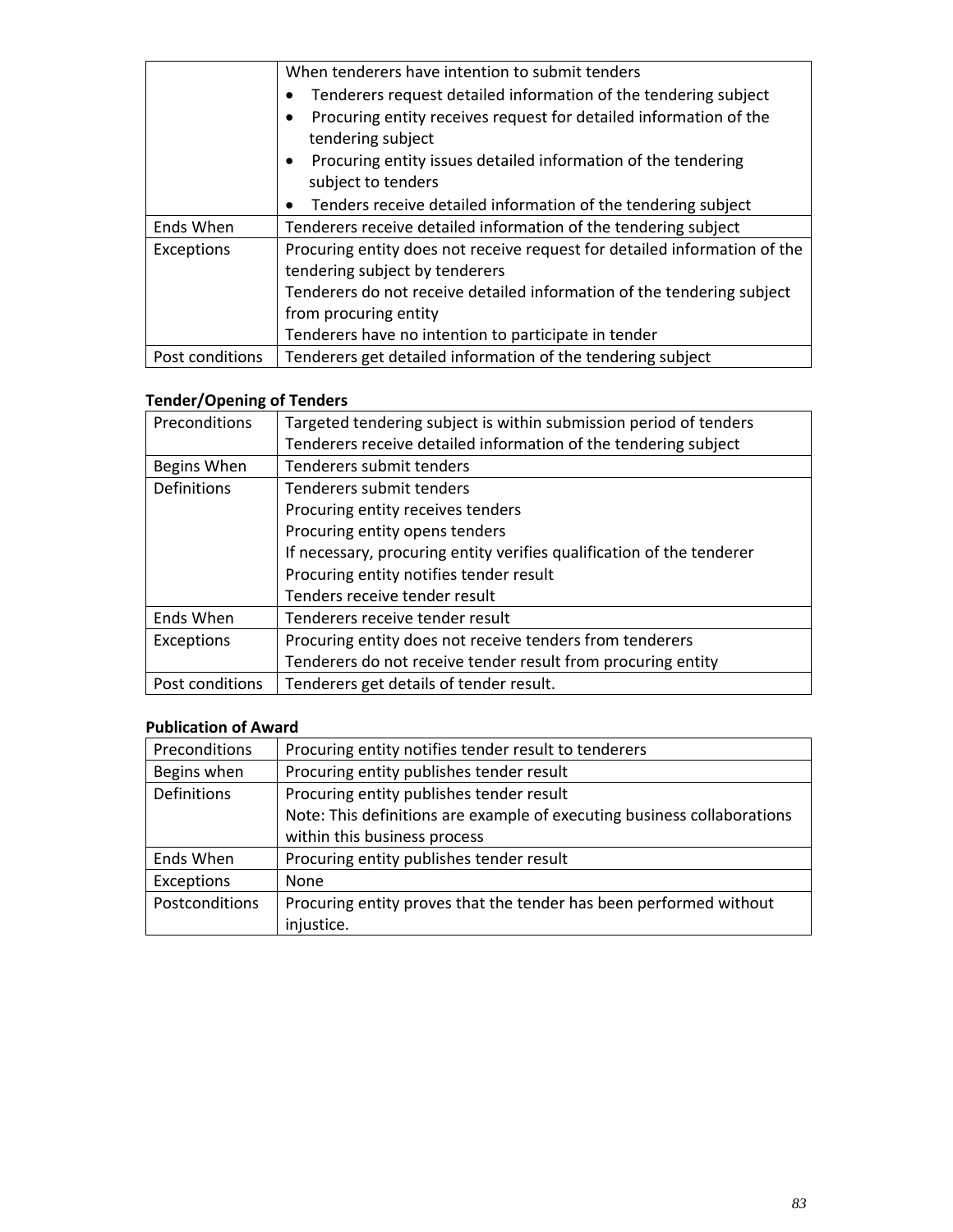| | |
|---|---|
| | When tenderers have intention to submit tenders<br>• Tenderers request detailed information of the tendering subject<br>• Procuring entity receives request for detailed information of the tendering subject<br>• Procuring entity issues detailed information of the tendering subject to tenders<br>• Tenders receive detailed information of the tendering subject |
| Ends When | Tenderers receive detailed information of the tendering subject |
| Exceptions | Procuring entity does not receive request for detailed information of the tendering subject by tenderers<br>Tenderers do not receive detailed information of the tendering subject from procuring entity<br>Tenderers have no intention to participate in tender |
| Post conditions | Tenderers get detailed information of the tendering subject |

**Tender/Opening of Tenders**

| | |
|---|---|
| Preconditions | Targeted tendering subject is within submission period of tenders<br>Tenderers receive detailed information of the tendering subject |
| Begins When | Tenderers submit tenders |
| Definitions | Tenderers submit tenders<br>Procuring entity receives tenders<br>Procuring entity opens tenders<br>If necessary, procuring entity verifies qualification of the tenderer<br>Procuring entity notifies tender result<br>Tenders receive tender result |
| Ends When | Tenderers receive tender result |
| Exceptions | Procuring entity does not receive tenders from tenderers<br>Tenderers do not receive tender result from procuring entity |
| Post conditions | Tenderers get details of tender result. |

**Publication of Award**

| | |
|---|---|
| Preconditions | Procuring entity notifies tender result to tenderers |
| Begins when | Procuring entity publishes tender result |
| Definitions | Procuring entity publishes tender result<br>Note: This definitions are example of executing business collaborations within this business process |
| Ends When | Procuring entity publishes tender result |
| Exceptions | None |
| Postconditions | Procuring entity proves that the tender has been performed without injustice. |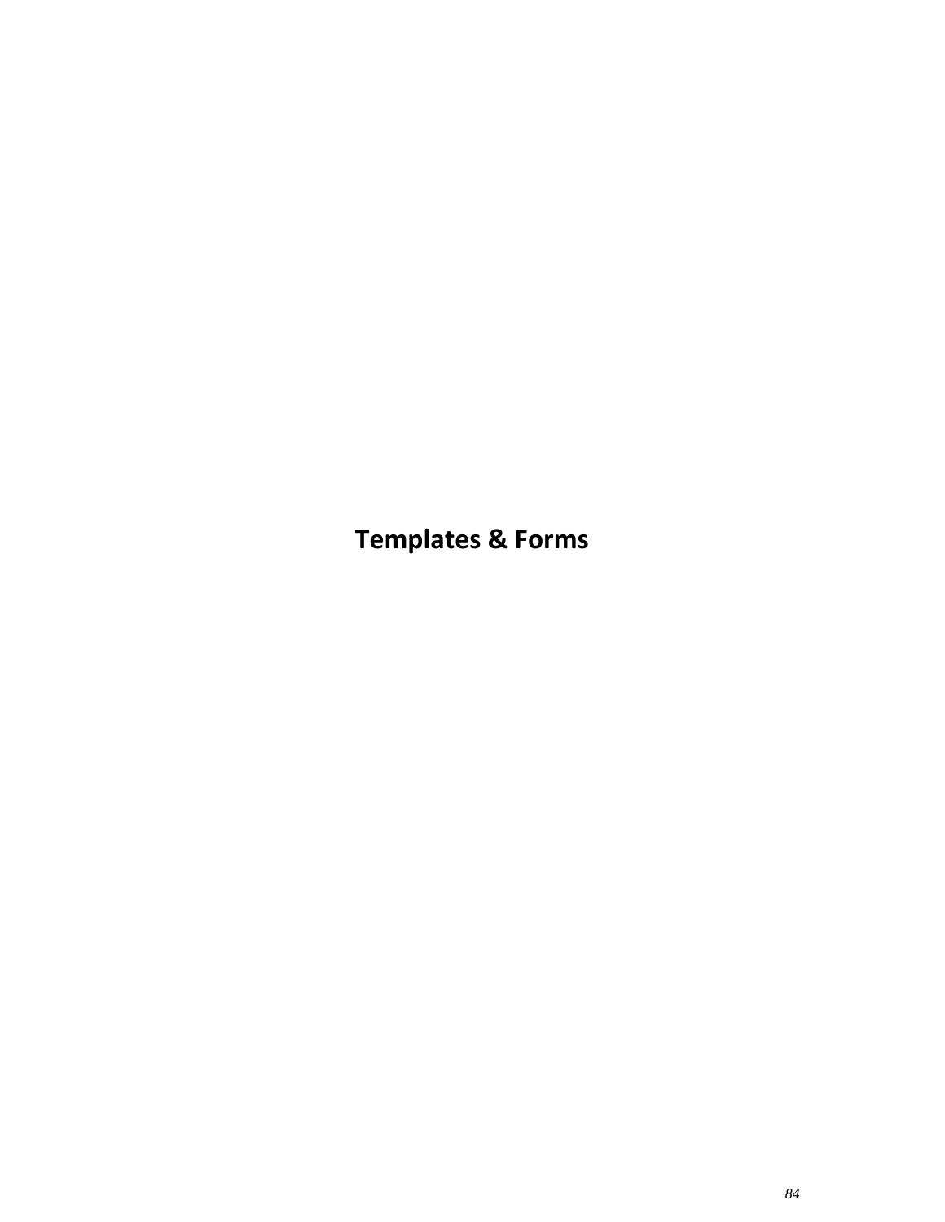# Templates & Forms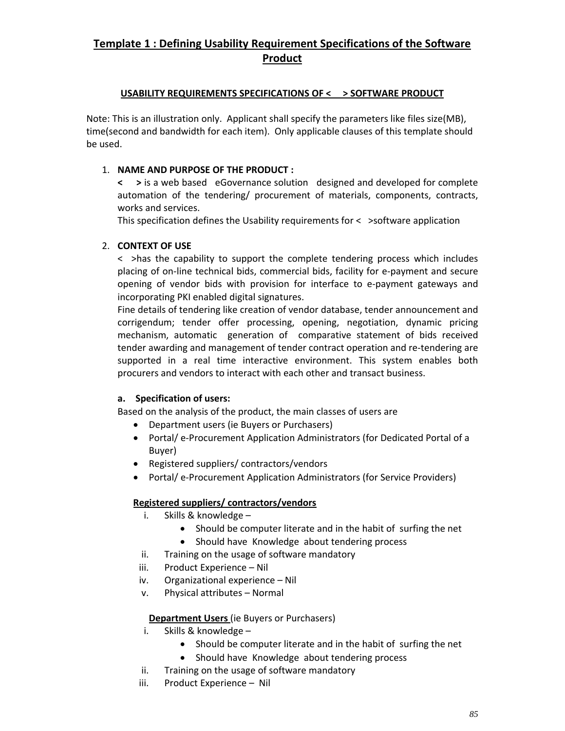## Template 1 : Defining Usability Requirement Specifications of the Software Product

**USABILITY REQUIREMENTS SPECIFICATIONS OF < > SOFTWARE PRODUCT**

Note: This is an illustration only. Applicant shall specify the parameters like files size(MB), time(second and bandwidth for each item). Only applicable clauses of this template should be used.

1. **NAME AND PURPOSE OF THE PRODUCT :**

   **< >** is a web based eGovernance solution designed and developed for complete automation of the tendering/ procurement of materials, components, contracts, works and services.

   This specification defines the Usability requirements for < >software application

2. **CONTEXT OF USE**

   < >has the capability to support the complete tendering process which includes placing of on-line technical bids, commercial bids, facility for e-payment and secure opening of vendor bids with provision for interface to e-payment gateways and incorporating PKI enabled digital signatures.

   Fine details of tendering like creation of vendor database, tender announcement and corrigendum; tender offer processing, opening, negotiation, dynamic pricing mechanism, automatic generation of comparative statement of bids received tender awarding and management of tender contract operation and re-tendering are supported in a real time interactive environment. This system enables both procurers and vendors to interact with each other and transact business.

   **a. Specification of users:**

   Based on the analysis of the product, the main classes of users are

   - Department users (ie Buyers or Purchasers)
   - Portal/ e-Procurement Application Administrators (for Dedicated Portal of a Buyer)
   - Registered suppliers/ contractors/vendors
   - Portal/ e-Procurement Application Administrators (for Service Providers)

   **Registered suppliers/ contractors/vendors**

   i. Skills & knowledge –
      - Should be computer literate and in the habit of surfing the net
      - Should have Knowledge about tendering process

   ii. Training on the usage of software mandatory

   iii. Product Experience – Nil

   iv. Organizational experience – Nil

   v. Physical attributes – Normal

   **Department Users** (ie Buyers or Purchasers)

   i. Skills & knowledge –
      - Should be computer literate and in the habit of surfing the net
      - Should have Knowledge about tendering process

   ii. Training on the usage of software mandatory

   iii. Product Experience – Nil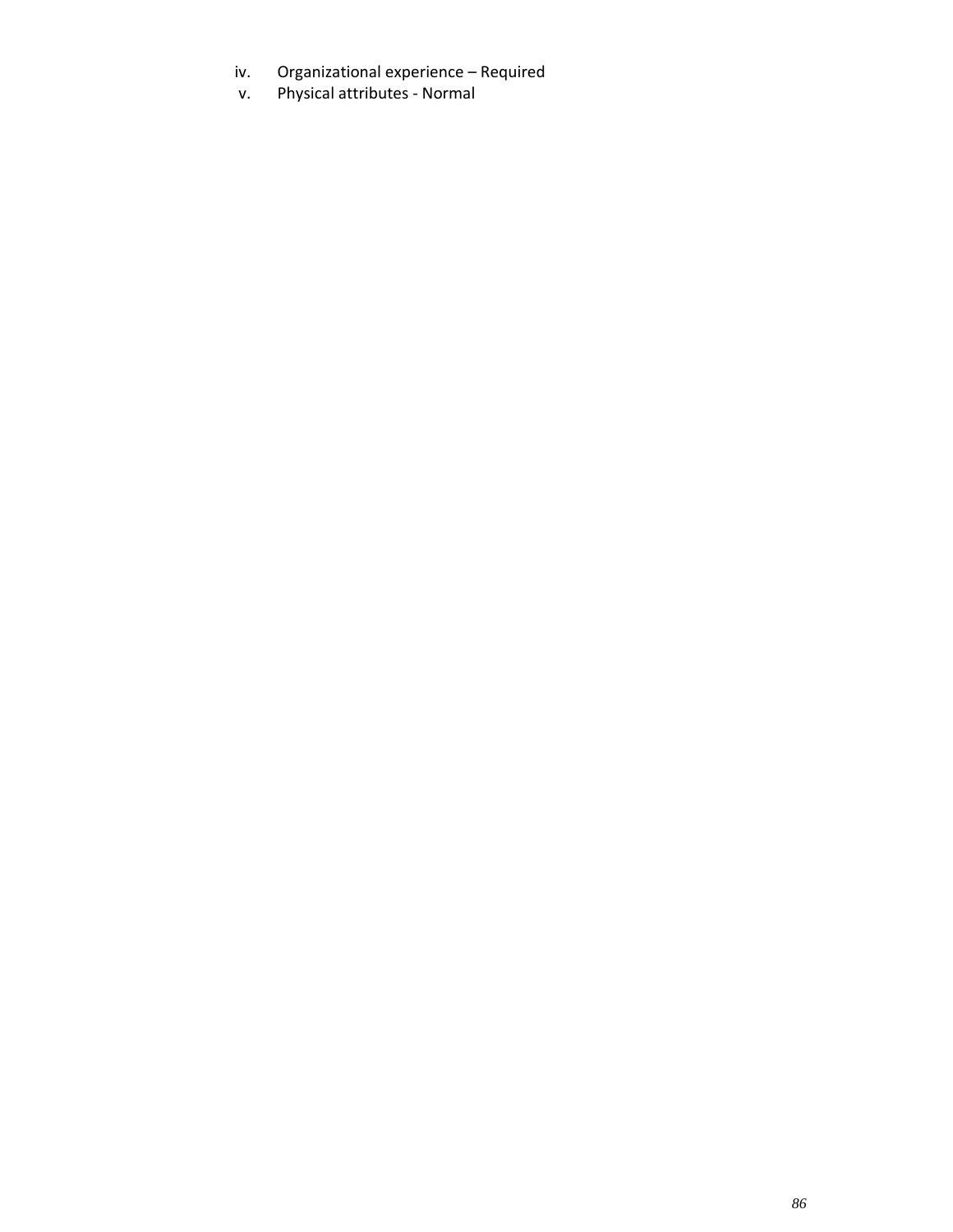iv. Organizational experience – Required
v. Physical attributes - Normal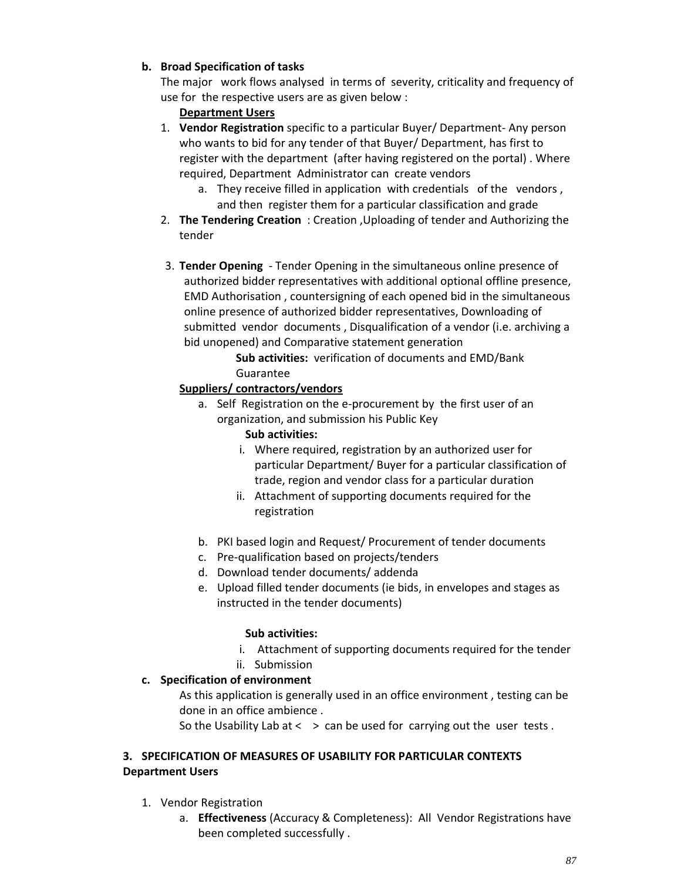**b. Broad Specification of tasks**

The major work flows analysed in terms of severity, criticality and frequency of use for the respective users are as given below :

**Department Users**

1. **Vendor Registration** specific to a particular Buyer/ Department- Any person who wants to bid for any tender of that Buyer/ Department, has first to register with the department (after having registered on the portal) . Where required, Department Administrator can create vendors
    a. They receive filled in application with credentials of the vendors , and then register them for a particular classification and grade
2. **The Tendering Creation** : Creation ,Uploading of tender and Authorizing the tender
3. **Tender Opening** - Tender Opening in the simultaneous online presence of authorized bidder representatives with additional optional offline presence, EMD Authorisation , countersigning of each opened bid in the simultaneous online presence of authorized bidder representatives, Downloading of submitted vendor documents , Disqualification of a vendor (i.e. archiving a bid unopened) and Comparative statement generation

    **Sub activities:** verification of documents and EMD/Bank Guarantee

**Suppliers/ contractors/vendors**

a. Self Registration on the e-procurement by the first user of an organization, and submission his Public Key

    **Sub activities:**

    i. Where required, registration by an authorized user for particular Department/ Buyer for a particular classification of trade, region and vendor class for a particular duration
    ii. Attachment of supporting documents required for the registration

b. PKI based login and Request/ Procurement of tender documents
c. Pre-qualification based on projects/tenders
d. Download tender documents/ addenda
e. Upload filled tender documents (ie bids, in envelopes and stages as instructed in the tender documents)

    **Sub activities:**

    i. Attachment of supporting documents required for the tender
    ii. Submission

**c. Specification of environment**

As this application is generally used in an office environment , testing can be done in an office ambience .

So the Usability Lab at < > can be used for carrying out the user tests .

**3. SPECIFICATION OF MEASURES OF USABILITY FOR PARTICULAR CONTEXTS**

**Department Users**

1. Vendor Registration
    a. **Effectiveness** (Accuracy & Completeness): All Vendor Registrations have been completed successfully .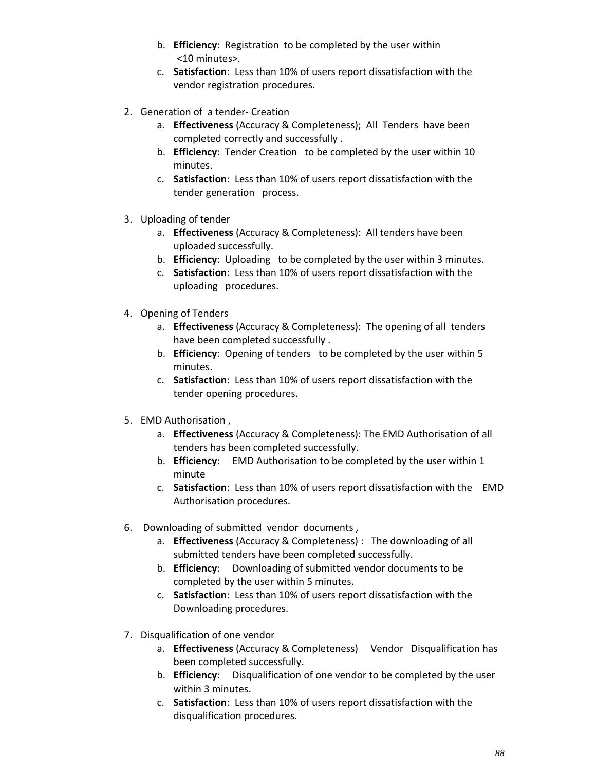b. **Efficiency**: Registration to be completed by the user within <10 minutes>.
   c. **Satisfaction**: Less than 10% of users report dissatisfaction with the vendor registration procedures.

2. Generation of a tender- Creation
   a. **Effectiveness** (Accuracy & Completeness); All Tenders have been completed correctly and successfully .
   b. **Efficiency**: Tender Creation to be completed by the user within 10 minutes.
   c. **Satisfaction**: Less than 10% of users report dissatisfaction with the tender generation process.

3. Uploading of tender
   a. **Effectiveness** (Accuracy & Completeness): All tenders have been uploaded successfully.
   b. **Efficiency**: Uploading to be completed by the user within 3 minutes.
   c. **Satisfaction**: Less than 10% of users report dissatisfaction with the uploading procedures.

4. Opening of Tenders
   a. **Effectiveness** (Accuracy & Completeness): The opening of all tenders have been completed successfully .
   b. **Efficiency**: Opening of tenders to be completed by the user within 5 minutes.
   c. **Satisfaction**: Less than 10% of users report dissatisfaction with the tender opening procedures.

5. EMD Authorisation ,
   a. **Effectiveness** (Accuracy & Completeness): The EMD Authorisation of all tenders has been completed successfully.
   b. **Efficiency**: EMD Authorisation to be completed by the user within 1 minute
   c. **Satisfaction**: Less than 10% of users report dissatisfaction with the EMD Authorisation procedures.

6. Downloading of submitted vendor documents ,
   a. **Effectiveness** (Accuracy & Completeness) : The downloading of all submitted tenders have been completed successfully.
   b. **Efficiency**: Downloading of submitted vendor documents to be completed by the user within 5 minutes.
   c. **Satisfaction**: Less than 10% of users report dissatisfaction with the Downloading procedures.

7. Disqualification of one vendor
   a. **Effectiveness** (Accuracy & Completeness) Vendor Disqualification has been completed successfully.
   b. **Efficiency**: Disqualification of one vendor to be completed by the user within 3 minutes.
   c. **Satisfaction**: Less than 10% of users report dissatisfaction with the disqualification procedures.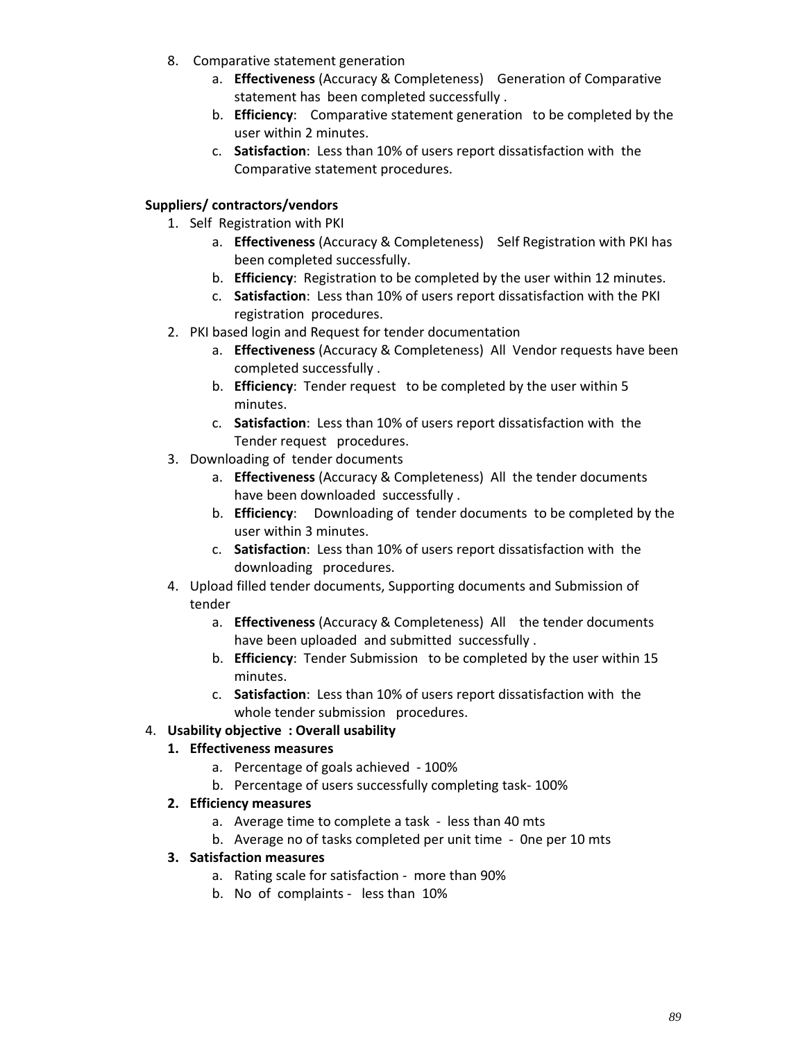8. Comparative statement generation
    a. **Effectiveness** (Accuracy & Completeness) Generation of Comparative statement has been completed successfully .
    b. **Efficiency**: Comparative statement generation to be completed by the user within 2 minutes.
    c. **Satisfaction**: Less than 10% of users report dissatisfaction with the Comparative statement procedures.

**Suppliers/ contractors/vendors**

1. Self Registration with PKI
    a. **Effectiveness** (Accuracy & Completeness) Self Registration with PKI has been completed successfully.
    b. **Efficiency**: Registration to be completed by the user within 12 minutes.
    c. **Satisfaction**: Less than 10% of users report dissatisfaction with the PKI registration procedures.
2. PKI based login and Request for tender documentation
    a. **Effectiveness** (Accuracy & Completeness) All Vendor requests have been completed successfully .
    b. **Efficiency**: Tender request to be completed by the user within 5 minutes.
    c. **Satisfaction**: Less than 10% of users report dissatisfaction with the Tender request procedures.
3. Downloading of tender documents
    a. **Effectiveness** (Accuracy & Completeness) All the tender documents have been downloaded successfully .
    b. **Efficiency**: Downloading of tender documents to be completed by the user within 3 minutes.
    c. **Satisfaction**: Less than 10% of users report dissatisfaction with the downloading procedures.
4. Upload filled tender documents, Supporting documents and Submission of tender
    a. **Effectiveness** (Accuracy & Completeness) All the tender documents have been uploaded and submitted successfully .
    b. **Efficiency**: Tender Submission to be completed by the user within 15 minutes.
    c. **Satisfaction**: Less than 10% of users report dissatisfaction with the whole tender submission procedures.

4. **Usability objective : Overall usability**
    1. **Effectiveness measures**
        a. Percentage of goals achieved - 100%
        b. Percentage of users successfully completing task- 100%
    2. **Efficiency measures**
        a. Average time to complete a task - less than 40 mts
        b. Average no of tasks completed per unit time - 0ne per 10 mts
    3. **Satisfaction measures**
        a. Rating scale for satisfaction - more than 90%
        b. No of complaints - less than 10%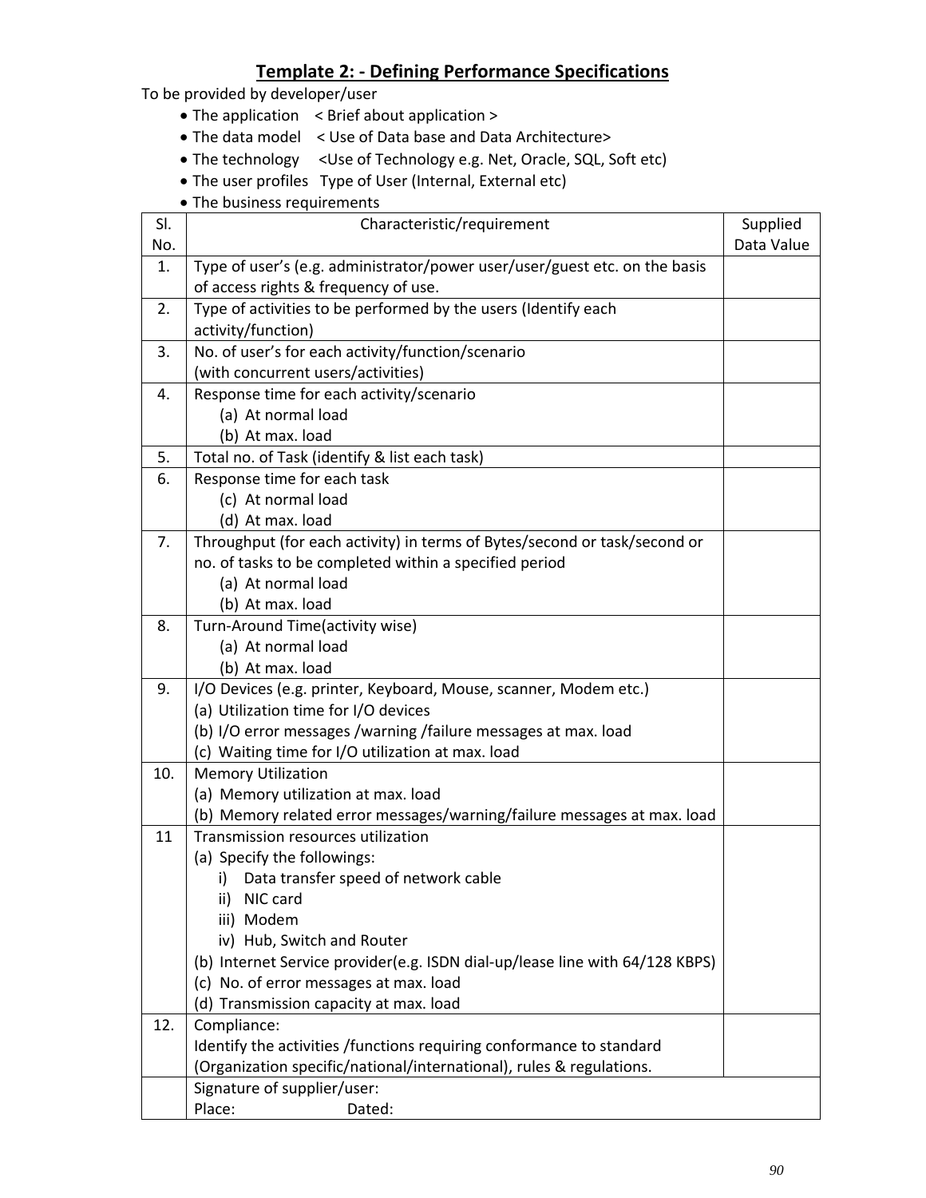## Template 2: - Defining Performance Specifications

To be provided by developer/user

- The application    < Brief about application >
- The data model    < Use of Data base and Data Architecture>
- The technology     <Use of Technology e.g. Net, Oracle, SQL, Soft etc)
- The user profiles   Type of User (Internal, External etc)
- The business requirements

| Sl. No. | Characteristic/requirement | Supplied Data Value |
|---|---|---|
| 1. | Type of user's (e.g. administrator/power user/user/guest etc. on the basis of access rights & frequency of use. | |
| 2. | Type of activities to be performed by the users (Identify each activity/function) | |
| 3. | No. of user's for each activity/function/scenario<br>(with concurrent users/activities) | |
| 4. | Response time for each activity/scenario<br>(a) At normal load<br>(b) At max. load | |
| 5. | Total no. of Task (identify & list each task) | |
| 6. | Response time for each task<br>(c) At normal load<br>(d) At max. load | |
| 7. | Throughput (for each activity) in terms of Bytes/second or task/second or no. of tasks to be completed within a specified period<br>(a) At normal load<br>(b) At max. load | |
| 8. | Turn-Around Time(activity wise)<br>(a) At normal load<br>(b) At max. load | |
| 9. | I/O Devices (e.g. printer, Keyboard, Mouse, scanner, Modem etc.)<br>(a) Utilization time for I/O devices<br>(b) I/O error messages /warning /failure messages at max. load<br>(c) Waiting time for I/O utilization at max. load | |
| 10. | Memory Utilization<br>(a) Memory utilization at max. load<br>(b) Memory related error messages/warning/failure messages at max. load | |
| 11 | Transmission resources utilization<br>(a) Specify the followings:<br>i) Data transfer speed of network cable<br>ii) NIC card<br>iii) Modem<br>iv) Hub, Switch and Router<br>(b) Internet Service provider(e.g. ISDN dial-up/lease line with 64/128 KBPS)<br>(c) No. of error messages at max. load<br>(d) Transmission capacity at max. load | |
| 12. | Compliance:<br>Identify the activities /functions requiring conformance to standard (Organization specific/national/international), rules & regulations. | |
| | Signature of supplier/user:<br>Place: Dated: | |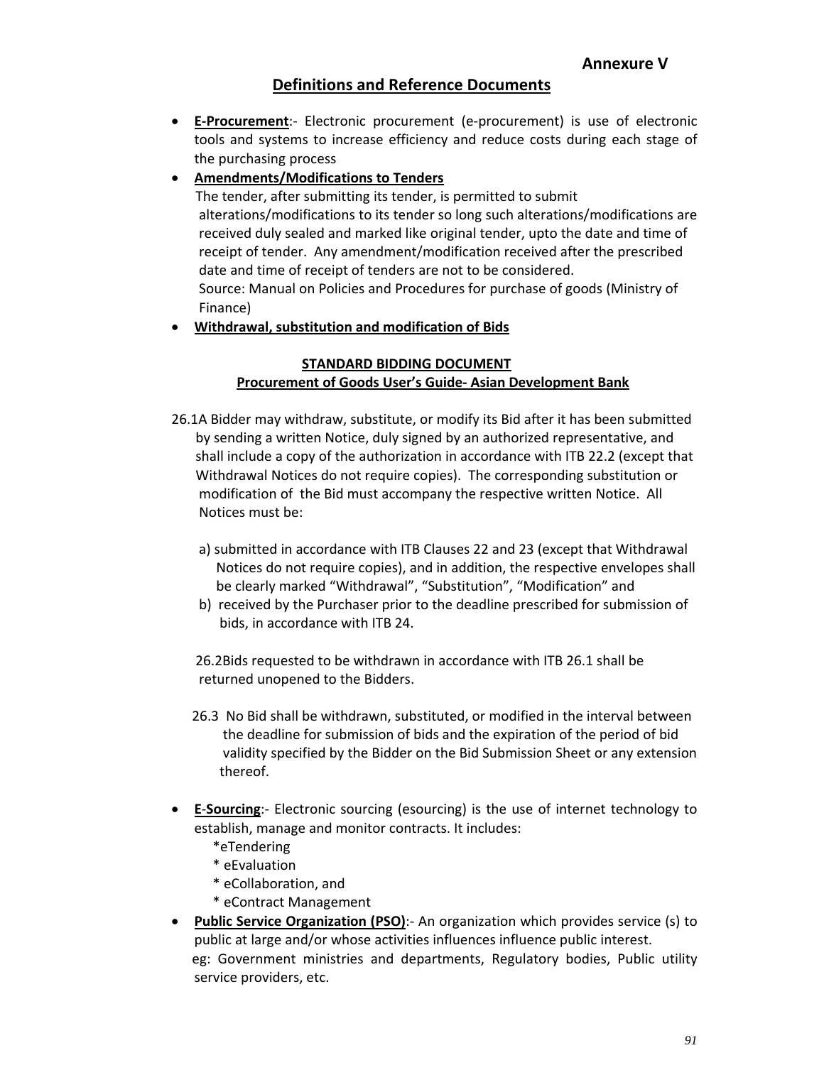**Annexure V**

## Definitions and Reference Documents

- **E-Procurement**:- Electronic procurement (e-procurement) is use of electronic tools and systems to increase efficiency and reduce costs during each stage of the purchasing process
- **Amendments/Modifications to Tenders**

  The tender, after submitting its tender, is permitted to submit alterations/modifications to its tender so long such alterations/modifications are received duly sealed and marked like original tender, upto the date and time of receipt of tender. Any amendment/modification received after the prescribed date and time of receipt of tenders are not to be considered.

  Source: Manual on Policies and Procedures for purchase of goods (Ministry of Finance)
- **Withdrawal, substitution and modification of Bids**

**STANDARD BIDDING DOCUMENT**
**Procurement of Goods User's Guide- Asian Development Bank**

26.1A Bidder may withdraw, substitute, or modify its Bid after it has been submitted by sending a written Notice, duly signed by an authorized representative, and shall include a copy of the authorization in accordance with ITB 22.2 (except that Withdrawal Notices do not require copies). The corresponding substitution or modification of the Bid must accompany the respective written Notice. All Notices must be:

a) submitted in accordance with ITB Clauses 22 and 23 (except that Withdrawal Notices do not require copies), and in addition, the respective envelopes shall be clearly marked "Withdrawal", "Substitution", "Modification" and

b) received by the Purchaser prior to the deadline prescribed for submission of bids, in accordance with ITB 24.

26.2Bids requested to be withdrawn in accordance with ITB 26.1 shall be returned unopened to the Bidders.

26.3 No Bid shall be withdrawn, substituted, or modified in the interval between the deadline for submission of bids and the expiration of the period of bid validity specified by the Bidder on the Bid Submission Sheet or any extension thereof.

- **E-Sourcing**:- Electronic sourcing (esourcing) is the use of internet technology to establish, manage and monitor contracts. It includes:
  - *eTendering
  - * eEvaluation
  - * eCollaboration, and
  - * eContract Management
- **Public Service Organization (PSO)**:- An organization which provides service (s) to public at large and/or whose activities influences influence public interest.

  eg: Government ministries and departments, Regulatory bodies, Public utility service providers, etc.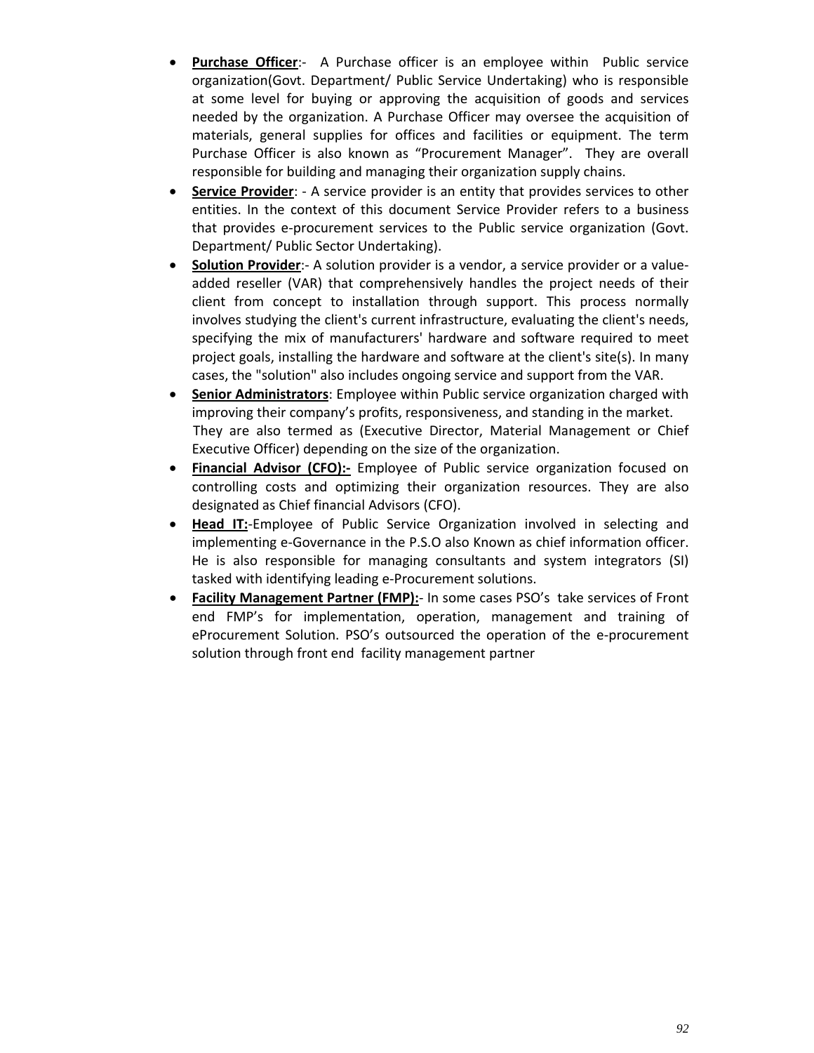- **Purchase Officer**:- A Purchase officer is an employee within Public service organization(Govt. Department/ Public Service Undertaking) who is responsible at some level for buying or approving the acquisition of goods and services needed by the organization. A Purchase Officer may oversee the acquisition of materials, general supplies for offices and facilities or equipment. The term Purchase Officer is also known as "Procurement Manager". They are overall responsible for building and managing their organization supply chains.
- **Service Provider**: - A service provider is an entity that provides services to other entities. In the context of this document Service Provider refers to a business that provides e-procurement services to the Public service organization (Govt. Department/ Public Sector Undertaking).
- **Solution Provider**:- A solution provider is a vendor, a service provider or a value-added reseller (VAR) that comprehensively handles the project needs of their client from concept to installation through support. This process normally involves studying the client's current infrastructure, evaluating the client's needs, specifying the mix of manufacturers' hardware and software required to meet project goals, installing the hardware and software at the client's site(s). In many cases, the "solution" also includes ongoing service and support from the VAR.
- **Senior Administrators**: Employee within Public service organization charged with improving their company's profits, responsiveness, and standing in the market.
  They are also termed as (Executive Director, Material Management or Chief Executive Officer) depending on the size of the organization.
- **Financial Advisor (CFO):-** Employee of Public service organization focused on controlling costs and optimizing their organization resources. They are also designated as Chief financial Advisors (CFO).
- **Head IT:**-Employee of Public Service Organization involved in selecting and implementing e-Governance in the P.S.O also Known as chief information officer. He is also responsible for managing consultants and system integrators (SI) tasked with identifying leading e-Procurement solutions.
- **Facility Management Partner (FMP):**- In some cases PSO's take services of Front end FMP's for implementation, operation, management and training of eProcurement Solution. PSO's outsourced the operation of the e-procurement solution through front end facility management partner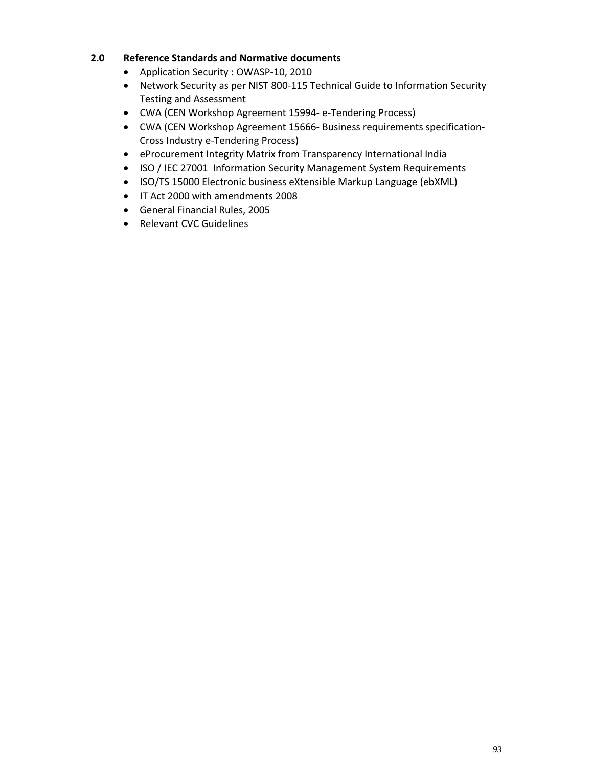## 2.0 Reference Standards and Normative documents

- Application Security : OWASP-10, 2010
- Network Security as per NIST 800-115 Technical Guide to Information Security Testing and Assessment
- CWA (CEN Workshop Agreement 15994- e-Tendering Process)
- CWA (CEN Workshop Agreement 15666- Business requirements specification- Cross Industry e-Tendering Process)
- eProcurement Integrity Matrix from Transparency International India
- ISO / IEC 27001 Information Security Management System Requirements
- ISO/TS 15000 Electronic business eXtensible Markup Language (ebXML)
- IT Act 2000 with amendments 2008
- General Financial Rules, 2005
- Relevant CVC Guidelines